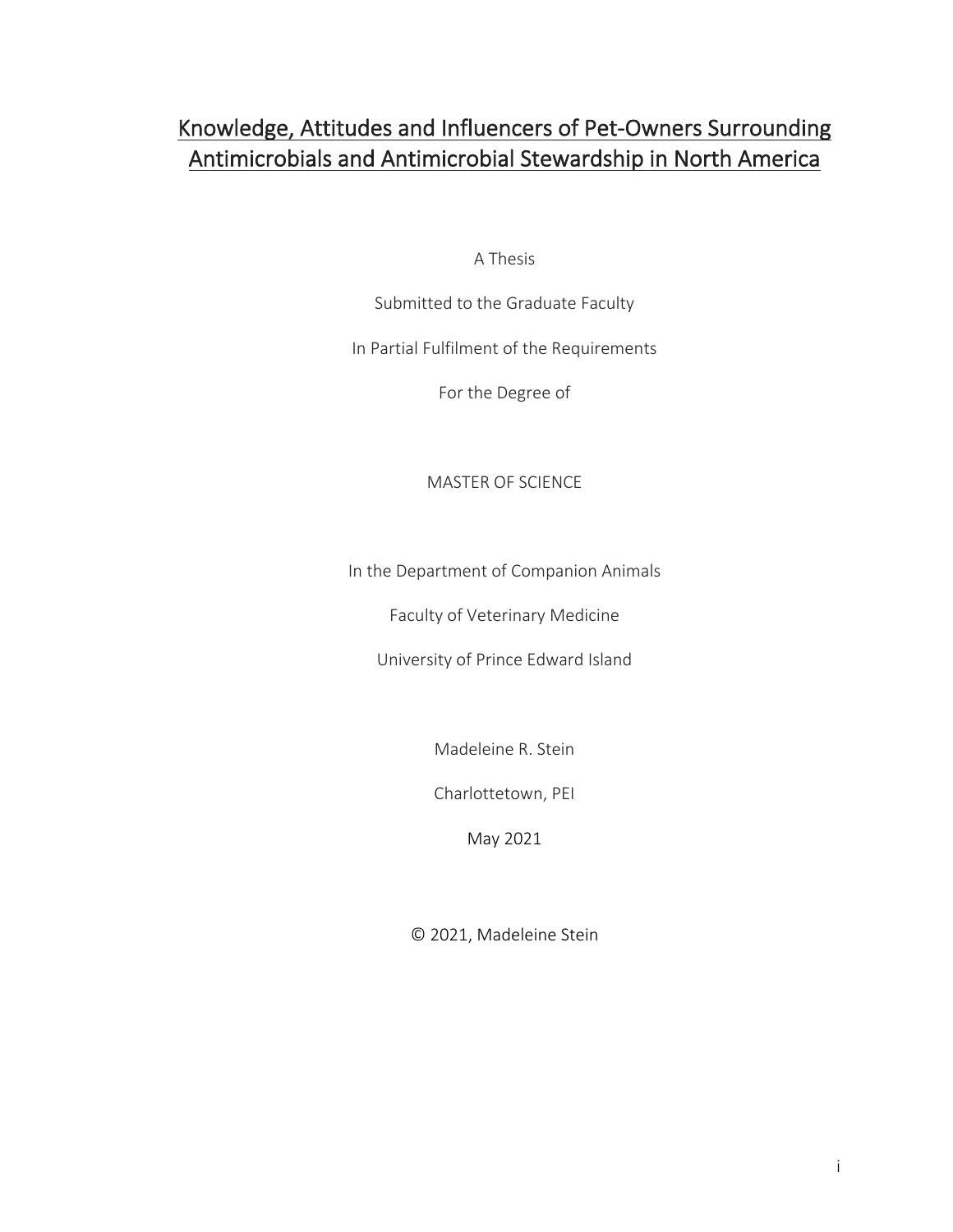# Knowledge, Attitudes and Influencers of Pet-Owners Surrounding Antimicrobials and Antimicrobial Stewardship in North America

A Thesis

Submitted to the Graduate Faculty

In Partial Fulfilment of the Requirements

For the Degree of

MASTER OF SCIENCE

In the Department of Companion Animals

Faculty of Veterinary Medicine

University of Prince Edward Island

Madeleine R. Stein

Charlottetown, PEI

May 2021

© 2021, Madeleine Stein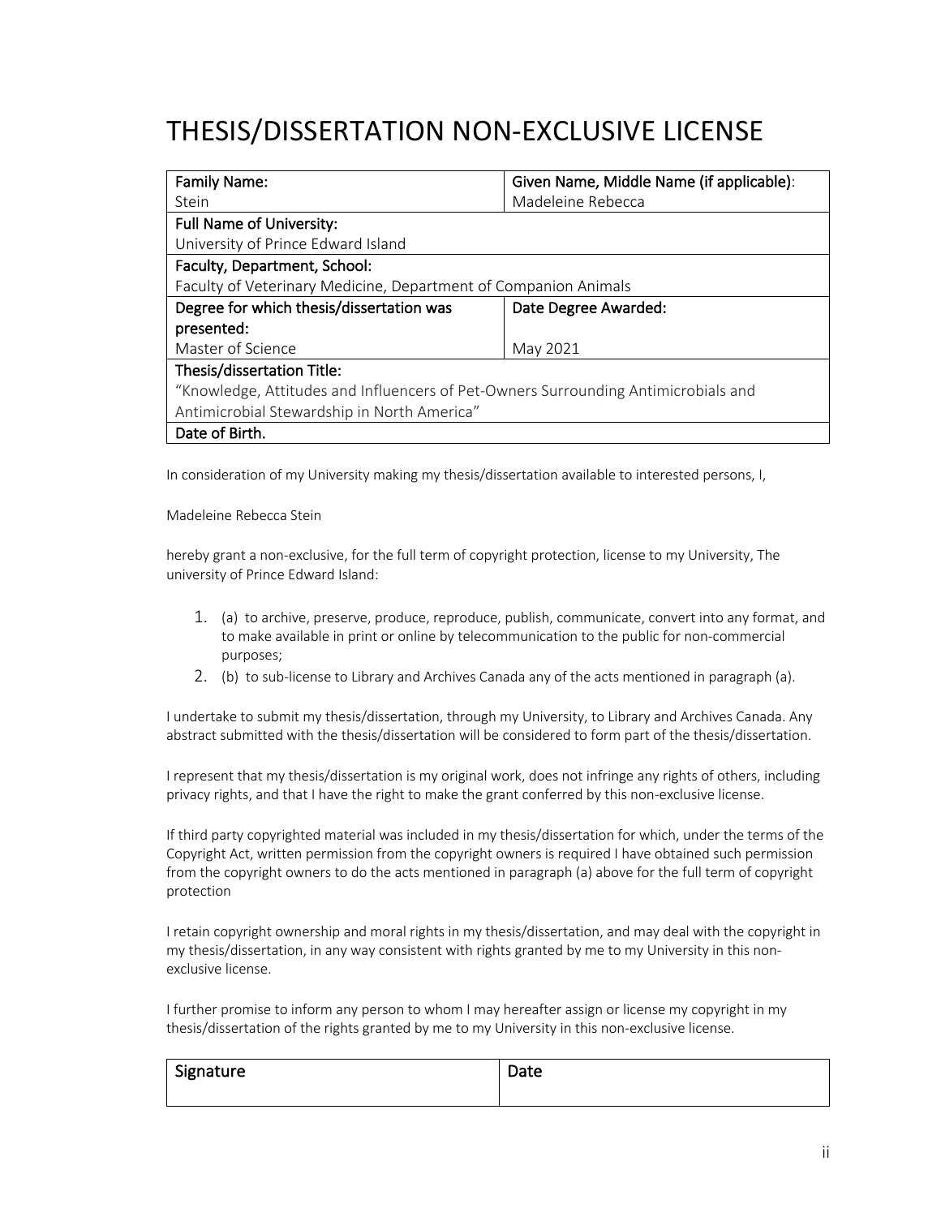# THESIS/DISSERTATION NON-EXCLUSIVE LICENSE

| Family Name: | Given Name, Middle Name (if applicable): |
|---|---|
| Stein | Madeleine Rebecca |
| **Full Name of University:** | |
| University of Prince Edward Island | |
| **Faculty, Department, School:** | |
| Faculty of Veterinary Medicine, Department of Companion Animals | |
| **Degree for which thesis/dissertation was presented:** | **Date Degree Awarded:** |
| Master of Science | May 2021 |
| **Thesis/dissertation Title:** | |
| "Knowledge, Attitudes and Influencers of Pet-Owners Surrounding Antimicrobials and Antimicrobial Stewardship in North America" | |
| **Date of Birth.** | |

In consideration of my University making my thesis/dissertation available to interested persons, I,

Madeleine Rebecca Stein

hereby grant a non-exclusive, for the full term of copyright protection, license to my University, The university of Prince Edward Island:

1. (a) to archive, preserve, produce, reproduce, publish, communicate, convert into any format, and to make available in print or online by telecommunication to the public for non-commercial purposes;
2. (b) to sub-license to Library and Archives Canada any of the acts mentioned in paragraph (a).

I undertake to submit my thesis/dissertation, through my University, to Library and Archives Canada. Any abstract submitted with the thesis/dissertation will be considered to form part of the thesis/dissertation.

I represent that my thesis/dissertation is my original work, does not infringe any rights of others, including privacy rights, and that I have the right to make the grant conferred by this non-exclusive license.

If third party copyrighted material was included in my thesis/dissertation for which, under the terms of the Copyright Act, written permission from the copyright owners is required I have obtained such permission from the copyright owners to do the acts mentioned in paragraph (a) above for the full term of copyright protection

I retain copyright ownership and moral rights in my thesis/dissertation, and may deal with the copyright in my thesis/dissertation, in any way consistent with rights granted by me to my University in this non-exclusive license.

I further promise to inform any person to whom I may hereafter assign or license my copyright in my thesis/dissertation of the rights granted by me to my University in this non-exclusive license.

| Signature | Date |
|---|---|
| | |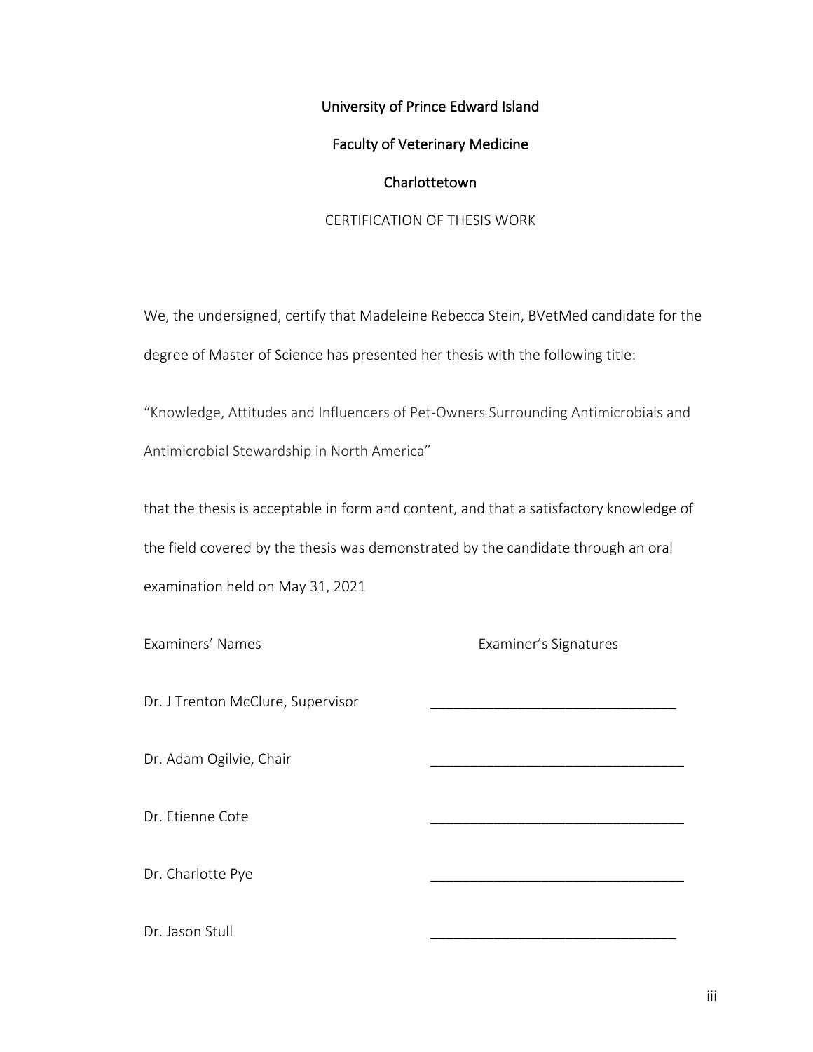University of Prince Edward Island

Faculty of Veterinary Medicine

Charlottetown

CERTIFICATION OF THESIS WORK

We, the undersigned, certify that Madeleine Rebecca Stein, BVetMed candidate for the degree of Master of Science has presented her thesis with the following title:

"Knowledge, Attitudes and Influencers of Pet-Owners Surrounding Antimicrobials and Antimicrobial Stewardship in North America"

that the thesis is acceptable in form and content, and that a satisfactory knowledge of the field covered by the thesis was demonstrated by the candidate through an oral examination held on May 31, 2021

| Examiners' Names | Examiner's Signatures |
|---|---|
| Dr. J Trenton McClure, Supervisor | ______________________________ |
| Dr. Adam Ogilvie, Chair | ______________________________ |
| Dr. Etienne Cote | ______________________________ |
| Dr. Charlotte Pye | ______________________________ |
| Dr. Jason Stull | ______________________________ |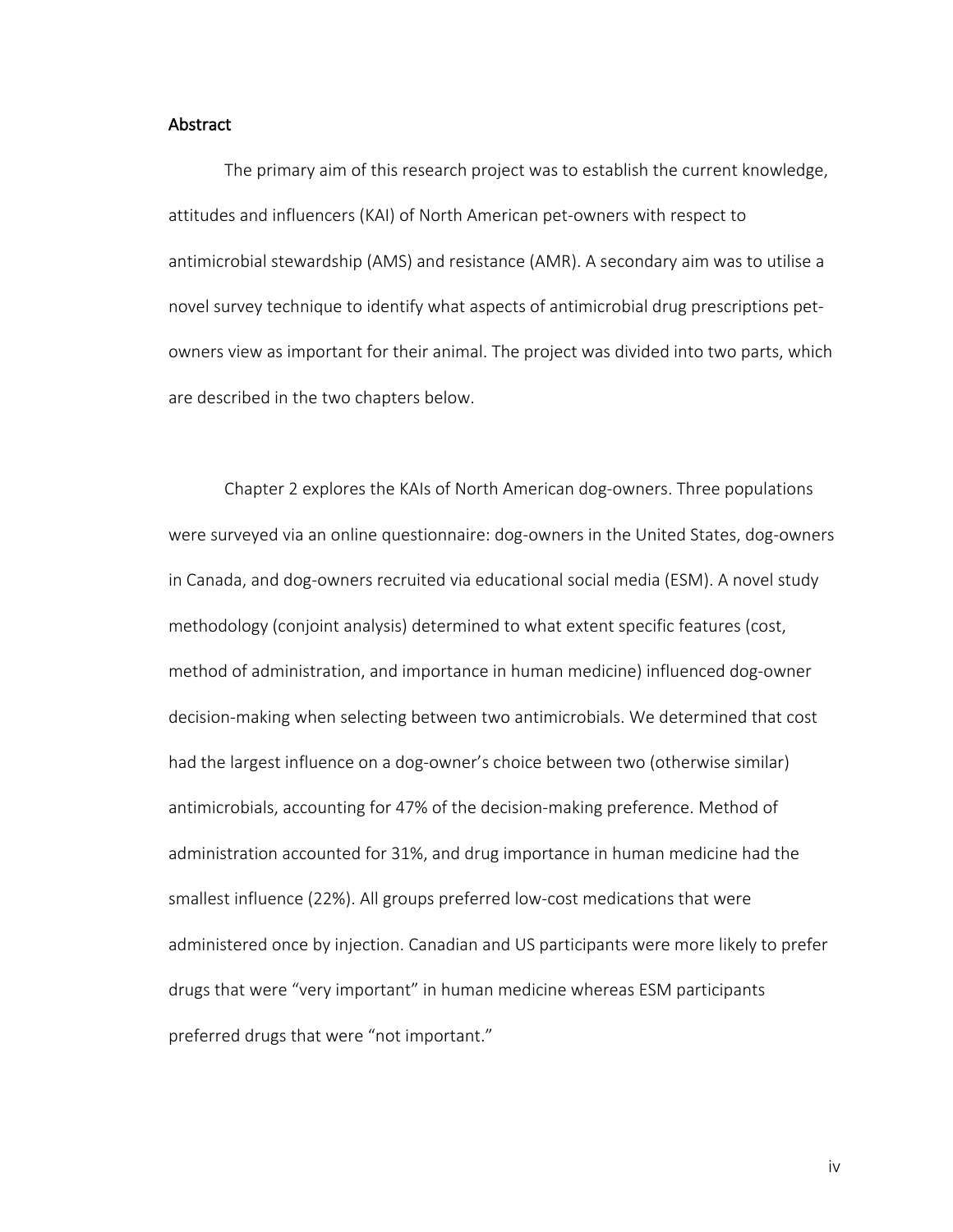## Abstract

The primary aim of this research project was to establish the current knowledge, attitudes and influencers (KAI) of North American pet-owners with respect to antimicrobial stewardship (AMS) and resistance (AMR). A secondary aim was to utilise a novel survey technique to identify what aspects of antimicrobial drug prescriptions pet-owners view as important for their animal. The project was divided into two parts, which are described in the two chapters below.

Chapter 2 explores the KAIs of North American dog-owners. Three populations were surveyed via an online questionnaire: dog-owners in the United States, dog-owners in Canada, and dog-owners recruited via educational social media (ESM). A novel study methodology (conjoint analysis) determined to what extent specific features (cost, method of administration, and importance in human medicine) influenced dog-owner decision-making when selecting between two antimicrobials. We determined that cost had the largest influence on a dog-owner's choice between two (otherwise similar) antimicrobials, accounting for 47% of the decision-making preference. Method of administration accounted for 31%, and drug importance in human medicine had the smallest influence (22%). All groups preferred low-cost medications that were administered once by injection. Canadian and US participants were more likely to prefer drugs that were "very important" in human medicine whereas ESM participants preferred drugs that were "not important."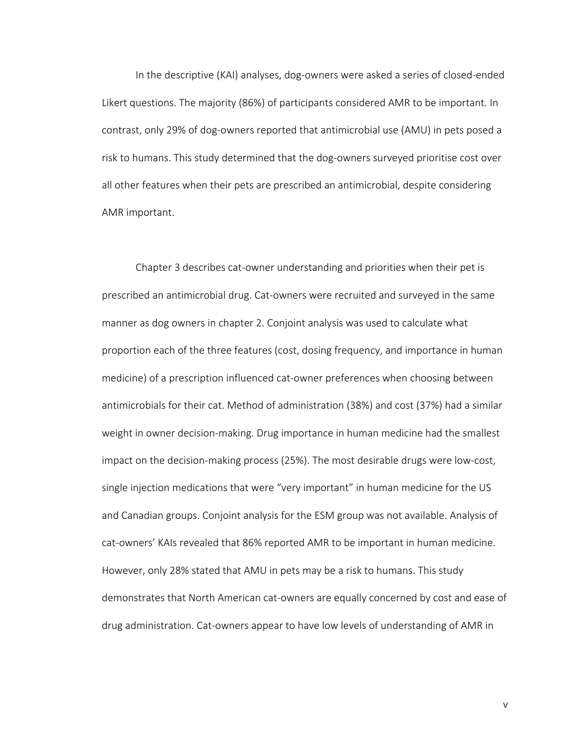In the descriptive (KAI) analyses, dog-owners were asked a series of closed-ended Likert questions. The majority (86%) of participants considered AMR to be important. In contrast, only 29% of dog-owners reported that antimicrobial use (AMU) in pets posed a risk to humans. This study determined that the dog-owners surveyed prioritise cost over all other features when their pets are prescribed an antimicrobial, despite considering AMR important.

Chapter 3 describes cat-owner understanding and priorities when their pet is prescribed an antimicrobial drug. Cat-owners were recruited and surveyed in the same manner as dog owners in chapter 2. Conjoint analysis was used to calculate what proportion each of the three features (cost, dosing frequency, and importance in human medicine) of a prescription influenced cat-owner preferences when choosing between antimicrobials for their cat. Method of administration (38%) and cost (37%) had a similar weight in owner decision-making. Drug importance in human medicine had the smallest impact on the decision-making process (25%). The most desirable drugs were low-cost, single injection medications that were "very important" in human medicine for the US and Canadian groups. Conjoint analysis for the ESM group was not available. Analysis of cat-owners' KAIs revealed that 86% reported AMR to be important in human medicine. However, only 28% stated that AMU in pets may be a risk to humans. This study demonstrates that North American cat-owners are equally concerned by cost and ease of drug administration. Cat-owners appear to have low levels of understanding of AMR in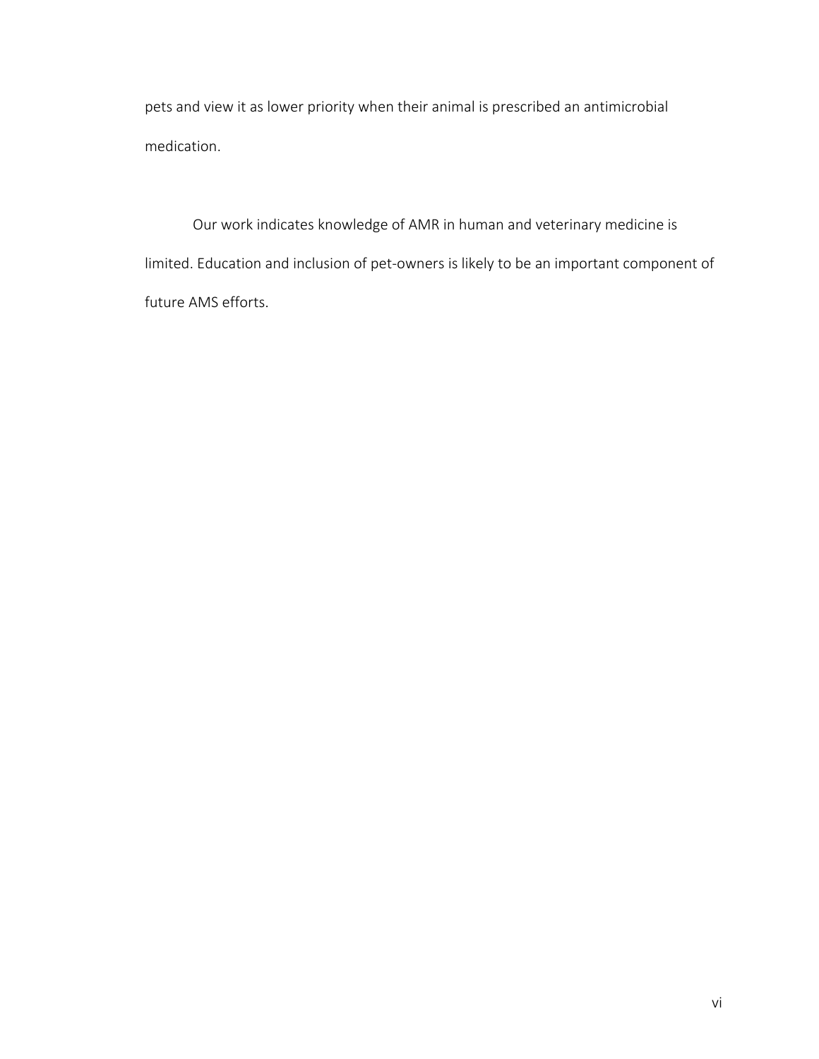pets and view it as lower priority when their animal is prescribed an antimicrobial medication.

Our work indicates knowledge of AMR in human and veterinary medicine is limited. Education and inclusion of pet-owners is likely to be an important component of future AMS efforts.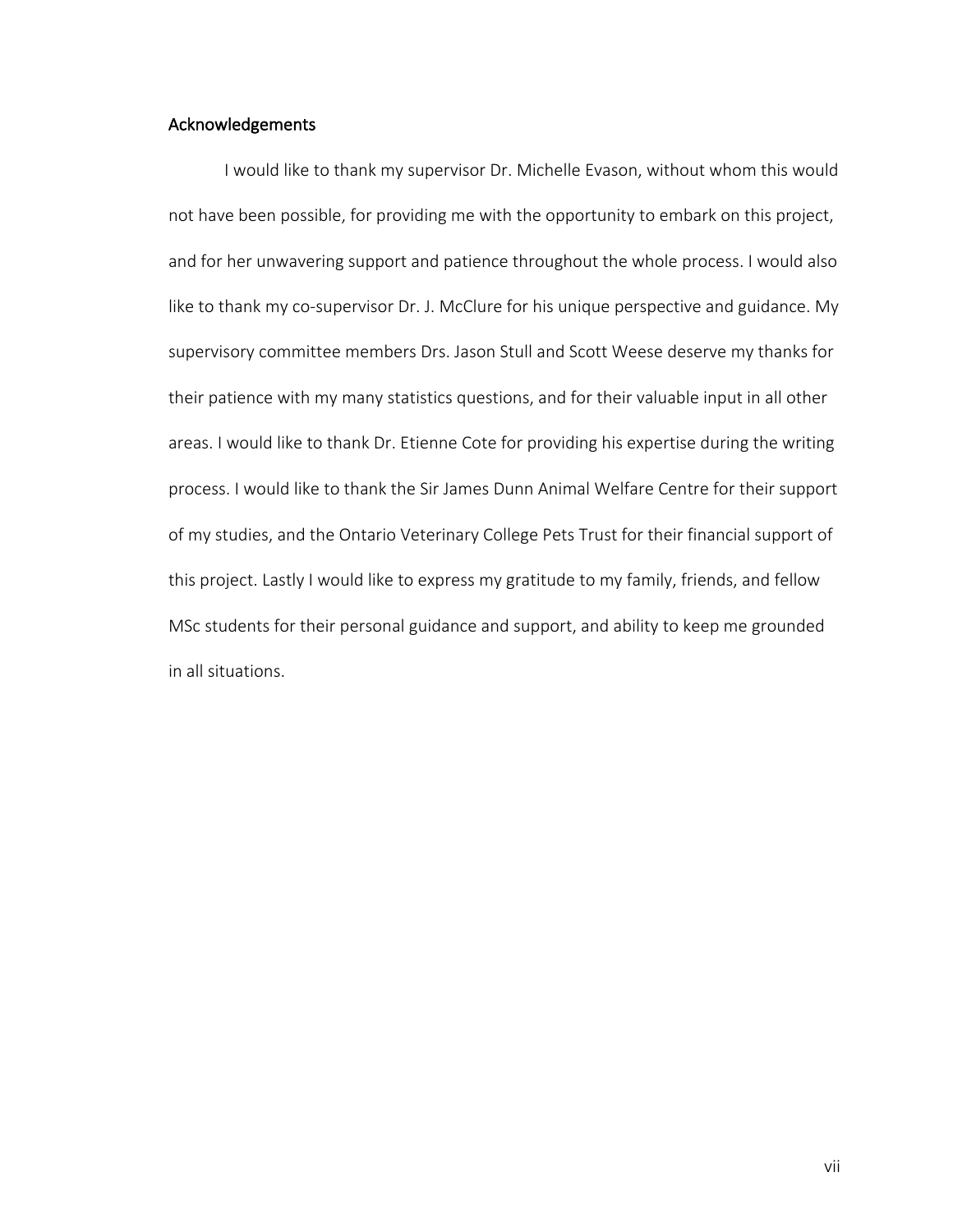## Acknowledgements

I would like to thank my supervisor Dr. Michelle Evason, without whom this would not have been possible, for providing me with the opportunity to embark on this project, and for her unwavering support and patience throughout the whole process. I would also like to thank my co-supervisor Dr. J. McClure for his unique perspective and guidance. My supervisory committee members Drs. Jason Stull and Scott Weese deserve my thanks for their patience with my many statistics questions, and for their valuable input in all other areas. I would like to thank Dr. Etienne Cote for providing his expertise during the writing process. I would like to thank the Sir James Dunn Animal Welfare Centre for their support of my studies, and the Ontario Veterinary College Pets Trust for their financial support of this project. Lastly I would like to express my gratitude to my family, friends, and fellow MSc students for their personal guidance and support, and ability to keep me grounded in all situations.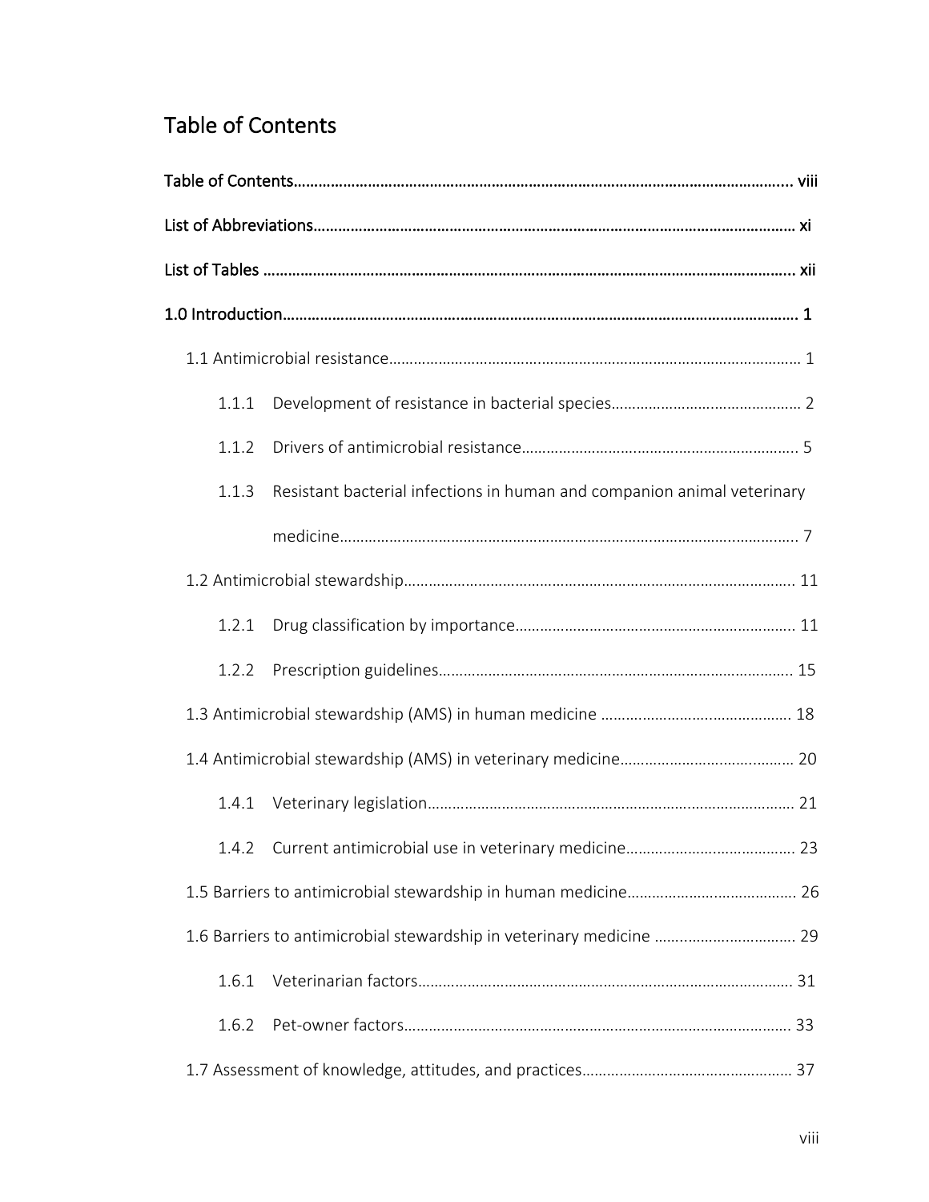# Table of Contents

Table of Contents………………………………………………………………………………………………………… viii

List of Abbreviations…………………………………………………………………………………………………… xi

List of Tables ……………………………………………………………………………………………………………… xii

1.0 Introduction………………………………………………………………………………………………………… 1

- 1.1 Antimicrobial resistance……………………………………………………………………………… 1
  - 1.1.1 Development of resistance in bacterial species……………………………………… 2
  - 1.1.2 Drivers of antimicrobial resistance…………………………………………………………. 5
  - 1.1.3 Resistant bacterial infections in human and companion animal veterinary medicine…………………………………………………………………………………………… 7
- 1.2 Antimicrobial stewardship……………………………………………………………………………… 11
  - 1.2.1 Drug classification by importance…………………………………………………………. 11
  - 1.2.2 Prescription guidelines……………………………………………………………………… 15
- 1.3 Antimicrobial stewardship (AMS) in human medicine ……………………………………… 18
- 1.4 Antimicrobial stewardship (AMS) in veterinary medicine…………………………………… 20
  - 1.4.1 Veterinary legislation………………………………………………………………………… 21
  - 1.4.2 Current antimicrobial use in veterinary medicine………………………………… 23
- 1.5 Barriers to antimicrobial stewardship in human medicine………………………………… 26
- 1.6 Barriers to antimicrobial stewardship in veterinary medicine ……………………………. 29
  - 1.6.1 Veterinarian factors……………………………………………………………………………… 31
  - 1.6.2 Pet-owner factors………………………………………………………………………………… 33
- 1.7 Assessment of knowledge, attitudes, and practices……………………………………………… 37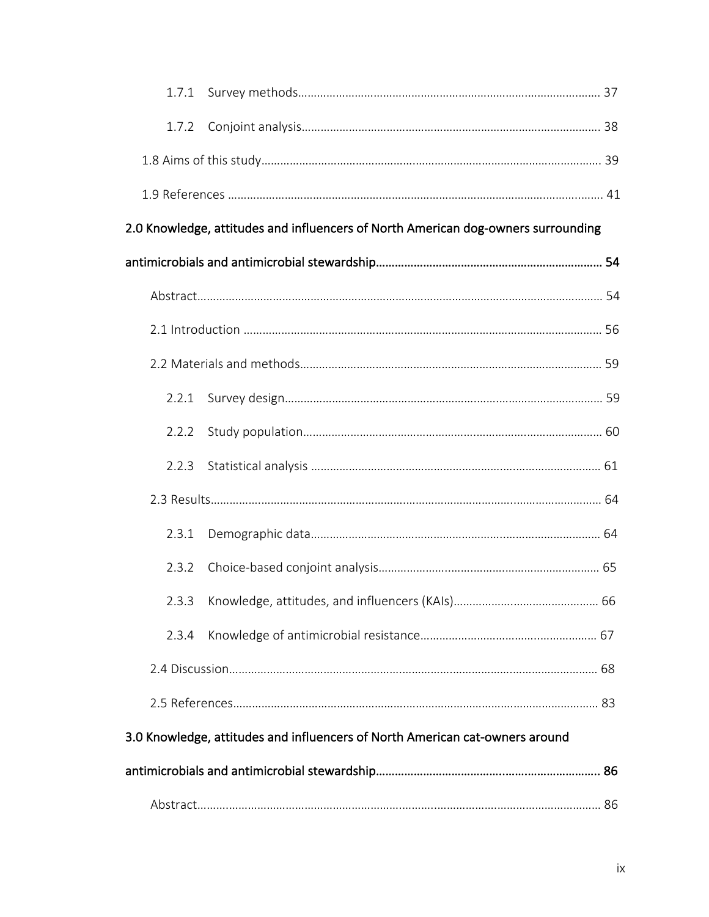1.7.1 Survey methods……………………………………………………………………………………… 37

1.7.2 Conjoint analysis…………………………………………………………………………………… 38

1.8 Aims of this study………………………………………………………………………………………… 39

1.9 References ……………………………………………………………………………………………… 41

**2.0 Knowledge, attitudes and influencers of North American dog-owners surrounding antimicrobials and antimicrobial stewardship……………………………………………………………… 54**

Abstract……………………………………………………………………………………………………… 54

2.1 Introduction ……………………………………………………………………………………………… 56

2.2 Materials and methods…………………………………………………………………………………… 59

2.2.1 Survey design………………………………………………………………………………………… 59

2.2.2 Study population…………………………………………………………………………………… 60

2.2.3 Statistical analysis ………………………………………………………………………………… 61

2.3 Results……………………………………………………………………………………………………… 64

2.3.1 Demographic data…………………………………………………………………………………… 64

2.3.2 Choice-based conjoint analysis…………………………………………………………………… 65

2.3.3 Knowledge, attitudes, and influencers (KAIs)………………………………………………… 66

2.3.4 Knowledge of antimicrobial resistance………………………………………………………… 67

2.4 Discussion………………………………………………………………………………………………… 68

2.5 References………………………………………………………………………………………………… 83

**3.0 Knowledge, attitudes and influencers of North American cat-owners around antimicrobials and antimicrobial stewardship……………………………………………………………… 86**

Abstract……………………………………………………………………………………………………… 86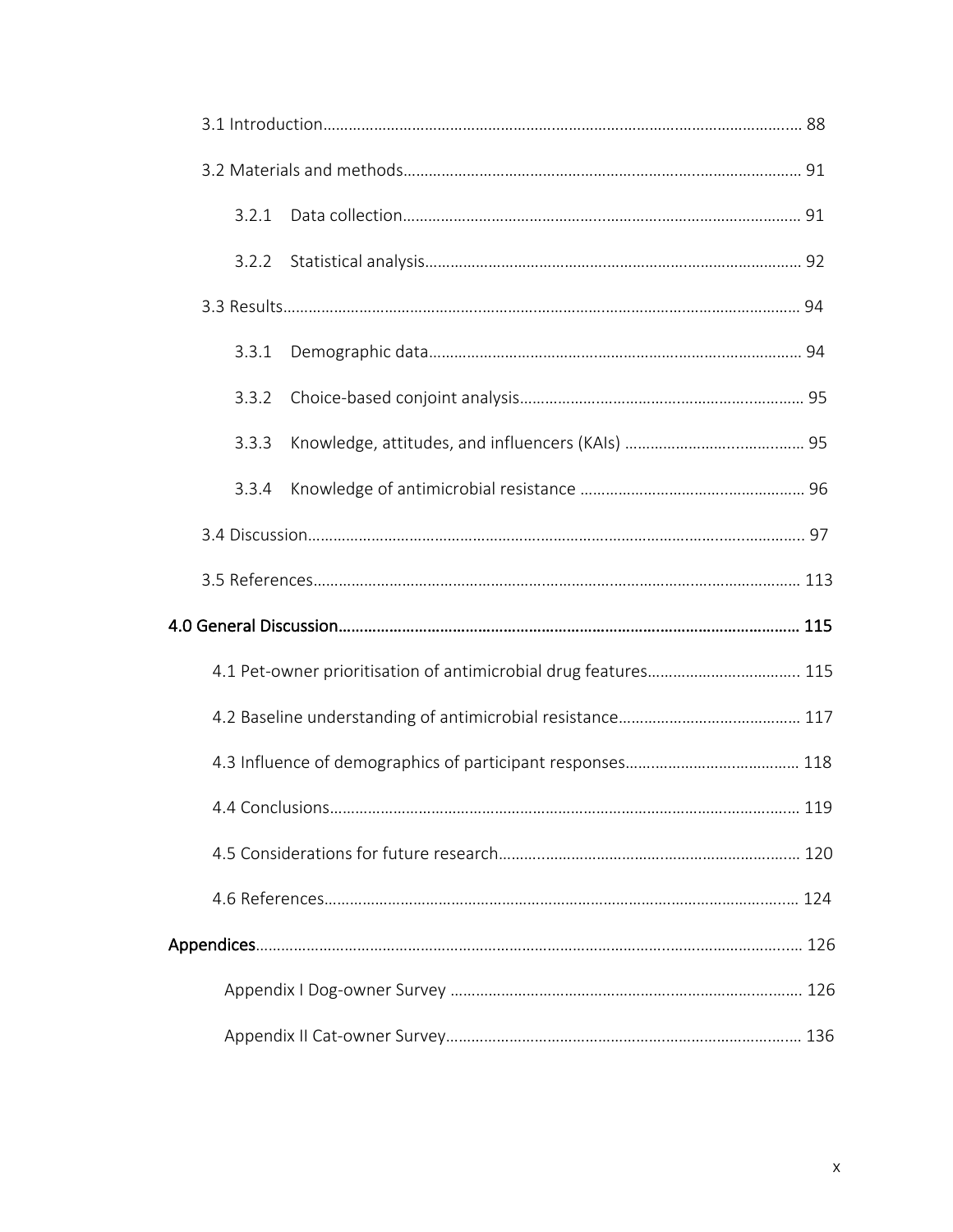3.1 Introduction………………………………………………………………………………………………… 88

3.2 Materials and methods…………………………………………………………………………… 91

3.2.1 Data collection…………………………………………………………………………… 91

3.2.2 Statistical analysis………………………………………………………………………… 92

3.3 Results……………………………………………………………………………………………………… 94

3.3.1 Demographic data………………………………………………………………………… 94

3.3.2 Choice-based conjoint analysis…………………………………………………… 95

3.3.3 Knowledge, attitudes, and influencers (KAIs) …………………………… 95

3.3.4 Knowledge of antimicrobial resistance ……………………………………… 96

3.4 Discussion………………………………………………………………………………………………… 97

3.5 References……………………………………………………………………………………………… 113

**4.0 General Discussion……………………………………………………………………………… 115**

4.1 Pet-owner prioritisation of antimicrobial drug features……………………… 115

4.2 Baseline understanding of antimicrobial resistance…………………………… 117

4.3 Influence of demographics of participant responses………………………… 118

4.4 Conclusions…………………………………………………………………………………………… 119

4.5 Considerations for future research………………………………………………………… 120

4.6 References……………………………………………………………………………………………… 124

**Appendices**………………………………………………………………………………………………… 126

Appendix I Dog-owner Survey …………………………………………………………………… 126

Appendix II Cat-owner Survey…………………………………………………………………… 136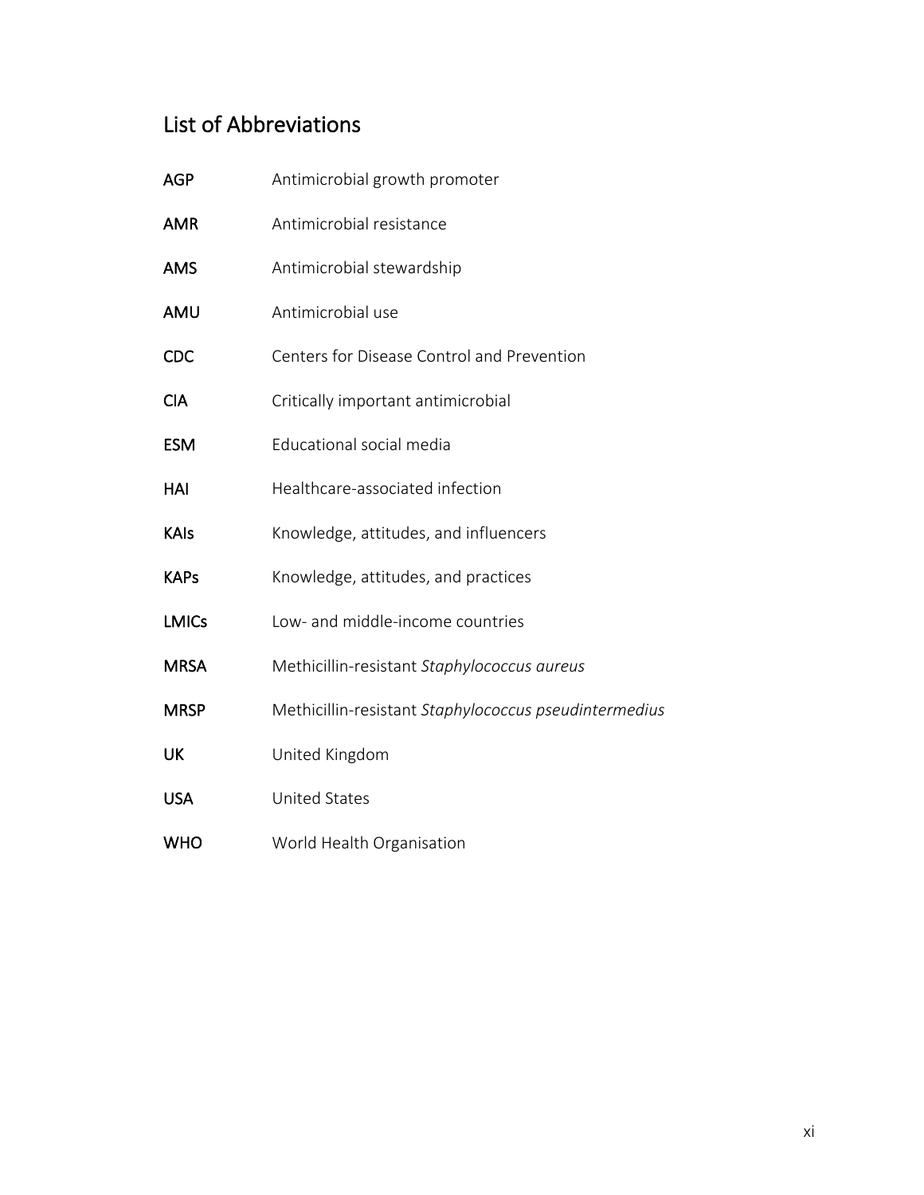## List of Abbreviations

| | |
|---|---|
| **AGP** | Antimicrobial growth promoter |
| **AMR** | Antimicrobial resistance |
| **AMS** | Antimicrobial stewardship |
| **AMU** | Antimicrobial use |
| **CDC** | Centers for Disease Control and Prevention |
| **CIA** | Critically important antimicrobial |
| **ESM** | Educational social media |
| **HAI** | Healthcare-associated infection |
| **KAIs** | Knowledge, attitudes, and influencers |
| **KAPs** | Knowledge, attitudes, and practices |
| **LMICs** | Low- and middle-income countries |
| **MRSA** | Methicillin-resistant *Staphylococcus aureus* |
| **MRSP** | Methicillin-resistant *Staphylococcus pseudintermedius* |
| **UK** | United Kingdom |
| **USA** | United States |
| **WHO** | World Health Organisation |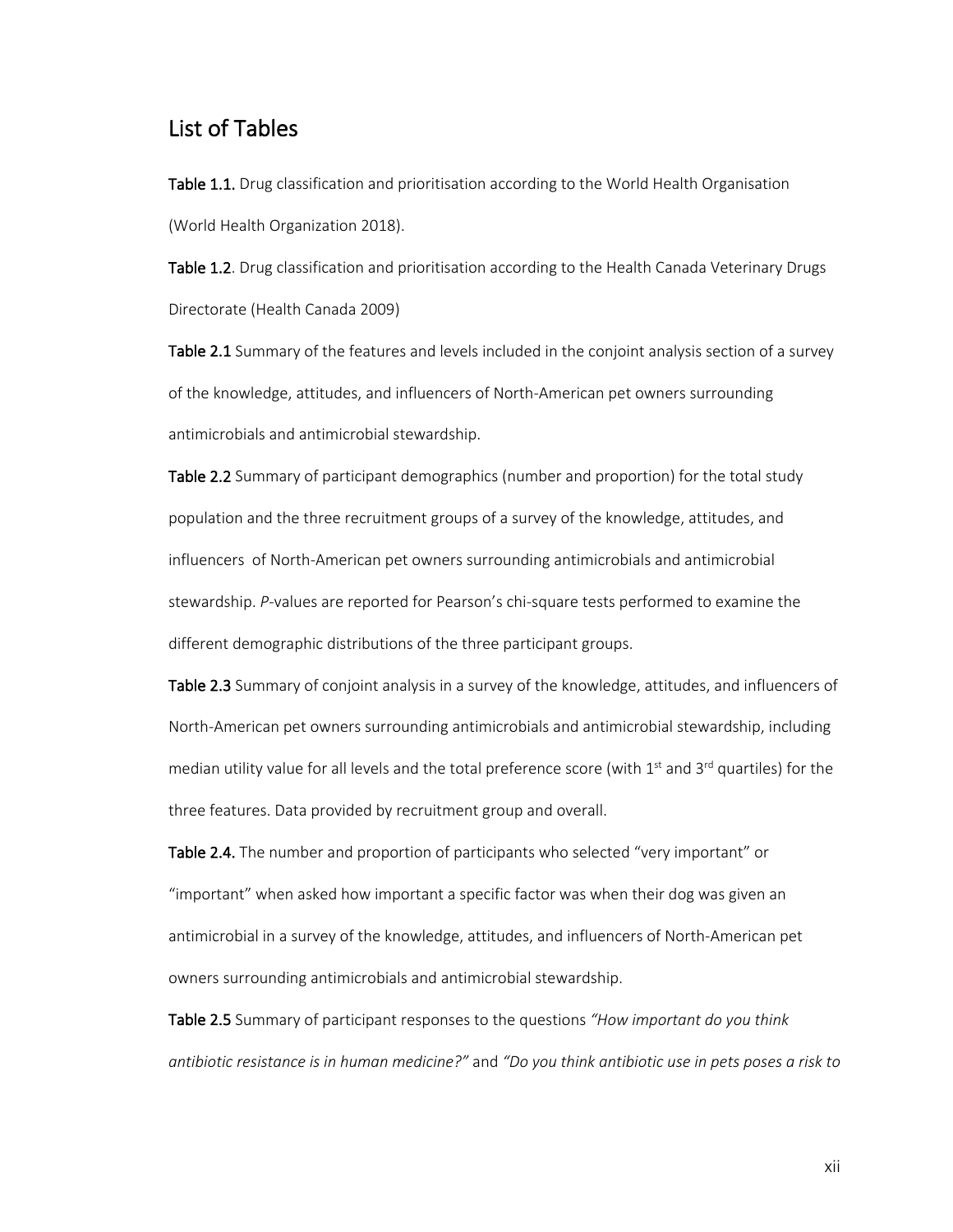## List of Tables

**Table 1.1.** Drug classification and prioritisation according to the World Health Organisation (World Health Organization 2018).

**Table 1.2**. Drug classification and prioritisation according to the Health Canada Veterinary Drugs Directorate (Health Canada 2009)

**Table 2.1** Summary of the features and levels included in the conjoint analysis section of a survey of the knowledge, attitudes, and influencers of North-American pet owners surrounding antimicrobials and antimicrobial stewardship.

**Table 2.2** Summary of participant demographics (number and proportion) for the total study population and the three recruitment groups of a survey of the knowledge, attitudes, and influencers of North-American pet owners surrounding antimicrobials and antimicrobial stewardship. *P*-values are reported for Pearson's chi-square tests performed to examine the different demographic distributions of the three participant groups.

**Table 2.3** Summary of conjoint analysis in a survey of the knowledge, attitudes, and influencers of North-American pet owners surrounding antimicrobials and antimicrobial stewardship, including median utility value for all levels and the total preference score (with 1st and 3rd quartiles) for the three features. Data provided by recruitment group and overall.

**Table 2.4.** The number and proportion of participants who selected "very important" or "important" when asked how important a specific factor was when their dog was given an antimicrobial in a survey of the knowledge, attitudes, and influencers of North-American pet owners surrounding antimicrobials and antimicrobial stewardship.

**Table 2.5** Summary of participant responses to the questions *"How important do you think antibiotic resistance is in human medicine?"* and *"Do you think antibiotic use in pets poses a risk to*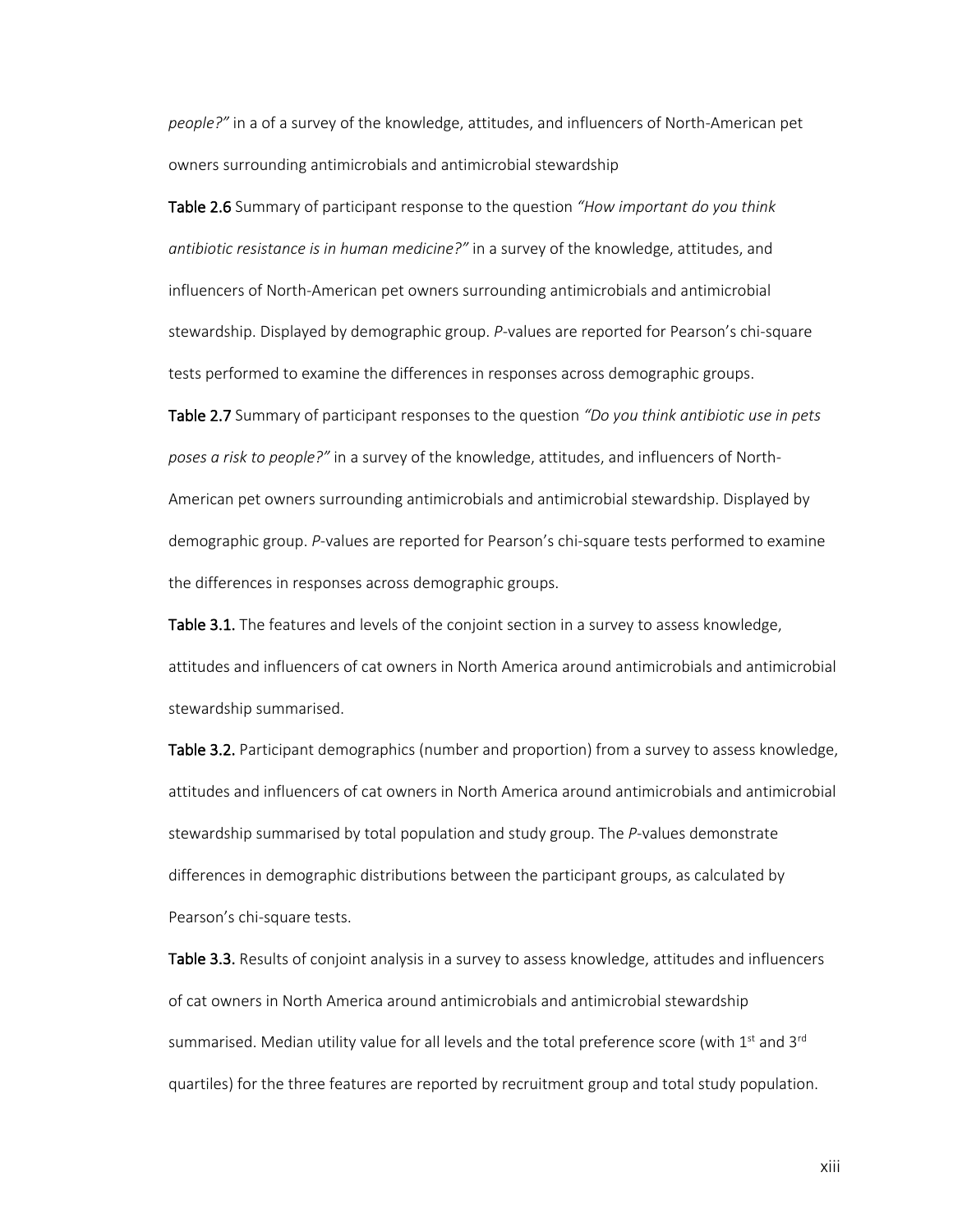*people?"* in a of a survey of the knowledge, attitudes, and influencers of North-American pet owners surrounding antimicrobials and antimicrobial stewardship

**Table 2.6** Summary of participant response to the question *"How important do you think antibiotic resistance is in human medicine?"* in a survey of the knowledge, attitudes, and influencers of North-American pet owners surrounding antimicrobials and antimicrobial stewardship. Displayed by demographic group. *P*-values are reported for Pearson's chi-square tests performed to examine the differences in responses across demographic groups.

**Table 2.7** Summary of participant responses to the question *"Do you think antibiotic use in pets poses a risk to people?"* in a survey of the knowledge, attitudes, and influencers of North-American pet owners surrounding antimicrobials and antimicrobial stewardship. Displayed by demographic group. *P*-values are reported for Pearson's chi-square tests performed to examine the differences in responses across demographic groups.

**Table 3.1.** The features and levels of the conjoint section in a survey to assess knowledge, attitudes and influencers of cat owners in North America around antimicrobials and antimicrobial stewardship summarised.

**Table 3.2.** Participant demographics (number and proportion) from a survey to assess knowledge, attitudes and influencers of cat owners in North America around antimicrobials and antimicrobial stewardship summarised by total population and study group. The *P*-values demonstrate differences in demographic distributions between the participant groups, as calculated by Pearson's chi-square tests.

**Table 3.3.** Results of conjoint analysis in a survey to assess knowledge, attitudes and influencers of cat owners in North America around antimicrobials and antimicrobial stewardship summarised. Median utility value for all levels and the total preference score (with 1st and 3rd quartiles) for the three features are reported by recruitment group and total study population.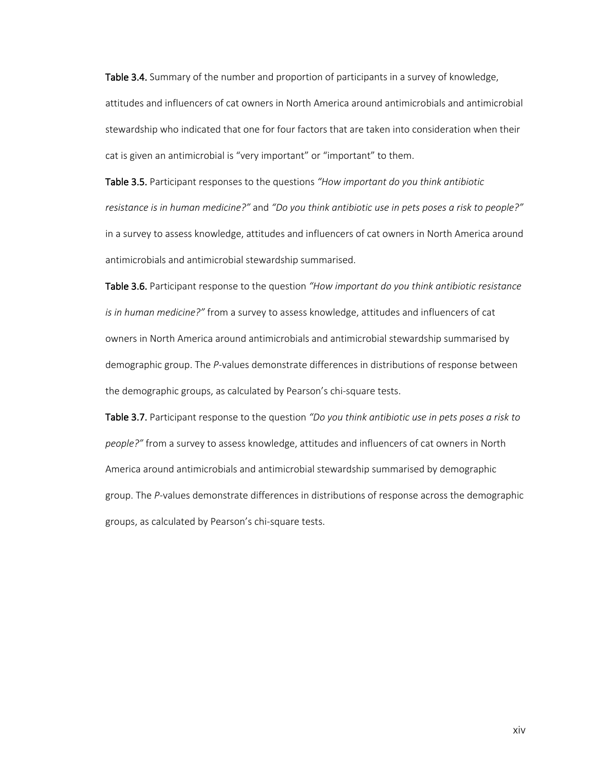**Table 3.4.** Summary of the number and proportion of participants in a survey of knowledge, attitudes and influencers of cat owners in North America around antimicrobials and antimicrobial stewardship who indicated that one for four factors that are taken into consideration when their cat is given an antimicrobial is "very important" or "important" to them.

**Table 3.5.** Participant responses to the questions *"How important do you think antibiotic resistance is in human medicine?"* and *"Do you think antibiotic use in pets poses a risk to people?"* in a survey to assess knowledge, attitudes and influencers of cat owners in North America around antimicrobials and antimicrobial stewardship summarised.

**Table 3.6.** Participant response to the question *"How important do you think antibiotic resistance is in human medicine?"* from a survey to assess knowledge, attitudes and influencers of cat owners in North America around antimicrobials and antimicrobial stewardship summarised by demographic group. The *P*-values demonstrate differences in distributions of response between the demographic groups, as calculated by Pearson's chi-square tests.

**Table 3.7.** Participant response to the question *"Do you think antibiotic use in pets poses a risk to people?"* from a survey to assess knowledge, attitudes and influencers of cat owners in North America around antimicrobials and antimicrobial stewardship summarised by demographic group. The *P*-values demonstrate differences in distributions of response across the demographic groups, as calculated by Pearson's chi-square tests.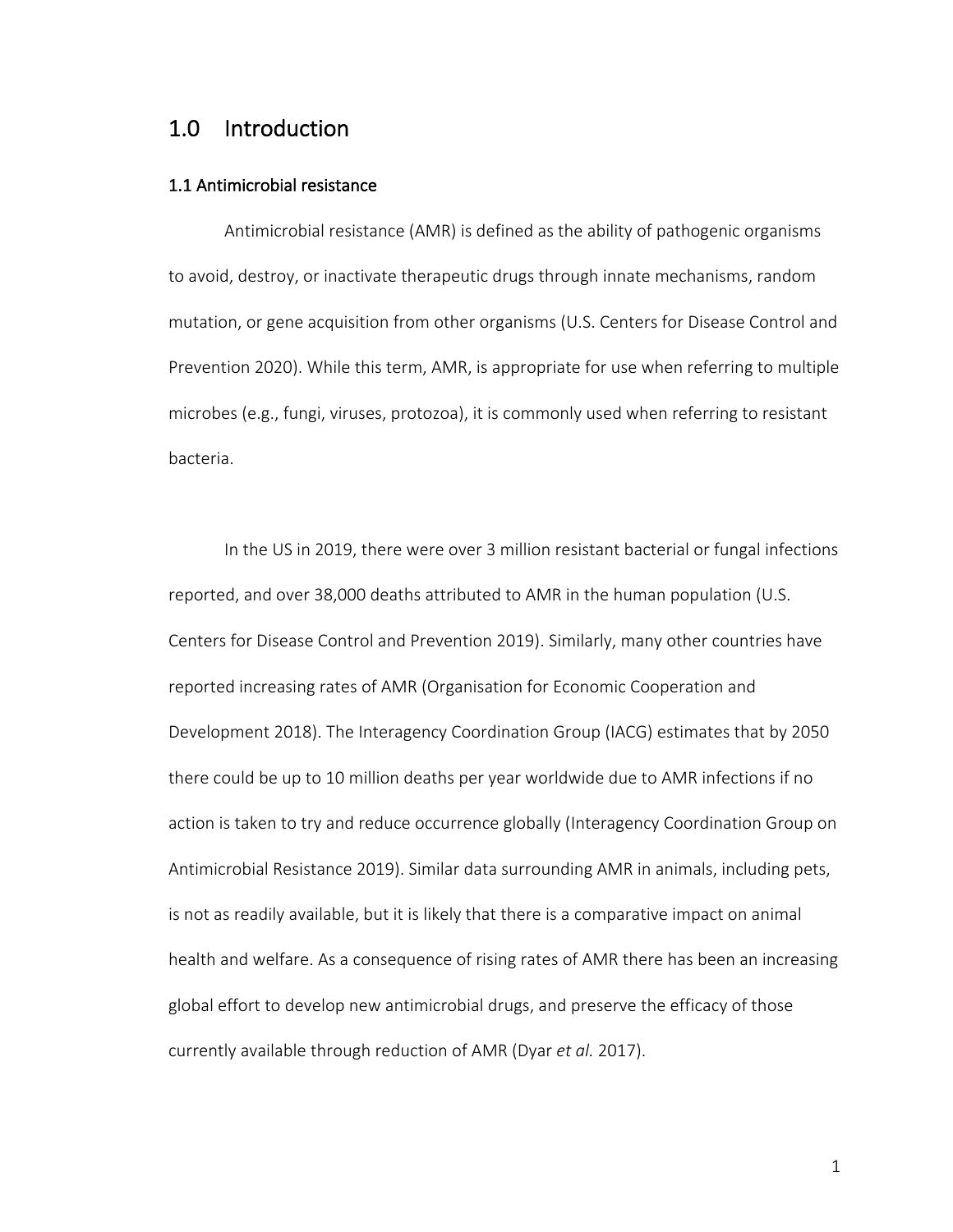# 1.0 Introduction

## 1.1 Antimicrobial resistance

Antimicrobial resistance (AMR) is defined as the ability of pathogenic organisms to avoid, destroy, or inactivate therapeutic drugs through innate mechanisms, random mutation, or gene acquisition from other organisms (U.S. Centers for Disease Control and Prevention 2020). While this term, AMR, is appropriate for use when referring to multiple microbes (e.g., fungi, viruses, protozoa), it is commonly used when referring to resistant bacteria.

In the US in 2019, there were over 3 million resistant bacterial or fungal infections reported, and over 38,000 deaths attributed to AMR in the human population (U.S. Centers for Disease Control and Prevention 2019). Similarly, many other countries have reported increasing rates of AMR (Organisation for Economic Cooperation and Development 2018). The Interagency Coordination Group (IACG) estimates that by 2050 there could be up to 10 million deaths per year worldwide due to AMR infections if no action is taken to try and reduce occurrence globally (Interagency Coordination Group on Antimicrobial Resistance 2019). Similar data surrounding AMR in animals, including pets, is not as readily available, but it is likely that there is a comparative impact on animal health and welfare. As a consequence of rising rates of AMR there has been an increasing global effort to develop new antimicrobial drugs, and preserve the efficacy of those currently available through reduction of AMR (Dyar *et al.* 2017).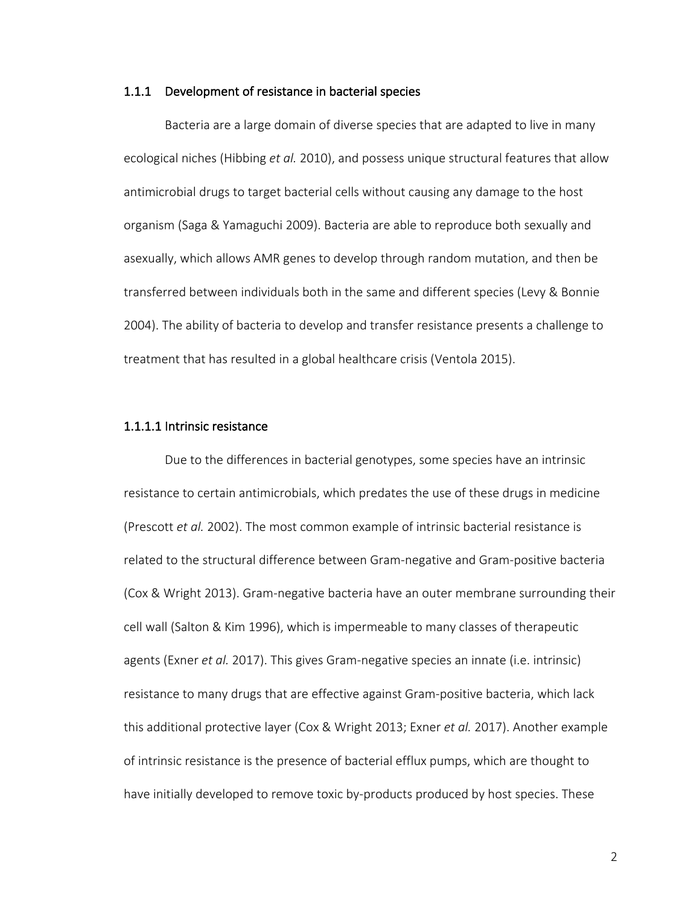### 1.1.1 Development of resistance in bacterial species

Bacteria are a large domain of diverse species that are adapted to live in many ecological niches (Hibbing *et al.* 2010), and possess unique structural features that allow antimicrobial drugs to target bacterial cells without causing any damage to the host organism (Saga & Yamaguchi 2009). Bacteria are able to reproduce both sexually and asexually, which allows AMR genes to develop through random mutation, and then be transferred between individuals both in the same and different species (Levy & Bonnie 2004). The ability of bacteria to develop and transfer resistance presents a challenge to treatment that has resulted in a global healthcare crisis (Ventola 2015).

#### 1.1.1.1 Intrinsic resistance

Due to the differences in bacterial genotypes, some species have an intrinsic resistance to certain antimicrobials, which predates the use of these drugs in medicine (Prescott *et al.* 2002). The most common example of intrinsic bacterial resistance is related to the structural difference between Gram-negative and Gram-positive bacteria (Cox & Wright 2013). Gram-negative bacteria have an outer membrane surrounding their cell wall (Salton & Kim 1996), which is impermeable to many classes of therapeutic agents (Exner *et al.* 2017). This gives Gram-negative species an innate (i.e. intrinsic) resistance to many drugs that are effective against Gram-positive bacteria, which lack this additional protective layer (Cox & Wright 2013; Exner *et al.* 2017). Another example of intrinsic resistance is the presence of bacterial efflux pumps, which are thought to have initially developed to remove toxic by-products produced by host species. These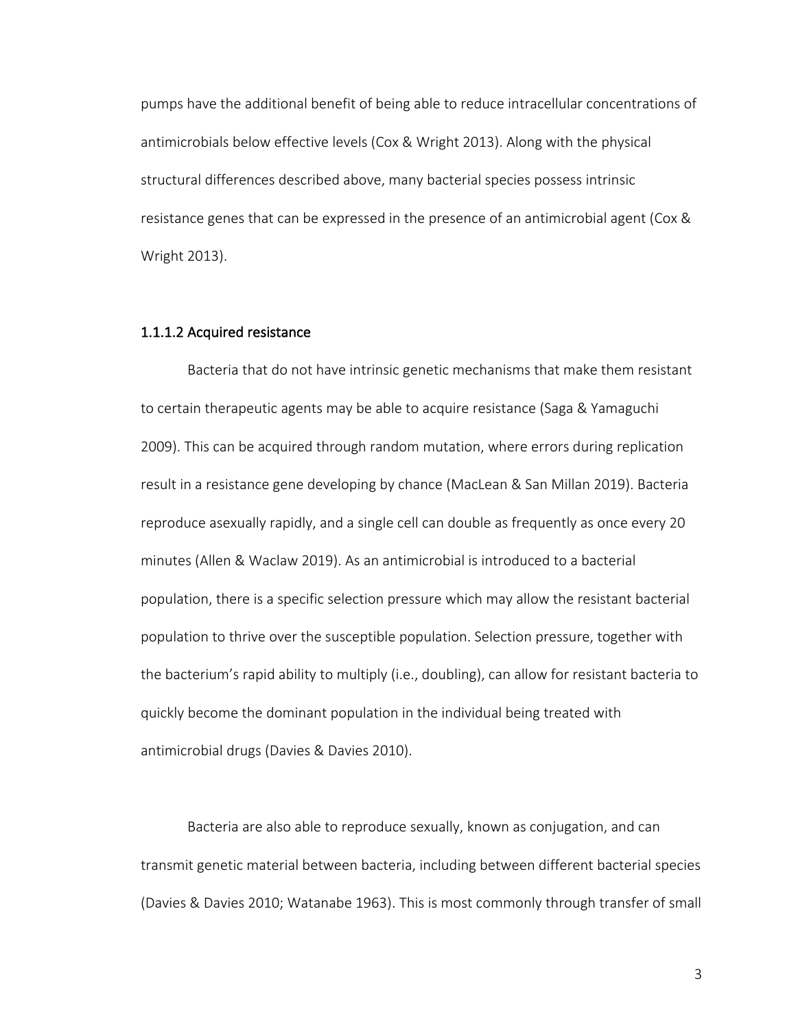pumps have the additional benefit of being able to reduce intracellular concentrations of antimicrobials below effective levels (Cox & Wright 2013). Along with the physical structural differences described above, many bacterial species possess intrinsic resistance genes that can be expressed in the presence of an antimicrobial agent (Cox & Wright 2013).

#### 1.1.1.2 Acquired resistance

Bacteria that do not have intrinsic genetic mechanisms that make them resistant to certain therapeutic agents may be able to acquire resistance (Saga & Yamaguchi 2009). This can be acquired through random mutation, where errors during replication result in a resistance gene developing by chance (MacLean & San Millan 2019). Bacteria reproduce asexually rapidly, and a single cell can double as frequently as once every 20 minutes (Allen & Waclaw 2019). As an antimicrobial is introduced to a bacterial population, there is a specific selection pressure which may allow the resistant bacterial population to thrive over the susceptible population. Selection pressure, together with the bacterium's rapid ability to multiply (i.e., doubling), can allow for resistant bacteria to quickly become the dominant population in the individual being treated with antimicrobial drugs (Davies & Davies 2010).

Bacteria are also able to reproduce sexually, known as conjugation, and can transmit genetic material between bacteria, including between different bacterial species (Davies & Davies 2010; Watanabe 1963). This is most commonly through transfer of small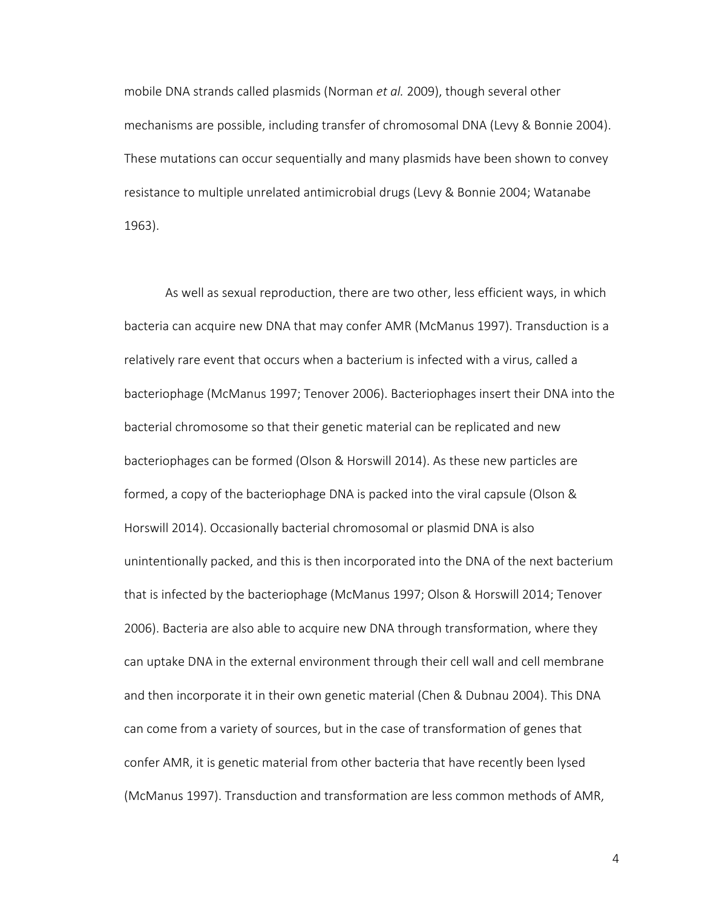mobile DNA strands called plasmids (Norman *et al.* 2009), though several other mechanisms are possible, including transfer of chromosomal DNA (Levy & Bonnie 2004). These mutations can occur sequentially and many plasmids have been shown to convey resistance to multiple unrelated antimicrobial drugs (Levy & Bonnie 2004; Watanabe 1963).

As well as sexual reproduction, there are two other, less efficient ways, in which bacteria can acquire new DNA that may confer AMR (McManus 1997). Transduction is a relatively rare event that occurs when a bacterium is infected with a virus, called a bacteriophage (McManus 1997; Tenover 2006). Bacteriophages insert their DNA into the bacterial chromosome so that their genetic material can be replicated and new bacteriophages can be formed (Olson & Horswill 2014). As these new particles are formed, a copy of the bacteriophage DNA is packed into the viral capsule (Olson & Horswill 2014). Occasionally bacterial chromosomal or plasmid DNA is also unintentionally packed, and this is then incorporated into the DNA of the next bacterium that is infected by the bacteriophage (McManus 1997; Olson & Horswill 2014; Tenover 2006). Bacteria are also able to acquire new DNA through transformation, where they can uptake DNA in the external environment through their cell wall and cell membrane and then incorporate it in their own genetic material (Chen & Dubnau 2004). This DNA can come from a variety of sources, but in the case of transformation of genes that confer AMR, it is genetic material from other bacteria that have recently been lysed (McManus 1997). Transduction and transformation are less common methods of AMR,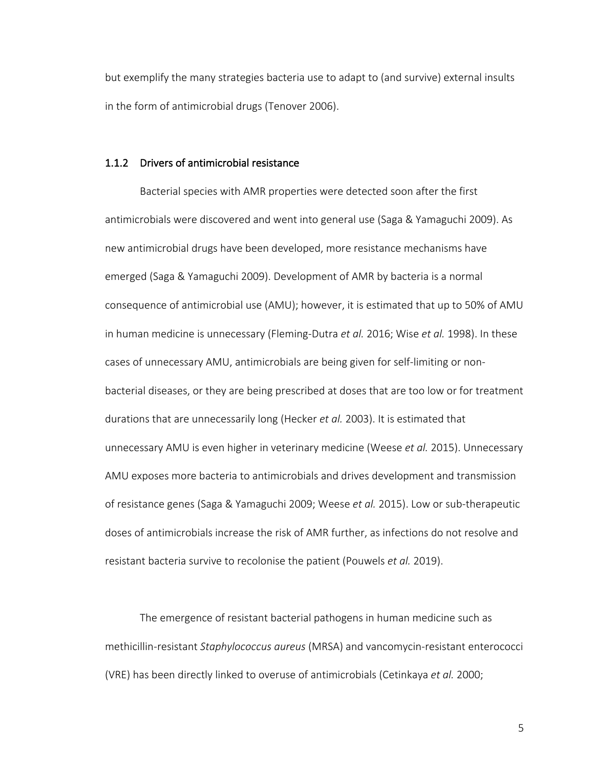but exemplify the many strategies bacteria use to adapt to (and survive) external insults in the form of antimicrobial drugs (Tenover 2006).

### 1.1.2 Drivers of antimicrobial resistance

Bacterial species with AMR properties were detected soon after the first antimicrobials were discovered and went into general use (Saga & Yamaguchi 2009). As new antimicrobial drugs have been developed, more resistance mechanisms have emerged (Saga & Yamaguchi 2009). Development of AMR by bacteria is a normal consequence of antimicrobial use (AMU); however, it is estimated that up to 50% of AMU in human medicine is unnecessary (Fleming-Dutra *et al.* 2016; Wise *et al.* 1998). In these cases of unnecessary AMU, antimicrobials are being given for self-limiting or non-bacterial diseases, or they are being prescribed at doses that are too low or for treatment durations that are unnecessarily long (Hecker *et al.* 2003). It is estimated that unnecessary AMU is even higher in veterinary medicine (Weese *et al.* 2015). Unnecessary AMU exposes more bacteria to antimicrobials and drives development and transmission of resistance genes (Saga & Yamaguchi 2009; Weese *et al.* 2015). Low or sub-therapeutic doses of antimicrobials increase the risk of AMR further, as infections do not resolve and resistant bacteria survive to recolonise the patient (Pouwels *et al.* 2019).

The emergence of resistant bacterial pathogens in human medicine such as methicillin-resistant *Staphylococcus aureus* (MRSA) and vancomycin-resistant enterococci (VRE) has been directly linked to overuse of antimicrobials (Cetinkaya *et al.* 2000;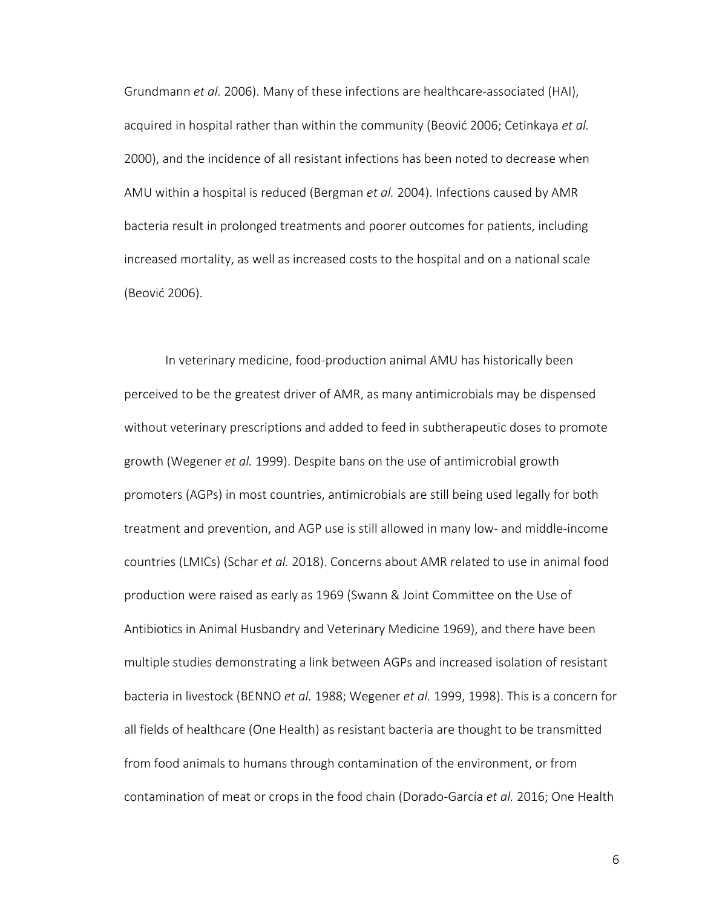Grundmann *et al.* 2006). Many of these infections are healthcare-associated (HAI), acquired in hospital rather than within the community (Beović 2006; Cetinkaya *et al.* 2000), and the incidence of all resistant infections has been noted to decrease when AMU within a hospital is reduced (Bergman *et al.* 2004). Infections caused by AMR bacteria result in prolonged treatments and poorer outcomes for patients, including increased mortality, as well as increased costs to the hospital and on a national scale (Beović 2006).

In veterinary medicine, food-production animal AMU has historically been perceived to be the greatest driver of AMR, as many antimicrobials may be dispensed without veterinary prescriptions and added to feed in subtherapeutic doses to promote growth (Wegener *et al.* 1999). Despite bans on the use of antimicrobial growth promoters (AGPs) in most countries, antimicrobials are still being used legally for both treatment and prevention, and AGP use is still allowed in many low- and middle-income countries (LMICs) (Schar *et al.* 2018). Concerns about AMR related to use in animal food production were raised as early as 1969 (Swann & Joint Committee on the Use of Antibiotics in Animal Husbandry and Veterinary Medicine 1969), and there have been multiple studies demonstrating a link between AGPs and increased isolation of resistant bacteria in livestock (BENNO *et al.* 1988; Wegener *et al.* 1999, 1998). This is a concern for all fields of healthcare (One Health) as resistant bacteria are thought to be transmitted from food animals to humans through contamination of the environment, or from contamination of meat or crops in the food chain (Dorado-García *et al.* 2016; One Health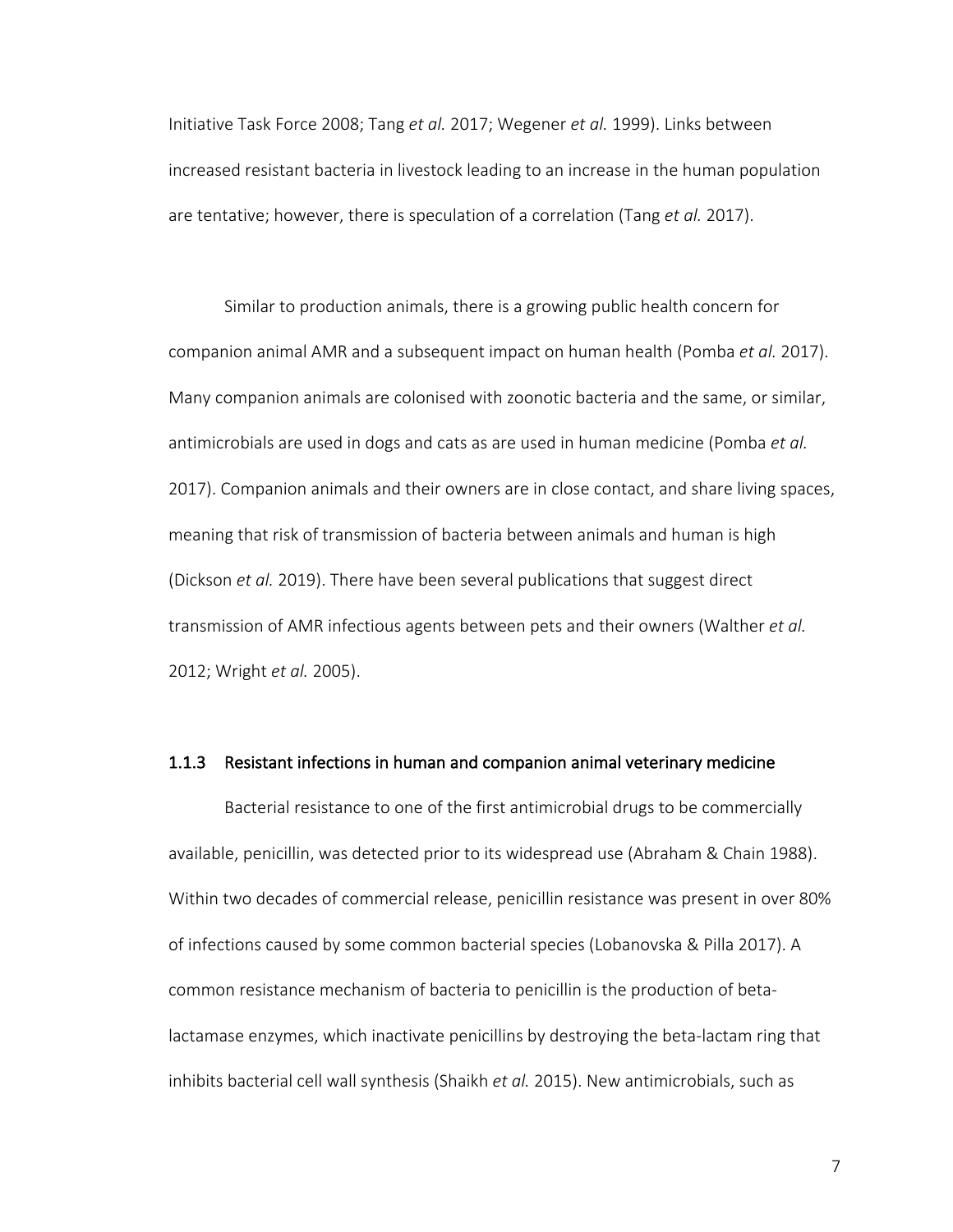Initiative Task Force 2008; Tang *et al.* 2017; Wegener *et al.* 1999). Links between increased resistant bacteria in livestock leading to an increase in the human population are tentative; however, there is speculation of a correlation (Tang *et al.* 2017).

Similar to production animals, there is a growing public health concern for companion animal AMR and a subsequent impact on human health (Pomba *et al.* 2017). Many companion animals are colonised with zoonotic bacteria and the same, or similar, antimicrobials are used in dogs and cats as are used in human medicine (Pomba *et al.* 2017). Companion animals and their owners are in close contact, and share living spaces, meaning that risk of transmission of bacteria between animals and human is high (Dickson *et al.* 2019). There have been several publications that suggest direct transmission of AMR infectious agents between pets and their owners (Walther *et al.* 2012; Wright *et al.* 2005).

### 1.1.3 Resistant infections in human and companion animal veterinary medicine

Bacterial resistance to one of the first antimicrobial drugs to be commercially available, penicillin, was detected prior to its widespread use (Abraham & Chain 1988). Within two decades of commercial release, penicillin resistance was present in over 80% of infections caused by some common bacterial species (Lobanovska & Pilla 2017). A common resistance mechanism of bacteria to penicillin is the production of beta-lactamase enzymes, which inactivate penicillins by destroying the beta-lactam ring that inhibits bacterial cell wall synthesis (Shaikh *et al.* 2015). New antimicrobials, such as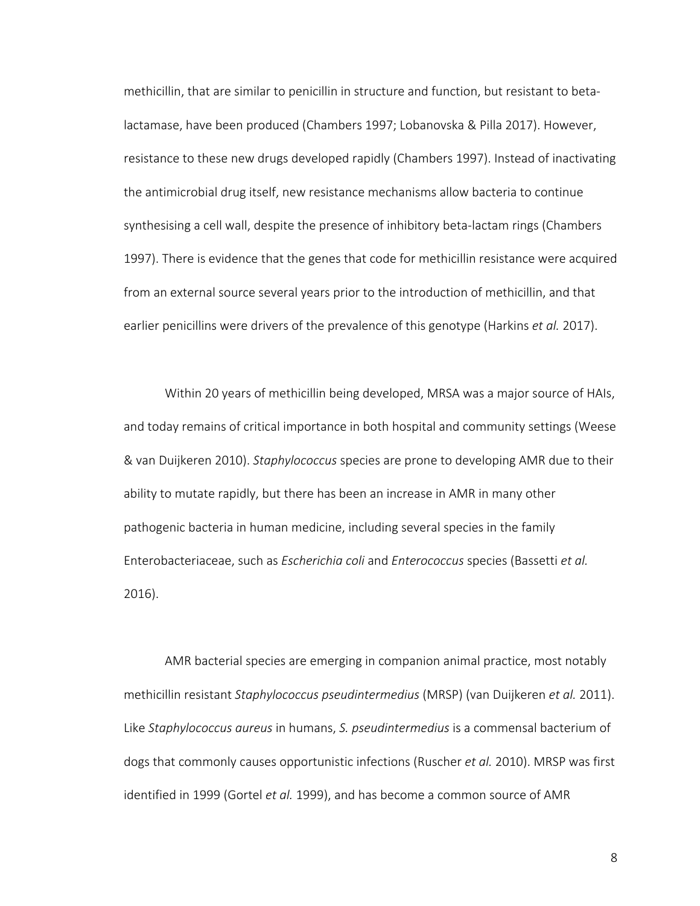methicillin, that are similar to penicillin in structure and function, but resistant to beta-lactamase, have been produced (Chambers 1997; Lobanovska & Pilla 2017). However, resistance to these new drugs developed rapidly (Chambers 1997). Instead of inactivating the antimicrobial drug itself, new resistance mechanisms allow bacteria to continue synthesising a cell wall, despite the presence of inhibitory beta-lactam rings (Chambers 1997). There is evidence that the genes that code for methicillin resistance were acquired from an external source several years prior to the introduction of methicillin, and that earlier penicillins were drivers of the prevalence of this genotype (Harkins *et al.* 2017).

Within 20 years of methicillin being developed, MRSA was a major source of HAIs, and today remains of critical importance in both hospital and community settings (Weese & van Duijkeren 2010). *Staphylococcus* species are prone to developing AMR due to their ability to mutate rapidly, but there has been an increase in AMR in many other pathogenic bacteria in human medicine, including several species in the family Enterobacteriaceae, such as *Escherichia coli* and *Enterococcus* species (Bassetti *et al.* 2016).

AMR bacterial species are emerging in companion animal practice, most notably methicillin resistant *Staphylococcus pseudintermedius* (MRSP) (van Duijkeren *et al.* 2011). Like *Staphylococcus aureus* in humans, *S. pseudintermedius* is a commensal bacterium of dogs that commonly causes opportunistic infections (Ruscher *et al.* 2010). MRSP was first identified in 1999 (Gortel *et al.* 1999), and has become a common source of AMR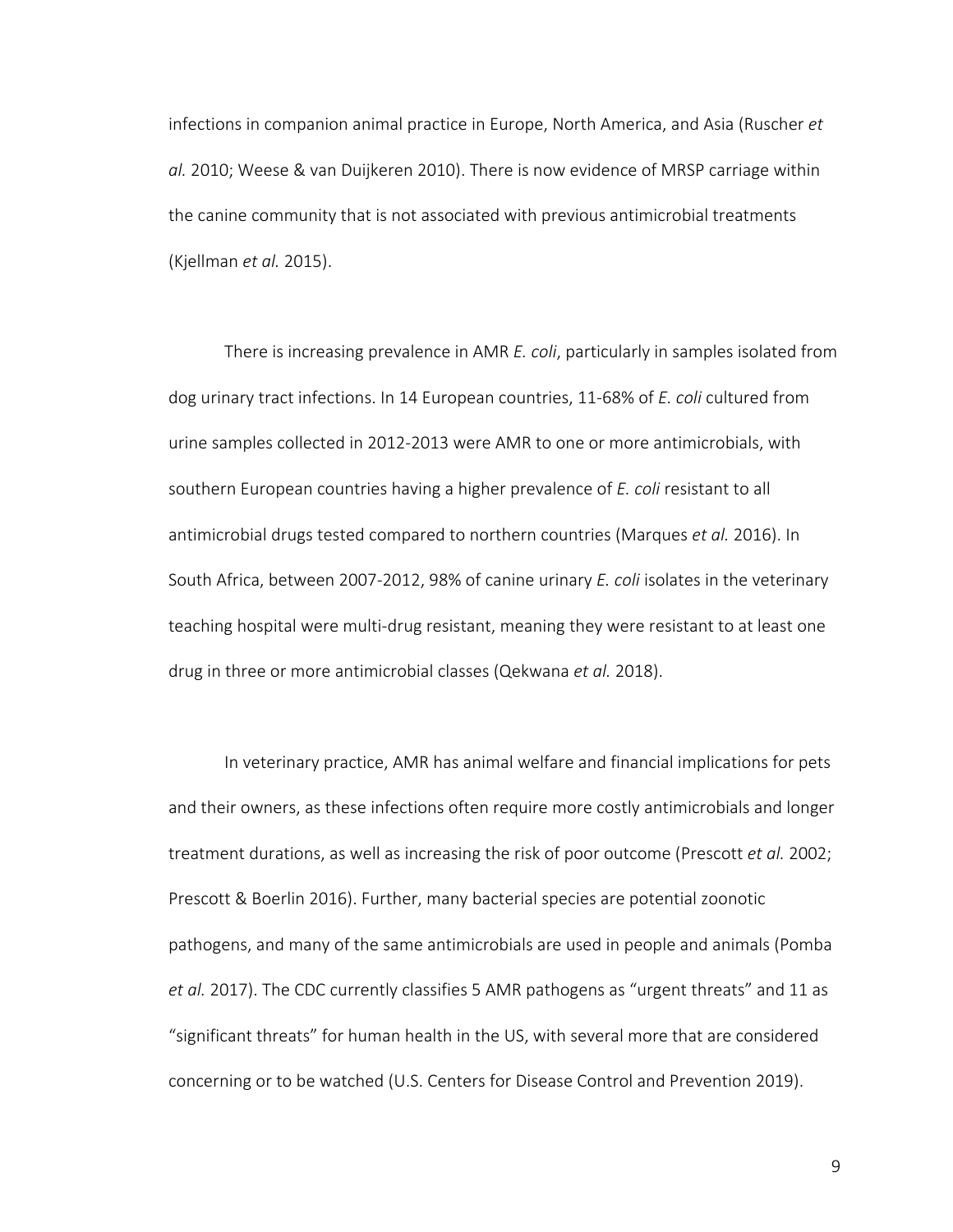infections in companion animal practice in Europe, North America, and Asia (Ruscher *et al.* 2010; Weese & van Duijkeren 2010). There is now evidence of MRSP carriage within the canine community that is not associated with previous antimicrobial treatments (Kjellman *et al.* 2015).

There is increasing prevalence in AMR *E. coli*, particularly in samples isolated from dog urinary tract infections. In 14 European countries, 11-68% of *E. coli* cultured from urine samples collected in 2012-2013 were AMR to one or more antimicrobials, with southern European countries having a higher prevalence of *E. coli* resistant to all antimicrobial drugs tested compared to northern countries (Marques *et al.* 2016). In South Africa, between 2007-2012, 98% of canine urinary *E. coli* isolates in the veterinary teaching hospital were multi-drug resistant, meaning they were resistant to at least one drug in three or more antimicrobial classes (Qekwana *et al.* 2018).

In veterinary practice, AMR has animal welfare and financial implications for pets and their owners, as these infections often require more costly antimicrobials and longer treatment durations, as well as increasing the risk of poor outcome (Prescott *et al.* 2002; Prescott & Boerlin 2016). Further, many bacterial species are potential zoonotic pathogens, and many of the same antimicrobials are used in people and animals (Pomba *et al.* 2017). The CDC currently classifies 5 AMR pathogens as "urgent threats" and 11 as "significant threats" for human health in the US, with several more that are considered concerning or to be watched (U.S. Centers for Disease Control and Prevention 2019).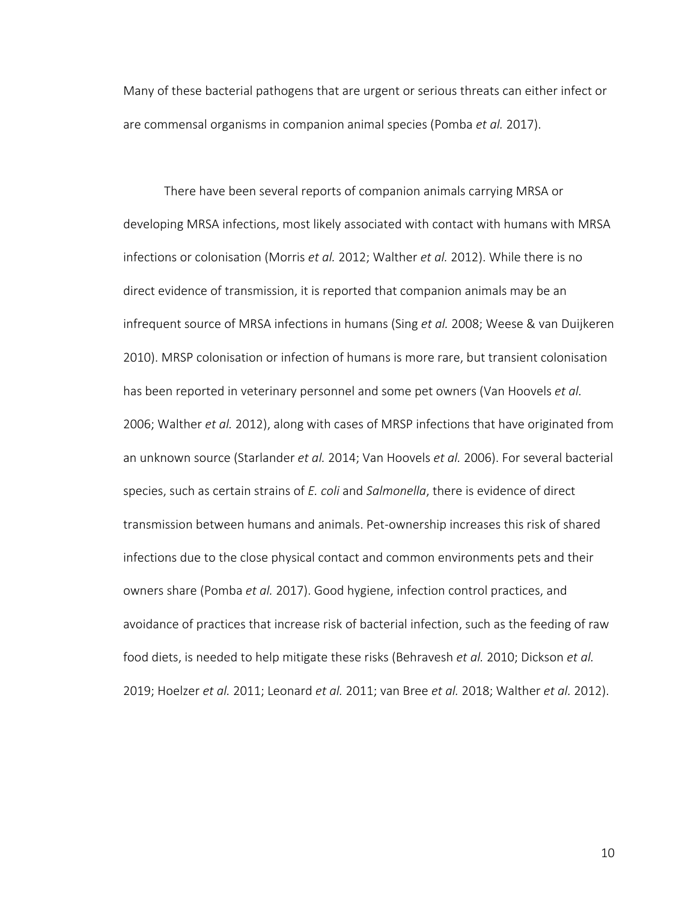Many of these bacterial pathogens that are urgent or serious threats can either infect or are commensal organisms in companion animal species (Pomba *et al.* 2017).

There have been several reports of companion animals carrying MRSA or developing MRSA infections, most likely associated with contact with humans with MRSA infections or colonisation (Morris *et al.* 2012; Walther *et al.* 2012). While there is no direct evidence of transmission, it is reported that companion animals may be an infrequent source of MRSA infections in humans (Sing *et al.* 2008; Weese & van Duijkeren 2010). MRSP colonisation or infection of humans is more rare, but transient colonisation has been reported in veterinary personnel and some pet owners (Van Hoovels *et al.* 2006; Walther *et al.* 2012), along with cases of MRSP infections that have originated from an unknown source (Starlander *et al.* 2014; Van Hoovels *et al.* 2006). For several bacterial species, such as certain strains of *E. coli* and *Salmonella*, there is evidence of direct transmission between humans and animals. Pet-ownership increases this risk of shared infections due to the close physical contact and common environments pets and their owners share (Pomba *et al.* 2017). Good hygiene, infection control practices, and avoidance of practices that increase risk of bacterial infection, such as the feeding of raw food diets, is needed to help mitigate these risks (Behravesh *et al.* 2010; Dickson *et al.* 2019; Hoelzer *et al.* 2011; Leonard *et al.* 2011; van Bree *et al.* 2018; Walther *et al.* 2012).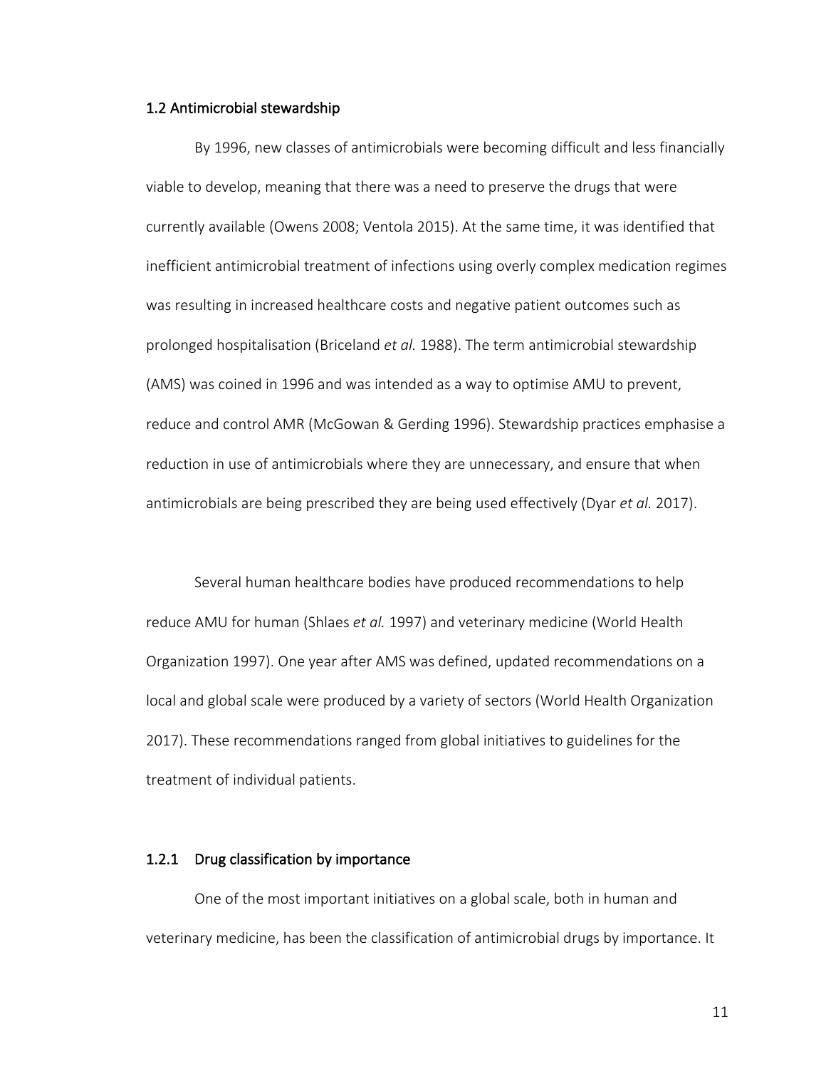## 1.2 Antimicrobial stewardship

By 1996, new classes of antimicrobials were becoming difficult and less financially viable to develop, meaning that there was a need to preserve the drugs that were currently available (Owens 2008; Ventola 2015). At the same time, it was identified that inefficient antimicrobial treatment of infections using overly complex medication regimes was resulting in increased healthcare costs and negative patient outcomes such as prolonged hospitalisation (Briceland *et al.* 1988). The term antimicrobial stewardship (AMS) was coined in 1996 and was intended as a way to optimise AMU to prevent, reduce and control AMR (McGowan & Gerding 1996). Stewardship practices emphasise a reduction in use of antimicrobials where they are unnecessary, and ensure that when antimicrobials are being prescribed they are being used effectively (Dyar *et al.* 2017).

Several human healthcare bodies have produced recommendations to help reduce AMU for human (Shlaes *et al.* 1997) and veterinary medicine (World Health Organization 1997). One year after AMS was defined, updated recommendations on a local and global scale were produced by a variety of sectors (World Health Organization 2017). These recommendations ranged from global initiatives to guidelines for the treatment of individual patients.

### 1.2.1 Drug classification by importance

One of the most important initiatives on a global scale, both in human and veterinary medicine, has been the classification of antimicrobial drugs by importance. It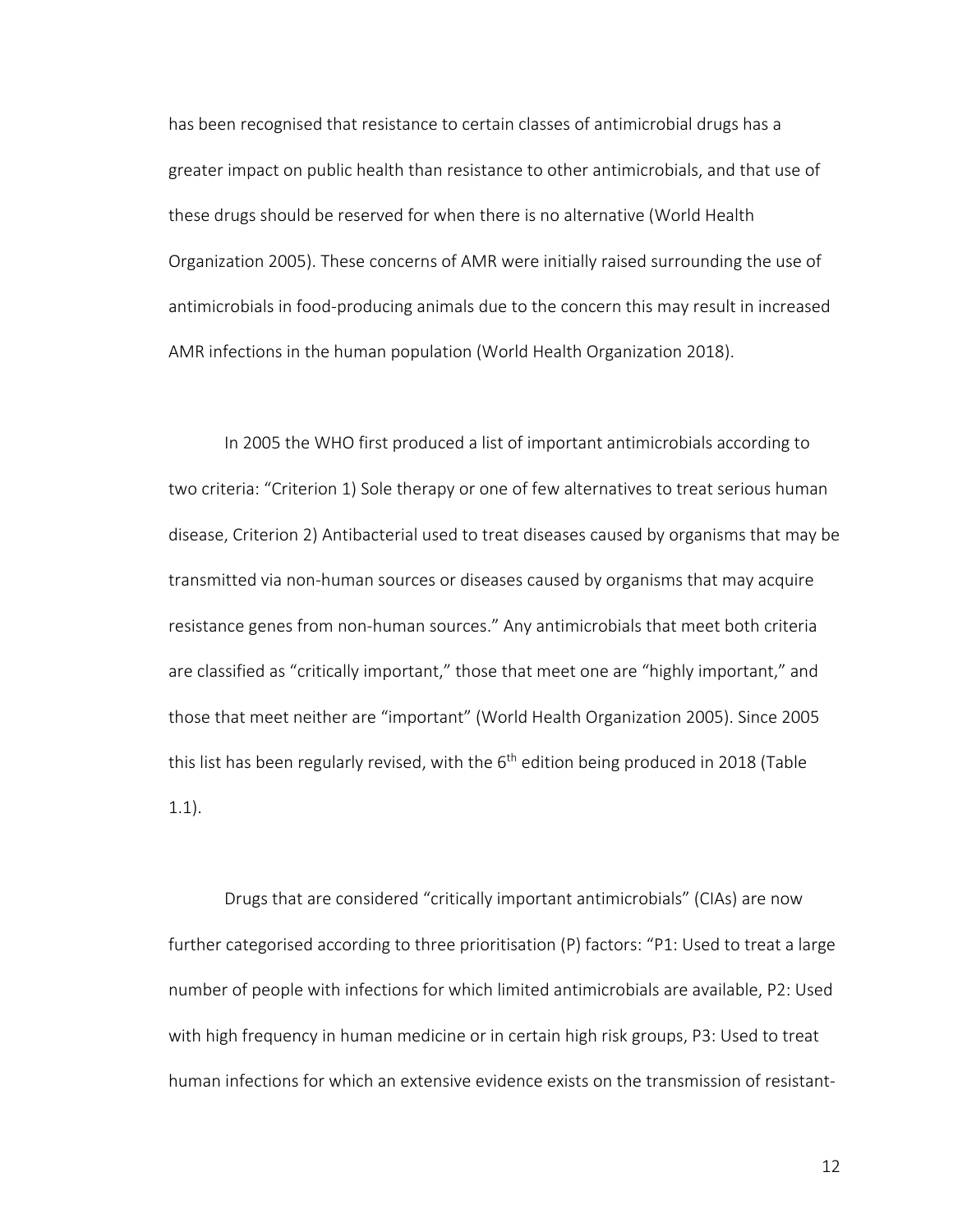has been recognised that resistance to certain classes of antimicrobial drugs has a greater impact on public health than resistance to other antimicrobials, and that use of these drugs should be reserved for when there is no alternative (World Health Organization 2005). These concerns of AMR were initially raised surrounding the use of antimicrobials in food-producing animals due to the concern this may result in increased AMR infections in the human population (World Health Organization 2018).

In 2005 the WHO first produced a list of important antimicrobials according to two criteria: "Criterion 1) Sole therapy or one of few alternatives to treat serious human disease, Criterion 2) Antibacterial used to treat diseases caused by organisms that may be transmitted via non-human sources or diseases caused by organisms that may acquire resistance genes from non-human sources." Any antimicrobials that meet both criteria are classified as "critically important," those that meet one are "highly important," and those that meet neither are "important" (World Health Organization 2005). Since 2005 this list has been regularly revised, with the 6th edition being produced in 2018 (Table 1.1).

Drugs that are considered "critically important antimicrobials" (CIAs) are now further categorised according to three prioritisation (P) factors: "P1: Used to treat a large number of people with infections for which limited antimicrobials are available, P2: Used with high frequency in human medicine or in certain high risk groups, P3: Used to treat human infections for which an extensive evidence exists on the transmission of resistant-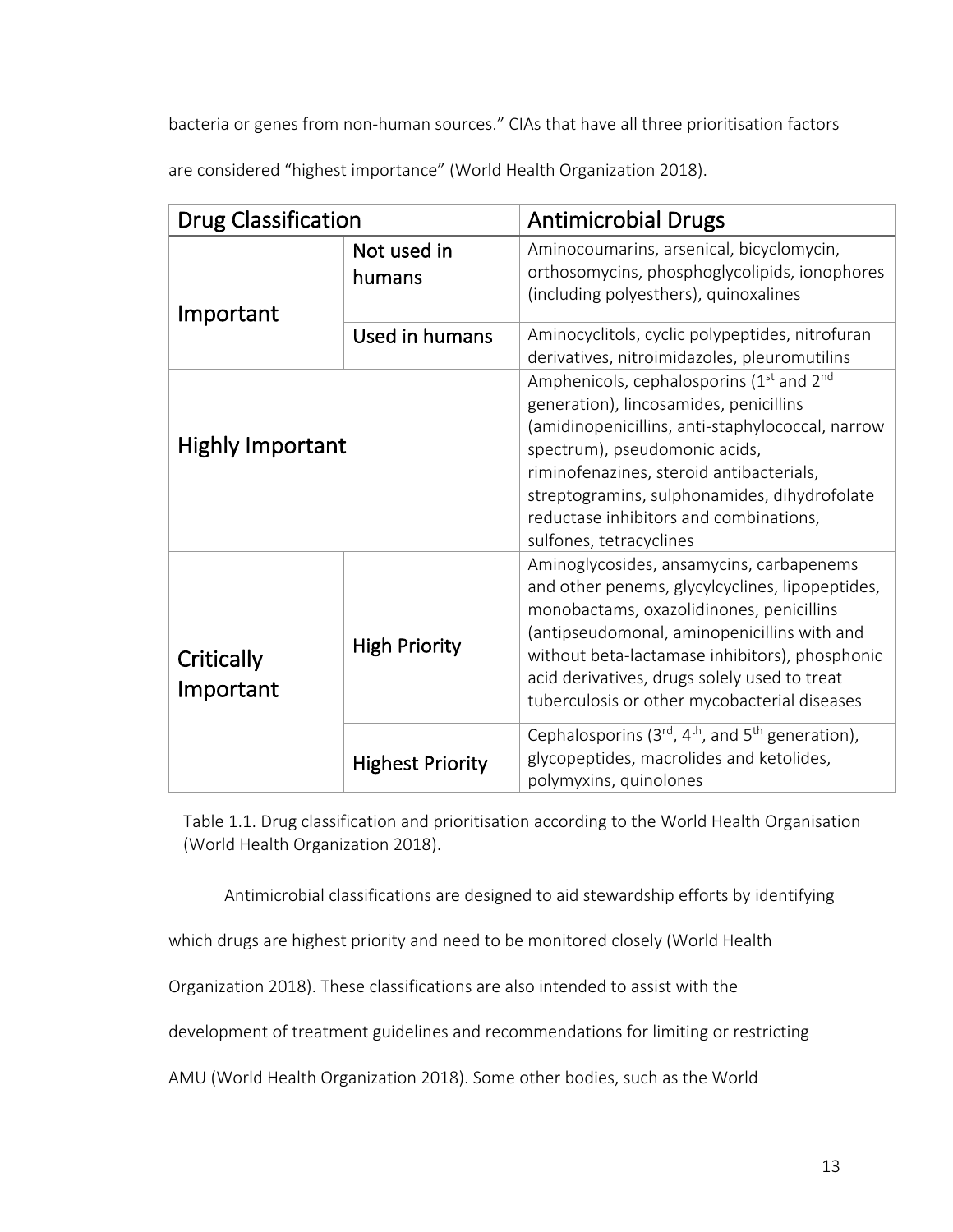bacteria or genes from non-human sources." CIAs that have all three prioritisation factors are considered "highest importance" (World Health Organization 2018).

| Drug Classification | | Antimicrobial Drugs |
|---|---|---|
| Important | Not used in humans | Aminocoumarins, arsenical, bicyclomycin, orthosomycins, phosphoglycolipids, ionophores (including polyesthers), quinoxalines |
| | Used in humans | Aminocyclitols, cyclic polypeptides, nitrofuran derivatives, nitroimidazoles, pleuromutilins |
| Highly Important | | Amphenicols, cephalosporins (1st and 2nd generation), lincosamides, penicillins (amidinopenicillins, anti-staphylococcal, narrow spectrum), pseudomonic acids, riminofenazines, steroid antibacterials, streptogramins, sulphonamides, dihydrofolate reductase inhibitors and combinations, sulfones, tetracyclines |
| Critically Important | High Priority | Aminoglycosides, ansamycins, carbapenems and other penems, glycylcyclines, lipopeptides, monobactams, oxazolidinones, penicillins (antipseudomonal, aminopenicillins with and without beta-lactamase inhibitors), phosphonic acid derivatives, drugs solely used to treat tuberculosis or other mycobacterial diseases |
| | Highest Priority | Cephalosporins (3rd, 4th, and 5th generation), glycopeptides, macrolides and ketolides, polymyxins, quinolones |

Table 1.1. Drug classification and prioritisation according to the World Health Organisation (World Health Organization 2018).

Antimicrobial classifications are designed to aid stewardship efforts by identifying which drugs are highest priority and need to be monitored closely (World Health Organization 2018). These classifications are also intended to assist with the development of treatment guidelines and recommendations for limiting or restricting AMU (World Health Organization 2018). Some other bodies, such as the World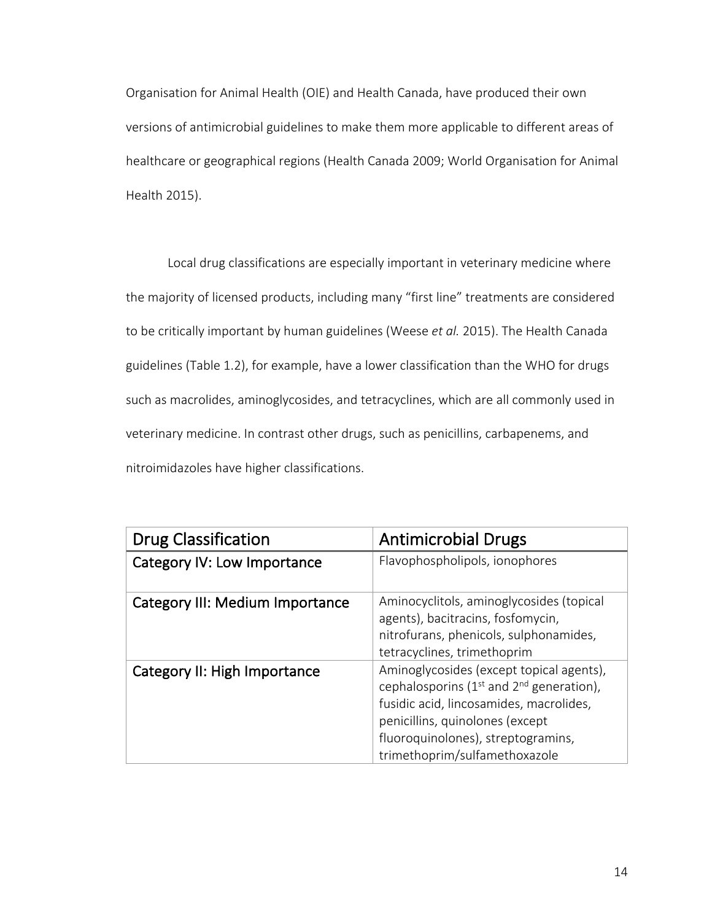Organisation for Animal Health (OIE) and Health Canada, have produced their own versions of antimicrobial guidelines to make them more applicable to different areas of healthcare or geographical regions (Health Canada 2009; World Organisation for Animal Health 2015).

Local drug classifications are especially important in veterinary medicine where the majority of licensed products, including many "first line" treatments are considered to be critically important by human guidelines (Weese *et al.* 2015). The Health Canada guidelines (Table 1.2), for example, have a lower classification than the WHO for drugs such as macrolides, aminoglycosides, and tetracyclines, which are all commonly used in veterinary medicine. In contrast other drugs, such as penicillins, carbapenems, and nitroimidazoles have higher classifications.

| Drug Classification | Antimicrobial Drugs |
| --- | --- |
| Category IV: Low Importance | Flavophospholipols, ionophores |
| Category III: Medium Importance | Aminocyclitols, aminoglycosides (topical agents), bacitracins, fosfomycin, nitrofurans, phenicols, sulphonamides, tetracyclines, trimethoprim |
| Category II: High Importance | Aminoglycosides (except topical agents), cephalosporins (1st and 2nd generation), fusidic acid, lincosamides, macrolides, penicillins, quinolones (except fluoroquinolones), streptogramins, trimethoprim/sulfamethoxazole |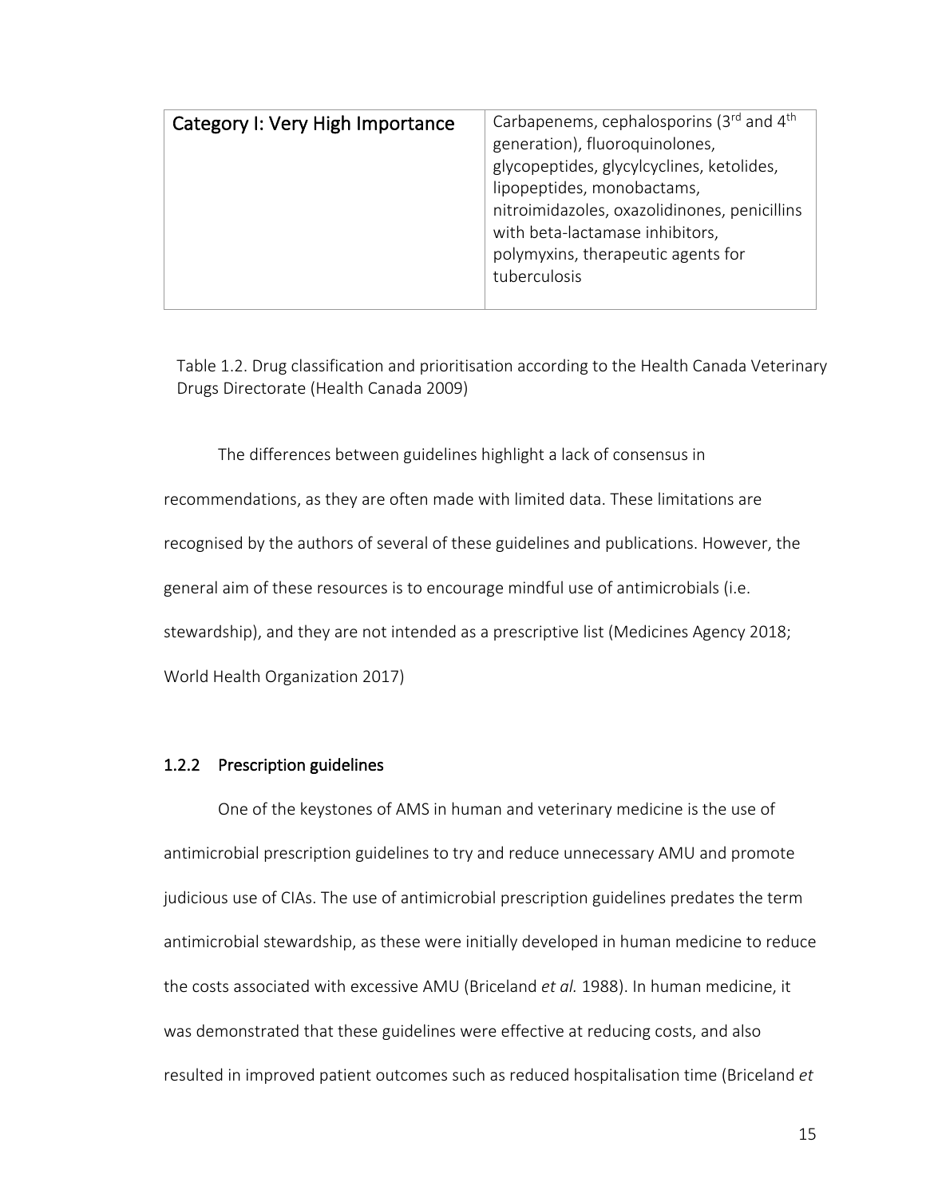| Category I: Very High Importance | Carbapenems, cephalosporins (3rd and 4th generation), fluoroquinolones, glycopeptides, glycylcyclines, ketolides, lipopeptides, monobactams, nitroimidazoles, oxazolidinones, penicillins with beta-lactamase inhibitors, polymyxins, therapeutic agents for tuberculosis |
|---|---|

Table 1.2. Drug classification and prioritisation according to the Health Canada Veterinary Drugs Directorate (Health Canada 2009)

The differences between guidelines highlight a lack of consensus in recommendations, as they are often made with limited data. These limitations are recognised by the authors of several of these guidelines and publications. However, the general aim of these resources is to encourage mindful use of antimicrobials (i.e. stewardship), and they are not intended as a prescriptive list (Medicines Agency 2018; World Health Organization 2017)

### 1.2.2 Prescription guidelines

One of the keystones of AMS in human and veterinary medicine is the use of antimicrobial prescription guidelines to try and reduce unnecessary AMU and promote judicious use of CIAs. The use of antimicrobial prescription guidelines predates the term antimicrobial stewardship, as these were initially developed in human medicine to reduce the costs associated with excessive AMU (Briceland *et al.* 1988). In human medicine, it was demonstrated that these guidelines were effective at reducing costs, and also resulted in improved patient outcomes such as reduced hospitalisation time (Briceland *et*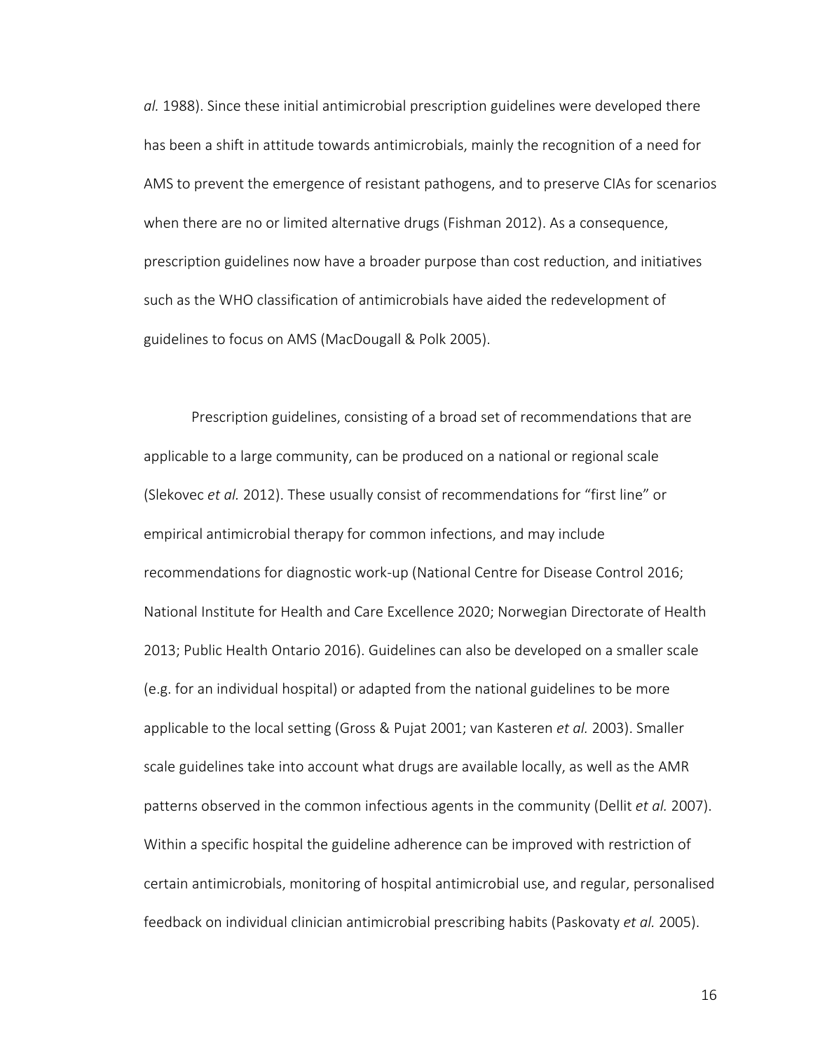*al.* 1988). Since these initial antimicrobial prescription guidelines were developed there has been a shift in attitude towards antimicrobials, mainly the recognition of a need for AMS to prevent the emergence of resistant pathogens, and to preserve CIAs for scenarios when there are no or limited alternative drugs (Fishman 2012). As a consequence, prescription guidelines now have a broader purpose than cost reduction, and initiatives such as the WHO classification of antimicrobials have aided the redevelopment of guidelines to focus on AMS (MacDougall & Polk 2005).

Prescription guidelines, consisting of a broad set of recommendations that are applicable to a large community, can be produced on a national or regional scale (Slekovec *et al.* 2012). These usually consist of recommendations for "first line" or empirical antimicrobial therapy for common infections, and may include recommendations for diagnostic work-up (National Centre for Disease Control 2016; National Institute for Health and Care Excellence 2020; Norwegian Directorate of Health 2013; Public Health Ontario 2016). Guidelines can also be developed on a smaller scale (e.g. for an individual hospital) or adapted from the national guidelines to be more applicable to the local setting (Gross & Pujat 2001; van Kasteren *et al.* 2003). Smaller scale guidelines take into account what drugs are available locally, as well as the AMR patterns observed in the common infectious agents in the community (Dellit *et al.* 2007). Within a specific hospital the guideline adherence can be improved with restriction of certain antimicrobials, monitoring of hospital antimicrobial use, and regular, personalised feedback on individual clinician antimicrobial prescribing habits (Paskovaty *et al.* 2005).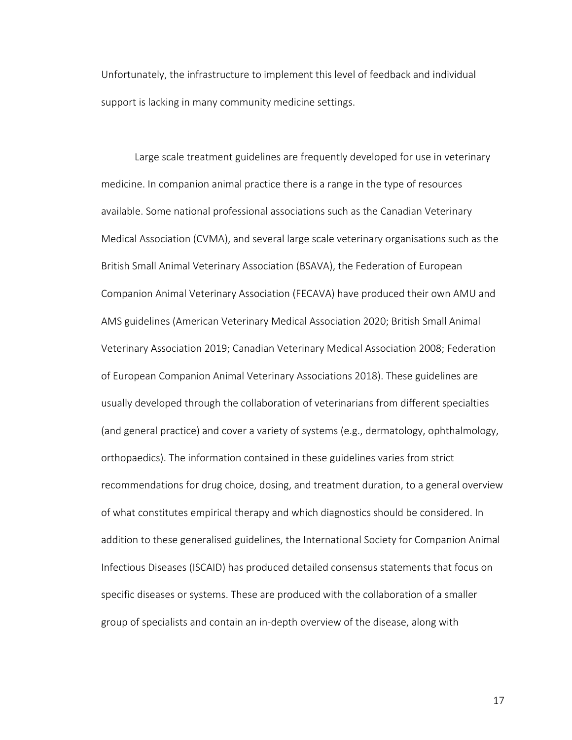Unfortunately, the infrastructure to implement this level of feedback and individual support is lacking in many community medicine settings.

Large scale treatment guidelines are frequently developed for use in veterinary medicine. In companion animal practice there is a range in the type of resources available. Some national professional associations such as the Canadian Veterinary Medical Association (CVMA), and several large scale veterinary organisations such as the British Small Animal Veterinary Association (BSAVA), the Federation of European Companion Animal Veterinary Association (FECAVA) have produced their own AMU and AMS guidelines (American Veterinary Medical Association 2020; British Small Animal Veterinary Association 2019; Canadian Veterinary Medical Association 2008; Federation of European Companion Animal Veterinary Associations 2018). These guidelines are usually developed through the collaboration of veterinarians from different specialties (and general practice) and cover a variety of systems (e.g., dermatology, ophthalmology, orthopaedics). The information contained in these guidelines varies from strict recommendations for drug choice, dosing, and treatment duration, to a general overview of what constitutes empirical therapy and which diagnostics should be considered. In addition to these generalised guidelines, the International Society for Companion Animal Infectious Diseases (ISCAID) has produced detailed consensus statements that focus on specific diseases or systems. These are produced with the collaboration of a smaller group of specialists and contain an in-depth overview of the disease, along with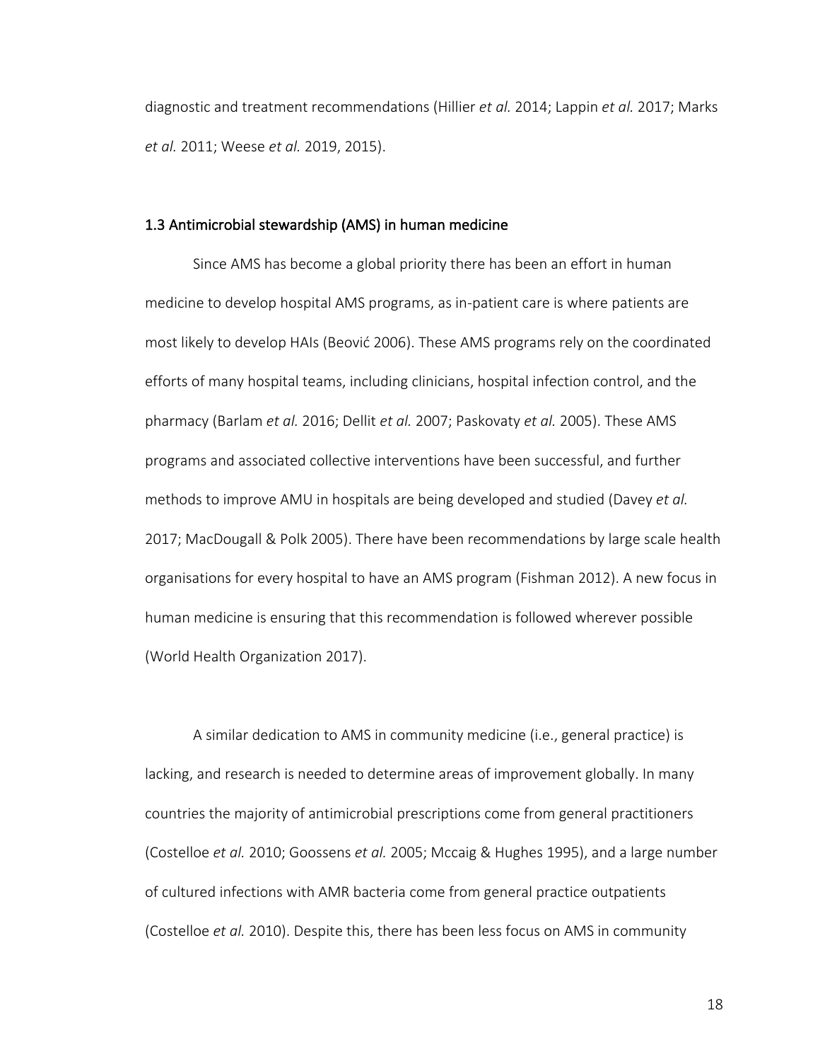diagnostic and treatment recommendations (Hillier *et al.* 2014; Lappin *et al.* 2017; Marks *et al.* 2011; Weese *et al.* 2019, 2015).

### 1.3 Antimicrobial stewardship (AMS) in human medicine

Since AMS has become a global priority there has been an effort in human medicine to develop hospital AMS programs, as in-patient care is where patients are most likely to develop HAIs (Beović 2006). These AMS programs rely on the coordinated efforts of many hospital teams, including clinicians, hospital infection control, and the pharmacy (Barlam *et al.* 2016; Dellit *et al.* 2007; Paskovaty *et al.* 2005). These AMS programs and associated collective interventions have been successful, and further methods to improve AMU in hospitals are being developed and studied (Davey *et al.* 2017; MacDougall & Polk 2005). There have been recommendations by large scale health organisations for every hospital to have an AMS program (Fishman 2012). A new focus in human medicine is ensuring that this recommendation is followed wherever possible (World Health Organization 2017).

A similar dedication to AMS in community medicine (i.e., general practice) is lacking, and research is needed to determine areas of improvement globally. In many countries the majority of antimicrobial prescriptions come from general practitioners (Costelloe *et al.* 2010; Goossens *et al.* 2005; Mccaig & Hughes 1995), and a large number of cultured infections with AMR bacteria come from general practice outpatients (Costelloe *et al.* 2010). Despite this, there has been less focus on AMS in community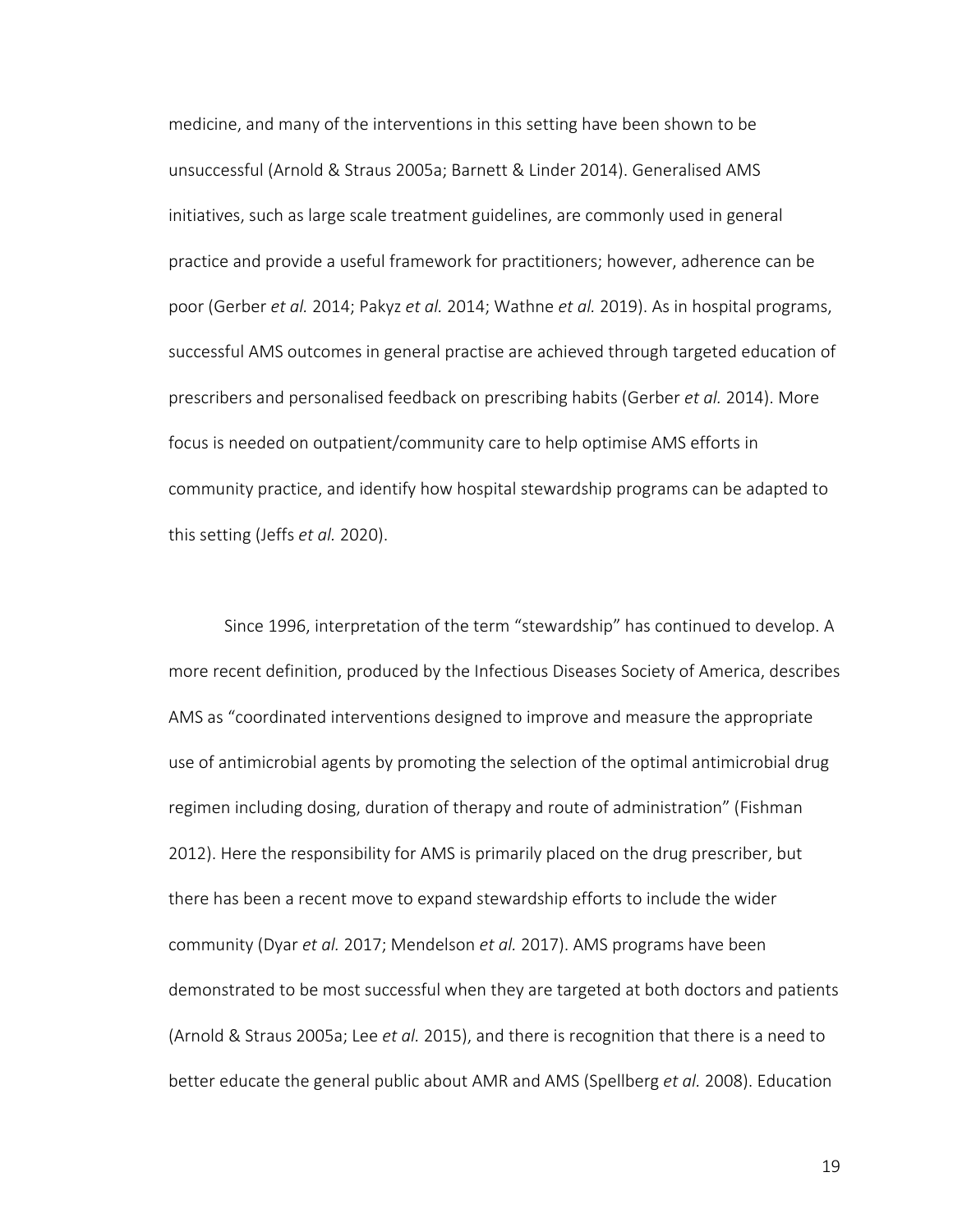medicine, and many of the interventions in this setting have been shown to be unsuccessful (Arnold & Straus 2005a; Barnett & Linder 2014). Generalised AMS initiatives, such as large scale treatment guidelines, are commonly used in general practice and provide a useful framework for practitioners; however, adherence can be poor (Gerber *et al.* 2014; Pakyz *et al.* 2014; Wathne *et al.* 2019). As in hospital programs, successful AMS outcomes in general practise are achieved through targeted education of prescribers and personalised feedback on prescribing habits (Gerber *et al.* 2014). More focus is needed on outpatient/community care to help optimise AMS efforts in community practice, and identify how hospital stewardship programs can be adapted to this setting (Jeffs *et al.* 2020).

Since 1996, interpretation of the term "stewardship" has continued to develop. A more recent definition, produced by the Infectious Diseases Society of America, describes AMS as "coordinated interventions designed to improve and measure the appropriate use of antimicrobial agents by promoting the selection of the optimal antimicrobial drug regimen including dosing, duration of therapy and route of administration" (Fishman 2012). Here the responsibility for AMS is primarily placed on the drug prescriber, but there has been a recent move to expand stewardship efforts to include the wider community (Dyar *et al.* 2017; Mendelson *et al.* 2017). AMS programs have been demonstrated to be most successful when they are targeted at both doctors and patients (Arnold & Straus 2005a; Lee *et al.* 2015), and there is recognition that there is a need to better educate the general public about AMR and AMS (Spellberg *et al.* 2008). Education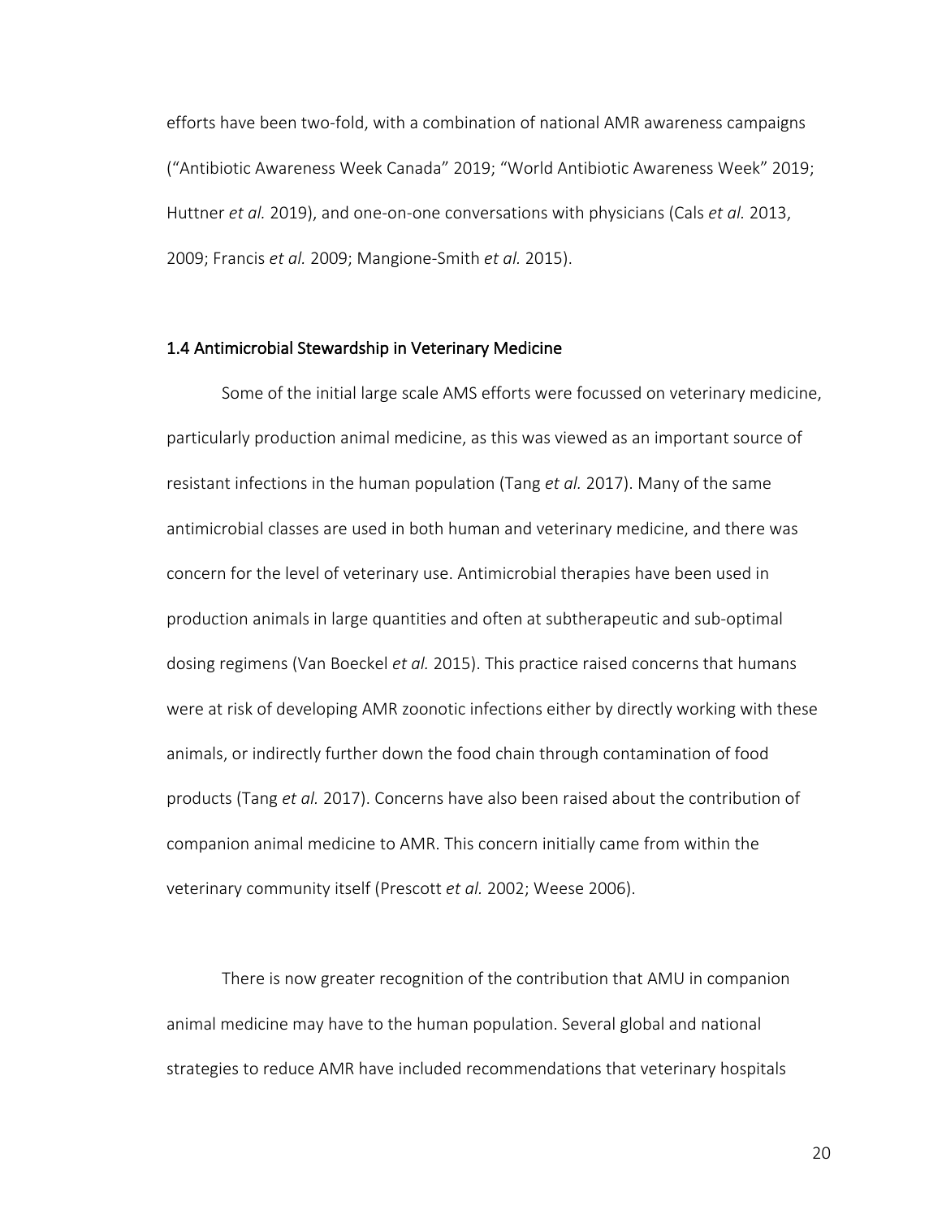efforts have been two-fold, with a combination of national AMR awareness campaigns ("Antibiotic Awareness Week Canada" 2019; "World Antibiotic Awareness Week" 2019; Huttner *et al.* 2019), and one-on-one conversations with physicians (Cals *et al.* 2013, 2009; Francis *et al.* 2009; Mangione-Smith *et al.* 2015).

### 1.4 Antimicrobial Stewardship in Veterinary Medicine

Some of the initial large scale AMS efforts were focussed on veterinary medicine, particularly production animal medicine, as this was viewed as an important source of resistant infections in the human population (Tang *et al.* 2017). Many of the same antimicrobial classes are used in both human and veterinary medicine, and there was concern for the level of veterinary use. Antimicrobial therapies have been used in production animals in large quantities and often at subtherapeutic and sub-optimal dosing regimens (Van Boeckel *et al.* 2015). This practice raised concerns that humans were at risk of developing AMR zoonotic infections either by directly working with these animals, or indirectly further down the food chain through contamination of food products (Tang *et al.* 2017). Concerns have also been raised about the contribution of companion animal medicine to AMR. This concern initially came from within the veterinary community itself (Prescott *et al.* 2002; Weese 2006).

There is now greater recognition of the contribution that AMU in companion animal medicine may have to the human population. Several global and national strategies to reduce AMR have included recommendations that veterinary hospitals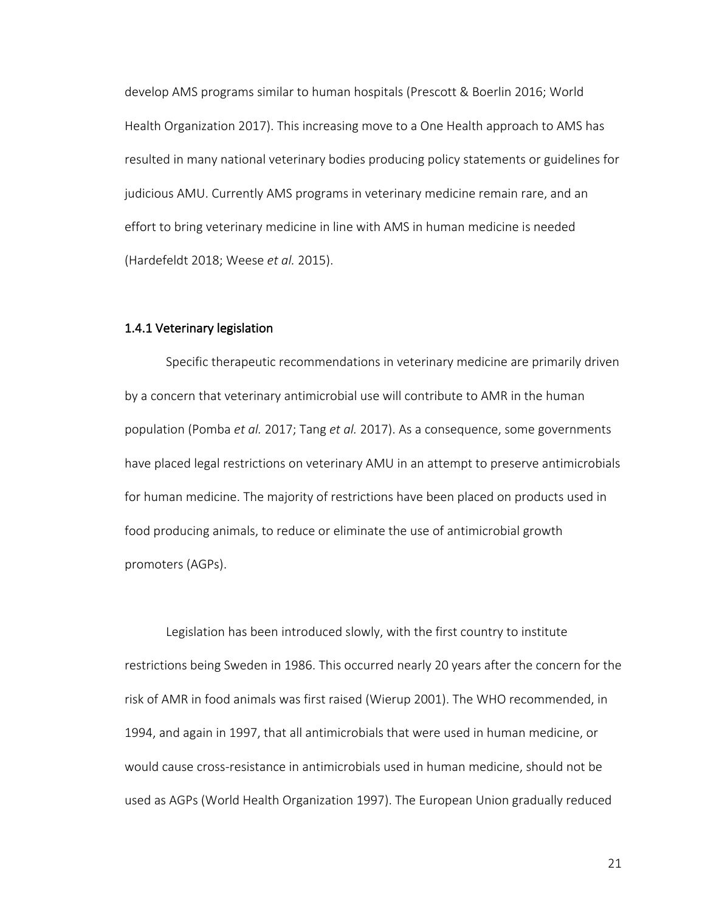develop AMS programs similar to human hospitals (Prescott & Boerlin 2016; World Health Organization 2017). This increasing move to a One Health approach to AMS has resulted in many national veterinary bodies producing policy statements or guidelines for judicious AMU. Currently AMS programs in veterinary medicine remain rare, and an effort to bring veterinary medicine in line with AMS in human medicine is needed (Hardefeldt 2018; Weese *et al.* 2015).

### 1.4.1 Veterinary legislation

Specific therapeutic recommendations in veterinary medicine are primarily driven by a concern that veterinary antimicrobial use will contribute to AMR in the human population (Pomba *et al.* 2017; Tang *et al.* 2017). As a consequence, some governments have placed legal restrictions on veterinary AMU in an attempt to preserve antimicrobials for human medicine. The majority of restrictions have been placed on products used in food producing animals, to reduce or eliminate the use of antimicrobial growth promoters (AGPs).

Legislation has been introduced slowly, with the first country to institute restrictions being Sweden in 1986. This occurred nearly 20 years after the concern for the risk of AMR in food animals was first raised (Wierup 2001). The WHO recommended, in 1994, and again in 1997, that all antimicrobials that were used in human medicine, or would cause cross-resistance in antimicrobials used in human medicine, should not be used as AGPs (World Health Organization 1997). The European Union gradually reduced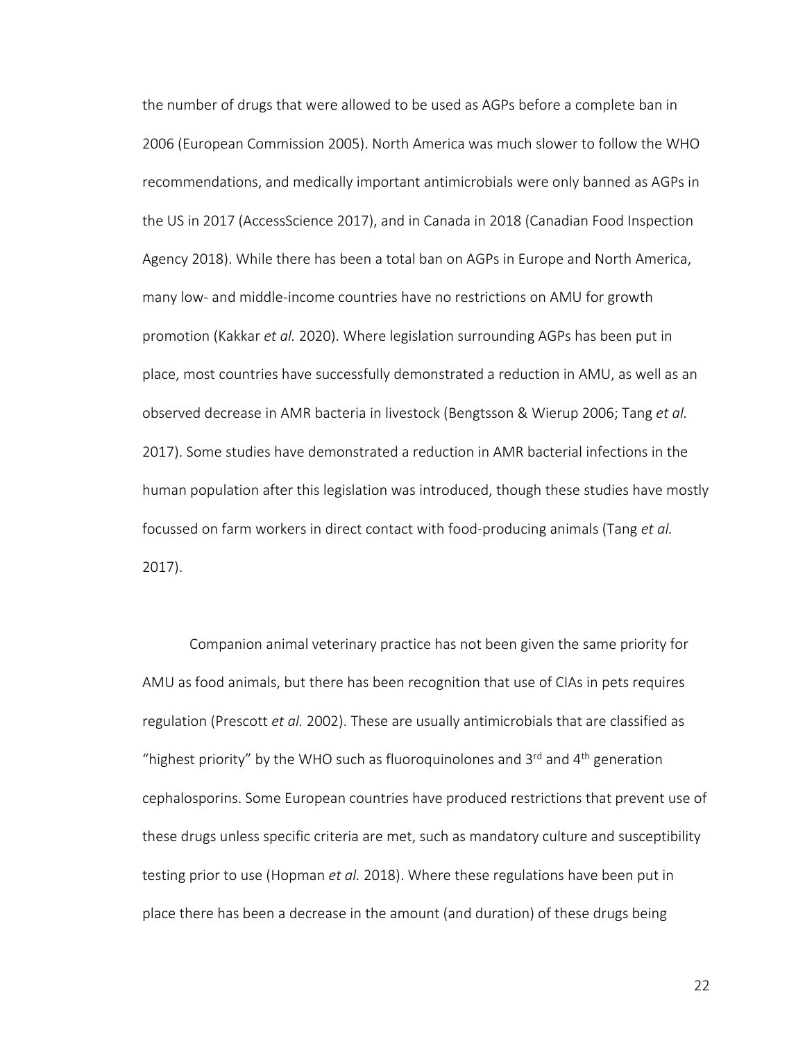the number of drugs that were allowed to be used as AGPs before a complete ban in 2006 (European Commission 2005). North America was much slower to follow the WHO recommendations, and medically important antimicrobials were only banned as AGPs in the US in 2017 (AccessScience 2017), and in Canada in 2018 (Canadian Food Inspection Agency 2018). While there has been a total ban on AGPs in Europe and North America, many low- and middle-income countries have no restrictions on AMU for growth promotion (Kakkar *et al.* 2020). Where legislation surrounding AGPs has been put in place, most countries have successfully demonstrated a reduction in AMU, as well as an observed decrease in AMR bacteria in livestock (Bengtsson & Wierup 2006; Tang *et al.* 2017). Some studies have demonstrated a reduction in AMR bacterial infections in the human population after this legislation was introduced, though these studies have mostly focussed on farm workers in direct contact with food-producing animals (Tang *et al.* 2017).

Companion animal veterinary practice has not been given the same priority for AMU as food animals, but there has been recognition that use of CIAs in pets requires regulation (Prescott *et al.* 2002). These are usually antimicrobials that are classified as "highest priority" by the WHO such as fluoroquinolones and 3rd and 4th generation cephalosporins. Some European countries have produced restrictions that prevent use of these drugs unless specific criteria are met, such as mandatory culture and susceptibility testing prior to use (Hopman *et al.* 2018). Where these regulations have been put in place there has been a decrease in the amount (and duration) of these drugs being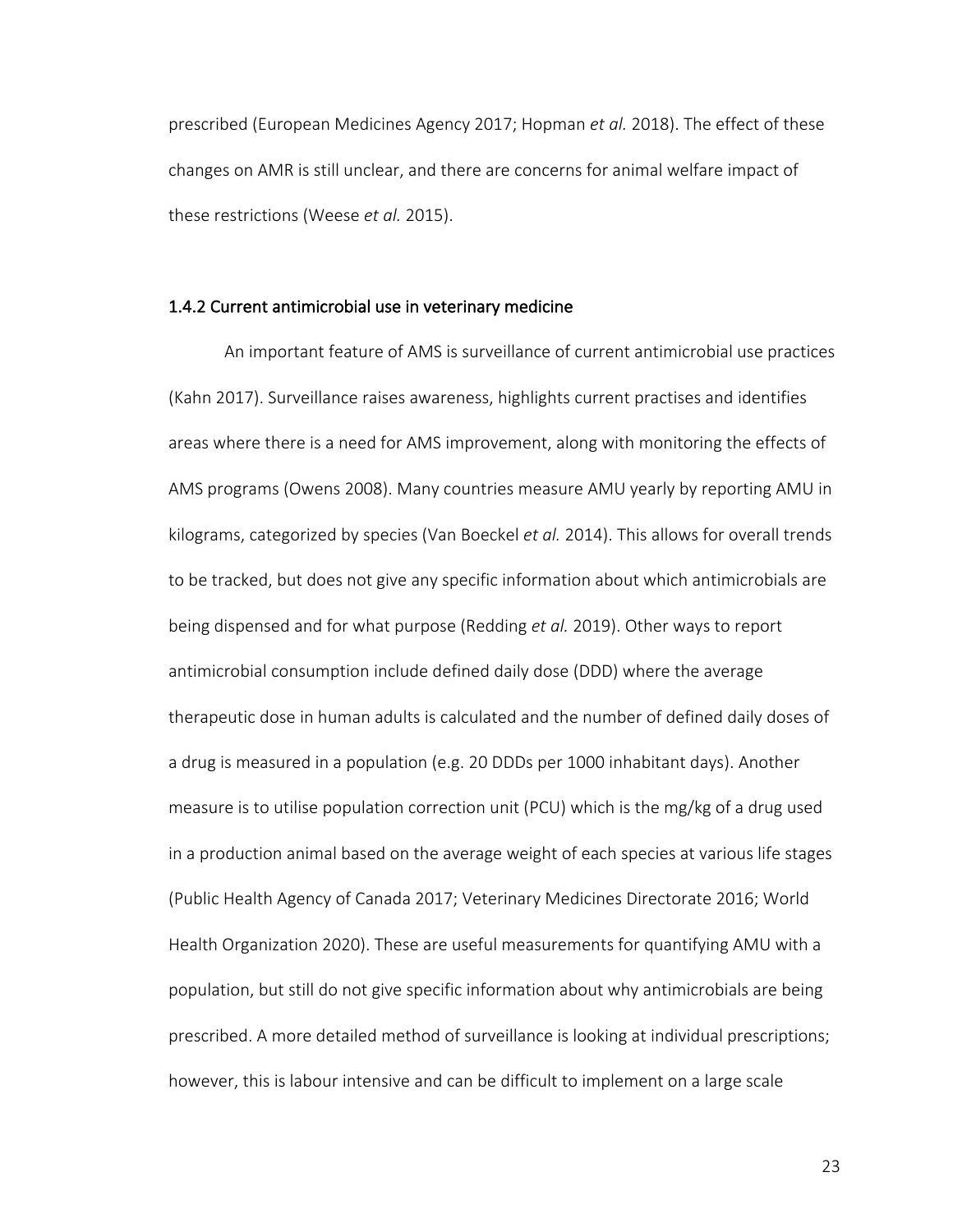prescribed (European Medicines Agency 2017; Hopman *et al.* 2018). The effect of these changes on AMR is still unclear, and there are concerns for animal welfare impact of these restrictions (Weese *et al.* 2015).

### 1.4.2 Current antimicrobial use in veterinary medicine

An important feature of AMS is surveillance of current antimicrobial use practices (Kahn 2017). Surveillance raises awareness, highlights current practises and identifies areas where there is a need for AMS improvement, along with monitoring the effects of AMS programs (Owens 2008). Many countries measure AMU yearly by reporting AMU in kilograms, categorized by species (Van Boeckel *et al.* 2014). This allows for overall trends to be tracked, but does not give any specific information about which antimicrobials are being dispensed and for what purpose (Redding *et al.* 2019). Other ways to report antimicrobial consumption include defined daily dose (DDD) where the average therapeutic dose in human adults is calculated and the number of defined daily doses of a drug is measured in a population (e.g. 20 DDDs per 1000 inhabitant days). Another measure is to utilise population correction unit (PCU) which is the mg/kg of a drug used in a production animal based on the average weight of each species at various life stages (Public Health Agency of Canada 2017; Veterinary Medicines Directorate 2016; World Health Organization 2020). These are useful measurements for quantifying AMU with a population, but still do not give specific information about why antimicrobials are being prescribed. A more detailed method of surveillance is looking at individual prescriptions; however, this is labour intensive and can be difficult to implement on a large scale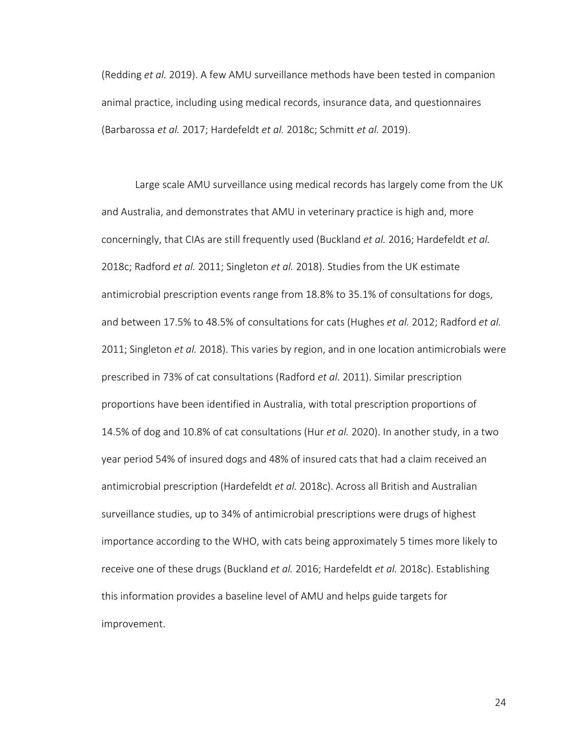(Redding *et al.* 2019). A few AMU surveillance methods have been tested in companion animal practice, including using medical records, insurance data, and questionnaires (Barbarossa *et al.* 2017; Hardefeldt *et al.* 2018c; Schmitt *et al.* 2019).

Large scale AMU surveillance using medical records has largely come from the UK and Australia, and demonstrates that AMU in veterinary practice is high and, more concerningly, that CIAs are still frequently used (Buckland *et al.* 2016; Hardefeldt *et al.* 2018c; Radford *et al.* 2011; Singleton *et al.* 2018). Studies from the UK estimate antimicrobial prescription events range from 18.8% to 35.1% of consultations for dogs, and between 17.5% to 48.5% of consultations for cats (Hughes *et al.* 2012; Radford *et al.* 2011; Singleton *et al.* 2018). This varies by region, and in one location antimicrobials were prescribed in 73% of cat consultations (Radford *et al.* 2011). Similar prescription proportions have been identified in Australia, with total prescription proportions of 14.5% of dog and 10.8% of cat consultations (Hur *et al.* 2020). In another study, in a two year period 54% of insured dogs and 48% of insured cats that had a claim received an antimicrobial prescription (Hardefeldt *et al.* 2018c). Across all British and Australian surveillance studies, up to 34% of antimicrobial prescriptions were drugs of highest importance according to the WHO, with cats being approximately 5 times more likely to receive one of these drugs (Buckland *et al.* 2016; Hardefeldt *et al.* 2018c). Establishing this information provides a baseline level of AMU and helps guide targets for improvement.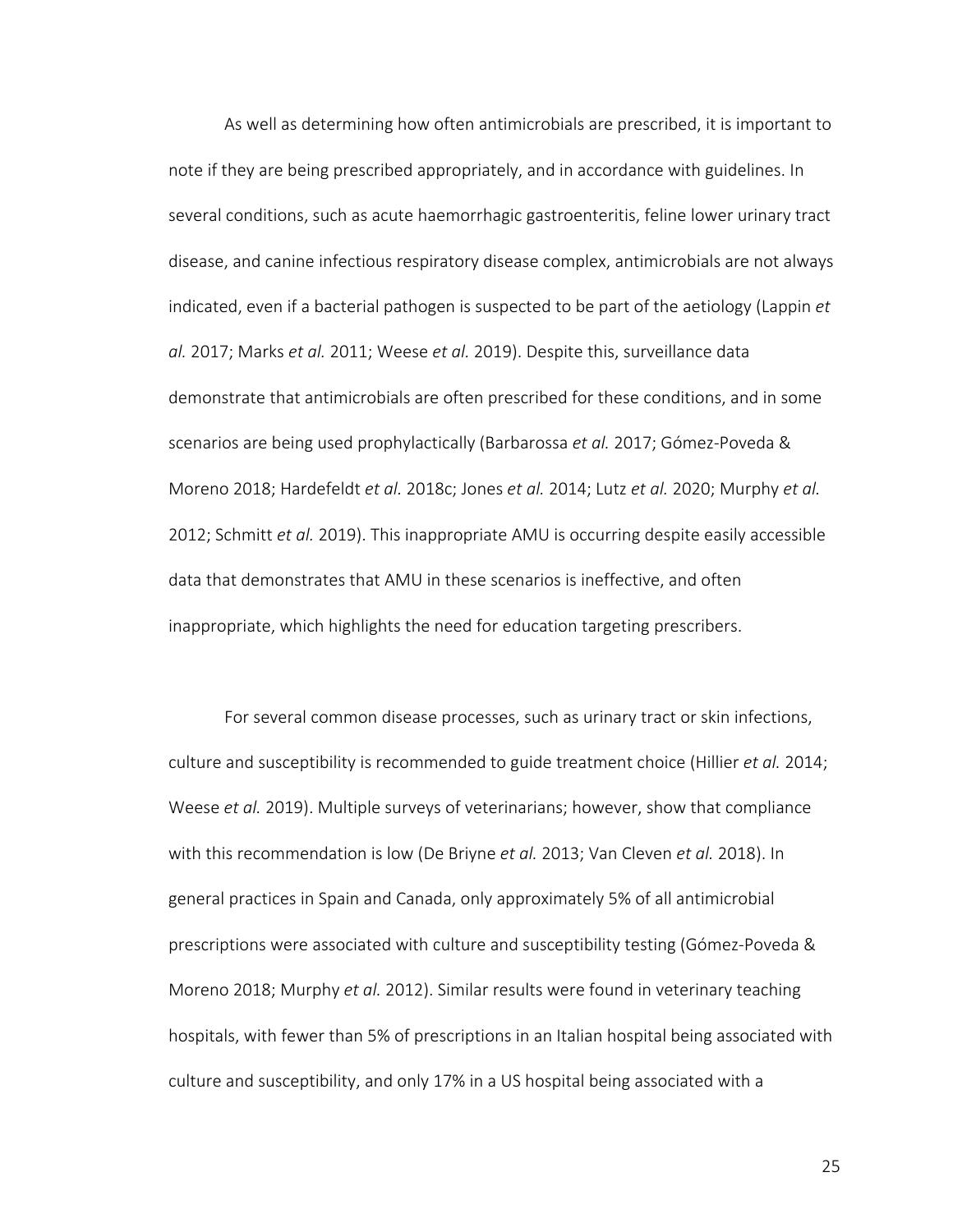As well as determining how often antimicrobials are prescribed, it is important to note if they are being prescribed appropriately, and in accordance with guidelines. In several conditions, such as acute haemorrhagic gastroenteritis, feline lower urinary tract disease, and canine infectious respiratory disease complex, antimicrobials are not always indicated, even if a bacterial pathogen is suspected to be part of the aetiology (Lappin *et al.* 2017; Marks *et al.* 2011; Weese *et al.* 2019). Despite this, surveillance data demonstrate that antimicrobials are often prescribed for these conditions, and in some scenarios are being used prophylactically (Barbarossa *et al.* 2017; Gómez-Poveda & Moreno 2018; Hardefeldt *et al.* 2018c; Jones *et al.* 2014; Lutz *et al.* 2020; Murphy *et al.* 2012; Schmitt *et al.* 2019). This inappropriate AMU is occurring despite easily accessible data that demonstrates that AMU in these scenarios is ineffective, and often inappropriate, which highlights the need for education targeting prescribers.

For several common disease processes, such as urinary tract or skin infections, culture and susceptibility is recommended to guide treatment choice (Hillier *et al.* 2014; Weese *et al.* 2019). Multiple surveys of veterinarians; however, show that compliance with this recommendation is low (De Briyne *et al.* 2013; Van Cleven *et al.* 2018). In general practices in Spain and Canada, only approximately 5% of all antimicrobial prescriptions were associated with culture and susceptibility testing (Gómez-Poveda & Moreno 2018; Murphy *et al.* 2012). Similar results were found in veterinary teaching hospitals, with fewer than 5% of prescriptions in an Italian hospital being associated with culture and susceptibility, and only 17% in a US hospital being associated with a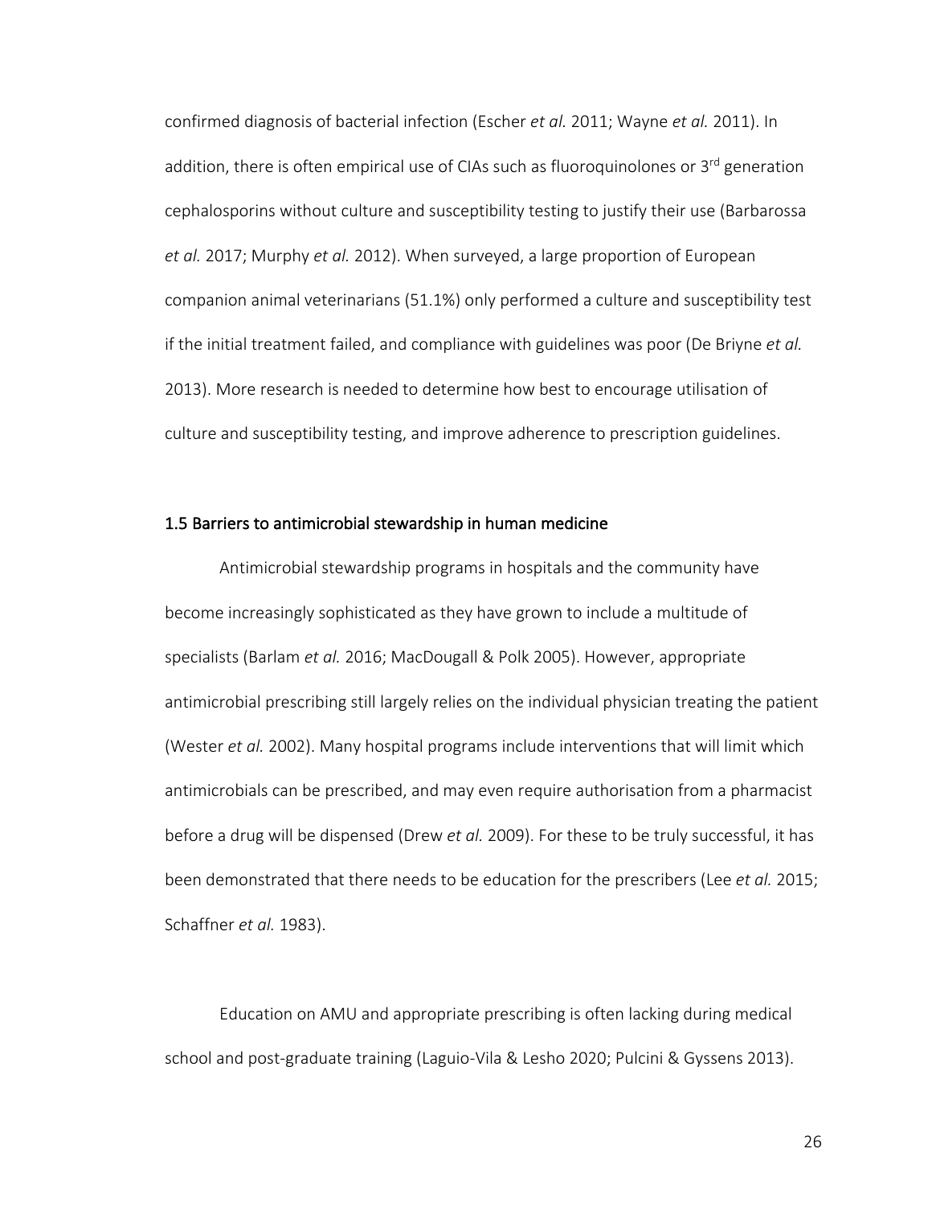confirmed diagnosis of bacterial infection (Escher *et al.* 2011; Wayne *et al.* 2011). In addition, there is often empirical use of CIAs such as fluoroquinolones or 3rd generation cephalosporins without culture and susceptibility testing to justify their use (Barbarossa *et al.* 2017; Murphy *et al.* 2012). When surveyed, a large proportion of European companion animal veterinarians (51.1%) only performed a culture and susceptibility test if the initial treatment failed, and compliance with guidelines was poor (De Briyne *et al.* 2013). More research is needed to determine how best to encourage utilisation of culture and susceptibility testing, and improve adherence to prescription guidelines.

## 1.5 Barriers to antimicrobial stewardship in human medicine

Antimicrobial stewardship programs in hospitals and the community have become increasingly sophisticated as they have grown to include a multitude of specialists (Barlam *et al.* 2016; MacDougall & Polk 2005). However, appropriate antimicrobial prescribing still largely relies on the individual physician treating the patient (Wester *et al.* 2002). Many hospital programs include interventions that will limit which antimicrobials can be prescribed, and may even require authorisation from a pharmacist before a drug will be dispensed (Drew *et al.* 2009). For these to be truly successful, it has been demonstrated that there needs to be education for the prescribers (Lee *et al.* 2015; Schaffner *et al.* 1983).

Education on AMU and appropriate prescribing is often lacking during medical school and post-graduate training (Laguio-Vila & Lesho 2020; Pulcini & Gyssens 2013).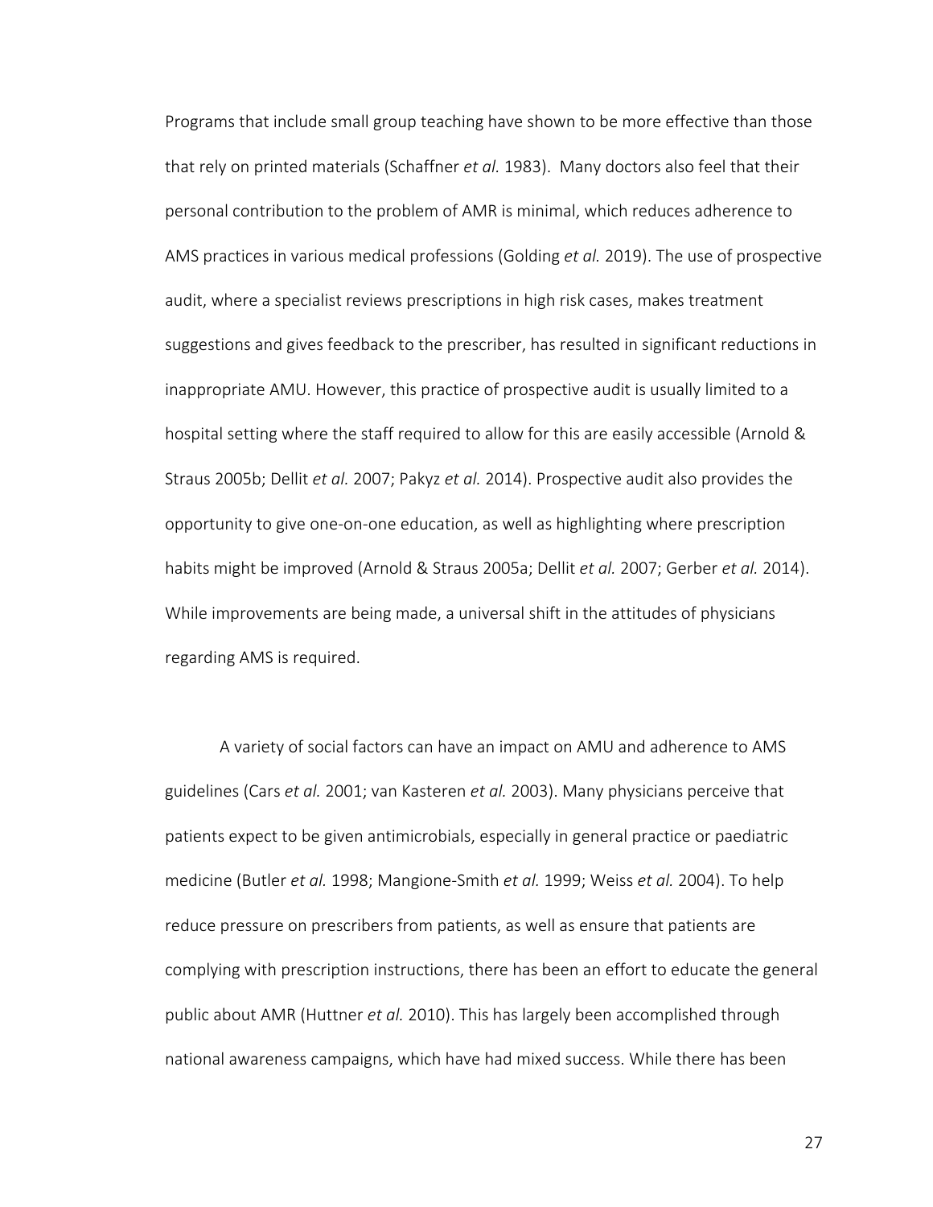Programs that include small group teaching have shown to be more effective than those that rely on printed materials (Schaffner *et al.* 1983). Many doctors also feel that their personal contribution to the problem of AMR is minimal, which reduces adherence to AMS practices in various medical professions (Golding *et al.* 2019). The use of prospective audit, where a specialist reviews prescriptions in high risk cases, makes treatment suggestions and gives feedback to the prescriber, has resulted in significant reductions in inappropriate AMU. However, this practice of prospective audit is usually limited to a hospital setting where the staff required to allow for this are easily accessible (Arnold & Straus 2005b; Dellit *et al.* 2007; Pakyz *et al.* 2014). Prospective audit also provides the opportunity to give one-on-one education, as well as highlighting where prescription habits might be improved (Arnold & Straus 2005a; Dellit *et al.* 2007; Gerber *et al.* 2014). While improvements are being made, a universal shift in the attitudes of physicians regarding AMS is required.

A variety of social factors can have an impact on AMU and adherence to AMS guidelines (Cars *et al.* 2001; van Kasteren *et al.* 2003). Many physicians perceive that patients expect to be given antimicrobials, especially in general practice or paediatric medicine (Butler *et al.* 1998; Mangione-Smith *et al.* 1999; Weiss *et al.* 2004). To help reduce pressure on prescribers from patients, as well as ensure that patients are complying with prescription instructions, there has been an effort to educate the general public about AMR (Huttner *et al.* 2010). This has largely been accomplished through national awareness campaigns, which have had mixed success. While there has been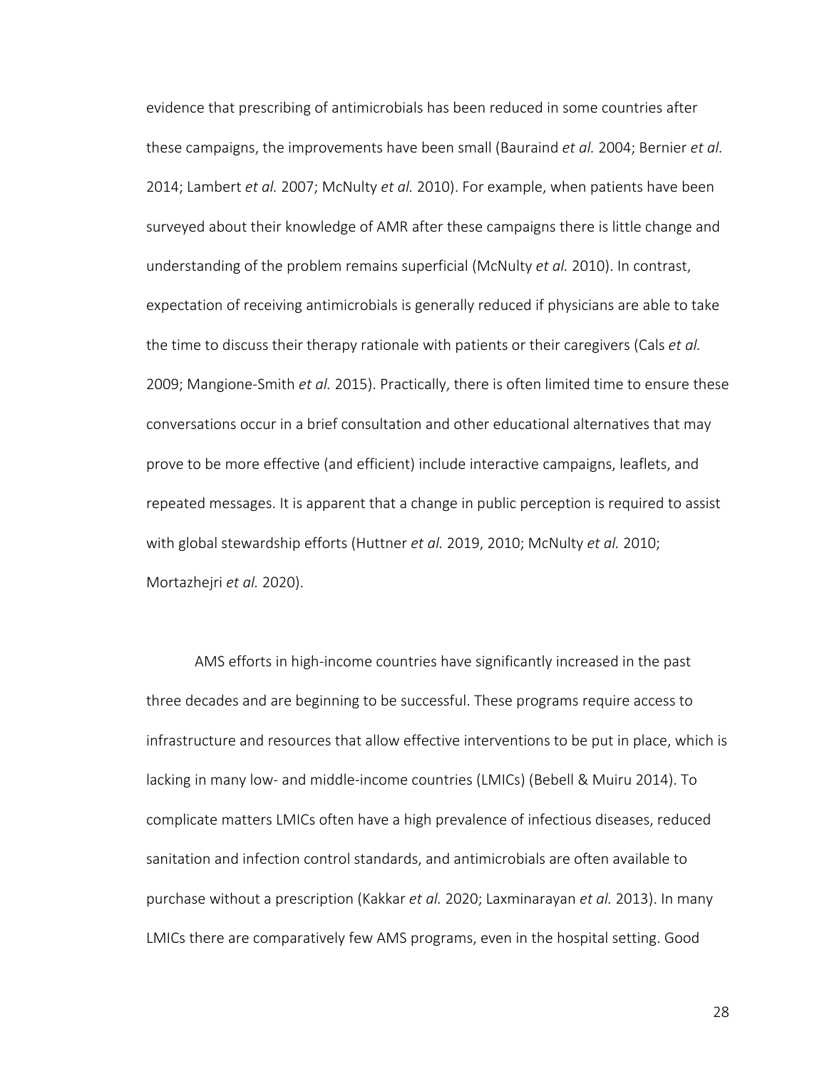evidence that prescribing of antimicrobials has been reduced in some countries after these campaigns, the improvements have been small (Bauraind *et al.* 2004; Bernier *et al.* 2014; Lambert *et al.* 2007; McNulty *et al.* 2010). For example, when patients have been surveyed about their knowledge of AMR after these campaigns there is little change and understanding of the problem remains superficial (McNulty *et al.* 2010). In contrast, expectation of receiving antimicrobials is generally reduced if physicians are able to take the time to discuss their therapy rationale with patients or their caregivers (Cals *et al.* 2009; Mangione-Smith *et al.* 2015). Practically, there is often limited time to ensure these conversations occur in a brief consultation and other educational alternatives that may prove to be more effective (and efficient) include interactive campaigns, leaflets, and repeated messages. It is apparent that a change in public perception is required to assist with global stewardship efforts (Huttner *et al.* 2019, 2010; McNulty *et al.* 2010; Mortazhejri *et al.* 2020).

AMS efforts in high-income countries have significantly increased in the past three decades and are beginning to be successful. These programs require access to infrastructure and resources that allow effective interventions to be put in place, which is lacking in many low- and middle-income countries (LMICs) (Bebell & Muiru 2014). To complicate matters LMICs often have a high prevalence of infectious diseases, reduced sanitation and infection control standards, and antimicrobials are often available to purchase without a prescription (Kakkar *et al.* 2020; Laxminarayan *et al.* 2013). In many LMICs there are comparatively few AMS programs, even in the hospital setting. Good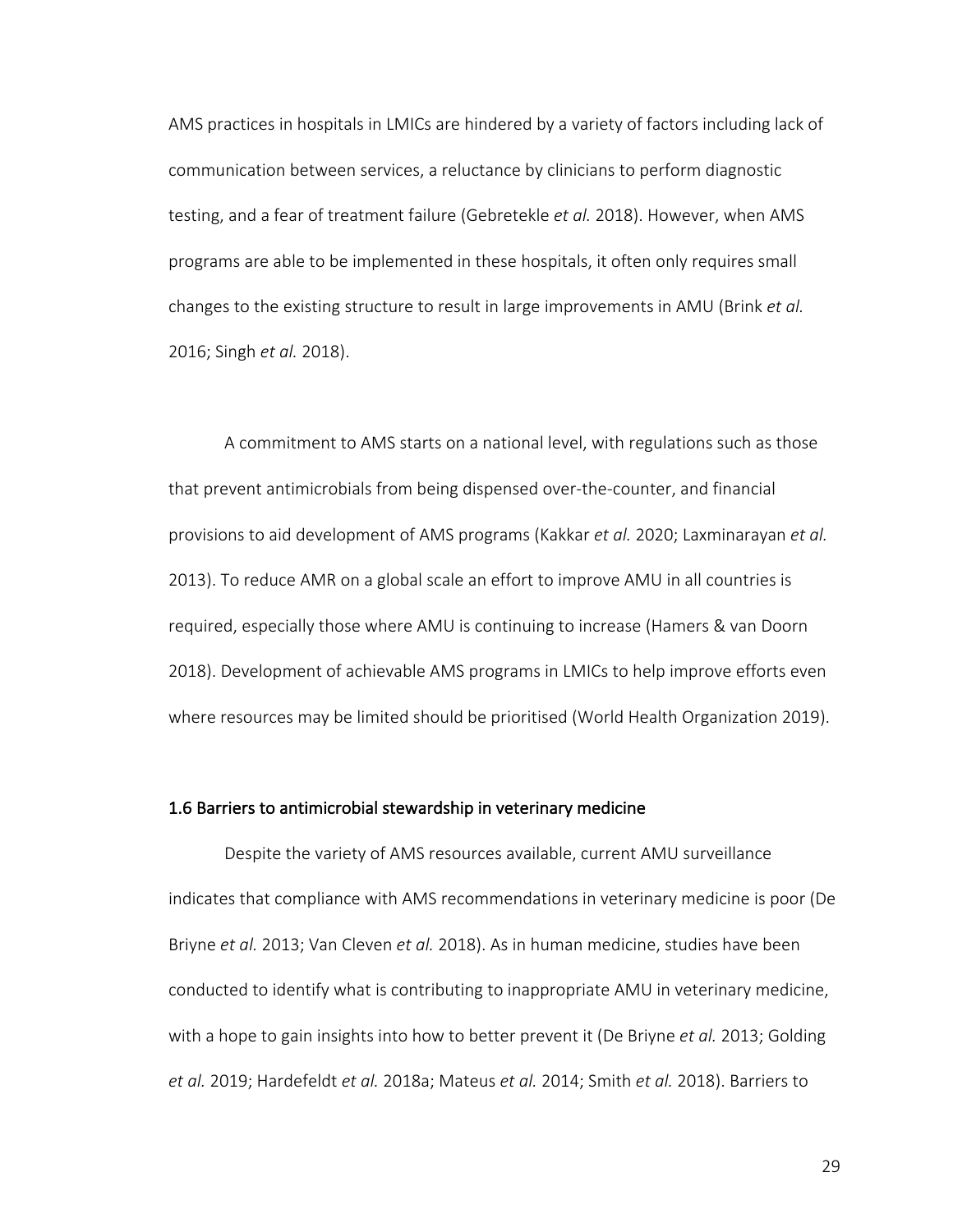AMS practices in hospitals in LMICs are hindered by a variety of factors including lack of communication between services, a reluctance by clinicians to perform diagnostic testing, and a fear of treatment failure (Gebretekle *et al.* 2018). However, when AMS programs are able to be implemented in these hospitals, it often only requires small changes to the existing structure to result in large improvements in AMU (Brink *et al.* 2016; Singh *et al.* 2018).

A commitment to AMS starts on a national level, with regulations such as those that prevent antimicrobials from being dispensed over-the-counter, and financial provisions to aid development of AMS programs (Kakkar *et al.* 2020; Laxminarayan *et al.* 2013). To reduce AMR on a global scale an effort to improve AMU in all countries is required, especially those where AMU is continuing to increase (Hamers & van Doorn 2018). Development of achievable AMS programs in LMICs to help improve efforts even where resources may be limited should be prioritised (World Health Organization 2019).

### 1.6 Barriers to antimicrobial stewardship in veterinary medicine

Despite the variety of AMS resources available, current AMU surveillance indicates that compliance with AMS recommendations in veterinary medicine is poor (De Briyne *et al.* 2013; Van Cleven *et al.* 2018). As in human medicine, studies have been conducted to identify what is contributing to inappropriate AMU in veterinary medicine, with a hope to gain insights into how to better prevent it (De Briyne *et al.* 2013; Golding *et al.* 2019; Hardefeldt *et al.* 2018a; Mateus *et al.* 2014; Smith *et al.* 2018). Barriers to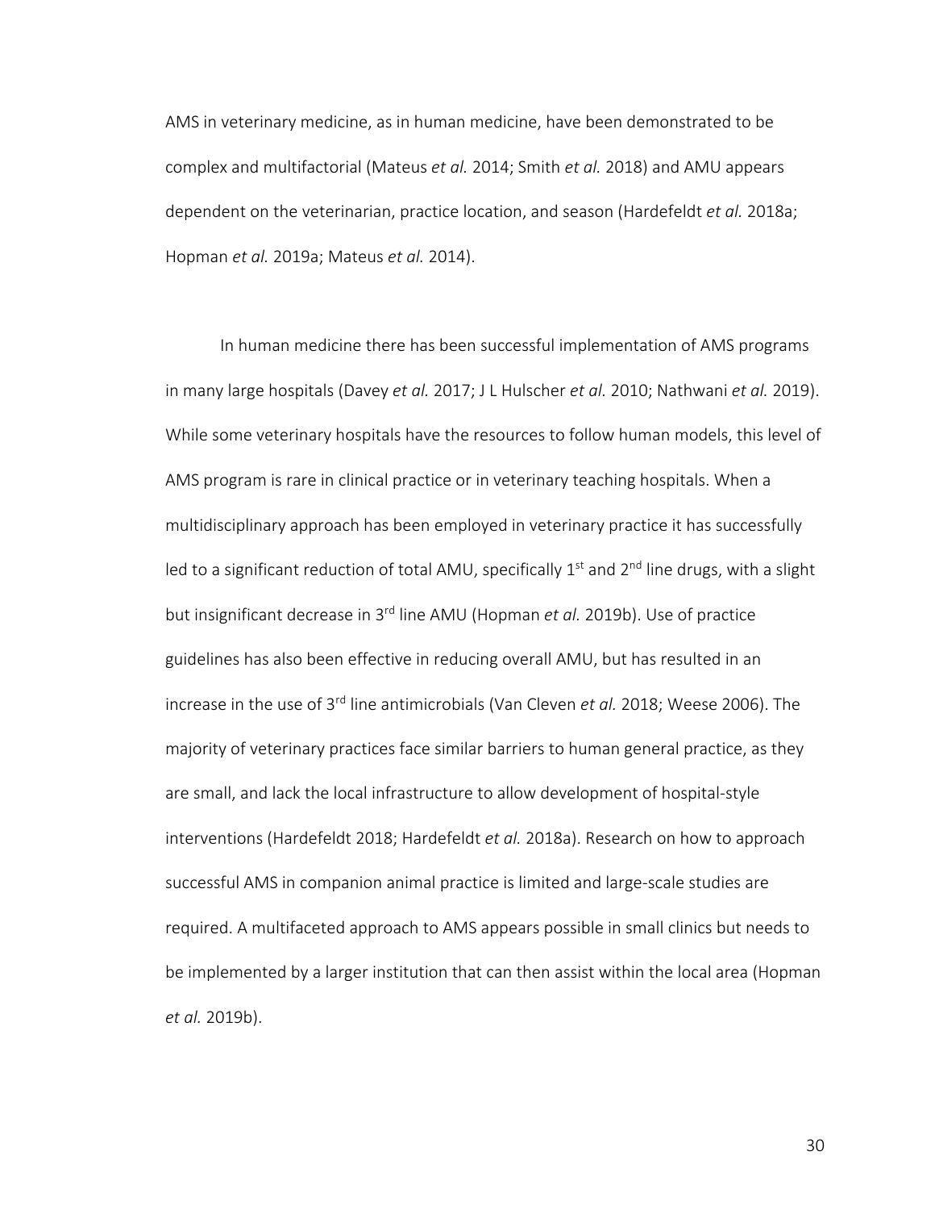AMS in veterinary medicine, as in human medicine, have been demonstrated to be complex and multifactorial (Mateus *et al.* 2014; Smith *et al.* 2018) and AMU appears dependent on the veterinarian, practice location, and season (Hardefeldt *et al.* 2018a; Hopman *et al.* 2019a; Mateus *et al.* 2014).

In human medicine there has been successful implementation of AMS programs in many large hospitals (Davey *et al.* 2017; J L Hulscher *et al.* 2010; Nathwani *et al.* 2019). While some veterinary hospitals have the resources to follow human models, this level of AMS program is rare in clinical practice or in veterinary teaching hospitals. When a multidisciplinary approach has been employed in veterinary practice it has successfully led to a significant reduction of total AMU, specifically 1st and 2nd line drugs, with a slight but insignificant decrease in 3rd line AMU (Hopman *et al.* 2019b). Use of practice guidelines has also been effective in reducing overall AMU, but has resulted in an increase in the use of 3rd line antimicrobials (Van Cleven *et al.* 2018; Weese 2006). The majority of veterinary practices face similar barriers to human general practice, as they are small, and lack the local infrastructure to allow development of hospital-style interventions (Hardefeldt 2018; Hardefeldt *et al.* 2018a). Research on how to approach successful AMS in companion animal practice is limited and large-scale studies are required. A multifaceted approach to AMS appears possible in small clinics but needs to be implemented by a larger institution that can then assist within the local area (Hopman *et al.* 2019b).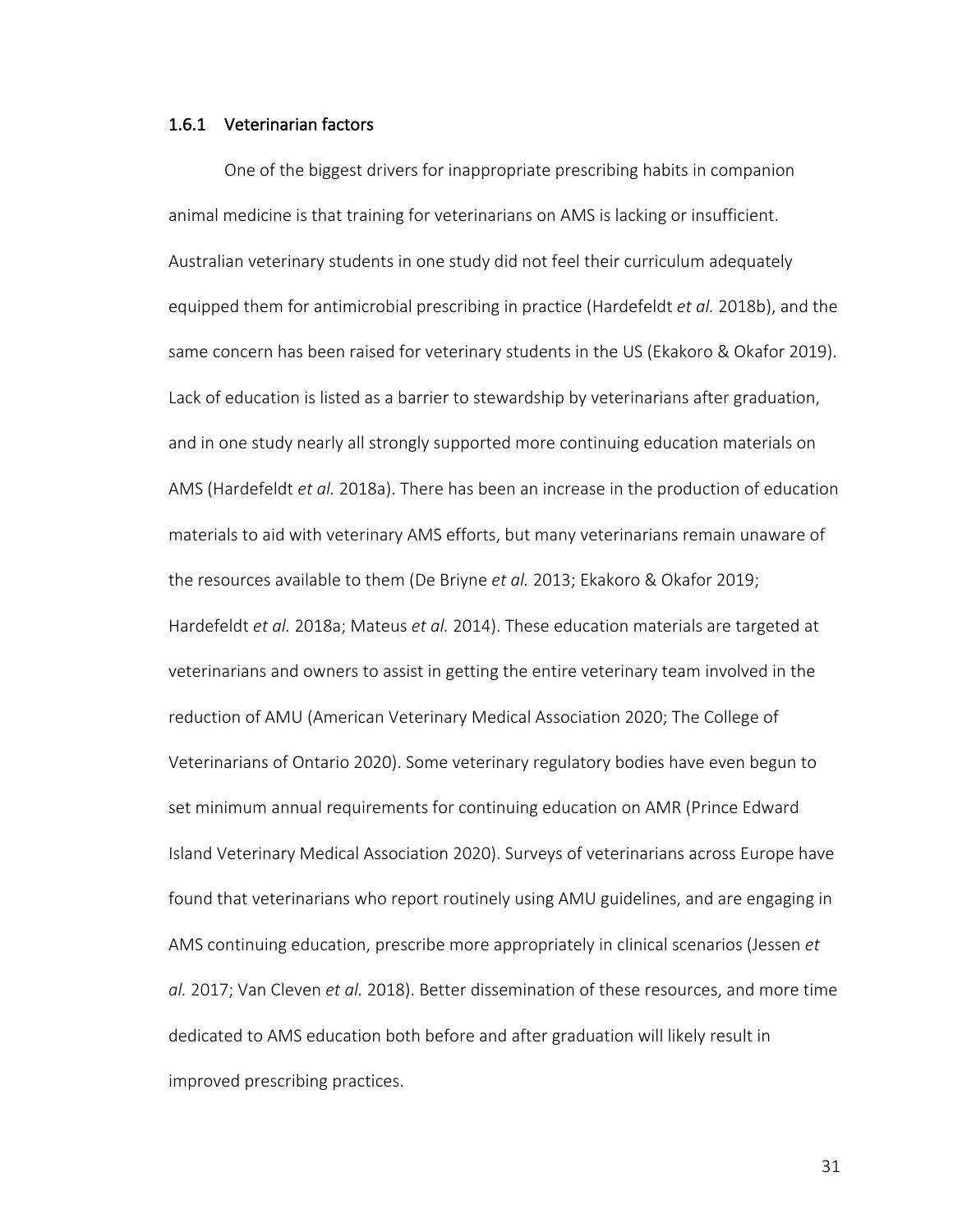### 1.6.1 Veterinarian factors

One of the biggest drivers for inappropriate prescribing habits in companion animal medicine is that training for veterinarians on AMS is lacking or insufficient. Australian veterinary students in one study did not feel their curriculum adequately equipped them for antimicrobial prescribing in practice (Hardefeldt *et al.* 2018b), and the same concern has been raised for veterinary students in the US (Ekakoro & Okafor 2019). Lack of education is listed as a barrier to stewardship by veterinarians after graduation, and in one study nearly all strongly supported more continuing education materials on AMS (Hardefeldt *et al.* 2018a). There has been an increase in the production of education materials to aid with veterinary AMS efforts, but many veterinarians remain unaware of the resources available to them (De Briyne *et al.* 2013; Ekakoro & Okafor 2019; Hardefeldt *et al.* 2018a; Mateus *et al.* 2014). These education materials are targeted at veterinarians and owners to assist in getting the entire veterinary team involved in the reduction of AMU (American Veterinary Medical Association 2020; The College of Veterinarians of Ontario 2020). Some veterinary regulatory bodies have even begun to set minimum annual requirements for continuing education on AMR (Prince Edward Island Veterinary Medical Association 2020). Surveys of veterinarians across Europe have found that veterinarians who report routinely using AMU guidelines, and are engaging in AMS continuing education, prescribe more appropriately in clinical scenarios (Jessen *et al.* 2017; Van Cleven *et al.* 2018). Better dissemination of these resources, and more time dedicated to AMS education both before and after graduation will likely result in improved prescribing practices.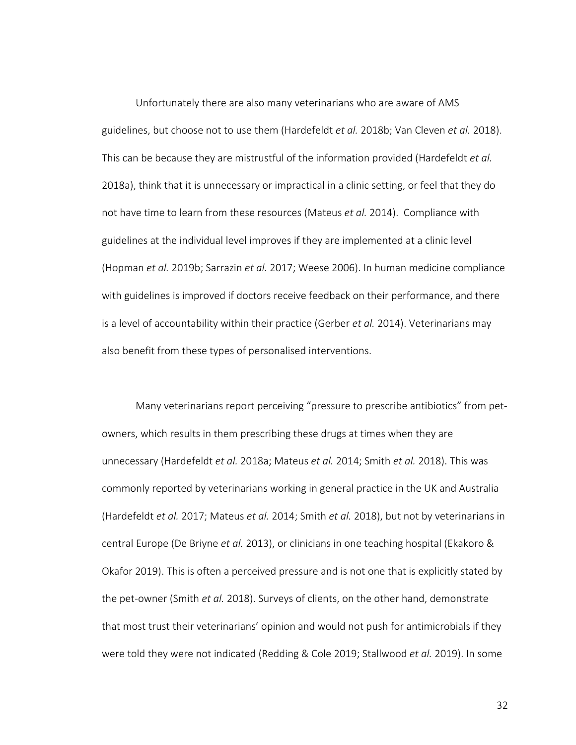Unfortunately there are also many veterinarians who are aware of AMS guidelines, but choose not to use them (Hardefeldt *et al.* 2018b; Van Cleven *et al.* 2018). This can be because they are mistrustful of the information provided (Hardefeldt *et al.* 2018a), think that it is unnecessary or impractical in a clinic setting, or feel that they do not have time to learn from these resources (Mateus *et al.* 2014). Compliance with guidelines at the individual level improves if they are implemented at a clinic level (Hopman *et al.* 2019b; Sarrazin *et al.* 2017; Weese 2006). In human medicine compliance with guidelines is improved if doctors receive feedback on their performance, and there is a level of accountability within their practice (Gerber *et al.* 2014). Veterinarians may also benefit from these types of personalised interventions.

Many veterinarians report perceiving "pressure to prescribe antibiotics" from pet-owners, which results in them prescribing these drugs at times when they are unnecessary (Hardefeldt *et al.* 2018a; Mateus *et al.* 2014; Smith *et al.* 2018). This was commonly reported by veterinarians working in general practice in the UK and Australia (Hardefeldt *et al.* 2017; Mateus *et al.* 2014; Smith *et al.* 2018), but not by veterinarians in central Europe (De Briyne *et al.* 2013), or clinicians in one teaching hospital (Ekakoro & Okafor 2019). This is often a perceived pressure and is not one that is explicitly stated by the pet-owner (Smith *et al.* 2018). Surveys of clients, on the other hand, demonstrate that most trust their veterinarians' opinion and would not push for antimicrobials if they were told they were not indicated (Redding & Cole 2019; Stallwood *et al.* 2019). In some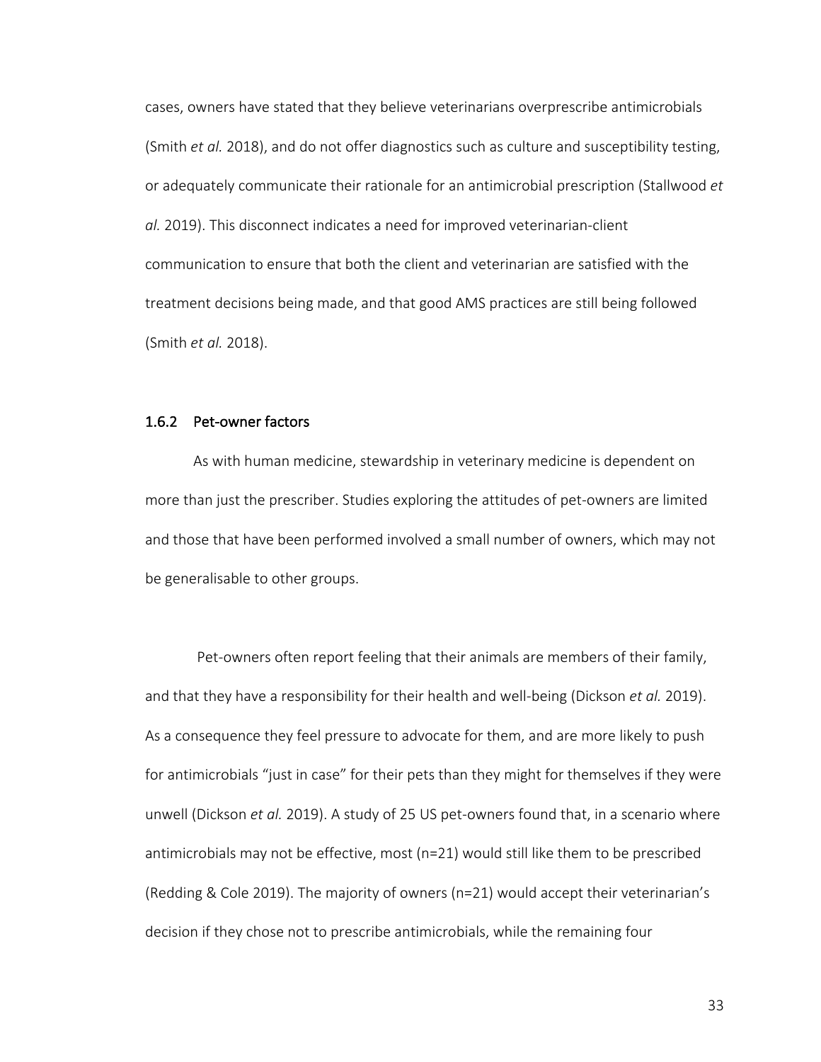cases, owners have stated that they believe veterinarians overprescribe antimicrobials (Smith *et al.* 2018), and do not offer diagnostics such as culture and susceptibility testing, or adequately communicate their rationale for an antimicrobial prescription (Stallwood *et al.* 2019). This disconnect indicates a need for improved veterinarian-client communication to ensure that both the client and veterinarian are satisfied with the treatment decisions being made, and that good AMS practices are still being followed (Smith *et al.* 2018).

### 1.6.2 Pet-owner factors

As with human medicine, stewardship in veterinary medicine is dependent on more than just the prescriber. Studies exploring the attitudes of pet-owners are limited and those that have been performed involved a small number of owners, which may not be generalisable to other groups.

Pet-owners often report feeling that their animals are members of their family, and that they have a responsibility for their health and well-being (Dickson *et al.* 2019). As a consequence they feel pressure to advocate for them, and are more likely to push for antimicrobials "just in case" for their pets than they might for themselves if they were unwell (Dickson *et al.* 2019). A study of 25 US pet-owners found that, in a scenario where antimicrobials may not be effective, most (n=21) would still like them to be prescribed (Redding & Cole 2019). The majority of owners (n=21) would accept their veterinarian's decision if they chose not to prescribe antimicrobials, while the remaining four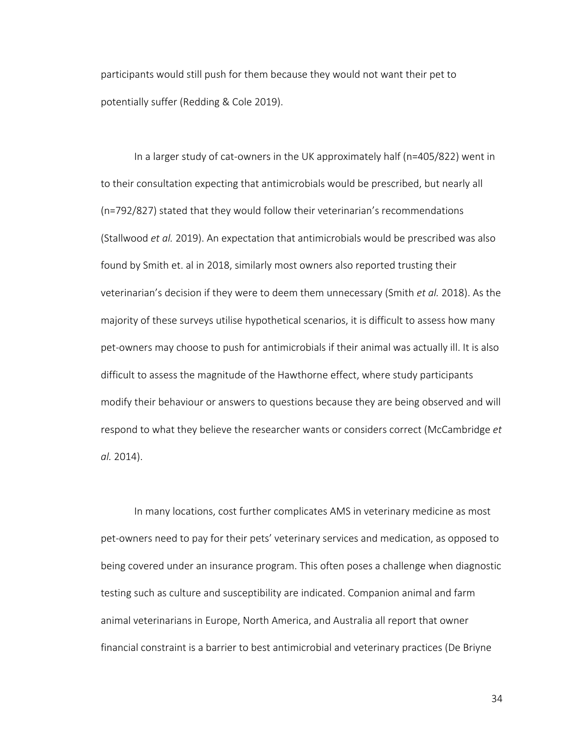participants would still push for them because they would not want their pet to potentially suffer (Redding & Cole 2019).

In a larger study of cat-owners in the UK approximately half (n=405/822) went in to their consultation expecting that antimicrobials would be prescribed, but nearly all (n=792/827) stated that they would follow their veterinarian's recommendations (Stallwood *et al.* 2019). An expectation that antimicrobials would be prescribed was also found by Smith et. al in 2018, similarly most owners also reported trusting their veterinarian's decision if they were to deem them unnecessary (Smith *et al.* 2018). As the majority of these surveys utilise hypothetical scenarios, it is difficult to assess how many pet-owners may choose to push for antimicrobials if their animal was actually ill. It is also difficult to assess the magnitude of the Hawthorne effect, where study participants modify their behaviour or answers to questions because they are being observed and will respond to what they believe the researcher wants or considers correct (McCambridge *et al.* 2014).

In many locations, cost further complicates AMS in veterinary medicine as most pet-owners need to pay for their pets' veterinary services and medication, as opposed to being covered under an insurance program. This often poses a challenge when diagnostic testing such as culture and susceptibility are indicated. Companion animal and farm animal veterinarians in Europe, North America, and Australia all report that owner financial constraint is a barrier to best antimicrobial and veterinary practices (De Briyne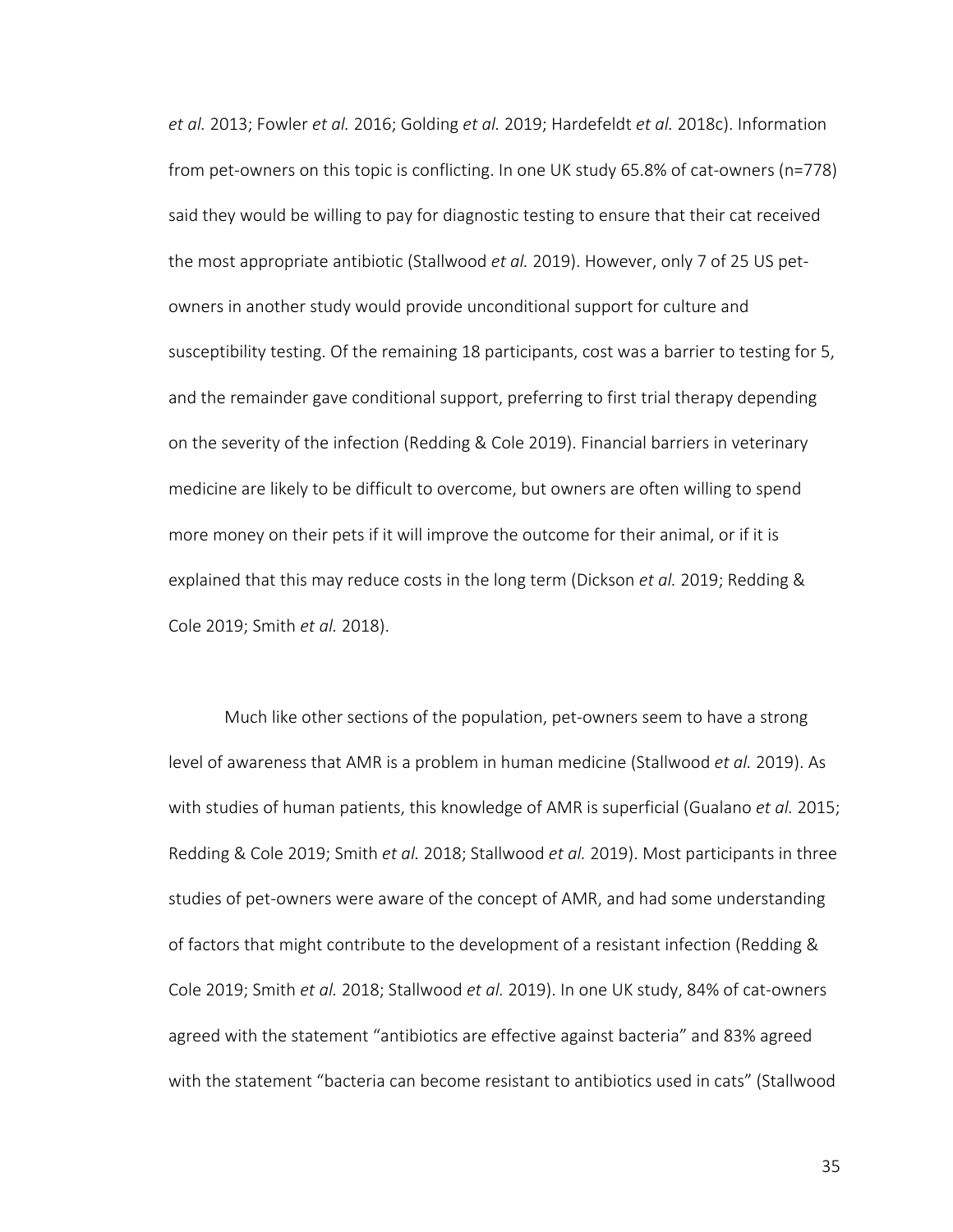*et al.* 2013; Fowler *et al.* 2016; Golding *et al.* 2019; Hardefeldt *et al.* 2018c). Information from pet-owners on this topic is conflicting. In one UK study 65.8% of cat-owners (n=778) said they would be willing to pay for diagnostic testing to ensure that their cat received the most appropriate antibiotic (Stallwood *et al.* 2019). However, only 7 of 25 US pet-owners in another study would provide unconditional support for culture and susceptibility testing. Of the remaining 18 participants, cost was a barrier to testing for 5, and the remainder gave conditional support, preferring to first trial therapy depending on the severity of the infection (Redding & Cole 2019). Financial barriers in veterinary medicine are likely to be difficult to overcome, but owners are often willing to spend more money on their pets if it will improve the outcome for their animal, or if it is explained that this may reduce costs in the long term (Dickson *et al.* 2019; Redding & Cole 2019; Smith *et al.* 2018).

Much like other sections of the population, pet-owners seem to have a strong level of awareness that AMR is a problem in human medicine (Stallwood *et al.* 2019). As with studies of human patients, this knowledge of AMR is superficial (Gualano *et al.* 2015; Redding & Cole 2019; Smith *et al.* 2018; Stallwood *et al.* 2019). Most participants in three studies of pet-owners were aware of the concept of AMR, and had some understanding of factors that might contribute to the development of a resistant infection (Redding & Cole 2019; Smith *et al.* 2018; Stallwood *et al.* 2019). In one UK study, 84% of cat-owners agreed with the statement "antibiotics are effective against bacteria" and 83% agreed with the statement "bacteria can become resistant to antibiotics used in cats" (Stallwood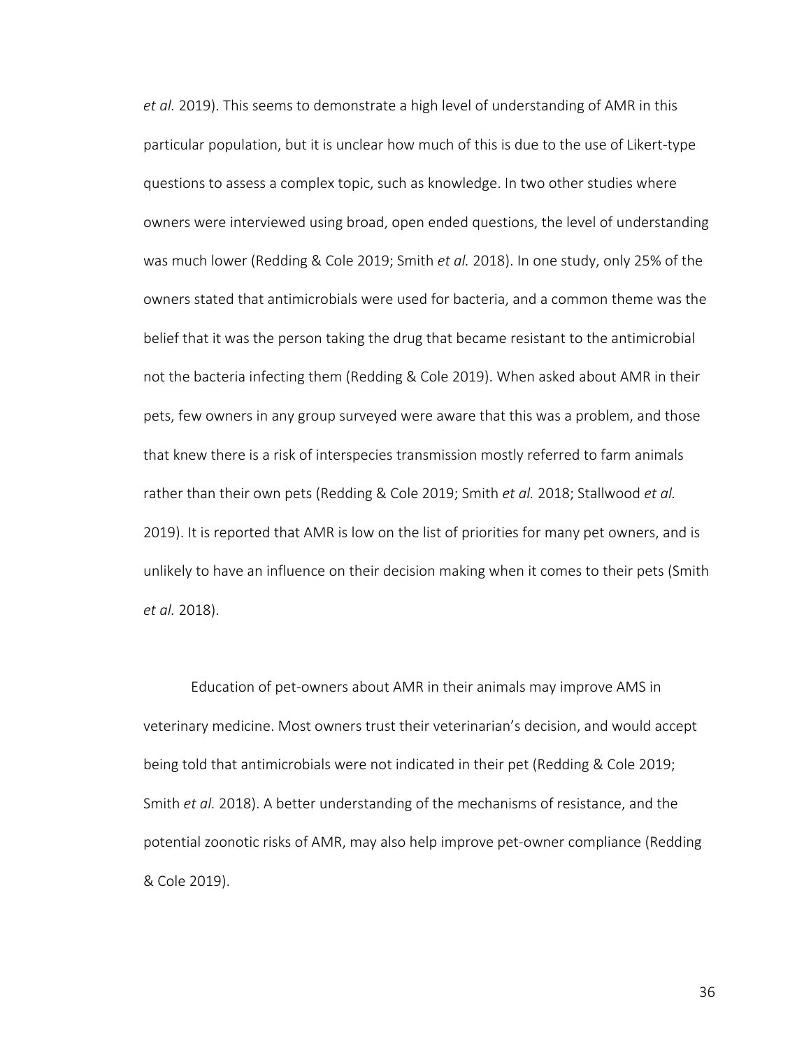*et al.* 2019). This seems to demonstrate a high level of understanding of AMR in this particular population, but it is unclear how much of this is due to the use of Likert-type questions to assess a complex topic, such as knowledge. In two other studies where owners were interviewed using broad, open ended questions, the level of understanding was much lower (Redding & Cole 2019; Smith *et al.* 2018). In one study, only 25% of the owners stated that antimicrobials were used for bacteria, and a common theme was the belief that it was the person taking the drug that became resistant to the antimicrobial not the bacteria infecting them (Redding & Cole 2019). When asked about AMR in their pets, few owners in any group surveyed were aware that this was a problem, and those that knew there is a risk of interspecies transmission mostly referred to farm animals rather than their own pets (Redding & Cole 2019; Smith *et al.* 2018; Stallwood *et al.* 2019). It is reported that AMR is low on the list of priorities for many pet owners, and is unlikely to have an influence on their decision making when it comes to their pets (Smith *et al.* 2018).

Education of pet-owners about AMR in their animals may improve AMS in veterinary medicine. Most owners trust their veterinarian's decision, and would accept being told that antimicrobials were not indicated in their pet (Redding & Cole 2019; Smith *et al.* 2018). A better understanding of the mechanisms of resistance, and the potential zoonotic risks of AMR, may also help improve pet-owner compliance (Redding & Cole 2019).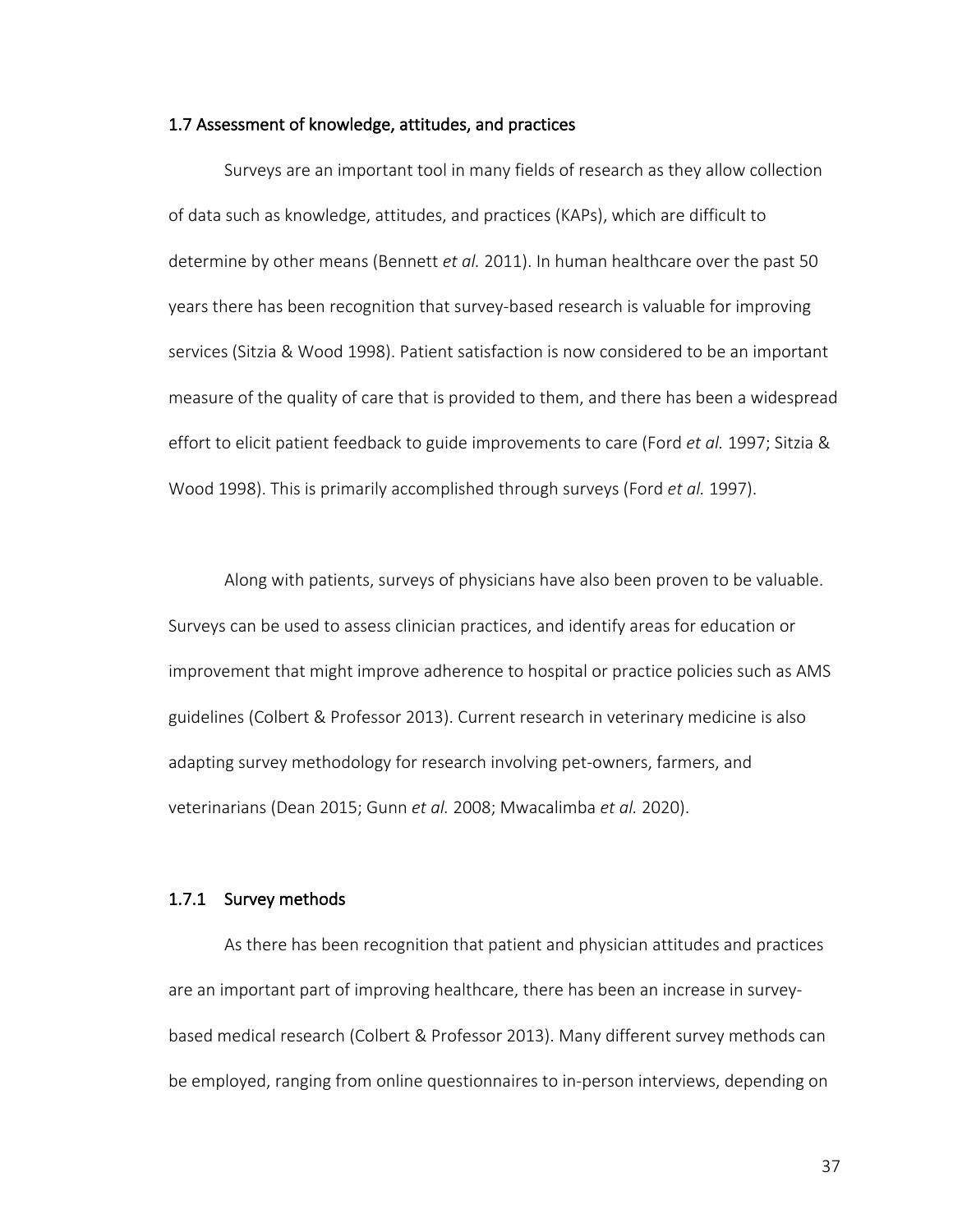## 1.7 Assessment of knowledge, attitudes, and practices

Surveys are an important tool in many fields of research as they allow collection of data such as knowledge, attitudes, and practices (KAPs), which are difficult to determine by other means (Bennett *et al.* 2011). In human healthcare over the past 50 years there has been recognition that survey-based research is valuable for improving services (Sitzia & Wood 1998). Patient satisfaction is now considered to be an important measure of the quality of care that is provided to them, and there has been a widespread effort to elicit patient feedback to guide improvements to care (Ford *et al.* 1997; Sitzia & Wood 1998). This is primarily accomplished through surveys (Ford *et al.* 1997).

Along with patients, surveys of physicians have also been proven to be valuable. Surveys can be used to assess clinician practices, and identify areas for education or improvement that might improve adherence to hospital or practice policies such as AMS guidelines (Colbert & Professor 2013). Current research in veterinary medicine is also adapting survey methodology for research involving pet-owners, farmers, and veterinarians (Dean 2015; Gunn *et al.* 2008; Mwacalimba *et al.* 2020).

### 1.7.1 Survey methods

As there has been recognition that patient and physician attitudes and practices are an important part of improving healthcare, there has been an increase in survey-based medical research (Colbert & Professor 2013). Many different survey methods can be employed, ranging from online questionnaires to in-person interviews, depending on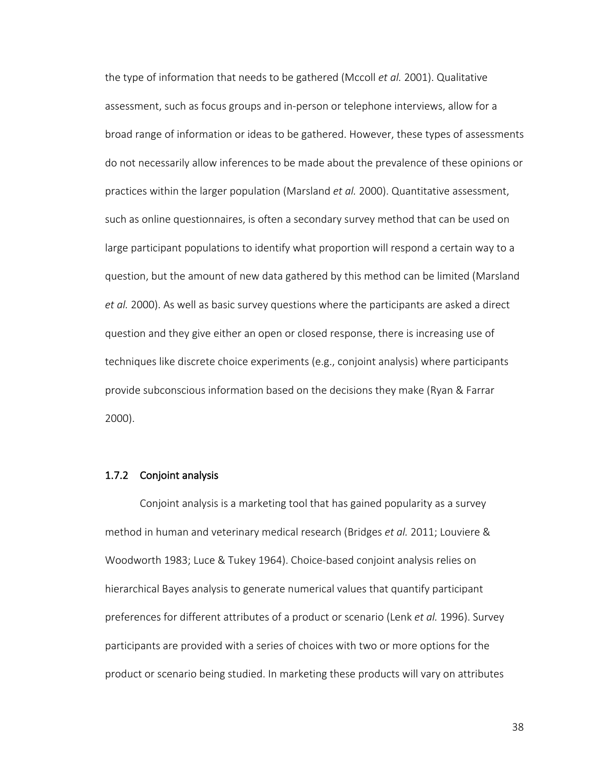the type of information that needs to be gathered (Mccoll *et al.* 2001). Qualitative assessment, such as focus groups and in-person or telephone interviews, allow for a broad range of information or ideas to be gathered. However, these types of assessments do not necessarily allow inferences to be made about the prevalence of these opinions or practices within the larger population (Marsland *et al.* 2000). Quantitative assessment, such as online questionnaires, is often a secondary survey method that can be used on large participant populations to identify what proportion will respond a certain way to a question, but the amount of new data gathered by this method can be limited (Marsland *et al.* 2000). As well as basic survey questions where the participants are asked a direct question and they give either an open or closed response, there is increasing use of techniques like discrete choice experiments (e.g., conjoint analysis) where participants provide subconscious information based on the decisions they make (Ryan & Farrar 2000).

### 1.7.2 Conjoint analysis

Conjoint analysis is a marketing tool that has gained popularity as a survey method in human and veterinary medical research (Bridges *et al.* 2011; Louviere & Woodworth 1983; Luce & Tukey 1964). Choice-based conjoint analysis relies on hierarchical Bayes analysis to generate numerical values that quantify participant preferences for different attributes of a product or scenario (Lenk *et al.* 1996). Survey participants are provided with a series of choices with two or more options for the product or scenario being studied. In marketing these products will vary on attributes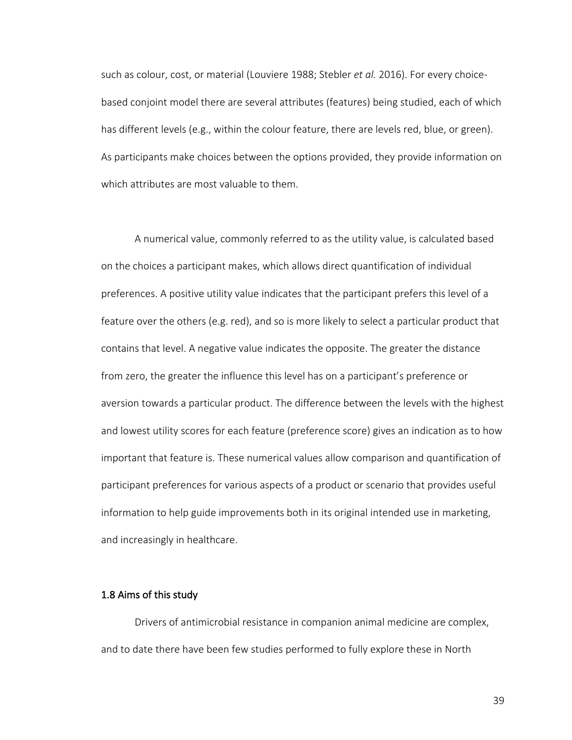such as colour, cost, or material (Louviere 1988; Stebler *et al.* 2016). For every choice-based conjoint model there are several attributes (features) being studied, each of which has different levels (e.g., within the colour feature, there are levels red, blue, or green). As participants make choices between the options provided, they provide information on which attributes are most valuable to them.

A numerical value, commonly referred to as the utility value, is calculated based on the choices a participant makes, which allows direct quantification of individual preferences. A positive utility value indicates that the participant prefers this level of a feature over the others (e.g. red), and so is more likely to select a particular product that contains that level. A negative value indicates the opposite. The greater the distance from zero, the greater the influence this level has on a participant's preference or aversion towards a particular product. The difference between the levels with the highest and lowest utility scores for each feature (preference score) gives an indication as to how important that feature is. These numerical values allow comparison and quantification of participant preferences for various aspects of a product or scenario that provides useful information to help guide improvements both in its original intended use in marketing, and increasingly in healthcare.

## 1.8 Aims of this study

Drivers of antimicrobial resistance in companion animal medicine are complex, and to date there have been few studies performed to fully explore these in North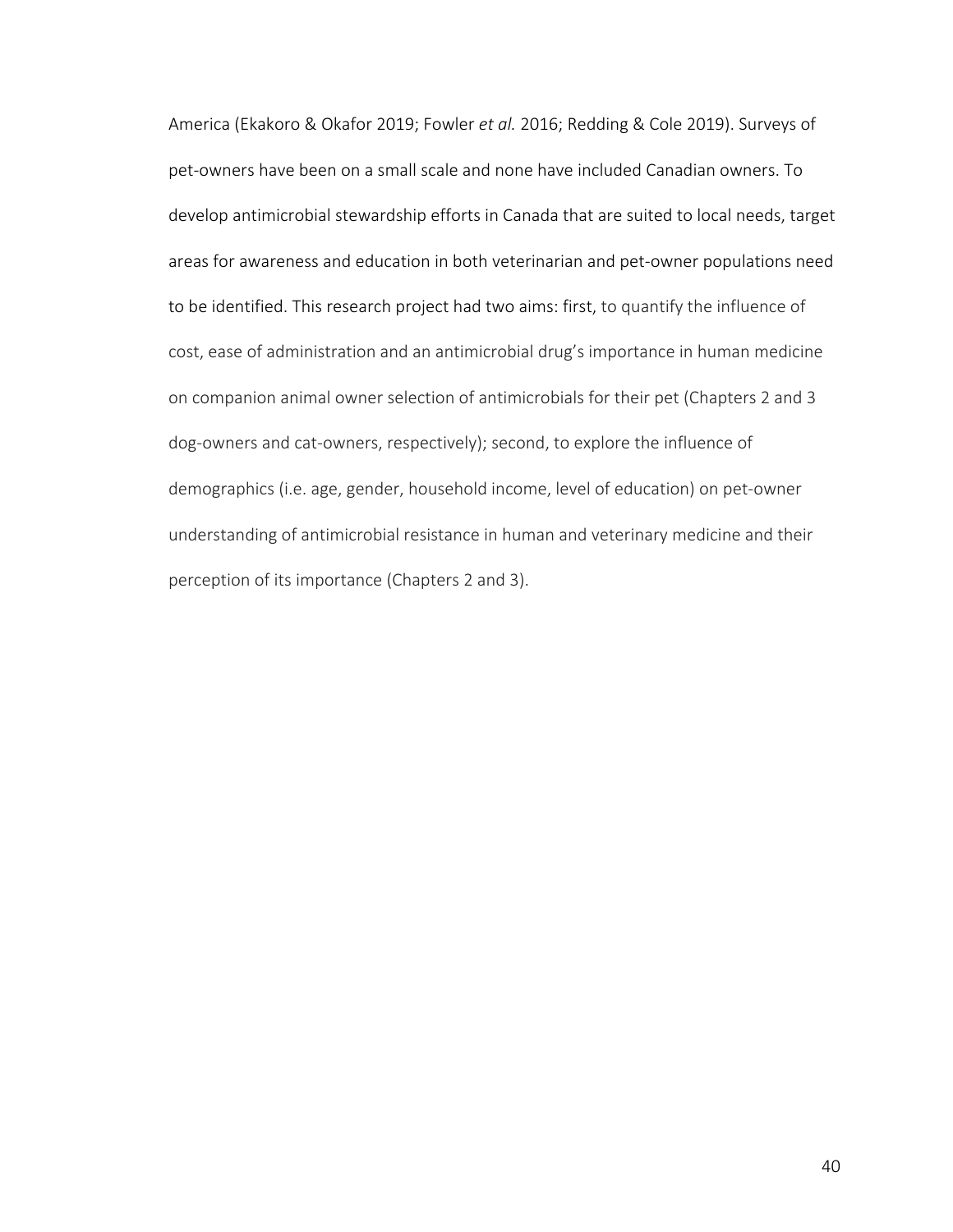America (Ekakoro & Okafor 2019; Fowler *et al.* 2016; Redding & Cole 2019). Surveys of pet-owners have been on a small scale and none have included Canadian owners. To develop antimicrobial stewardship efforts in Canada that are suited to local needs, target areas for awareness and education in both veterinarian and pet-owner populations need to be identified. This research project had two aims: first, to quantify the influence of cost, ease of administration and an antimicrobial drug's importance in human medicine on companion animal owner selection of antimicrobials for their pet (Chapters 2 and 3 dog-owners and cat-owners, respectively); second, to explore the influence of demographics (i.e. age, gender, household income, level of education) on pet-owner understanding of antimicrobial resistance in human and veterinary medicine and their perception of its importance (Chapters 2 and 3).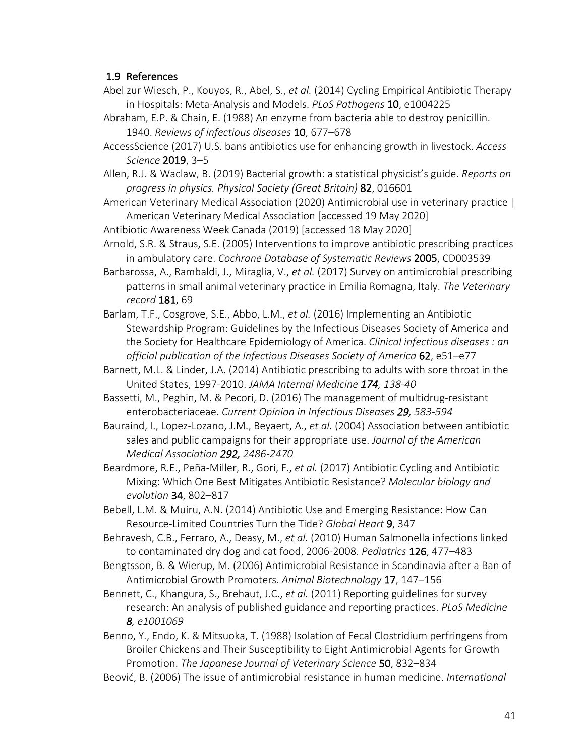### 1.9 References

Abel zur Wiesch, P., Kouyos, R., Abel, S., *et al.* (2014) Cycling Empirical Antibiotic Therapy in Hospitals: Meta-Analysis and Models. *PLoS Pathogens* **10**, e1004225

Abraham, E.P. & Chain, E. (1988) An enzyme from bacteria able to destroy penicillin. 1940. *Reviews of infectious diseases* **10**, 677–678

AccessScience (2017) U.S. bans antibiotics use for enhancing growth in livestock. *Access Science* **2019**, 3–5

Allen, R.J. & Waclaw, B. (2019) Bacterial growth: a statistical physicist's guide. *Reports on progress in physics. Physical Society (Great Britain)* **82**, 016601

American Veterinary Medical Association (2020) Antimicrobial use in veterinary practice | American Veterinary Medical Association [accessed 19 May 2020]

Antibiotic Awareness Week Canada (2019) [accessed 18 May 2020]

Arnold, S.R. & Straus, S.E. (2005) Interventions to improve antibiotic prescribing practices in ambulatory care. *Cochrane Database of Systematic Reviews* **2005**, CD003539

Barbarossa, A., Rambaldi, J., Miraglia, V., *et al.* (2017) Survey on antimicrobial prescribing patterns in small animal veterinary practice in Emilia Romagna, Italy. *The Veterinary record* **181**, 69

Barlam, T.F., Cosgrove, S.E., Abbo, L.M., *et al.* (2016) Implementing an Antibiotic Stewardship Program: Guidelines by the Infectious Diseases Society of America and the Society for Healthcare Epidemiology of America. *Clinical infectious diseases : an official publication of the Infectious Diseases Society of America* **62**, e51–e77

Barnett, M.L. & Linder, J.A. (2014) Antibiotic prescribing to adults with sore throat in the United States, 1997-2010. *JAMA Internal Medicine **174**, 138-40*

Bassetti, M., Peghin, M. & Pecori, D. (2016) The management of multidrug-resistant enterobacteriaceae. *Current Opinion in Infectious Diseases **29**, 583-594*

Bauraind, I., Lopez-Lozano, J.M., Beyaert, A., *et al.* (2004) Association between antibiotic sales and public campaigns for their appropriate use. *Journal of the American Medical Association **292,** 2486-2470*

Beardmore, R.E., Peña-Miller, R., Gori, F., *et al.* (2017) Antibiotic Cycling and Antibiotic Mixing: Which One Best Mitigates Antibiotic Resistance? *Molecular biology and evolution* **34**, 802–817

Bebell, L.M. & Muiru, A.N. (2014) Antibiotic Use and Emerging Resistance: How Can Resource-Limited Countries Turn the Tide? *Global Heart* **9**, 347

Behravesh, C.B., Ferraro, A., Deasy, M., *et al.* (2010) Human Salmonella infections linked to contaminated dry dog and cat food, 2006-2008. *Pediatrics* **126**, 477–483

Bengtsson, B. & Wierup, M. (2006) Antimicrobial Resistance in Scandinavia after a Ban of Antimicrobial Growth Promoters. *Animal Biotechnology* **17**, 147–156

Bennett, C., Khangura, S., Brehaut, J.C., *et al.* (2011) Reporting guidelines for survey research: An analysis of published guidance and reporting practices. *PLoS Medicine **8**, e1001069*

Benno, Y., Endo, K. & Mitsuoka, T. (1988) Isolation of Fecal Clostridium perfringens from Broiler Chickens and Their Susceptibility to Eight Antimicrobial Agents for Growth Promotion. *The Japanese Journal of Veterinary Science* **50**, 832–834

Beović, B. (2006) The issue of antimicrobial resistance in human medicine. *International*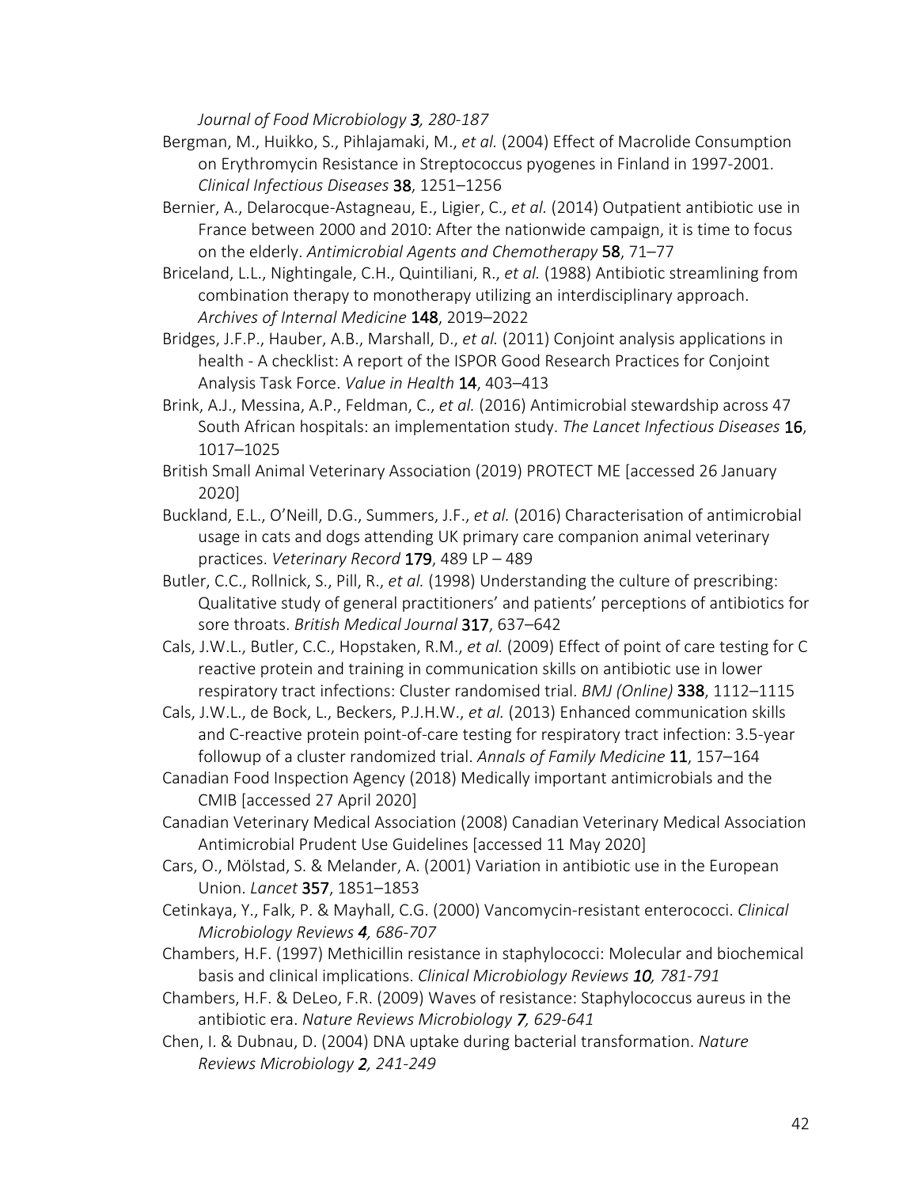*Journal of Food Microbiology* ***3**, 280-187*

Bergman, M., Huikko, S., Pihlajamaki, M., *et al.* (2004) Effect of Macrolide Consumption on Erythromycin Resistance in Streptococcus pyogenes in Finland in 1997-2001. *Clinical Infectious Diseases* **38**, 1251–1256

Bernier, A., Delarocque-Astagneau, E., Ligier, C., *et al.* (2014) Outpatient antibiotic use in France between 2000 and 2010: After the nationwide campaign, it is time to focus on the elderly. *Antimicrobial Agents and Chemotherapy* **58**, 71–77

Briceland, L.L., Nightingale, C.H., Quintiliani, R., *et al.* (1988) Antibiotic streamlining from combination therapy to monotherapy utilizing an interdisciplinary approach. *Archives of Internal Medicine* **148**, 2019–2022

Bridges, J.F.P., Hauber, A.B., Marshall, D., *et al.* (2011) Conjoint analysis applications in health - A checklist: A report of the ISPOR Good Research Practices for Conjoint Analysis Task Force. *Value in Health* **14**, 403–413

Brink, A.J., Messina, A.P., Feldman, C., *et al.* (2016) Antimicrobial stewardship across 47 South African hospitals: an implementation study. *The Lancet Infectious Diseases* **16**, 1017–1025

British Small Animal Veterinary Association (2019) PROTECT ME [accessed 26 January 2020]

Buckland, E.L., O'Neill, D.G., Summers, J.F., *et al.* (2016) Characterisation of antimicrobial usage in cats and dogs attending UK primary care companion animal veterinary practices. *Veterinary Record* **179**, 489 LP – 489

Butler, C.C., Rollnick, S., Pill, R., *et al.* (1998) Understanding the culture of prescribing: Qualitative study of general practitioners' and patients' perceptions of antibiotics for sore throats. *British Medical Journal* **317**, 637–642

Cals, J.W.L., Butler, C.C., Hopstaken, R.M., *et al.* (2009) Effect of point of care testing for C reactive protein and training in communication skills on antibiotic use in lower respiratory tract infections: Cluster randomised trial. *BMJ (Online)* **338**, 1112–1115

Cals, J.W.L., de Bock, L., Beckers, P.J.H.W., *et al.* (2013) Enhanced communication skills and C-reactive protein point-of-care testing for respiratory tract infection: 3.5-year followup of a cluster randomized trial. *Annals of Family Medicine* **11**, 157–164

Canadian Food Inspection Agency (2018) Medically important antimicrobials and the CMIB [accessed 27 April 2020]

Canadian Veterinary Medical Association (2008) Canadian Veterinary Medical Association Antimicrobial Prudent Use Guidelines [accessed 11 May 2020]

Cars, O., Mölstad, S. & Melander, A. (2001) Variation in antibiotic use in the European Union. *Lancet* **357**, 1851–1853

Cetinkaya, Y., Falk, P. & Mayhall, C.G. (2000) Vancomycin-resistant enterococci. *Clinical Microbiology Reviews* ***4**, 686-707*

Chambers, H.F. (1997) Methicillin resistance in staphylococci: Molecular and biochemical basis and clinical implications. *Clinical Microbiology Reviews* ***10**, 781-791*

Chambers, H.F. & DeLeo, F.R. (2009) Waves of resistance: Staphylococcus aureus in the antibiotic era. *Nature Reviews Microbiology* ***7**, 629-641*

Chen, I. & Dubnau, D. (2004) DNA uptake during bacterial transformation. *Nature Reviews Microbiology* ***2**, 241-249*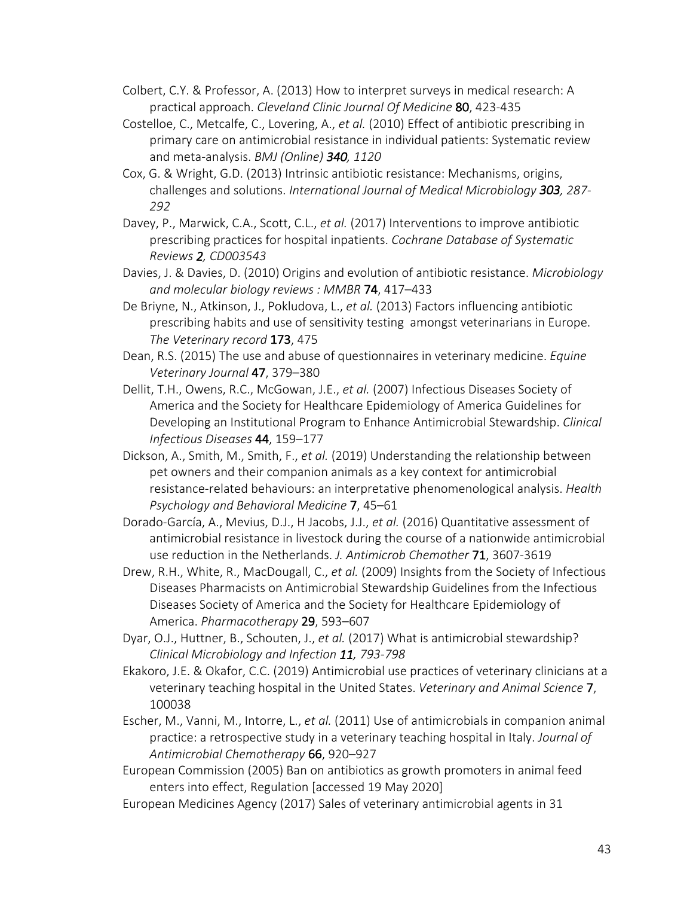Colbert, C.Y. & Professor, A. (2013) How to interpret surveys in medical research: A practical approach. *Cleveland Clinic Journal Of Medicine* **80**, 423-435

Costelloe, C., Metcalfe, C., Lovering, A., *et al.* (2010) Effect of antibiotic prescribing in primary care on antimicrobial resistance in individual patients: Systematic review and meta-analysis. *BMJ (Online)* ***340**, 1120*

Cox, G. & Wright, G.D. (2013) Intrinsic antibiotic resistance: Mechanisms, origins, challenges and solutions. *International Journal of Medical Microbiology* ***303**, 287-292*

Davey, P., Marwick, C.A., Scott, C.L., *et al.* (2017) Interventions to improve antibiotic prescribing practices for hospital inpatients. *Cochrane Database of Systematic Reviews* ***2**, CD003543*

Davies, J. & Davies, D. (2010) Origins and evolution of antibiotic resistance. *Microbiology and molecular biology reviews : MMBR* **74**, 417–433

De Briyne, N., Atkinson, J., Pokludova, L., *et al.* (2013) Factors influencing antibiotic prescribing habits and use of sensitivity testing amongst veterinarians in Europe. *The Veterinary record* **173**, 475

Dean, R.S. (2015) The use and abuse of questionnaires in veterinary medicine. *Equine Veterinary Journal* **47**, 379–380

Dellit, T.H., Owens, R.C., McGowan, J.E., *et al.* (2007) Infectious Diseases Society of America and the Society for Healthcare Epidemiology of America Guidelines for Developing an Institutional Program to Enhance Antimicrobial Stewardship. *Clinical Infectious Diseases* **44**, 159–177

Dickson, A., Smith, M., Smith, F., *et al.* (2019) Understanding the relationship between pet owners and their companion animals as a key context for antimicrobial resistance-related behaviours: an interpretative phenomenological analysis. *Health Psychology and Behavioral Medicine* **7**, 45–61

Dorado-García, A., Mevius, D.J., H Jacobs, J.J., *et al.* (2016) Quantitative assessment of antimicrobial resistance in livestock during the course of a nationwide antimicrobial use reduction in the Netherlands. *J. Antimicrob Chemother* **71**, 3607-3619

Drew, R.H., White, R., MacDougall, C., *et al.* (2009) Insights from the Society of Infectious Diseases Pharmacists on Antimicrobial Stewardship Guidelines from the Infectious Diseases Society of America and the Society for Healthcare Epidemiology of America. *Pharmacotherapy* **29**, 593–607

Dyar, O.J., Huttner, B., Schouten, J., *et al.* (2017) What is antimicrobial stewardship? *Clinical Microbiology and Infection* ***11**, 793-798*

Ekakoro, J.E. & Okafor, C.C. (2019) Antimicrobial use practices of veterinary clinicians at a veterinary teaching hospital in the United States. *Veterinary and Animal Science* **7**, 100038

Escher, M., Vanni, M., Intorre, L., *et al.* (2011) Use of antimicrobials in companion animal practice: a retrospective study in a veterinary teaching hospital in Italy. *Journal of Antimicrobial Chemotherapy* **66**, 920–927

European Commission (2005) Ban on antibiotics as growth promoters in animal feed enters into effect, Regulation [accessed 19 May 2020]

European Medicines Agency (2017) Sales of veterinary antimicrobial agents in 31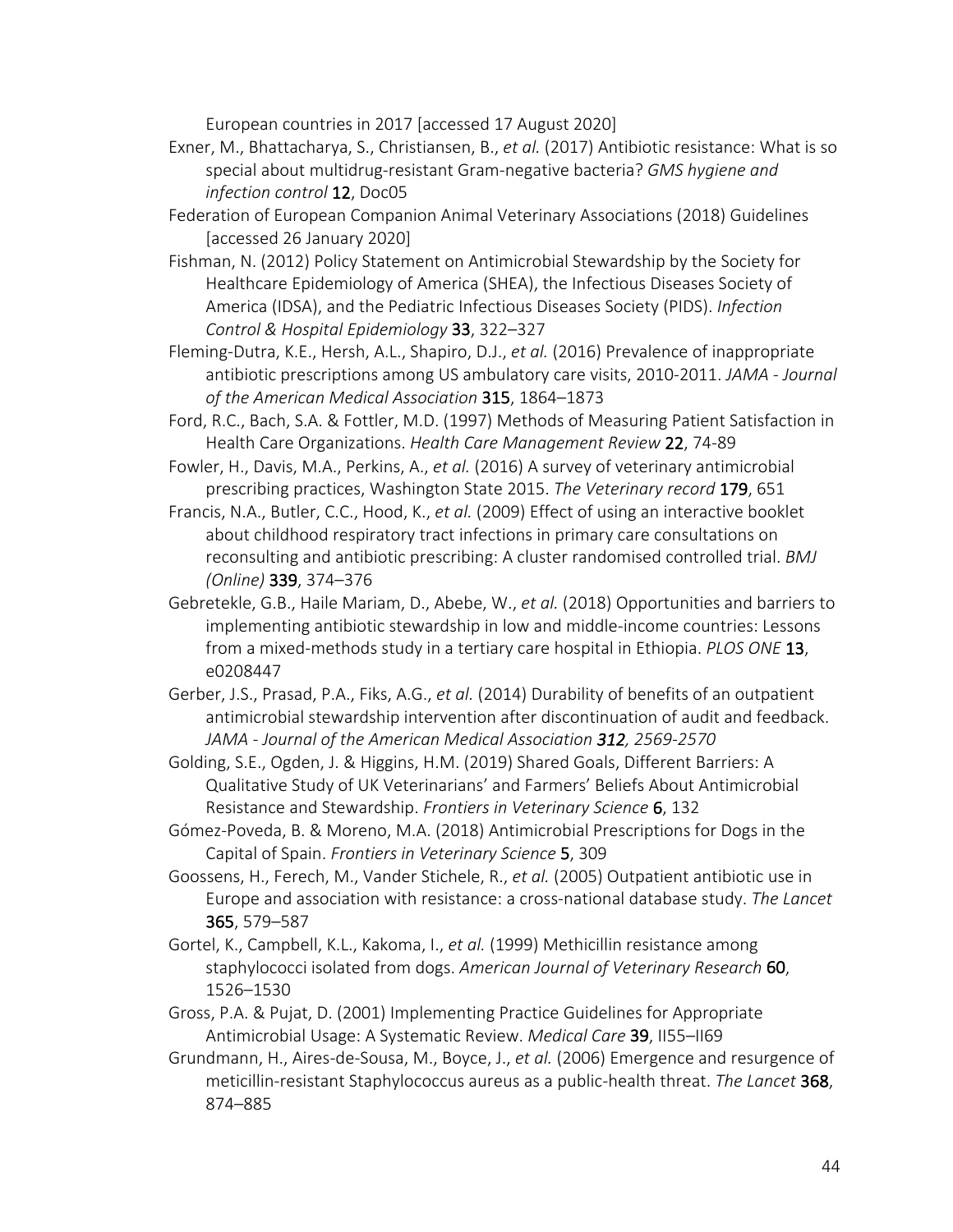European countries in 2017 [accessed 17 August 2020]

Exner, M., Bhattacharya, S., Christiansen, B., *et al.* (2017) Antibiotic resistance: What is so special about multidrug-resistant Gram-negative bacteria? *GMS hygiene and infection control* **12**, Doc05

Federation of European Companion Animal Veterinary Associations (2018) Guidelines [accessed 26 January 2020]

Fishman, N. (2012) Policy Statement on Antimicrobial Stewardship by the Society for Healthcare Epidemiology of America (SHEA), the Infectious Diseases Society of America (IDSA), and the Pediatric Infectious Diseases Society (PIDS). *Infection Control & Hospital Epidemiology* **33**, 322–327

Fleming-Dutra, K.E., Hersh, A.L., Shapiro, D.J., *et al.* (2016) Prevalence of inappropriate antibiotic prescriptions among US ambulatory care visits, 2010-2011. *JAMA - Journal of the American Medical Association* **315**, 1864–1873

Ford, R.C., Bach, S.A. & Fottler, M.D. (1997) Methods of Measuring Patient Satisfaction in Health Care Organizations. *Health Care Management Review* **22**, 74-89

Fowler, H., Davis, M.A., Perkins, A., *et al.* (2016) A survey of veterinary antimicrobial prescribing practices, Washington State 2015. *The Veterinary record* **179**, 651

Francis, N.A., Butler, C.C., Hood, K., *et al.* (2009) Effect of using an interactive booklet about childhood respiratory tract infections in primary care consultations on reconsulting and antibiotic prescribing: A cluster randomised controlled trial. *BMJ (Online)* **339**, 374–376

Gebretekle, G.B., Haile Mariam, D., Abebe, W., *et al.* (2018) Opportunities and barriers to implementing antibiotic stewardship in low and middle-income countries: Lessons from a mixed-methods study in a tertiary care hospital in Ethiopia. *PLOS ONE* **13**, e0208447

Gerber, J.S., Prasad, P.A., Fiks, A.G., *et al.* (2014) Durability of benefits of an outpatient antimicrobial stewardship intervention after discontinuation of audit and feedback. *JAMA - Journal of the American Medical Association **312**, 2569-2570*

Golding, S.E., Ogden, J. & Higgins, H.M. (2019) Shared Goals, Different Barriers: A Qualitative Study of UK Veterinarians' and Farmers' Beliefs About Antimicrobial Resistance and Stewardship. *Frontiers in Veterinary Science* **6**, 132

Gómez-Poveda, B. & Moreno, M.A. (2018) Antimicrobial Prescriptions for Dogs in the Capital of Spain. *Frontiers in Veterinary Science* **5**, 309

Goossens, H., Ferech, M., Vander Stichele, R., *et al.* (2005) Outpatient antibiotic use in Europe and association with resistance: a cross-national database study. *The Lancet* **365**, 579–587

Gortel, K., Campbell, K.L., Kakoma, I., *et al.* (1999) Methicillin resistance among staphylococci isolated from dogs. *American Journal of Veterinary Research* **60**, 1526–1530

Gross, P.A. & Pujat, D. (2001) Implementing Practice Guidelines for Appropriate Antimicrobial Usage: A Systematic Review. *Medical Care* **39**, II55–II69

Grundmann, H., Aires-de-Sousa, M., Boyce, J., *et al.* (2006) Emergence and resurgence of meticillin-resistant Staphylococcus aureus as a public-health threat. *The Lancet* **368**, 874–885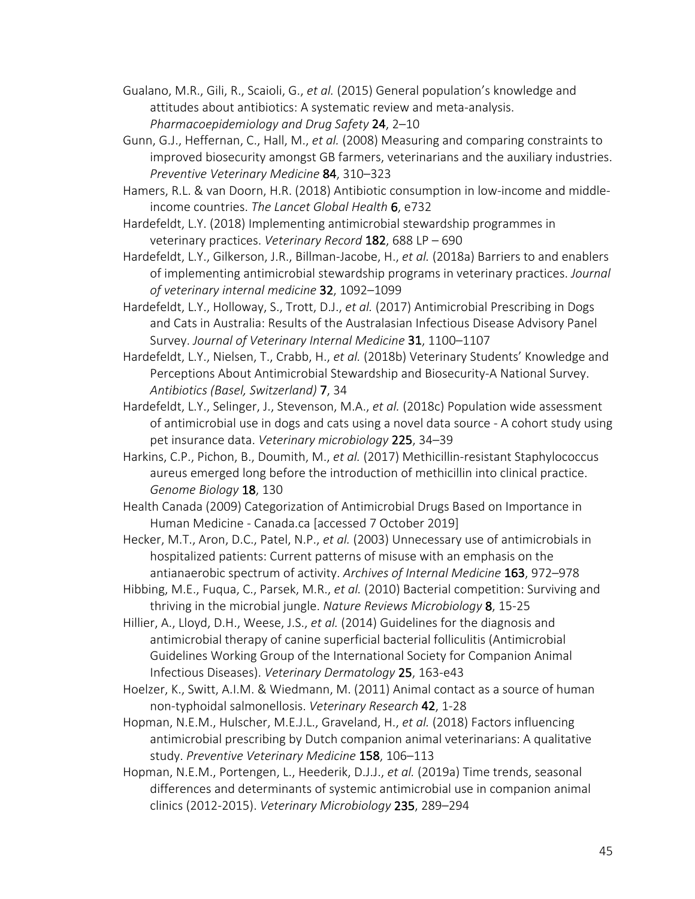Gualano, M.R., Gili, R., Scaioli, G., *et al.* (2015) General population's knowledge and attitudes about antibiotics: A systematic review and meta-analysis. *Pharmacoepidemiology and Drug Safety* **24**, 2–10

Gunn, G.J., Heffernan, C., Hall, M., *et al.* (2008) Measuring and comparing constraints to improved biosecurity amongst GB farmers, veterinarians and the auxiliary industries. *Preventive Veterinary Medicine* **84**, 310–323

Hamers, R.L. & van Doorn, H.R. (2018) Antibiotic consumption in low-income and middle-income countries. *The Lancet Global Health* **6**, e732

Hardefeldt, L.Y. (2018) Implementing antimicrobial stewardship programmes in veterinary practices. *Veterinary Record* **182**, 688 LP – 690

Hardefeldt, L.Y., Gilkerson, J.R., Billman-Jacobe, H., *et al.* (2018a) Barriers to and enablers of implementing antimicrobial stewardship programs in veterinary practices. *Journal of veterinary internal medicine* **32**, 1092–1099

Hardefeldt, L.Y., Holloway, S., Trott, D.J., *et al.* (2017) Antimicrobial Prescribing in Dogs and Cats in Australia: Results of the Australasian Infectious Disease Advisory Panel Survey. *Journal of Veterinary Internal Medicine* **31**, 1100–1107

Hardefeldt, L.Y., Nielsen, T., Crabb, H., *et al.* (2018b) Veterinary Students' Knowledge and Perceptions About Antimicrobial Stewardship and Biosecurity-A National Survey. *Antibiotics (Basel, Switzerland)* **7**, 34

Hardefeldt, L.Y., Selinger, J., Stevenson, M.A., *et al.* (2018c) Population wide assessment of antimicrobial use in dogs and cats using a novel data source - A cohort study using pet insurance data. *Veterinary microbiology* **225**, 34–39

Harkins, C.P., Pichon, B., Doumith, M., *et al.* (2017) Methicillin-resistant Staphylococcus aureus emerged long before the introduction of methicillin into clinical practice. *Genome Biology* **18**, 130

Health Canada (2009) Categorization of Antimicrobial Drugs Based on Importance in Human Medicine - Canada.ca [accessed 7 October 2019]

Hecker, M.T., Aron, D.C., Patel, N.P., *et al.* (2003) Unnecessary use of antimicrobials in hospitalized patients: Current patterns of misuse with an emphasis on the antianaerobic spectrum of activity. *Archives of Internal Medicine* **163**, 972–978

Hibbing, M.E., Fuqua, C., Parsek, M.R., *et al.* (2010) Bacterial competition: Surviving and thriving in the microbial jungle. *Nature Reviews Microbiology* **8**, 15-25

Hillier, A., Lloyd, D.H., Weese, J.S., *et al.* (2014) Guidelines for the diagnosis and antimicrobial therapy of canine superficial bacterial folliculitis (Antimicrobial Guidelines Working Group of the International Society for Companion Animal Infectious Diseases). *Veterinary Dermatology* **25**, 163-e43

Hoelzer, K., Switt, A.I.M. & Wiedmann, M. (2011) Animal contact as a source of human non-typhoidal salmonellosis. *Veterinary Research* **42**, 1-28

Hopman, N.E.M., Hulscher, M.E.J.L., Graveland, H., *et al.* (2018) Factors influencing antimicrobial prescribing by Dutch companion animal veterinarians: A qualitative study. *Preventive Veterinary Medicine* **158**, 106–113

Hopman, N.E.M., Portengen, L., Heederik, D.J.J., *et al.* (2019a) Time trends, seasonal differences and determinants of systemic antimicrobial use in companion animal clinics (2012-2015). *Veterinary Microbiology* **235**, 289–294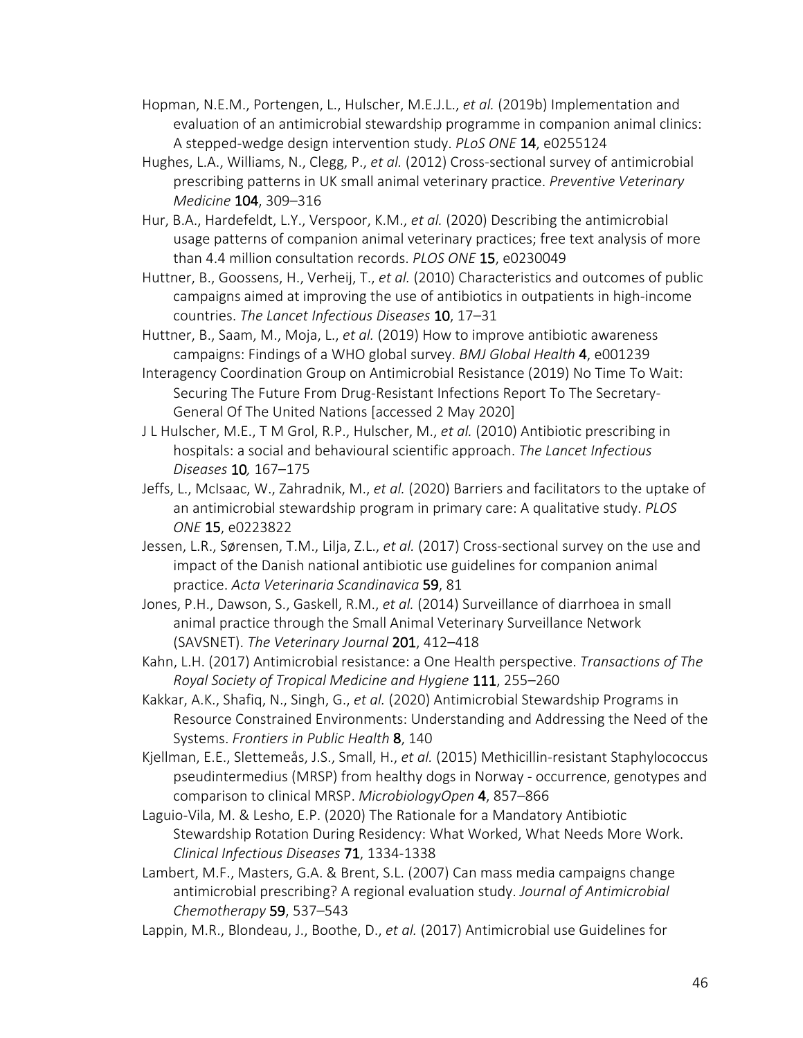Hopman, N.E.M., Portengen, L., Hulscher, M.E.J.L., *et al.* (2019b) Implementation and evaluation of an antimicrobial stewardship programme in companion animal clinics: A stepped-wedge design intervention study. *PLoS ONE* **14**, e0255124

Hughes, L.A., Williams, N., Clegg, P., *et al.* (2012) Cross-sectional survey of antimicrobial prescribing patterns in UK small animal veterinary practice. *Preventive Veterinary Medicine* **104**, 309–316

Hur, B.A., Hardefeldt, L.Y., Verspoor, K.M., *et al.* (2020) Describing the antimicrobial usage patterns of companion animal veterinary practices; free text analysis of more than 4.4 million consultation records. *PLOS ONE* **15**, e0230049

Huttner, B., Goossens, H., Verheij, T., *et al.* (2010) Characteristics and outcomes of public campaigns aimed at improving the use of antibiotics in outpatients in high-income countries. *The Lancet Infectious Diseases* **10**, 17–31

Huttner, B., Saam, M., Moja, L., *et al.* (2019) How to improve antibiotic awareness campaigns: Findings of a WHO global survey. *BMJ Global Health* **4**, e001239

Interagency Coordination Group on Antimicrobial Resistance (2019) No Time To Wait: Securing The Future From Drug-Resistant Infections Report To The Secretary-General Of The United Nations [accessed 2 May 2020]

J L Hulscher, M.E., T M Grol, R.P., Hulscher, M., *et al.* (2010) Antibiotic prescribing in hospitals: a social and behavioural scientific approach. *The Lancet Infectious Diseases* **10***,* 167–175

Jeffs, L., McIsaac, W., Zahradnik, M., *et al.* (2020) Barriers and facilitators to the uptake of an antimicrobial stewardship program in primary care: A qualitative study. *PLOS ONE* **15**, e0223822

Jessen, L.R., Sørensen, T.M., Lilja, Z.L., *et al.* (2017) Cross-sectional survey on the use and impact of the Danish national antibiotic use guidelines for companion animal practice. *Acta Veterinaria Scandinavica* **59**, 81

Jones, P.H., Dawson, S., Gaskell, R.M., *et al.* (2014) Surveillance of diarrhoea in small animal practice through the Small Animal Veterinary Surveillance Network (SAVSNET). *The Veterinary Journal* **201**, 412–418

Kahn, L.H. (2017) Antimicrobial resistance: a One Health perspective. *Transactions of The Royal Society of Tropical Medicine and Hygiene* **111**, 255–260

Kakkar, A.K., Shafiq, N., Singh, G., *et al.* (2020) Antimicrobial Stewardship Programs in Resource Constrained Environments: Understanding and Addressing the Need of the Systems. *Frontiers in Public Health* **8**, 140

Kjellman, E.E., Slettemeås, J.S., Small, H., *et al.* (2015) Methicillin-resistant Staphylococcus pseudintermedius (MRSP) from healthy dogs in Norway - occurrence, genotypes and comparison to clinical MRSP. *MicrobiologyOpen* **4**, 857–866

Laguio-Vila, M. & Lesho, E.P. (2020) The Rationale for a Mandatory Antibiotic Stewardship Rotation During Residency: What Worked, What Needs More Work. *Clinical Infectious Diseases* **71**, 1334-1338

Lambert, M.F., Masters, G.A. & Brent, S.L. (2007) Can mass media campaigns change antimicrobial prescribing? A regional evaluation study. *Journal of Antimicrobial Chemotherapy* **59**, 537–543

Lappin, M.R., Blondeau, J., Boothe, D., *et al.* (2017) Antimicrobial use Guidelines for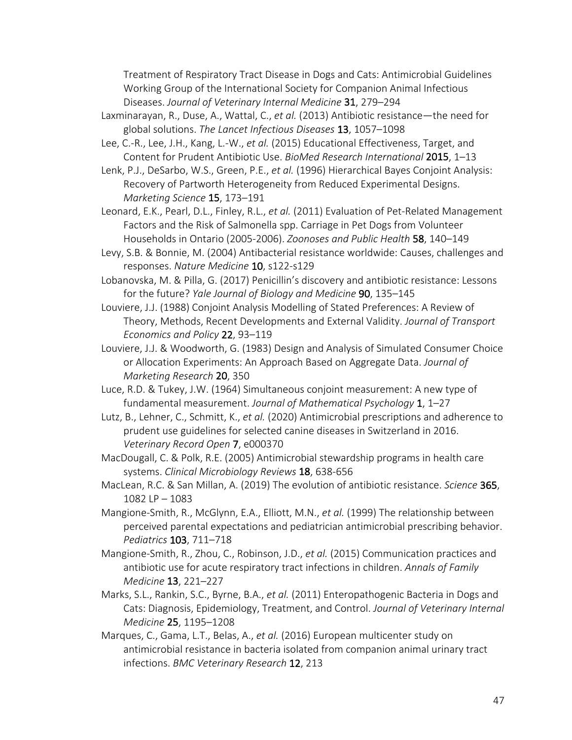Treatment of Respiratory Tract Disease in Dogs and Cats: Antimicrobial Guidelines Working Group of the International Society for Companion Animal Infectious Diseases. *Journal of Veterinary Internal Medicine* **31**, 279–294

Laxminarayan, R., Duse, A., Wattal, C., *et al.* (2013) Antibiotic resistance—the need for global solutions. *The Lancet Infectious Diseases* **13**, 1057–1098

Lee, C.-R., Lee, J.H., Kang, L.-W., *et al.* (2015) Educational Effectiveness, Target, and Content for Prudent Antibiotic Use. *BioMed Research International* **2015**, 1–13

Lenk, P.J., DeSarbo, W.S., Green, P.E., *et al.* (1996) Hierarchical Bayes Conjoint Analysis: Recovery of Partworth Heterogeneity from Reduced Experimental Designs. *Marketing Science* **15**, 173–191

Leonard, E.K., Pearl, D.L., Finley, R.L., *et al.* (2011) Evaluation of Pet-Related Management Factors and the Risk of Salmonella spp. Carriage in Pet Dogs from Volunteer Households in Ontario (2005-2006). *Zoonoses and Public Health* **58**, 140–149

Levy, S.B. & Bonnie, M. (2004) Antibacterial resistance worldwide: Causes, challenges and responses. *Nature Medicine* **10**, s122-s129

Lobanovska, M. & Pilla, G. (2017) Penicillin's discovery and antibiotic resistance: Lessons for the future? *Yale Journal of Biology and Medicine* **90**, 135–145

Louviere, J.J. (1988) Conjoint Analysis Modelling of Stated Preferences: A Review of Theory, Methods, Recent Developments and External Validity. *Journal of Transport Economics and Policy* **22**, 93–119

Louviere, J.J. & Woodworth, G. (1983) Design and Analysis of Simulated Consumer Choice or Allocation Experiments: An Approach Based on Aggregate Data. *Journal of Marketing Research* **20**, 350

Luce, R.D. & Tukey, J.W. (1964) Simultaneous conjoint measurement: A new type of fundamental measurement. *Journal of Mathematical Psychology* **1**, 1–27

Lutz, B., Lehner, C., Schmitt, K., *et al.* (2020) Antimicrobial prescriptions and adherence to prudent use guidelines for selected canine diseases in Switzerland in 2016. *Veterinary Record Open* **7**, e000370

MacDougall, C. & Polk, R.E. (2005) Antimicrobial stewardship programs in health care systems. *Clinical Microbiology Reviews* **18**, 638-656

MacLean, R.C. & San Millan, A. (2019) The evolution of antibiotic resistance. *Science* **365**, 1082 LP – 1083

Mangione-Smith, R., McGlynn, E.A., Elliott, M.N., *et al.* (1999) The relationship between perceived parental expectations and pediatrician antimicrobial prescribing behavior. *Pediatrics* **103**, 711–718

Mangione-Smith, R., Zhou, C., Robinson, J.D., *et al.* (2015) Communication practices and antibiotic use for acute respiratory tract infections in children. *Annals of Family Medicine* **13**, 221–227

Marks, S.L., Rankin, S.C., Byrne, B.A., *et al.* (2011) Enteropathogenic Bacteria in Dogs and Cats: Diagnosis, Epidemiology, Treatment, and Control. *Journal of Veterinary Internal Medicine* **25**, 1195–1208

Marques, C., Gama, L.T., Belas, A., *et al.* (2016) European multicenter study on antimicrobial resistance in bacteria isolated from companion animal urinary tract infections. *BMC Veterinary Research* **12**, 213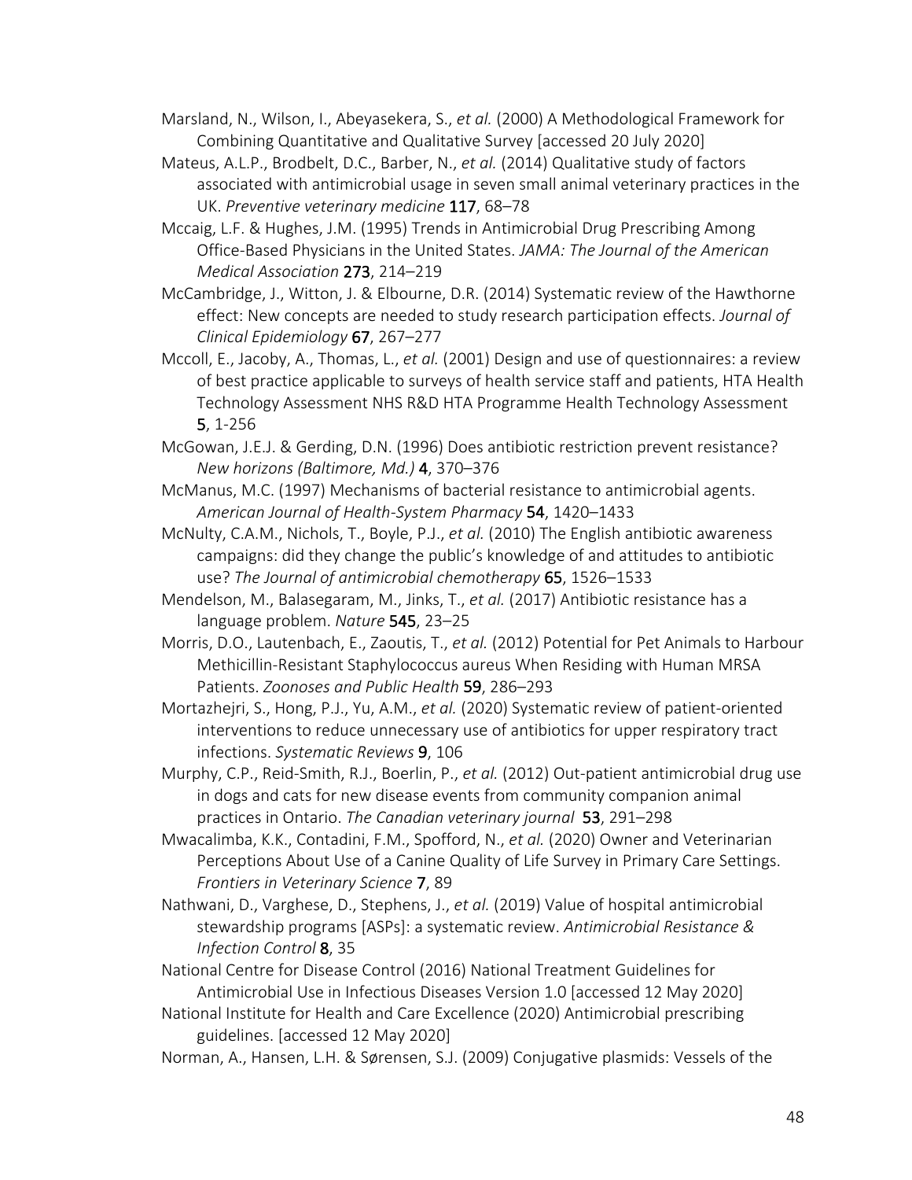Marsland, N., Wilson, I., Abeyasekera, S., *et al.* (2000) A Methodological Framework for Combining Quantitative and Qualitative Survey [accessed 20 July 2020]

Mateus, A.L.P., Brodbelt, D.C., Barber, N., *et al.* (2014) Qualitative study of factors associated with antimicrobial usage in seven small animal veterinary practices in the UK. *Preventive veterinary medicine* **117**, 68–78

Mccaig, L.F. & Hughes, J.M. (1995) Trends in Antimicrobial Drug Prescribing Among Office-Based Physicians in the United States. *JAMA: The Journal of the American Medical Association* **273**, 214–219

McCambridge, J., Witton, J. & Elbourne, D.R. (2014) Systematic review of the Hawthorne effect: New concepts are needed to study research participation effects. *Journal of Clinical Epidemiology* **67**, 267–277

Mccoll, E., Jacoby, A., Thomas, L., *et al.* (2001) Design and use of questionnaires: a review of best practice applicable to surveys of health service staff and patients, HTA Health Technology Assessment NHS R&D HTA Programme Health Technology Assessment **5**, 1-256

McGowan, J.E.J. & Gerding, D.N. (1996) Does antibiotic restriction prevent resistance? *New horizons (Baltimore, Md.)* **4**, 370–376

McManus, M.C. (1997) Mechanisms of bacterial resistance to antimicrobial agents. *American Journal of Health-System Pharmacy* **54**, 1420–1433

McNulty, C.A.M., Nichols, T., Boyle, P.J., *et al.* (2010) The English antibiotic awareness campaigns: did they change the public's knowledge of and attitudes to antibiotic use? *The Journal of antimicrobial chemotherapy* **65**, 1526–1533

Mendelson, M., Balasegaram, M., Jinks, T., *et al.* (2017) Antibiotic resistance has a language problem. *Nature* **545**, 23–25

Morris, D.O., Lautenbach, E., Zaoutis, T., *et al.* (2012) Potential for Pet Animals to Harbour Methicillin-Resistant Staphylococcus aureus When Residing with Human MRSA Patients. *Zoonoses and Public Health* **59**, 286–293

Mortazhejri, S., Hong, P.J., Yu, A.M., *et al.* (2020) Systematic review of patient-oriented interventions to reduce unnecessary use of antibiotics for upper respiratory tract infections. *Systematic Reviews* **9**, 106

Murphy, C.P., Reid-Smith, R.J., Boerlin, P., *et al.* (2012) Out-patient antimicrobial drug use in dogs and cats for new disease events from community companion animal practices in Ontario. *The Canadian veterinary journal* **53**, 291–298

Mwacalimba, K.K., Contadini, F.M., Spofford, N., *et al.* (2020) Owner and Veterinarian Perceptions About Use of a Canine Quality of Life Survey in Primary Care Settings. *Frontiers in Veterinary Science* **7**, 89

Nathwani, D., Varghese, D., Stephens, J., *et al.* (2019) Value of hospital antimicrobial stewardship programs [ASPs]: a systematic review. *Antimicrobial Resistance & Infection Control* **8**, 35

National Centre for Disease Control (2016) National Treatment Guidelines for Antimicrobial Use in Infectious Diseases Version 1.0 [accessed 12 May 2020]

National Institute for Health and Care Excellence (2020) Antimicrobial prescribing guidelines. [accessed 12 May 2020]

Norman, A., Hansen, L.H. & Sørensen, S.J. (2009) Conjugative plasmids: Vessels of the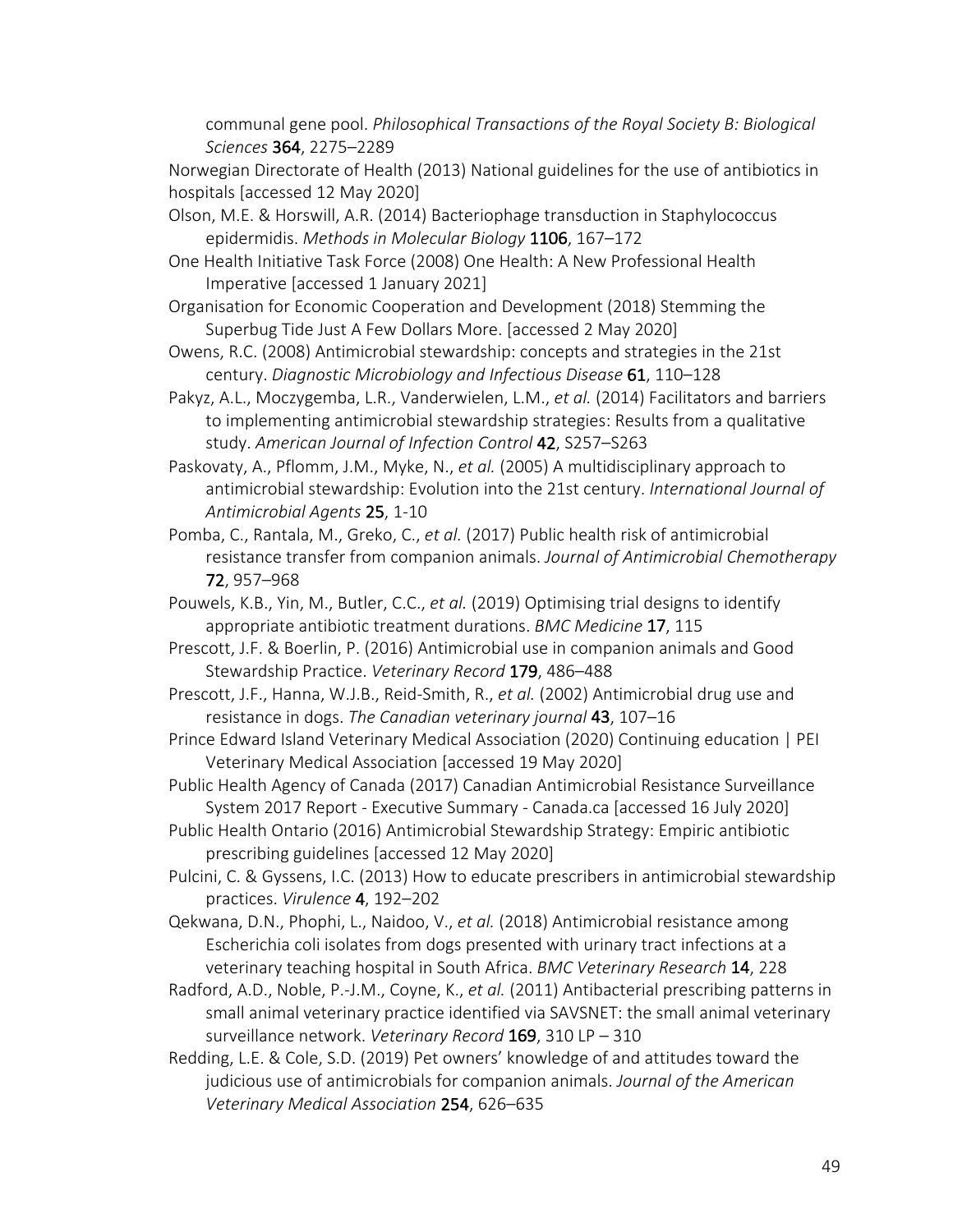communal gene pool. *Philosophical Transactions of the Royal Society B: Biological Sciences* **364**, 2275–2289

Norwegian Directorate of Health (2013) National guidelines for the use of antibiotics in hospitals [accessed 12 May 2020]

Olson, M.E. & Horswill, A.R. (2014) Bacteriophage transduction in Staphylococcus epidermidis. *Methods in Molecular Biology* **1106**, 167–172

One Health Initiative Task Force (2008) One Health: A New Professional Health Imperative [accessed 1 January 2021]

Organisation for Economic Cooperation and Development (2018) Stemming the Superbug Tide Just A Few Dollars More. [accessed 2 May 2020]

Owens, R.C. (2008) Antimicrobial stewardship: concepts and strategies in the 21st century. *Diagnostic Microbiology and Infectious Disease* **61**, 110–128

Pakyz, A.L., Moczygemba, L.R., Vanderwielen, L.M., *et al.* (2014) Facilitators and barriers to implementing antimicrobial stewardship strategies: Results from a qualitative study. *American Journal of Infection Control* **42**, S257–S263

Paskovaty, A., Pflomm, J.M., Myke, N., *et al.* (2005) A multidisciplinary approach to antimicrobial stewardship: Evolution into the 21st century. *International Journal of Antimicrobial Agents* **25**, 1-10

Pomba, C., Rantala, M., Greko, C., *et al.* (2017) Public health risk of antimicrobial resistance transfer from companion animals. *Journal of Antimicrobial Chemotherapy* **72**, 957–968

Pouwels, K.B., Yin, M., Butler, C.C., *et al.* (2019) Optimising trial designs to identify appropriate antibiotic treatment durations. *BMC Medicine* **17**, 115

Prescott, J.F. & Boerlin, P. (2016) Antimicrobial use in companion animals and Good Stewardship Practice. *Veterinary Record* **179**, 486–488

Prescott, J.F., Hanna, W.J.B., Reid-Smith, R., *et al.* (2002) Antimicrobial drug use and resistance in dogs. *The Canadian veterinary journal* **43**, 107–16

Prince Edward Island Veterinary Medical Association (2020) Continuing education | PEI Veterinary Medical Association [accessed 19 May 2020]

Public Health Agency of Canada (2017) Canadian Antimicrobial Resistance Surveillance System 2017 Report - Executive Summary - Canada.ca [accessed 16 July 2020]

Public Health Ontario (2016) Antimicrobial Stewardship Strategy: Empiric antibiotic prescribing guidelines [accessed 12 May 2020]

Pulcini, C. & Gyssens, I.C. (2013) How to educate prescribers in antimicrobial stewardship practices. *Virulence* **4**, 192–202

Qekwana, D.N., Phophi, L., Naidoo, V., *et al.* (2018) Antimicrobial resistance among Escherichia coli isolates from dogs presented with urinary tract infections at a veterinary teaching hospital in South Africa. *BMC Veterinary Research* **14**, 228

Radford, A.D., Noble, P.-J.M., Coyne, K., *et al.* (2011) Antibacterial prescribing patterns in small animal veterinary practice identified via SAVSNET: the small animal veterinary surveillance network. *Veterinary Record* **169**, 310 LP – 310

Redding, L.E. & Cole, S.D. (2019) Pet owners' knowledge of and attitudes toward the judicious use of antimicrobials for companion animals. *Journal of the American Veterinary Medical Association* **254**, 626–635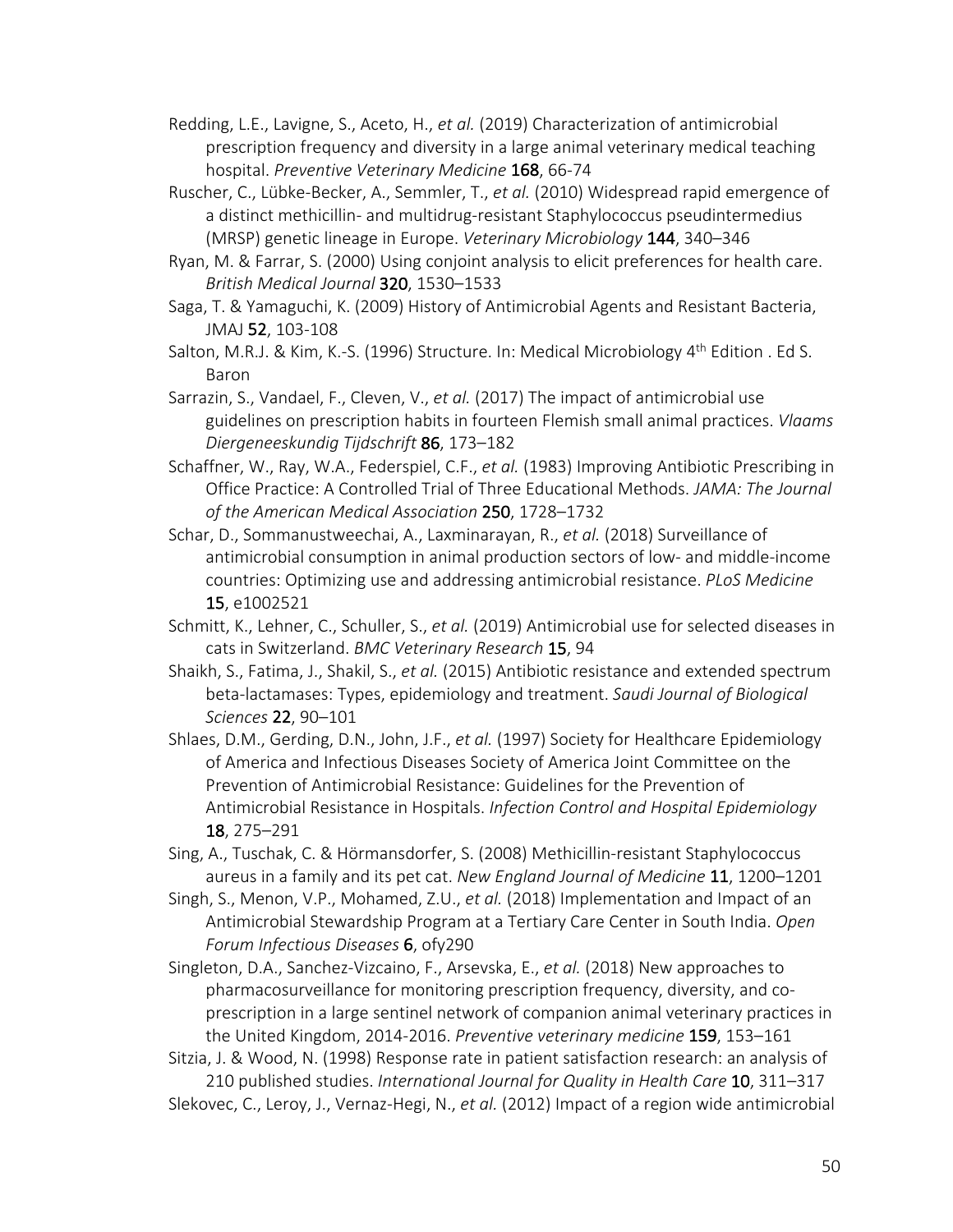Redding, L.E., Lavigne, S., Aceto, H., *et al.* (2019) Characterization of antimicrobial prescription frequency and diversity in a large animal veterinary medical teaching hospital. *Preventive Veterinary Medicine* **168**, 66-74

Ruscher, C., Lübke-Becker, A., Semmler, T., *et al.* (2010) Widespread rapid emergence of a distinct methicillin- and multidrug-resistant Staphylococcus pseudintermedius (MRSP) genetic lineage in Europe. *Veterinary Microbiology* **144**, 340–346

Ryan, M. & Farrar, S. (2000) Using conjoint analysis to elicit preferences for health care. *British Medical Journal* **320**, 1530–1533

Saga, T. & Yamaguchi, K. (2009) History of Antimicrobial Agents and Resistant Bacteria, JMAJ **52**, 103-108

Salton, M.R.J. & Kim, K.-S. (1996) Structure. In: Medical Microbiology 4th Edition . Ed S. Baron

Sarrazin, S., Vandael, F., Cleven, V., *et al.* (2017) The impact of antimicrobial use guidelines on prescription habits in fourteen Flemish small animal practices. *Vlaams Diergeneeskundig Tijdschrift* **86**, 173–182

Schaffner, W., Ray, W.A., Federspiel, C.F., *et al.* (1983) Improving Antibiotic Prescribing in Office Practice: A Controlled Trial of Three Educational Methods. *JAMA: The Journal of the American Medical Association* **250**, 1728–1732

Schar, D., Sommanustweechai, A., Laxminarayan, R., *et al.* (2018) Surveillance of antimicrobial consumption in animal production sectors of low- and middle-income countries: Optimizing use and addressing antimicrobial resistance. *PLoS Medicine* **15**, e1002521

Schmitt, K., Lehner, C., Schuller, S., *et al.* (2019) Antimicrobial use for selected diseases in cats in Switzerland. *BMC Veterinary Research* **15**, 94

Shaikh, S., Fatima, J., Shakil, S., *et al.* (2015) Antibiotic resistance and extended spectrum beta-lactamases: Types, epidemiology and treatment. *Saudi Journal of Biological Sciences* **22**, 90–101

Shlaes, D.M., Gerding, D.N., John, J.F., *et al.* (1997) Society for Healthcare Epidemiology of America and Infectious Diseases Society of America Joint Committee on the Prevention of Antimicrobial Resistance: Guidelines for the Prevention of Antimicrobial Resistance in Hospitals. *Infection Control and Hospital Epidemiology* **18**, 275–291

Sing, A., Tuschak, C. & Hörmansdorfer, S. (2008) Methicillin-resistant Staphylococcus aureus in a family and its pet cat. *New England Journal of Medicine* **11**, 1200–1201

Singh, S., Menon, V.P., Mohamed, Z.U., *et al.* (2018) Implementation and Impact of an Antimicrobial Stewardship Program at a Tertiary Care Center in South India. *Open Forum Infectious Diseases* **6**, ofy290

Singleton, D.A., Sanchez-Vizcaino, F., Arsevska, E., *et al.* (2018) New approaches to pharmacosurveillance for monitoring prescription frequency, diversity, and co-prescription in a large sentinel network of companion animal veterinary practices in the United Kingdom, 2014-2016. *Preventive veterinary medicine* **159**, 153–161

Sitzia, J. & Wood, N. (1998) Response rate in patient satisfaction research: an analysis of 210 published studies. *International Journal for Quality in Health Care* **10**, 311–317

Slekovec, C., Leroy, J., Vernaz-Hegi, N., *et al.* (2012) Impact of a region wide antimicrobial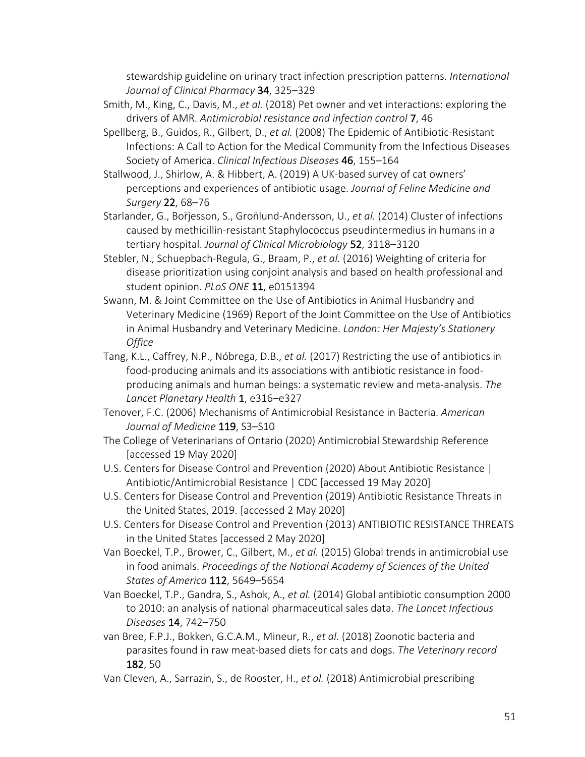stewardship guideline on urinary tract infection prescription patterns. *International Journal of Clinical Pharmacy* **34**, 325–329

Smith, M., King, C., Davis, M., *et al.* (2018) Pet owner and vet interactions: exploring the drivers of AMR. *Antimicrobial resistance and infection control* **7**, 46

Spellberg, B., Guidos, R., Gilbert, D., *et al.* (2008) The Epidemic of Antibiotic-Resistant Infections: A Call to Action for the Medical Community from the Infectious Diseases Society of America. *Clinical Infectious Diseases* **46**, 155–164

Stallwood, J., Shirlow, A. & Hibbert, A. (2019) A UK-based survey of cat owners' perceptions and experiences of antibiotic usage. *Journal of Feline Medicine and Surgery* **22**, 68–76

Starlander, G., Boṙjesson, S., Groṅlund-Andersson, U., *et al.* (2014) Cluster of infections caused by methicillin-resistant Staphylococcus pseudintermedius in humans in a tertiary hospital. *Journal of Clinical Microbiology* **52**, 3118–3120

Stebler, N., Schuepbach-Regula, G., Braam, P., *et al.* (2016) Weighting of criteria for disease prioritization using conjoint analysis and based on health professional and student opinion. *PLoS ONE* **11**, e0151394

Swann, M. & Joint Committee on the Use of Antibiotics in Animal Husbandry and Veterinary Medicine (1969) Report of the Joint Committee on the Use of Antibiotics in Animal Husbandry and Veterinary Medicine. *London: Her Majesty's Stationery Office*

Tang, K.L., Caffrey, N.P., Nóbrega, D.B., *et al.* (2017) Restricting the use of antibiotics in food-producing animals and its associations with antibiotic resistance in food-producing animals and human beings: a systematic review and meta-analysis. *The Lancet Planetary Health* **1**, e316–e327

Tenover, F.C. (2006) Mechanisms of Antimicrobial Resistance in Bacteria. *American Journal of Medicine* **119**, S3–S10

The College of Veterinarians of Ontario (2020) Antimicrobial Stewardship Reference [accessed 19 May 2020]

U.S. Centers for Disease Control and Prevention (2020) About Antibiotic Resistance | Antibiotic/Antimicrobial Resistance | CDC [accessed 19 May 2020]

U.S. Centers for Disease Control and Prevention (2019) Antibiotic Resistance Threats in the United States, 2019. [accessed 2 May 2020]

U.S. Centers for Disease Control and Prevention (2013) ANTIBIOTIC RESISTANCE THREATS in the United States [accessed 2 May 2020]

Van Boeckel, T.P., Brower, C., Gilbert, M., *et al.* (2015) Global trends in antimicrobial use in food animals. *Proceedings of the National Academy of Sciences of the United States of America* **112**, 5649–5654

Van Boeckel, T.P., Gandra, S., Ashok, A., *et al.* (2014) Global antibiotic consumption 2000 to 2010: an analysis of national pharmaceutical sales data. *The Lancet Infectious Diseases* **14**, 742–750

van Bree, F.P.J., Bokken, G.C.A.M., Mineur, R., *et al.* (2018) Zoonotic bacteria and parasites found in raw meat-based diets for cats and dogs. *The Veterinary record* **182**, 50

Van Cleven, A., Sarrazin, S., de Rooster, H., *et al.* (2018) Antimicrobial prescribing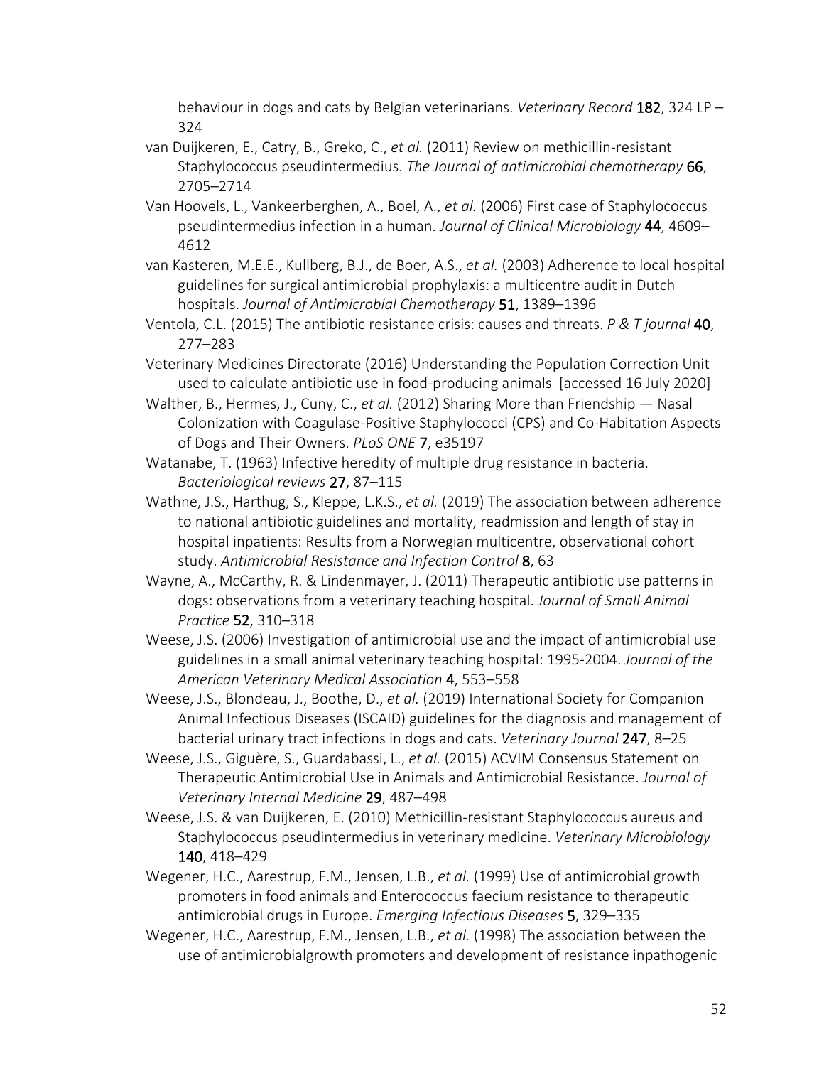behaviour in dogs and cats by Belgian veterinarians. *Veterinary Record* **182**, 324 LP – 324

van Duijkeren, E., Catry, B., Greko, C., *et al.* (2011) Review on methicillin-resistant Staphylococcus pseudintermedius. *The Journal of antimicrobial chemotherapy* **66**, 2705–2714

Van Hoovels, L., Vankeerberghen, A., Boel, A., *et al.* (2006) First case of Staphylococcus pseudintermedius infection in a human. *Journal of Clinical Microbiology* **44**, 4609–4612

van Kasteren, M.E.E., Kullberg, B.J., de Boer, A.S., *et al.* (2003) Adherence to local hospital guidelines for surgical antimicrobial prophylaxis: a multicentre audit in Dutch hospitals. *Journal of Antimicrobial Chemotherapy* **51**, 1389–1396

Ventola, C.L. (2015) The antibiotic resistance crisis: causes and threats. *P & T journal* **40**, 277–283

Veterinary Medicines Directorate (2016) Understanding the Population Correction Unit used to calculate antibiotic use in food-producing animals [accessed 16 July 2020]

Walther, B., Hermes, J., Cuny, C., *et al.* (2012) Sharing More than Friendship — Nasal Colonization with Coagulase-Positive Staphylococci (CPS) and Co-Habitation Aspects of Dogs and Their Owners. *PLoS ONE* **7**, e35197

Watanabe, T. (1963) Infective heredity of multiple drug resistance in bacteria. *Bacteriological reviews* **27**, 87–115

Wathne, J.S., Harthug, S., Kleppe, L.K.S., *et al.* (2019) The association between adherence to national antibiotic guidelines and mortality, readmission and length of stay in hospital inpatients: Results from a Norwegian multicentre, observational cohort study. *Antimicrobial Resistance and Infection Control* **8**, 63

Wayne, A., McCarthy, R. & Lindenmayer, J. (2011) Therapeutic antibiotic use patterns in dogs: observations from a veterinary teaching hospital. *Journal of Small Animal Practice* **52**, 310–318

Weese, J.S. (2006) Investigation of antimicrobial use and the impact of antimicrobial use guidelines in a small animal veterinary teaching hospital: 1995-2004. *Journal of the American Veterinary Medical Association* **4**, 553–558

Weese, J.S., Blondeau, J., Boothe, D., *et al.* (2019) International Society for Companion Animal Infectious Diseases (ISCAID) guidelines for the diagnosis and management of bacterial urinary tract infections in dogs and cats. *Veterinary Journal* **247**, 8–25

Weese, J.S., Giguère, S., Guardabassi, L., *et al.* (2015) ACVIM Consensus Statement on Therapeutic Antimicrobial Use in Animals and Antimicrobial Resistance. *Journal of Veterinary Internal Medicine* **29**, 487–498

Weese, J.S. & van Duijkeren, E. (2010) Methicillin-resistant Staphylococcus aureus and Staphylococcus pseudintermedius in veterinary medicine. *Veterinary Microbiology* **140**, 418–429

Wegener, H.C., Aarestrup, F.M., Jensen, L.B., *et al.* (1999) Use of antimicrobial growth promoters in food animals and Enterococcus faecium resistance to therapeutic antimicrobial drugs in Europe. *Emerging Infectious Diseases* **5**, 329–335

Wegener, H.C., Aarestrup, F.M., Jensen, L.B., *et al.* (1998) The association between the use of antimicrobialgrowth promoters and development of resistance inpathogenic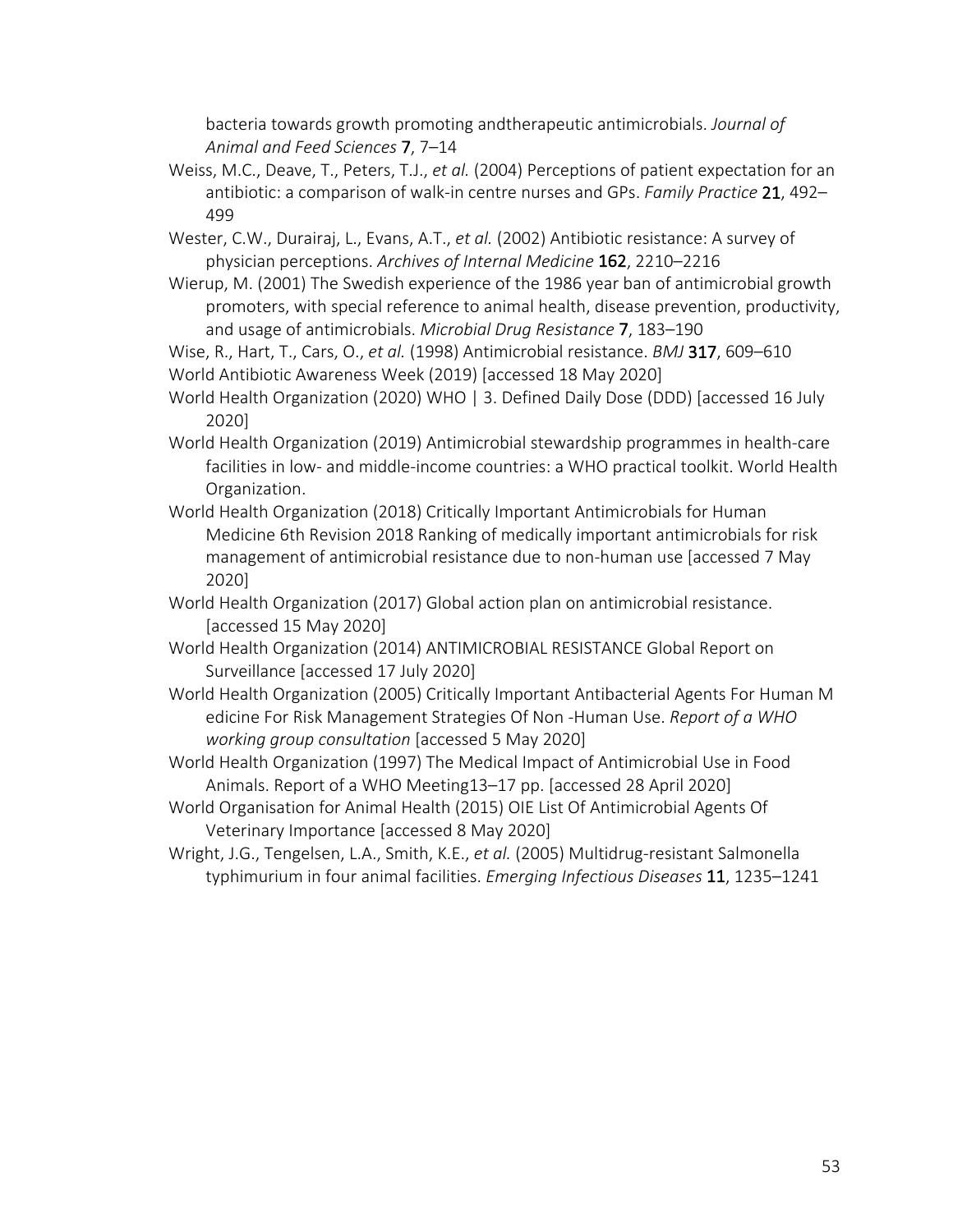bacteria towards growth promoting andtherapeutic antimicrobials. *Journal of Animal and Feed Sciences* **7**, 7–14

Weiss, M.C., Deave, T., Peters, T.J., *et al.* (2004) Perceptions of patient expectation for an antibiotic: a comparison of walk-in centre nurses and GPs. *Family Practice* **21**, 492–499

Wester, C.W., Durairaj, L., Evans, A.T., *et al.* (2002) Antibiotic resistance: A survey of physician perceptions. *Archives of Internal Medicine* **162**, 2210–2216

Wierup, M. (2001) The Swedish experience of the 1986 year ban of antimicrobial growth promoters, with special reference to animal health, disease prevention, productivity, and usage of antimicrobials. *Microbial Drug Resistance* **7**, 183–190

Wise, R., Hart, T., Cars, O., *et al.* (1998) Antimicrobial resistance. *BMJ* **317**, 609–610

World Antibiotic Awareness Week (2019) [accessed 18 May 2020]

World Health Organization (2020) WHO | 3. Defined Daily Dose (DDD) [accessed 16 July 2020]

World Health Organization (2019) Antimicrobial stewardship programmes in health-care facilities in low- and middle-income countries: a WHO practical toolkit. World Health Organization.

World Health Organization (2018) Critically Important Antimicrobials for Human Medicine 6th Revision 2018 Ranking of medically important antimicrobials for risk management of antimicrobial resistance due to non-human use [accessed 7 May 2020]

World Health Organization (2017) Global action plan on antimicrobial resistance. [accessed 15 May 2020]

World Health Organization (2014) ANTIMICROBIAL RESISTANCE Global Report on Surveillance [accessed 17 July 2020]

World Health Organization (2005) Critically Important Antibacterial Agents For Human M edicine For Risk Management Strategies Of Non -Human Use. *Report of a WHO working group consultation* [accessed 5 May 2020]

World Health Organization (1997) The Medical Impact of Antimicrobial Use in Food Animals. Report of a WHO Meeting13–17 pp. [accessed 28 April 2020]

World Organisation for Animal Health (2015) OIE List Of Antimicrobial Agents Of Veterinary Importance [accessed 8 May 2020]

Wright, J.G., Tengelsen, L.A., Smith, K.E., *et al.* (2005) Multidrug-resistant Salmonella typhimurium in four animal facilities. *Emerging Infectious Diseases* **11**, 1235–1241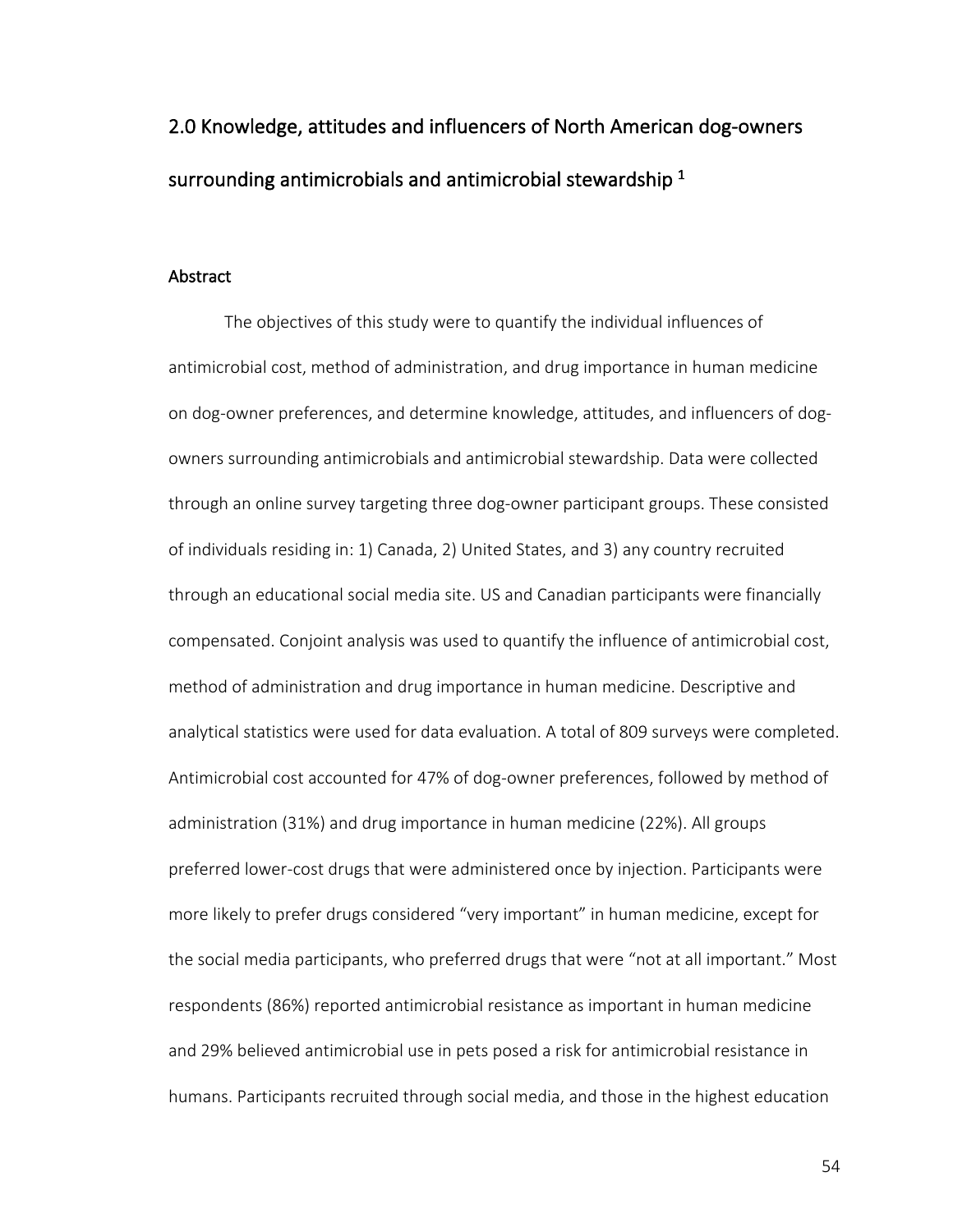## 2.0 Knowledge, attitudes and influencers of North American dog-owners surrounding antimicrobials and antimicrobial stewardship [1]

### Abstract

The objectives of this study were to quantify the individual influences of antimicrobial cost, method of administration, and drug importance in human medicine on dog-owner preferences, and determine knowledge, attitudes, and influencers of dog-owners surrounding antimicrobials and antimicrobial stewardship. Data were collected through an online survey targeting three dog-owner participant groups. These consisted of individuals residing in: 1) Canada, 2) United States, and 3) any country recruited through an educational social media site. US and Canadian participants were financially compensated. Conjoint analysis was used to quantify the influence of antimicrobial cost, method of administration and drug importance in human medicine. Descriptive and analytical statistics were used for data evaluation. A total of 809 surveys were completed. Antimicrobial cost accounted for 47% of dog-owner preferences, followed by method of administration (31%) and drug importance in human medicine (22%). All groups preferred lower-cost drugs that were administered once by injection. Participants were more likely to prefer drugs considered "very important" in human medicine, except for the social media participants, who preferred drugs that were "not at all important." Most respondents (86%) reported antimicrobial resistance as important in human medicine and 29% believed antimicrobial use in pets posed a risk for antimicrobial resistance in humans. Participants recruited through social media, and those in the highest education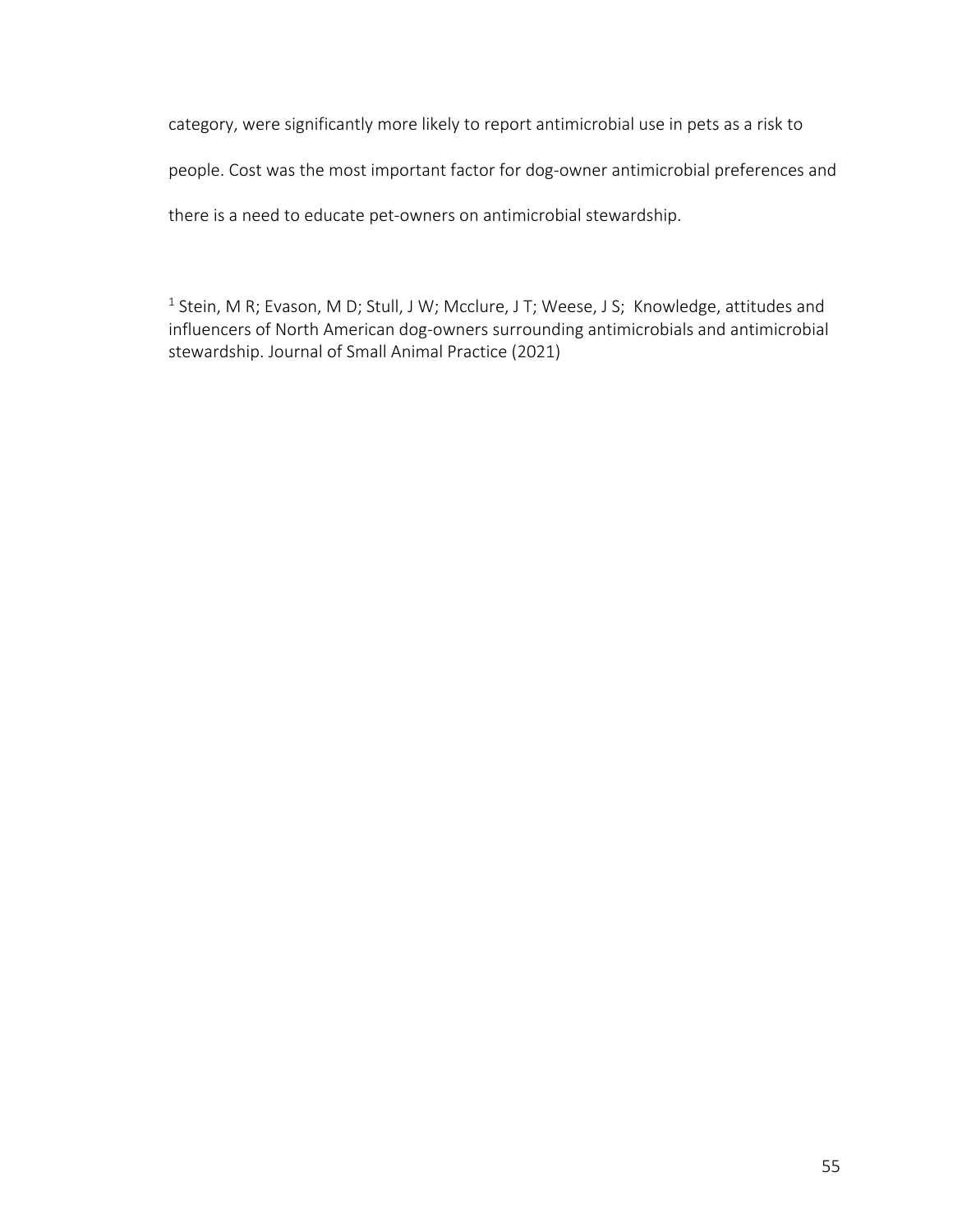category, were significantly more likely to report antimicrobial use in pets as a risk to people. Cost was the most important factor for dog-owner antimicrobial preferences and there is a need to educate pet-owners on antimicrobial stewardship.

[1] Stein, M R; Evason, M D; Stull, J W; Mcclure, J T; Weese, J S; Knowledge, attitudes and influencers of North American dog-owners surrounding antimicrobials and antimicrobial stewardship. Journal of Small Animal Practice (2021)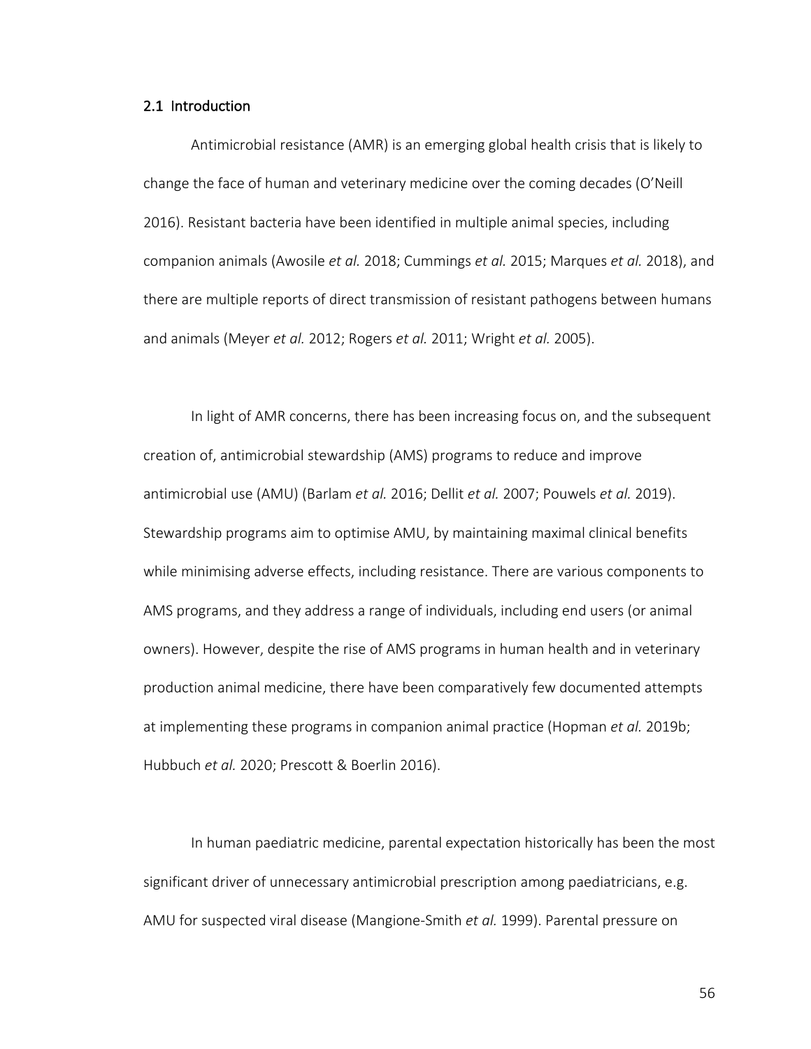## 2.1 Introduction

Antimicrobial resistance (AMR) is an emerging global health crisis that is likely to change the face of human and veterinary medicine over the coming decades (O'Neill 2016). Resistant bacteria have been identified in multiple animal species, including companion animals (Awosile *et al.* 2018; Cummings *et al.* 2015; Marques *et al.* 2018), and there are multiple reports of direct transmission of resistant pathogens between humans and animals (Meyer *et al.* 2012; Rogers *et al.* 2011; Wright *et al.* 2005).

In light of AMR concerns, there has been increasing focus on, and the subsequent creation of, antimicrobial stewardship (AMS) programs to reduce and improve antimicrobial use (AMU) (Barlam *et al.* 2016; Dellit *et al.* 2007; Pouwels *et al.* 2019). Stewardship programs aim to optimise AMU, by maintaining maximal clinical benefits while minimising adverse effects, including resistance. There are various components to AMS programs, and they address a range of individuals, including end users (or animal owners). However, despite the rise of AMS programs in human health and in veterinary production animal medicine, there have been comparatively few documented attempts at implementing these programs in companion animal practice (Hopman *et al.* 2019b; Hubbuch *et al.* 2020; Prescott & Boerlin 2016).

In human paediatric medicine, parental expectation historically has been the most significant driver of unnecessary antimicrobial prescription among paediatricians, e.g. AMU for suspected viral disease (Mangione-Smith *et al.* 1999). Parental pressure on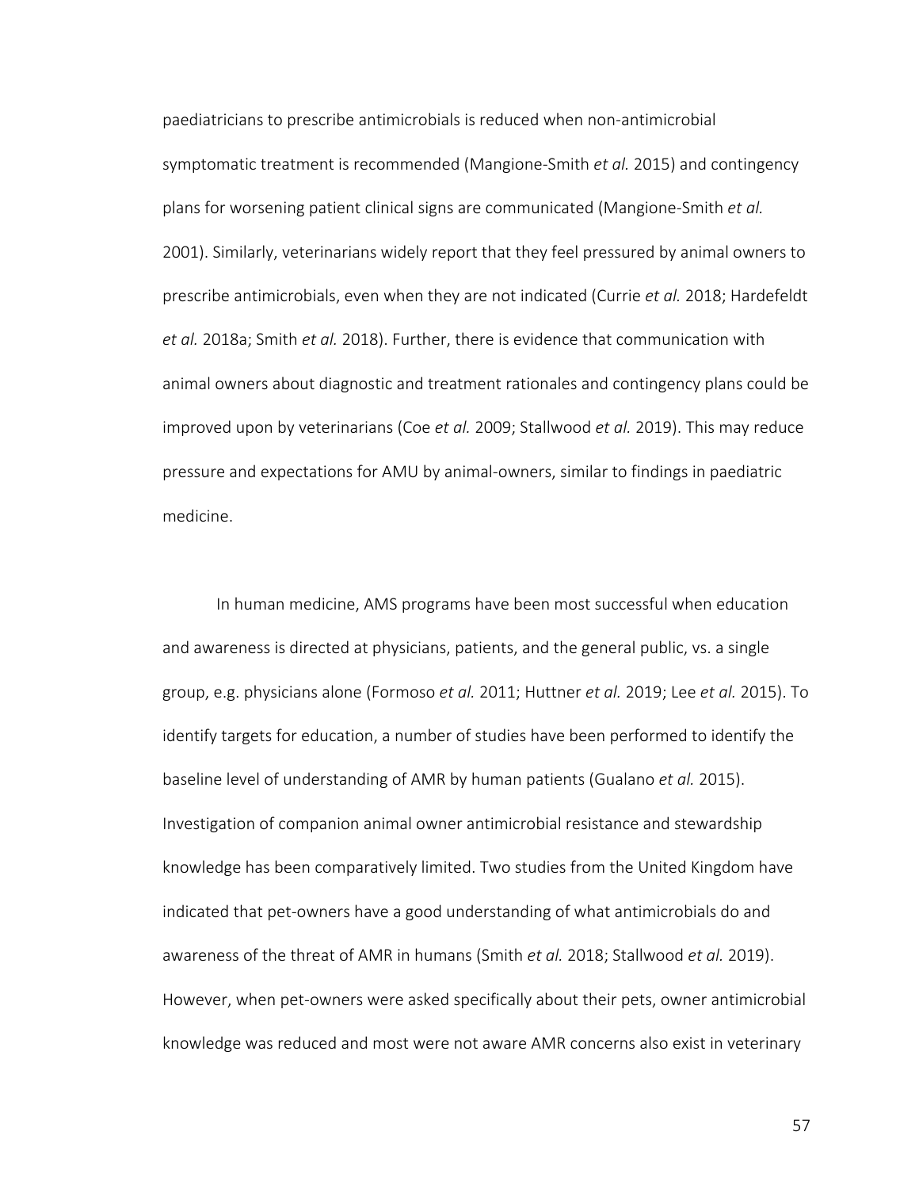paediatricians to prescribe antimicrobials is reduced when non-antimicrobial symptomatic treatment is recommended (Mangione-Smith *et al.* 2015) and contingency plans for worsening patient clinical signs are communicated (Mangione-Smith *et al.* 2001). Similarly, veterinarians widely report that they feel pressured by animal owners to prescribe antimicrobials, even when they are not indicated (Currie *et al.* 2018; Hardefeldt *et al.* 2018a; Smith *et al.* 2018). Further, there is evidence that communication with animal owners about diagnostic and treatment rationales and contingency plans could be improved upon by veterinarians (Coe *et al.* 2009; Stallwood *et al.* 2019). This may reduce pressure and expectations for AMU by animal-owners, similar to findings in paediatric medicine.

In human medicine, AMS programs have been most successful when education and awareness is directed at physicians, patients, and the general public, vs. a single group, e.g. physicians alone (Formoso *et al.* 2011; Huttner *et al.* 2019; Lee *et al.* 2015). To identify targets for education, a number of studies have been performed to identify the baseline level of understanding of AMR by human patients (Gualano *et al.* 2015). Investigation of companion animal owner antimicrobial resistance and stewardship knowledge has been comparatively limited. Two studies from the United Kingdom have indicated that pet-owners have a good understanding of what antimicrobials do and awareness of the threat of AMR in humans (Smith *et al.* 2018; Stallwood *et al.* 2019). However, when pet-owners were asked specifically about their pets, owner antimicrobial knowledge was reduced and most were not aware AMR concerns also exist in veterinary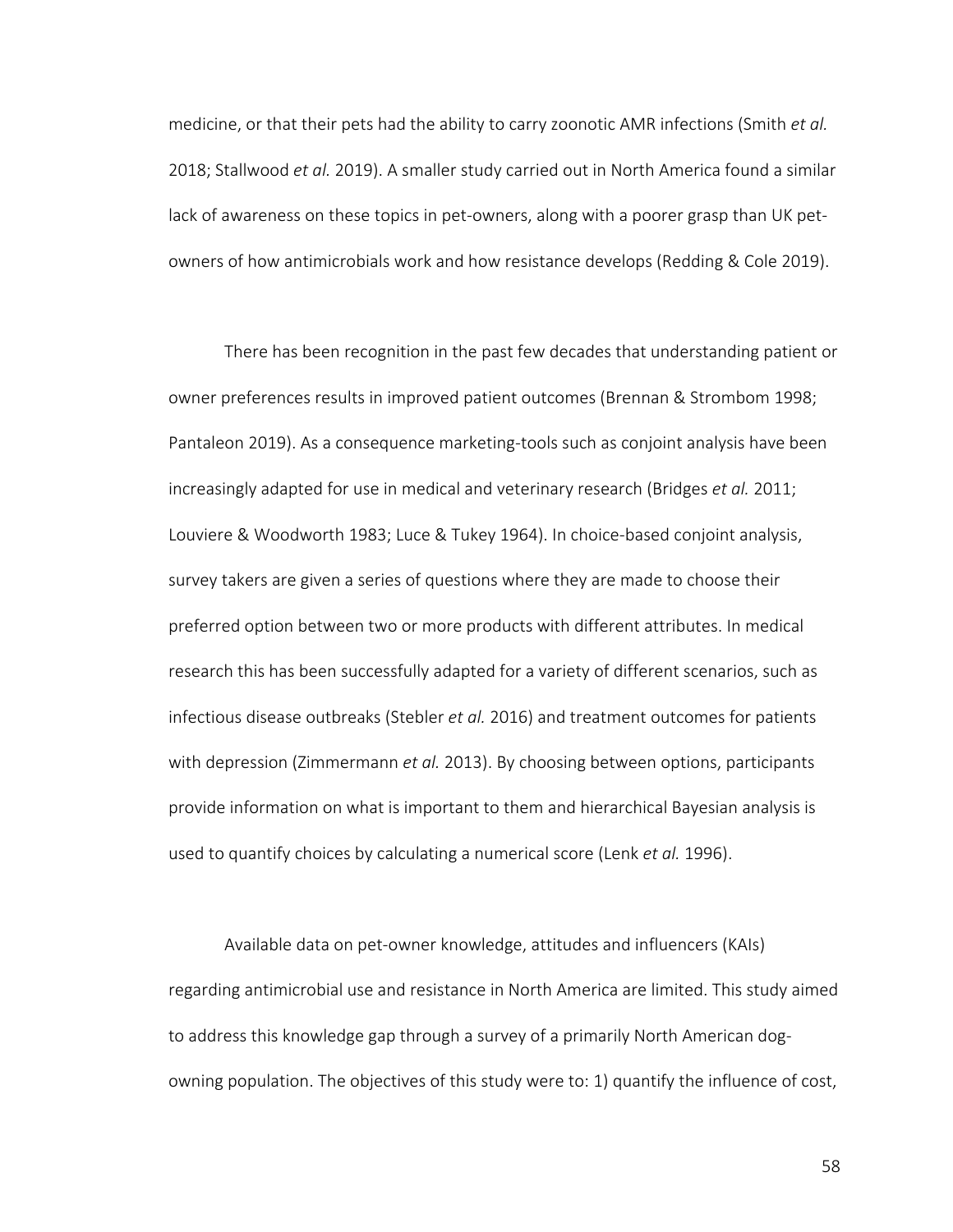medicine, or that their pets had the ability to carry zoonotic AMR infections (Smith *et al.* 2018; Stallwood *et al.* 2019). A smaller study carried out in North America found a similar lack of awareness on these topics in pet-owners, along with a poorer grasp than UK pet-owners of how antimicrobials work and how resistance develops (Redding & Cole 2019).

There has been recognition in the past few decades that understanding patient or owner preferences results in improved patient outcomes (Brennan & Strombom 1998; Pantaleon 2019). As a consequence marketing-tools such as conjoint analysis have been increasingly adapted for use in medical and veterinary research (Bridges *et al.* 2011; Louviere & Woodworth 1983; Luce & Tukey 1964). In choice-based conjoint analysis, survey takers are given a series of questions where they are made to choose their preferred option between two or more products with different attributes. In medical research this has been successfully adapted for a variety of different scenarios, such as infectious disease outbreaks (Stebler *et al.* 2016) and treatment outcomes for patients with depression (Zimmermann *et al.* 2013). By choosing between options, participants provide information on what is important to them and hierarchical Bayesian analysis is used to quantify choices by calculating a numerical score (Lenk *et al.* 1996).

Available data on pet-owner knowledge, attitudes and influencers (KAIs) regarding antimicrobial use and resistance in North America are limited. This study aimed to address this knowledge gap through a survey of a primarily North American dog-owning population. The objectives of this study were to: 1) quantify the influence of cost,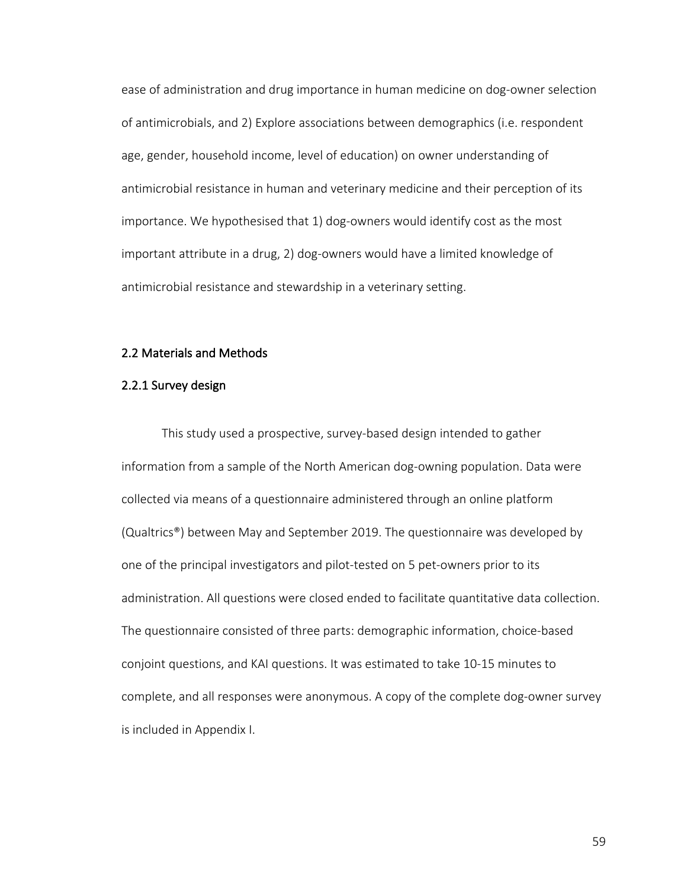ease of administration and drug importance in human medicine on dog-owner selection of antimicrobials, and 2) Explore associations between demographics (i.e. respondent age, gender, household income, level of education) on owner understanding of antimicrobial resistance in human and veterinary medicine and their perception of its importance. We hypothesised that 1) dog-owners would identify cost as the most important attribute in a drug, 2) dog-owners would have a limited knowledge of antimicrobial resistance and stewardship in a veterinary setting.

## 2.2 Materials and Methods

### 2.2.1 Survey design

This study used a prospective, survey-based design intended to gather information from a sample of the North American dog-owning population. Data were collected via means of a questionnaire administered through an online platform (Qualtrics®) between May and September 2019. The questionnaire was developed by one of the principal investigators and pilot-tested on 5 pet-owners prior to its administration. All questions were closed ended to facilitate quantitative data collection. The questionnaire consisted of three parts: demographic information, choice-based conjoint questions, and KAI questions. It was estimated to take 10-15 minutes to complete, and all responses were anonymous. A copy of the complete dog-owner survey is included in Appendix I.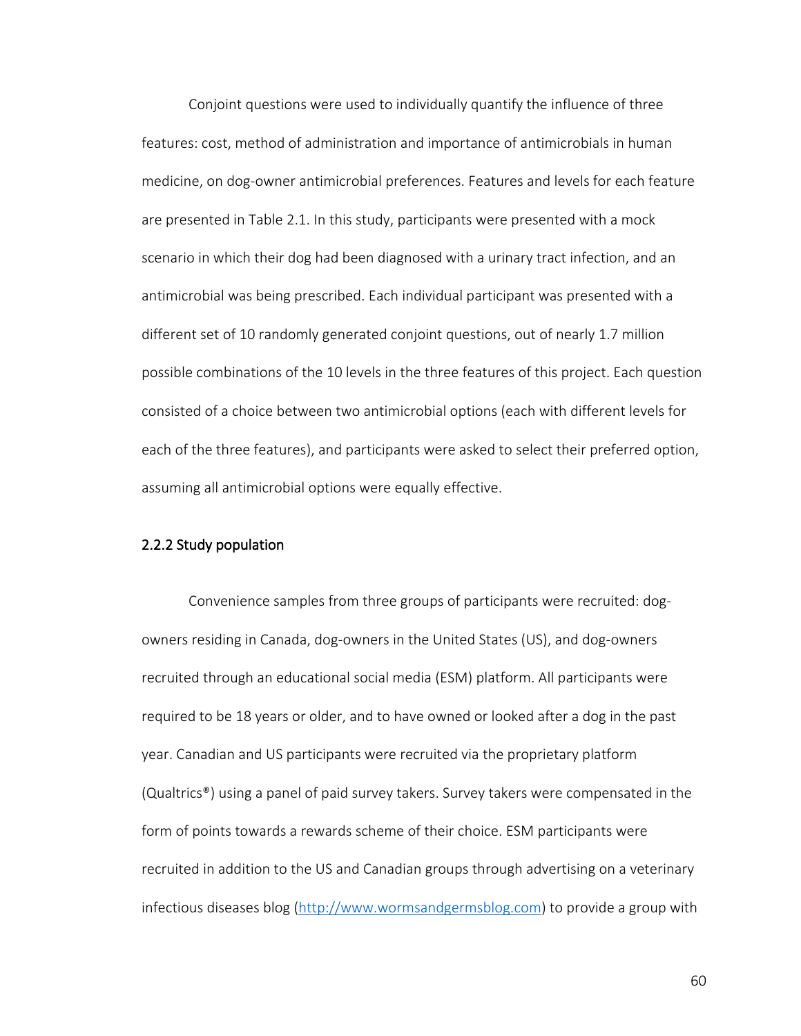Conjoint questions were used to individually quantify the influence of three features: cost, method of administration and importance of antimicrobials in human medicine, on dog-owner antimicrobial preferences. Features and levels for each feature are presented in Table 2.1. In this study, participants were presented with a mock scenario in which their dog had been diagnosed with a urinary tract infection, and an antimicrobial was being prescribed. Each individual participant was presented with a different set of 10 randomly generated conjoint questions, out of nearly 1.7 million possible combinations of the 10 levels in the three features of this project. Each question consisted of a choice between two antimicrobial options (each with different levels for each of the three features), and participants were asked to select their preferred option, assuming all antimicrobial options were equally effective.

### 2.2.2 Study population

Convenience samples from three groups of participants were recruited: dog-owners residing in Canada, dog-owners in the United States (US), and dog-owners recruited through an educational social media (ESM) platform. All participants were required to be 18 years or older, and to have owned or looked after a dog in the past year. Canadian and US participants were recruited via the proprietary platform (Qualtrics®) using a panel of paid survey takers. Survey takers were compensated in the form of points towards a rewards scheme of their choice. ESM participants were recruited in addition to the US and Canadian groups through advertising on a veterinary infectious diseases blog (http://www.wormsandgermsblog.com) to provide a group with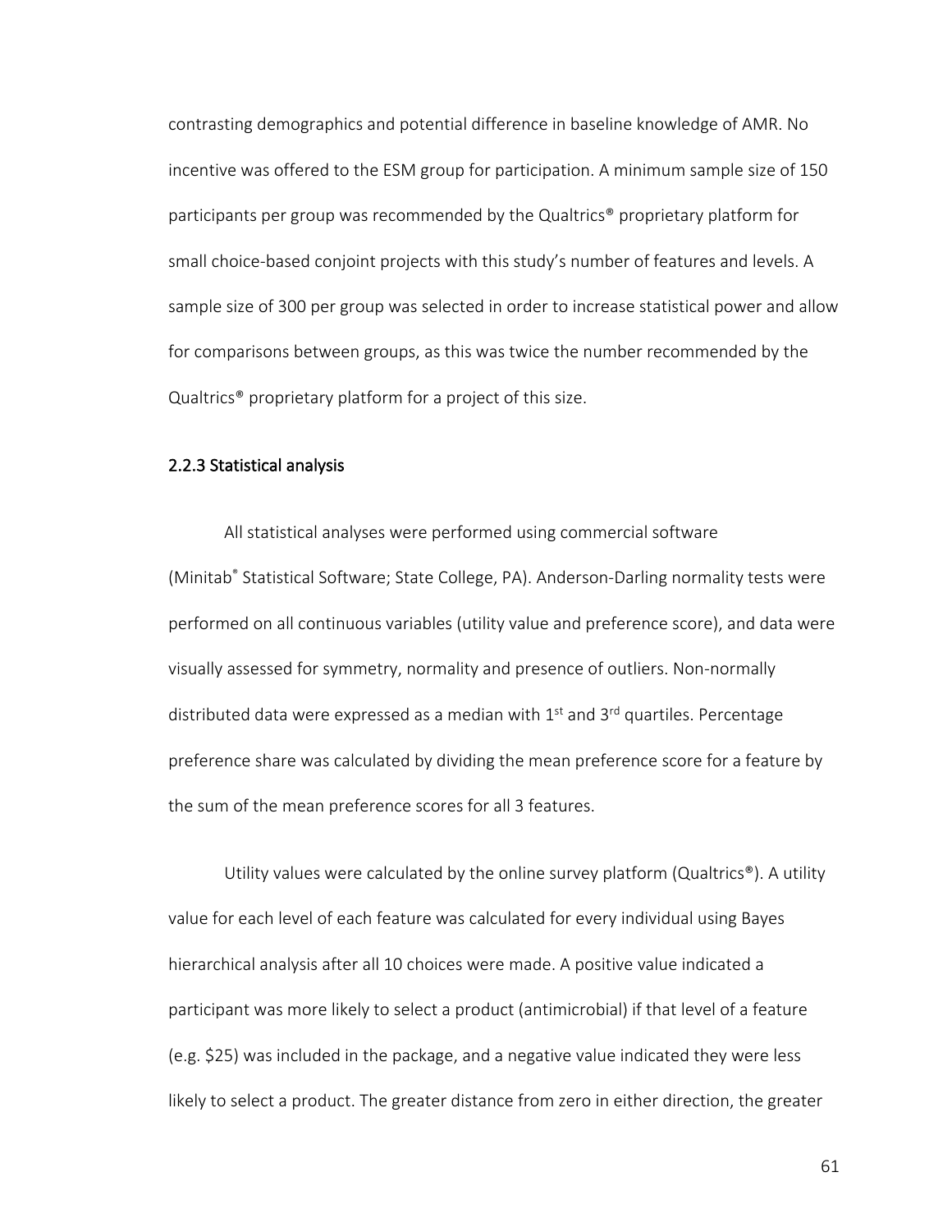contrasting demographics and potential difference in baseline knowledge of AMR. No incentive was offered to the ESM group for participation. A minimum sample size of 150 participants per group was recommended by the Qualtrics® proprietary platform for small choice-based conjoint projects with this study's number of features and levels. A sample size of 300 per group was selected in order to increase statistical power and allow for comparisons between groups, as this was twice the number recommended by the Qualtrics® proprietary platform for a project of this size.

### 2.2.3 Statistical analysis

All statistical analyses were performed using commercial software (Minitab® Statistical Software; State College, PA). Anderson-Darling normality tests were performed on all continuous variables (utility value and preference score), and data were visually assessed for symmetry, normality and presence of outliers. Non-normally distributed data were expressed as a median with 1st and 3rd quartiles. Percentage preference share was calculated by dividing the mean preference score for a feature by the sum of the mean preference scores for all 3 features.

Utility values were calculated by the online survey platform (Qualtrics®). A utility value for each level of each feature was calculated for every individual using Bayes hierarchical analysis after all 10 choices were made. A positive value indicated a participant was more likely to select a product (antimicrobial) if that level of a feature (e.g. $25) was included in the package, and a negative value indicated they were less likely to select a product. The greater distance from zero in either direction, the greater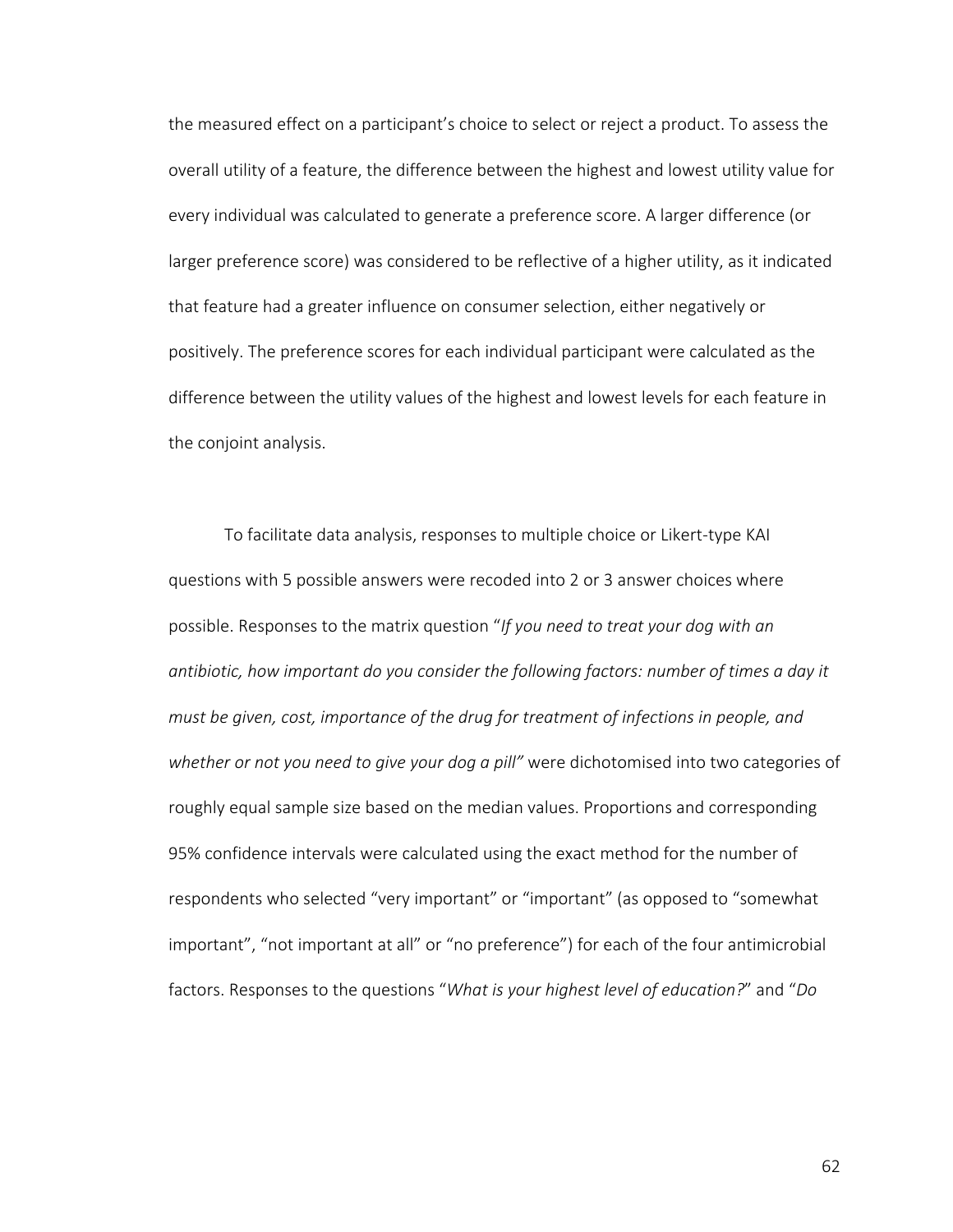the measured effect on a participant's choice to select or reject a product. To assess the overall utility of a feature, the difference between the highest and lowest utility value for every individual was calculated to generate a preference score. A larger difference (or larger preference score) was considered to be reflective of a higher utility, as it indicated that feature had a greater influence on consumer selection, either negatively or positively. The preference scores for each individual participant were calculated as the difference between the utility values of the highest and lowest levels for each feature in the conjoint analysis.

To facilitate data analysis, responses to multiple choice or Likert-type KAI questions with 5 possible answers were recoded into 2 or 3 answer choices where possible. Responses to the matrix question "*If you need to treat your dog with an antibiotic, how important do you consider the following factors: number of times a day it must be given, cost, importance of the drug for treatment of infections in people, and whether or not you need to give your dog a pill"* were dichotomised into two categories of roughly equal sample size based on the median values. Proportions and corresponding 95% confidence intervals were calculated using the exact method for the number of respondents who selected "very important" or "important" (as opposed to "somewhat important", "not important at all" or "no preference") for each of the four antimicrobial factors. Responses to the questions "*What is your highest level of education?*" and "*Do*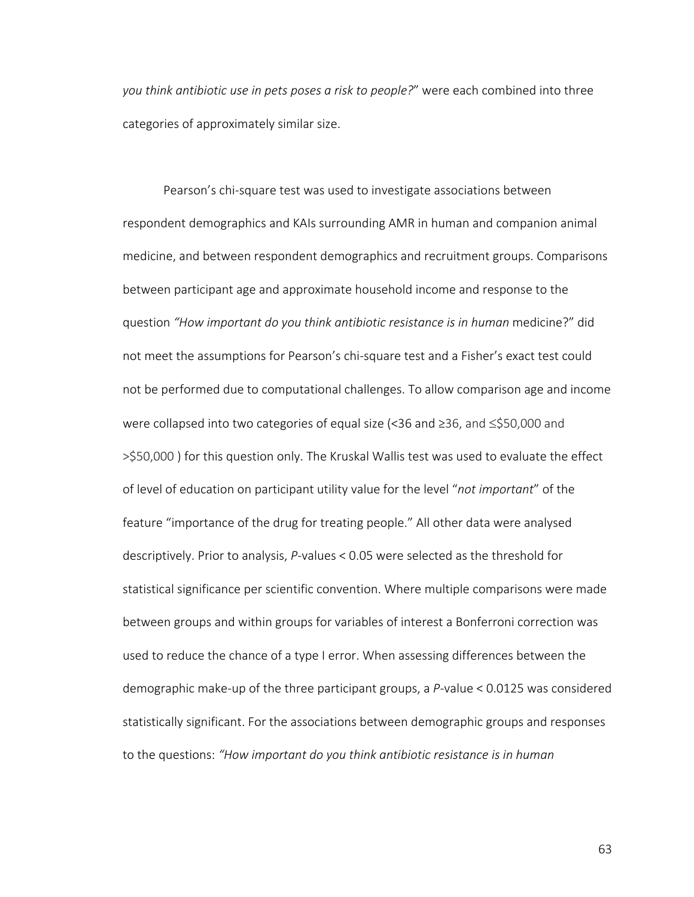*you think antibiotic use in pets poses a risk to people?*" were each combined into three categories of approximately similar size.

Pearson's chi-square test was used to investigate associations between respondent demographics and KAIs surrounding AMR in human and companion animal medicine, and between respondent demographics and recruitment groups. Comparisons between participant age and approximate household income and response to the question *"How important do you think antibiotic resistance is in human* medicine?" did not meet the assumptions for Pearson's chi-square test and a Fisher's exact test could not be performed due to computational challenges. To allow comparison age and income were collapsed into two categories of equal size (<36 and ≥36, and ≤$50,000 and >$50,000 ) for this question only. The Kruskal Wallis test was used to evaluate the effect of level of education on participant utility value for the level "*not important*" of the feature "importance of the drug for treating people." All other data were analysed descriptively. Prior to analysis, *P*-values < 0.05 were selected as the threshold for statistical significance per scientific convention. Where multiple comparisons were made between groups and within groups for variables of interest a Bonferroni correction was used to reduce the chance of a type I error. When assessing differences between the demographic make-up of the three participant groups, a *P*-value < 0.0125 was considered statistically significant. For the associations between demographic groups and responses to the questions: *"How important do you think antibiotic resistance is in human*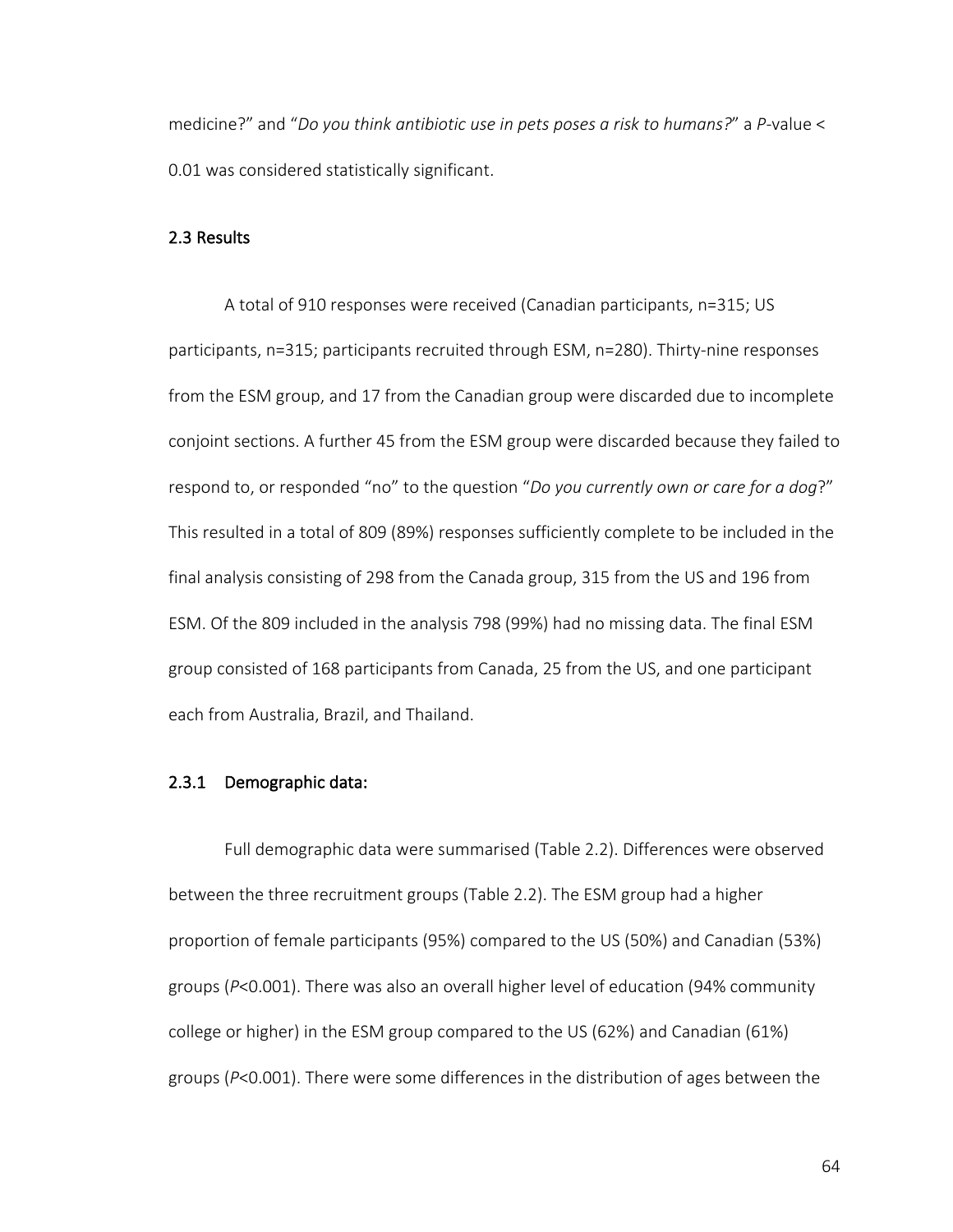medicine?" and "*Do you think antibiotic use in pets poses a risk to humans?*" a *P*-value < 0.01 was considered statistically significant.

## 2.3 Results

A total of 910 responses were received (Canadian participants, n=315; US participants, n=315; participants recruited through ESM, n=280). Thirty-nine responses from the ESM group, and 17 from the Canadian group were discarded due to incomplete conjoint sections. A further 45 from the ESM group were discarded because they failed to respond to, or responded "no" to the question "*Do you currently own or care for a dog*?" This resulted in a total of 809 (89%) responses sufficiently complete to be included in the final analysis consisting of 298 from the Canada group, 315 from the US and 196 from ESM. Of the 809 included in the analysis 798 (99%) had no missing data. The final ESM group consisted of 168 participants from Canada, 25 from the US, and one participant each from Australia, Brazil, and Thailand.

### 2.3.1 Demographic data:

Full demographic data were summarised (Table 2.2). Differences were observed between the three recruitment groups (Table 2.2). The ESM group had a higher proportion of female participants (95%) compared to the US (50%) and Canadian (53%) groups (*P*<0.001). There was also an overall higher level of education (94% community college or higher) in the ESM group compared to the US (62%) and Canadian (61%) groups (*P*<0.001). There were some differences in the distribution of ages between the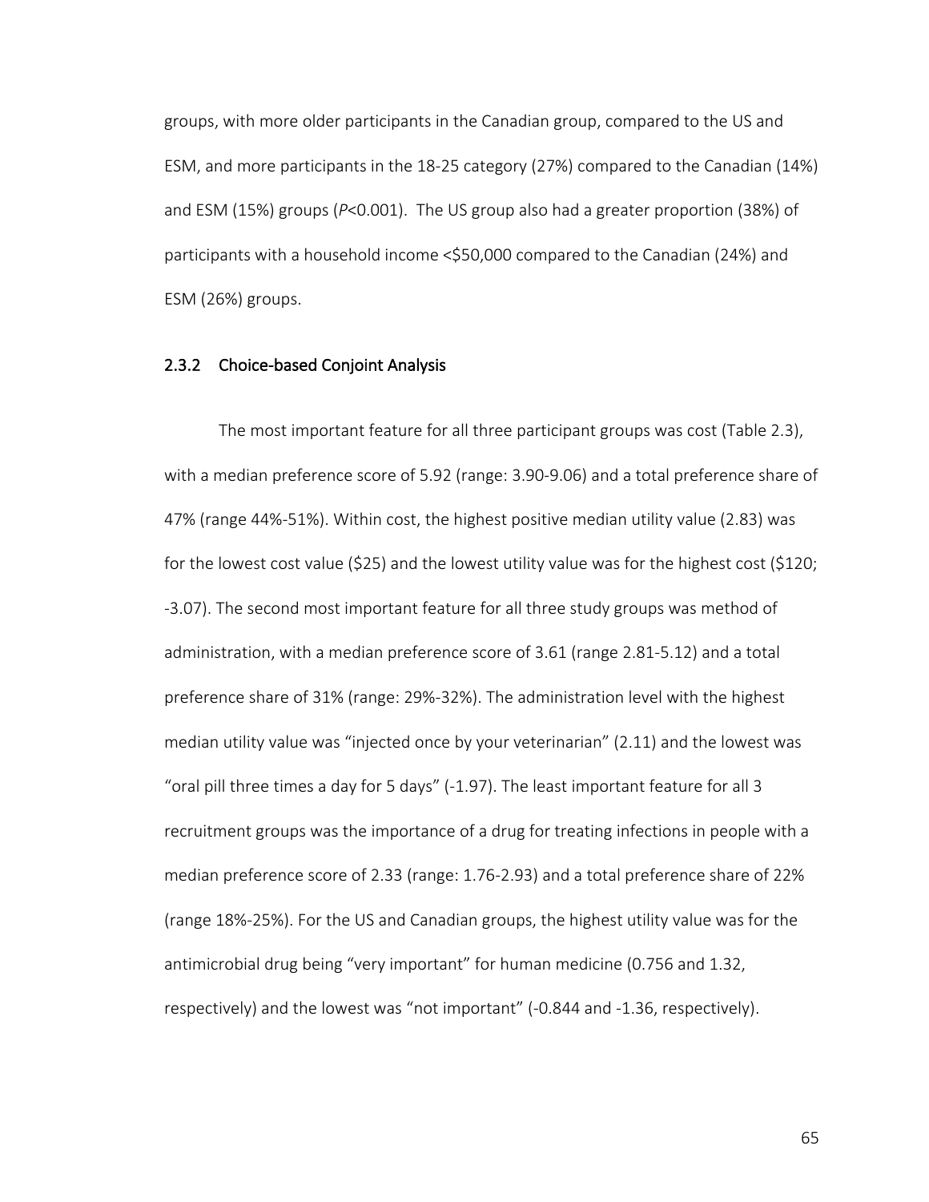groups, with more older participants in the Canadian group, compared to the US and ESM, and more participants in the 18-25 category (27%) compared to the Canadian (14%) and ESM (15%) groups (*P*<0.001). The US group also had a greater proportion (38%) of participants with a household income <$50,000 compared to the Canadian (24%) and ESM (26%) groups.

### 2.3.2 Choice-based Conjoint Analysis

The most important feature for all three participant groups was cost (Table 2.3), with a median preference score of 5.92 (range: 3.90-9.06) and a total preference share of 47% (range 44%-51%). Within cost, the highest positive median utility value (2.83) was for the lowest cost value ($25) and the lowest utility value was for the highest cost ($120; -3.07). The second most important feature for all three study groups was method of administration, with a median preference score of 3.61 (range 2.81-5.12) and a total preference share of 31% (range: 29%-32%). The administration level with the highest median utility value was "injected once by your veterinarian" (2.11) and the lowest was "oral pill three times a day for 5 days" (-1.97). The least important feature for all 3 recruitment groups was the importance of a drug for treating infections in people with a median preference score of 2.33 (range: 1.76-2.93) and a total preference share of 22% (range 18%-25%). For the US and Canadian groups, the highest utility value was for the antimicrobial drug being "very important" for human medicine (0.756 and 1.32, respectively) and the lowest was "not important" (-0.844 and -1.36, respectively).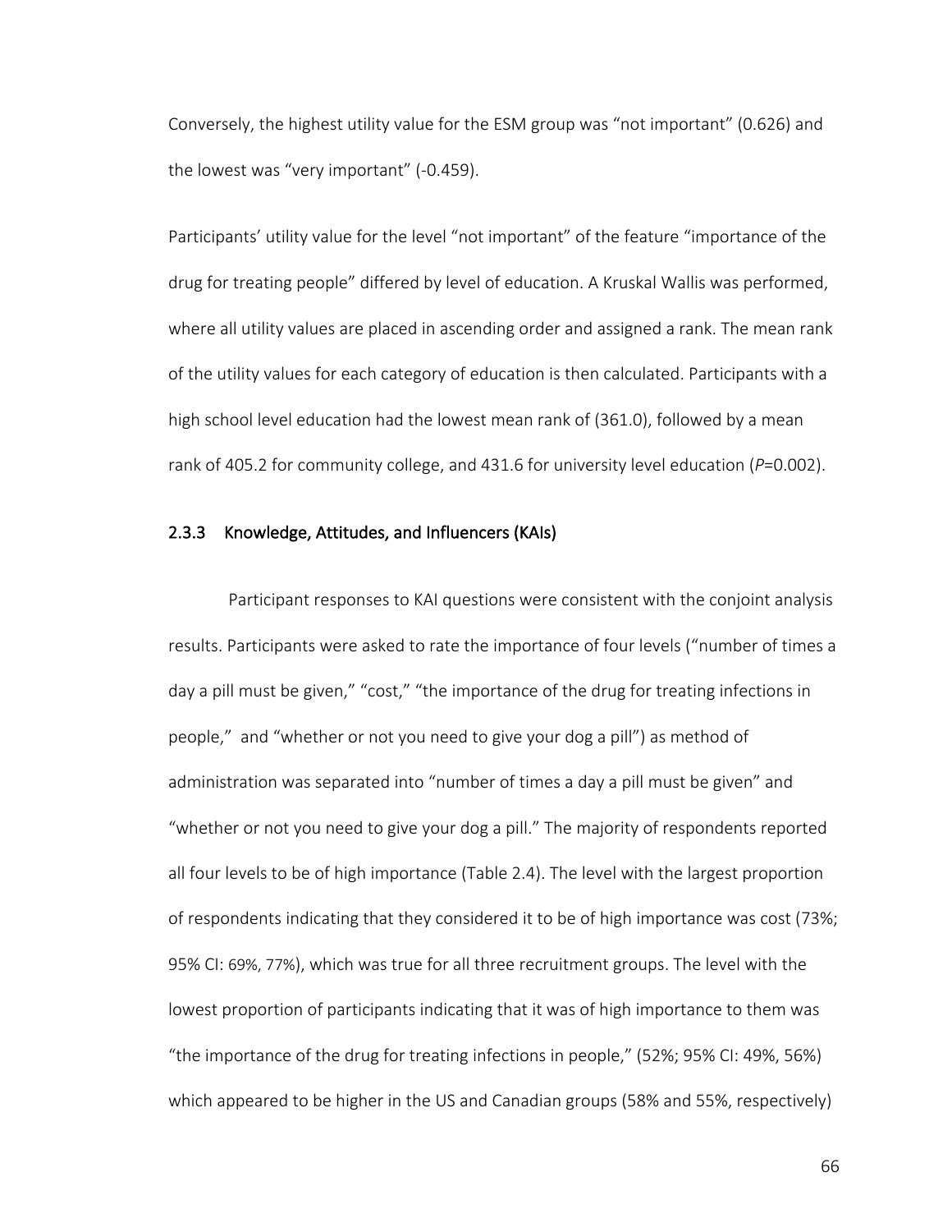Conversely, the highest utility value for the ESM group was “not important” (0.626) and the lowest was “very important” (-0.459).

Participants’ utility value for the level “not important” of the feature “importance of the drug for treating people” differed by level of education. A Kruskal Wallis was performed, where all utility values are placed in ascending order and assigned a rank. The mean rank of the utility values for each category of education is then calculated. Participants with a high school level education had the lowest mean rank of (361.0), followed by a mean rank of 405.2 for community college, and 431.6 for university level education (*P*=0.002).

### 2.3.3 Knowledge, Attitudes, and Influencers (KAIs)

Participant responses to KAI questions were consistent with the conjoint analysis results. Participants were asked to rate the importance of four levels (“number of times a day a pill must be given,” “cost,” “the importance of the drug for treating infections in people,” and “whether or not you need to give your dog a pill”) as method of administration was separated into “number of times a day a pill must be given” and “whether or not you need to give your dog a pill.” The majority of respondents reported all four levels to be of high importance (Table 2.4). The level with the largest proportion of respondents indicating that they considered it to be of high importance was cost (73%; 95% CI: 69%, 77%), which was true for all three recruitment groups. The level with the lowest proportion of participants indicating that it was of high importance to them was “the importance of the drug for treating infections in people,” (52%; 95% CI: 49%, 56%) which appeared to be higher in the US and Canadian groups (58% and 55%, respectively)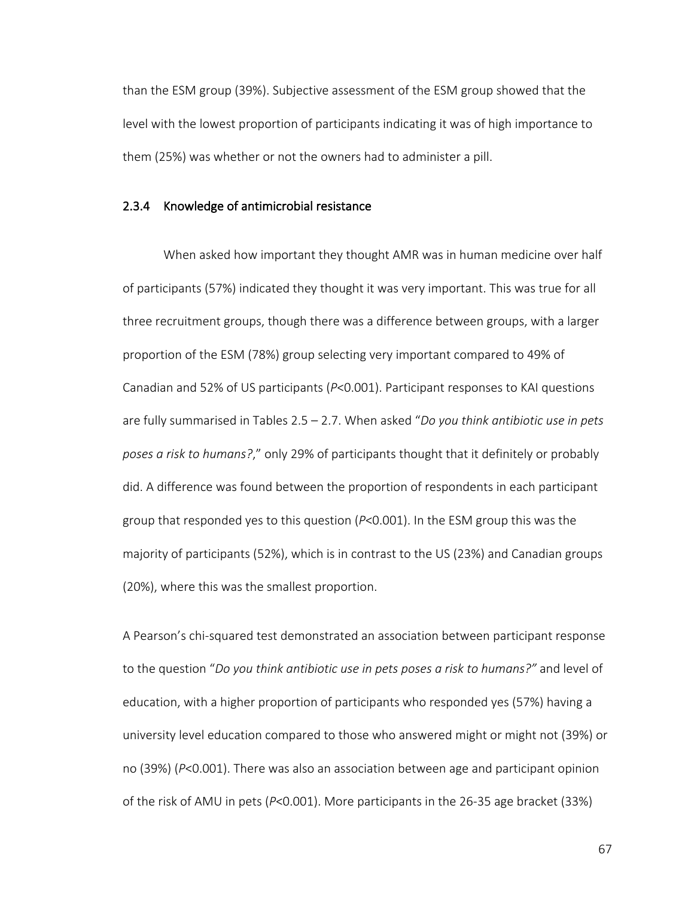than the ESM group (39%). Subjective assessment of the ESM group showed that the level with the lowest proportion of participants indicating it was of high importance to them (25%) was whether or not the owners had to administer a pill.

### 2.3.4 Knowledge of antimicrobial resistance

When asked how important they thought AMR was in human medicine over half of participants (57%) indicated they thought it was very important. This was true for all three recruitment groups, though there was a difference between groups, with a larger proportion of the ESM (78%) group selecting very important compared to 49% of Canadian and 52% of US participants ($P<0.001$). Participant responses to KAI questions are fully summarised in Tables 2.5 – 2.7. When asked "*Do you think antibiotic use in pets poses a risk to humans?*," only 29% of participants thought that it definitely or probably did. A difference was found between the proportion of respondents in each participant group that responded yes to this question ($P<0.001$). In the ESM group this was the majority of participants (52%), which is in contrast to the US (23%) and Canadian groups (20%), where this was the smallest proportion.

A Pearson's chi-squared test demonstrated an association between participant response to the question "*Do you think antibiotic use in pets poses a risk to humans?"* and level of education, with a higher proportion of participants who responded yes (57%) having a university level education compared to those who answered might or might not (39%) or no (39%) ($P<0.001$). There was also an association between age and participant opinion of the risk of AMU in pets ($P<0.001$). More participants in the 26-35 age bracket (33%)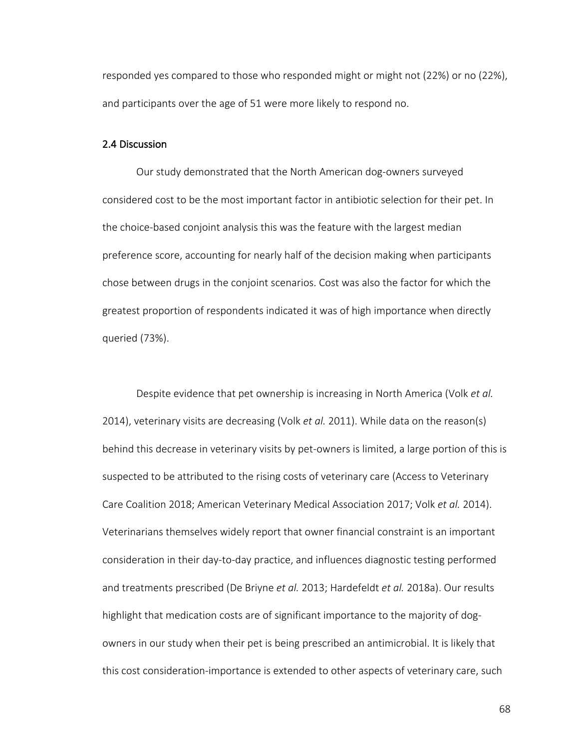responded yes compared to those who responded might or might not (22%) or no (22%), and participants over the age of 51 were more likely to respond no.

## 2.4 Discussion

Our study demonstrated that the North American dog-owners surveyed considered cost to be the most important factor in antibiotic selection for their pet. In the choice-based conjoint analysis this was the feature with the largest median preference score, accounting for nearly half of the decision making when participants chose between drugs in the conjoint scenarios. Cost was also the factor for which the greatest proportion of respondents indicated it was of high importance when directly queried (73%).

Despite evidence that pet ownership is increasing in North America (Volk *et al.* 2014), veterinary visits are decreasing (Volk *et al.* 2011). While data on the reason(s) behind this decrease in veterinary visits by pet-owners is limited, a large portion of this is suspected to be attributed to the rising costs of veterinary care (Access to Veterinary Care Coalition 2018; American Veterinary Medical Association 2017; Volk *et al.* 2014). Veterinarians themselves widely report that owner financial constraint is an important consideration in their day-to-day practice, and influences diagnostic testing performed and treatments prescribed (De Briyne *et al.* 2013; Hardefeldt *et al.* 2018a). Our results highlight that medication costs are of significant importance to the majority of dog-owners in our study when their pet is being prescribed an antimicrobial. It is likely that this cost consideration-importance is extended to other aspects of veterinary care, such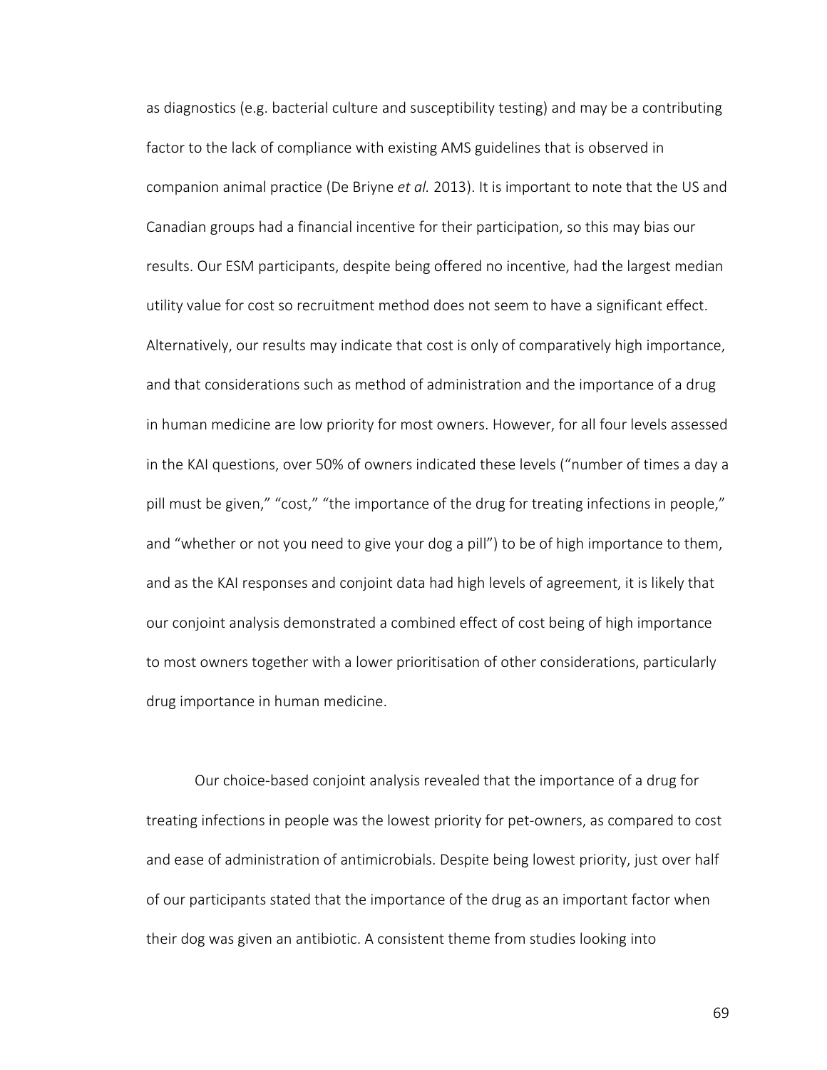as diagnostics (e.g. bacterial culture and susceptibility testing) and may be a contributing factor to the lack of compliance with existing AMS guidelines that is observed in companion animal practice (De Briyne *et al.* 2013). It is important to note that the US and Canadian groups had a financial incentive for their participation, so this may bias our results. Our ESM participants, despite being offered no incentive, had the largest median utility value for cost so recruitment method does not seem to have a significant effect. Alternatively, our results may indicate that cost is only of comparatively high importance, and that considerations such as method of administration and the importance of a drug in human medicine are low priority for most owners. However, for all four levels assessed in the KAI questions, over 50% of owners indicated these levels ("number of times a day a pill must be given," "cost," "the importance of the drug for treating infections in people," and "whether or not you need to give your dog a pill") to be of high importance to them, and as the KAI responses and conjoint data had high levels of agreement, it is likely that our conjoint analysis demonstrated a combined effect of cost being of high importance to most owners together with a lower prioritisation of other considerations, particularly drug importance in human medicine.

Our choice-based conjoint analysis revealed that the importance of a drug for treating infections in people was the lowest priority for pet-owners, as compared to cost and ease of administration of antimicrobials. Despite being lowest priority, just over half of our participants stated that the importance of the drug as an important factor when their dog was given an antibiotic. A consistent theme from studies looking into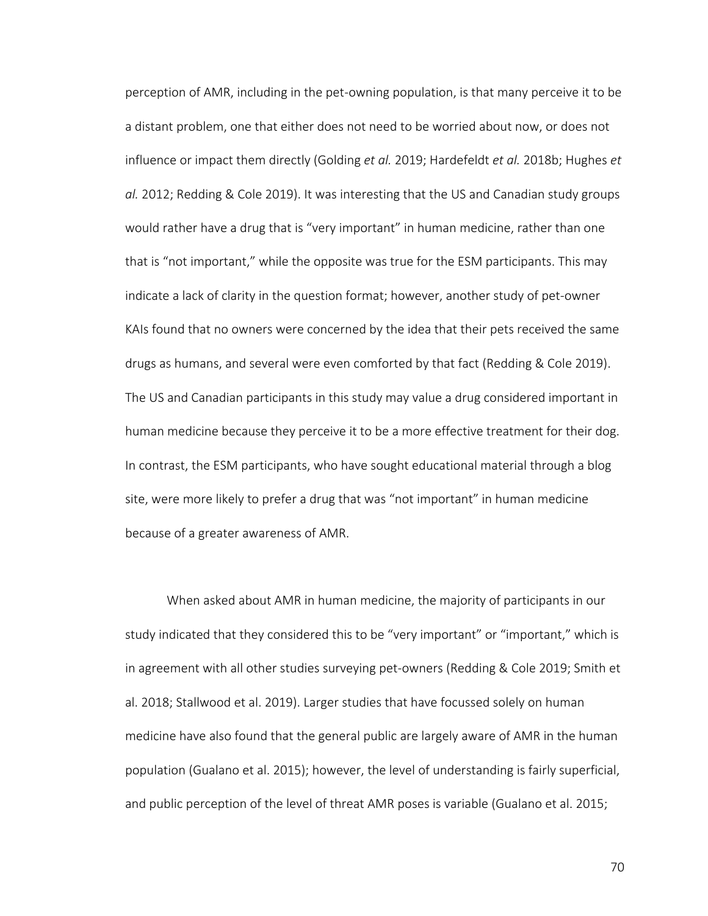perception of AMR, including in the pet-owning population, is that many perceive it to be a distant problem, one that either does not need to be worried about now, or does not influence or impact them directly (Golding *et al.* 2019; Hardefeldt *et al.* 2018b; Hughes *et al.* 2012; Redding & Cole 2019). It was interesting that the US and Canadian study groups would rather have a drug that is "very important" in human medicine, rather than one that is "not important," while the opposite was true for the ESM participants. This may indicate a lack of clarity in the question format; however, another study of pet-owner KAIs found that no owners were concerned by the idea that their pets received the same drugs as humans, and several were even comforted by that fact (Redding & Cole 2019). The US and Canadian participants in this study may value a drug considered important in human medicine because they perceive it to be a more effective treatment for their dog. In contrast, the ESM participants, who have sought educational material through a blog site, were more likely to prefer a drug that was "not important" in human medicine because of a greater awareness of AMR.

When asked about AMR in human medicine, the majority of participants in our study indicated that they considered this to be "very important" or "important," which is in agreement with all other studies surveying pet-owners (Redding & Cole 2019; Smith et al. 2018; Stallwood et al. 2019). Larger studies that have focussed solely on human medicine have also found that the general public are largely aware of AMR in the human population (Gualano et al. 2015); however, the level of understanding is fairly superficial, and public perception of the level of threat AMR poses is variable (Gualano et al. 2015;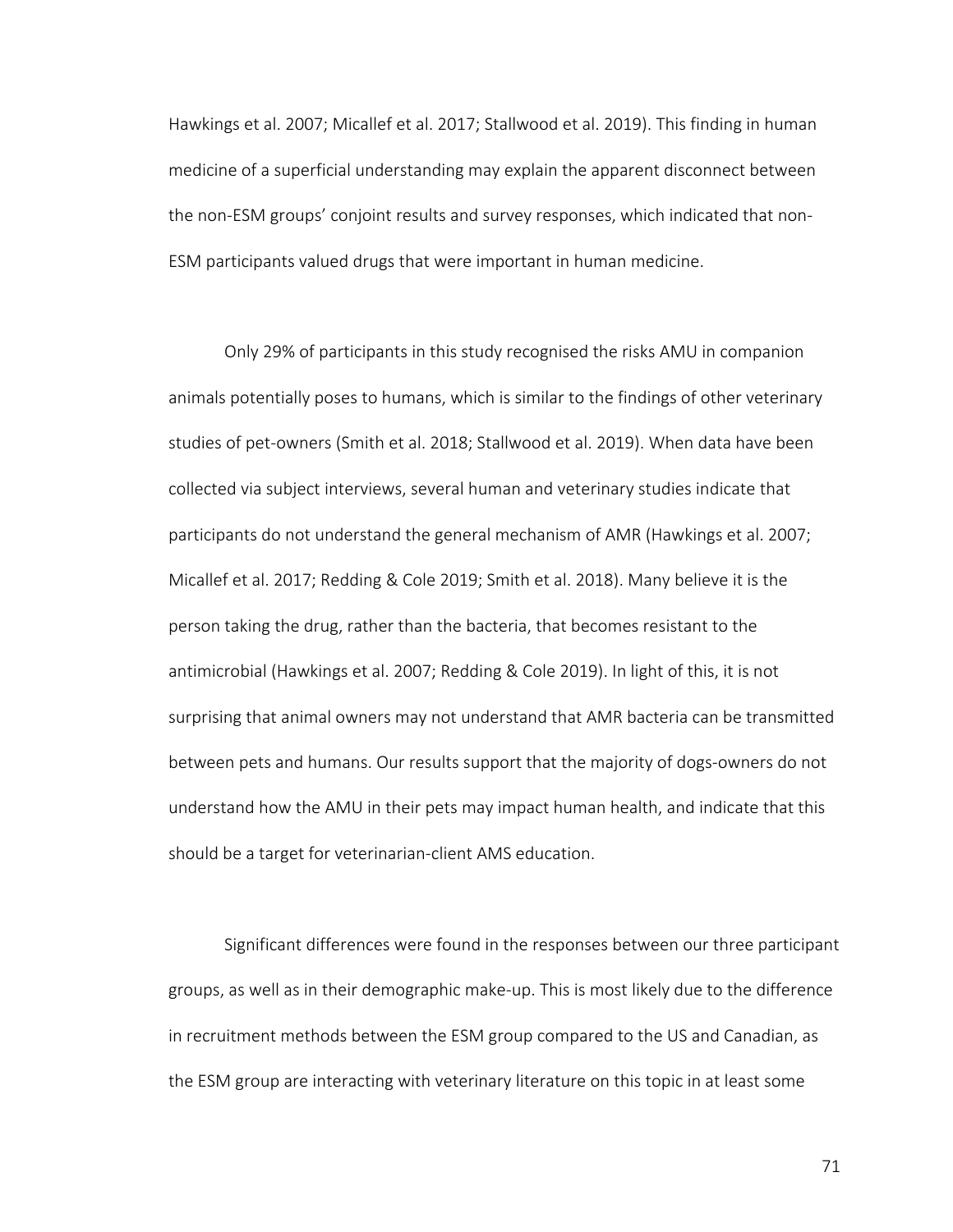Hawkings et al. 2007; Micallef et al. 2017; Stallwood et al. 2019). This finding in human medicine of a superficial understanding may explain the apparent disconnect between the non-ESM groups' conjoint results and survey responses, which indicated that non-ESM participants valued drugs that were important in human medicine.

Only 29% of participants in this study recognised the risks AMU in companion animals potentially poses to humans, which is similar to the findings of other veterinary studies of pet-owners (Smith et al. 2018; Stallwood et al. 2019). When data have been collected via subject interviews, several human and veterinary studies indicate that participants do not understand the general mechanism of AMR (Hawkings et al. 2007; Micallef et al. 2017; Redding & Cole 2019; Smith et al. 2018). Many believe it is the person taking the drug, rather than the bacteria, that becomes resistant to the antimicrobial (Hawkings et al. 2007; Redding & Cole 2019). In light of this, it is not surprising that animal owners may not understand that AMR bacteria can be transmitted between pets and humans. Our results support that the majority of dogs-owners do not understand how the AMU in their pets may impact human health, and indicate that this should be a target for veterinarian-client AMS education.

Significant differences were found in the responses between our three participant groups, as well as in their demographic make-up. This is most likely due to the difference in recruitment methods between the ESM group compared to the US and Canadian, as the ESM group are interacting with veterinary literature on this topic in at least some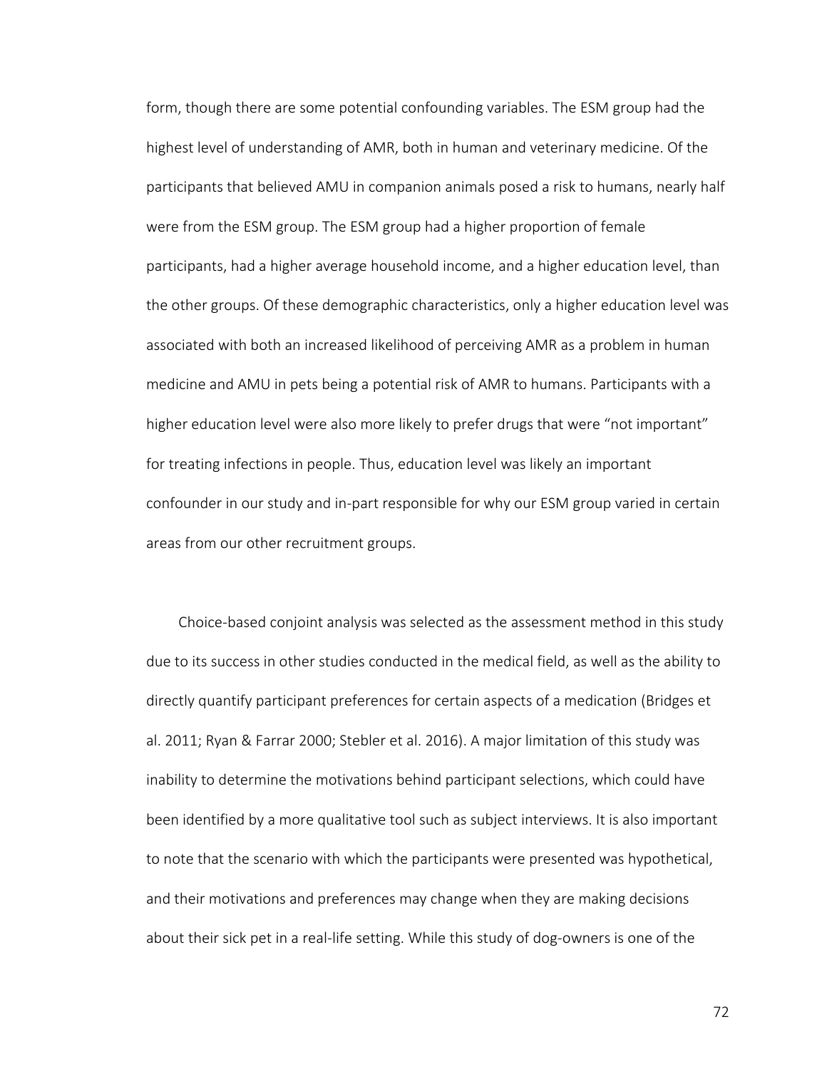form, though there are some potential confounding variables. The ESM group had the highest level of understanding of AMR, both in human and veterinary medicine. Of the participants that believed AMU in companion animals posed a risk to humans, nearly half were from the ESM group. The ESM group had a higher proportion of female participants, had a higher average household income, and a higher education level, than the other groups. Of these demographic characteristics, only a higher education level was associated with both an increased likelihood of perceiving AMR as a problem in human medicine and AMU in pets being a potential risk of AMR to humans. Participants with a higher education level were also more likely to prefer drugs that were "not important" for treating infections in people. Thus, education level was likely an important confounder in our study and in-part responsible for why our ESM group varied in certain areas from our other recruitment groups.

Choice-based conjoint analysis was selected as the assessment method in this study due to its success in other studies conducted in the medical field, as well as the ability to directly quantify participant preferences for certain aspects of a medication (Bridges et al. 2011; Ryan & Farrar 2000; Stebler et al. 2016). A major limitation of this study was inability to determine the motivations behind participant selections, which could have been identified by a more qualitative tool such as subject interviews. It is also important to note that the scenario with which the participants were presented was hypothetical, and their motivations and preferences may change when they are making decisions about their sick pet in a real-life setting. While this study of dog-owners is one of the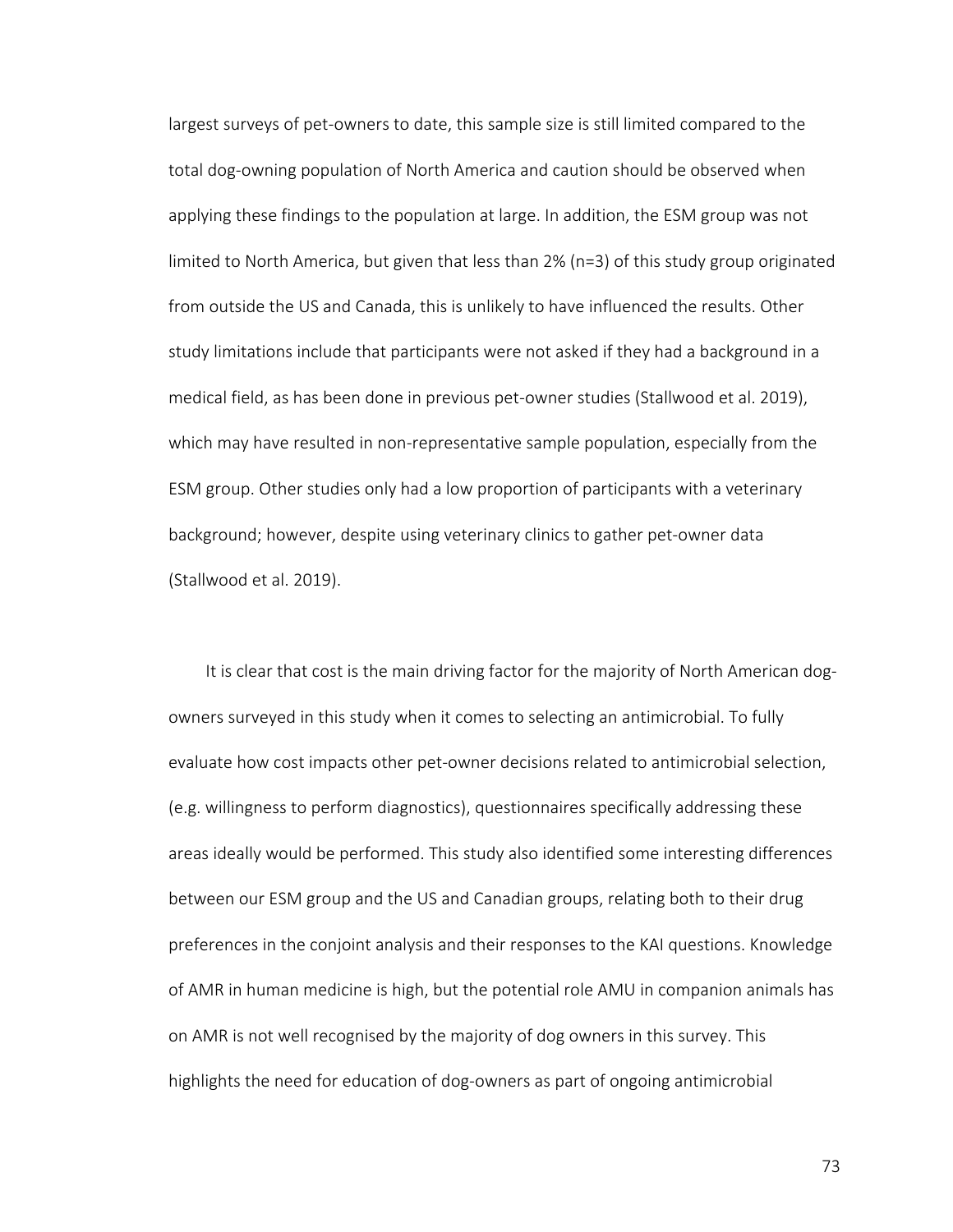largest surveys of pet-owners to date, this sample size is still limited compared to the total dog-owning population of North America and caution should be observed when applying these findings to the population at large. In addition, the ESM group was not limited to North America, but given that less than 2% (n=3) of this study group originated from outside the US and Canada, this is unlikely to have influenced the results. Other study limitations include that participants were not asked if they had a background in a medical field, as has been done in previous pet-owner studies (Stallwood et al. 2019), which may have resulted in non-representative sample population, especially from the ESM group. Other studies only had a low proportion of participants with a veterinary background; however, despite using veterinary clinics to gather pet-owner data (Stallwood et al. 2019).

It is clear that cost is the main driving factor for the majority of North American dog-owners surveyed in this study when it comes to selecting an antimicrobial. To fully evaluate how cost impacts other pet-owner decisions related to antimicrobial selection, (e.g. willingness to perform diagnostics), questionnaires specifically addressing these areas ideally would be performed. This study also identified some interesting differences between our ESM group and the US and Canadian groups, relating both to their drug preferences in the conjoint analysis and their responses to the KAI questions. Knowledge of AMR in human medicine is high, but the potential role AMU in companion animals has on AMR is not well recognised by the majority of dog owners in this survey. This highlights the need for education of dog-owners as part of ongoing antimicrobial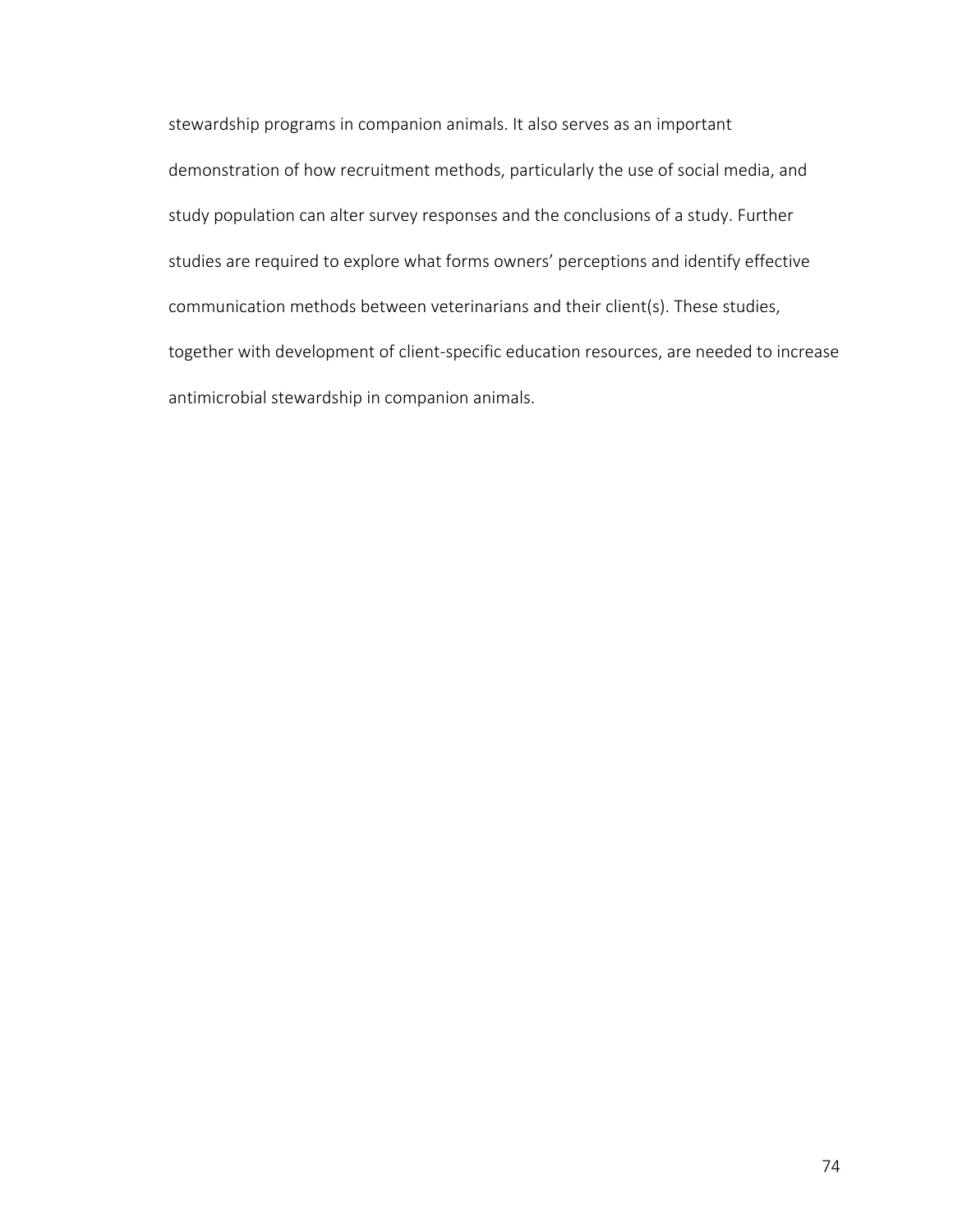stewardship programs in companion animals. It also serves as an important demonstration of how recruitment methods, particularly the use of social media, and study population can alter survey responses and the conclusions of a study. Further studies are required to explore what forms owners' perceptions and identify effective communication methods between veterinarians and their client(s). These studies, together with development of client-specific education resources, are needed to increase antimicrobial stewardship in companion animals.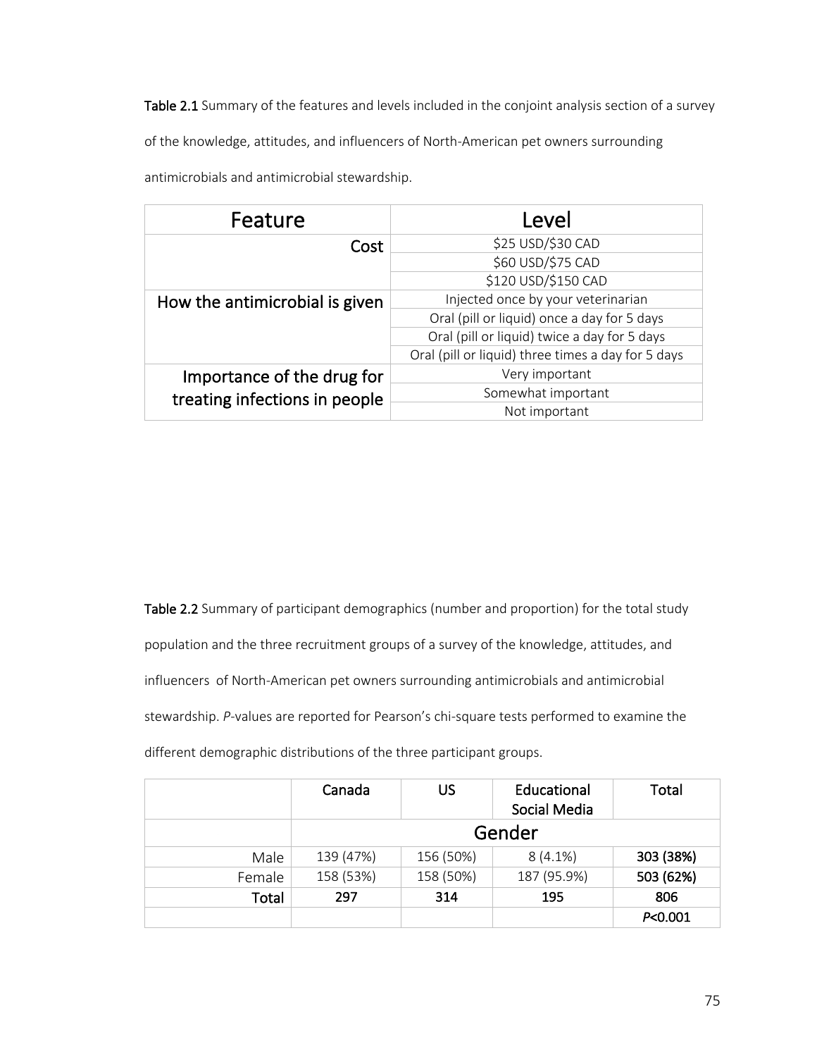**Table 2.1** Summary of the features and levels included in the conjoint analysis section of a survey of the knowledge, attitudes, and influencers of North-American pet owners surrounding antimicrobials and antimicrobial stewardship.

| Feature | Level |
|---|---|
| Cost | \$25 USD/\$30 CAD |
| | \$60 USD/\$75 CAD |
| | \$120 USD/\$150 CAD |
| How the antimicrobial is given | Injected once by your veterinarian |
| | Oral (pill or liquid) once a day for 5 days |
| | Oral (pill or liquid) twice a day for 5 days |
| | Oral (pill or liquid) three times a day for 5 days |
| Importance of the drug for treating infections in people | Very important |
| | Somewhat important |
| | Not important |

**Table 2.2** Summary of participant demographics (number and proportion) for the total study population and the three recruitment groups of a survey of the knowledge, attitudes, and influencers of North-American pet owners surrounding antimicrobials and antimicrobial stewardship. *P*-values are reported for Pearson's chi-square tests performed to examine the different demographic distributions of the three participant groups.

| | Canada | US | Educational Social Media | Total |
|---|---|---|---|---|
| | **Gender** | | | |
| Male | 139 (47%) | 156 (50%) | 8 (4.1%) | **303 (38%)** |
| Female | 158 (53%) | 158 (50%) | 187 (95.9%) | **503 (62%)** |
| **Total** | **297** | **314** | **195** | **806** |
| | | | | ***P*<0.001** |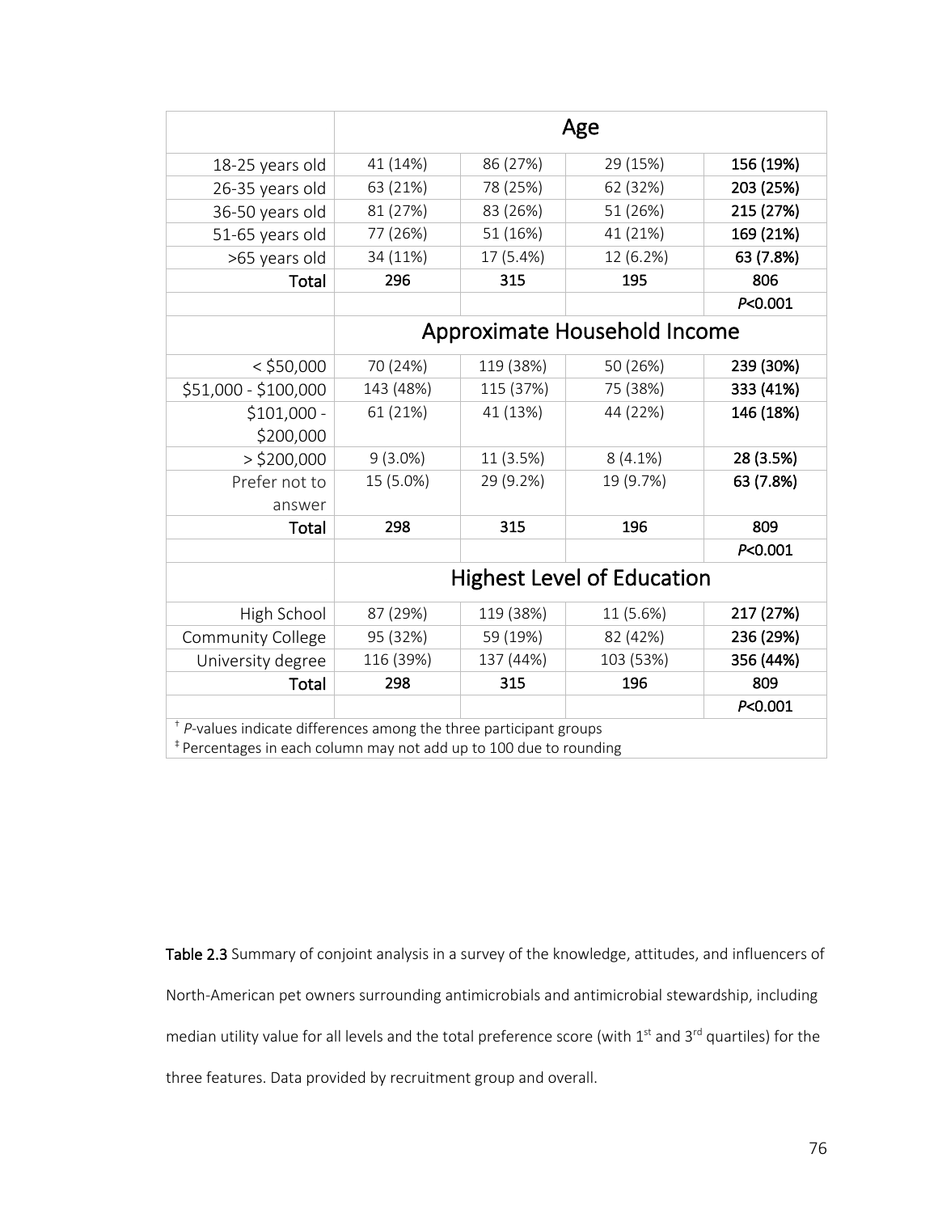| | Age | | | |
|---|---|---|---|---|
| 18-25 years old | 41 (14%) | 86 (27%) | 29 (15%) | **156 (19%)** |
| 26-35 years old | 63 (21%) | 78 (25%) | 62 (32%) | **203 (25%)** |
| 36-50 years old | 81 (27%) | 83 (26%) | 51 (26%) | **215 (27%)** |
| 51-65 years old | 77 (26%) | 51 (16%) | 41 (21%) | **169 (21%)** |
| >65 years old | 34 (11%) | 17 (5.4%) | 12 (6.2%) | **63 (7.8%)** |
| **Total** | **296** | **315** | **195** | **806** |
| | | | | *P*<0.001 |
| | Approximate Household Income | | | |
| < $50,000 | 70 (24%) | 119 (38%) | 50 (26%) | **239 (30%)** |
| $51,000 - $100,000 | 143 (48%) | 115 (37%) | 75 (38%) | **333 (41%)** |
| $101,000 - $200,000 | 61 (21%) | 41 (13%) | 44 (22%) | **146 (18%)** |
| > $200,000 | 9 (3.0%) | 11 (3.5%) | 8 (4.1%) | **28 (3.5%)** |
| Prefer not to answer | 15 (5.0%) | 29 (9.2%) | 19 (9.7%) | **63 (7.8%)** |
| **Total** | **298** | **315** | **196** | **809** |
| | | | | *P*<0.001 |
| | Highest Level of Education | | | |
| High School | 87 (29%) | 119 (38%) | 11 (5.6%) | **217 (27%)** |
| Community College | 95 (32%) | 59 (19%) | 82 (42%) | **236 (29%)** |
| University degree | 116 (39%) | 137 (44%) | 103 (53%) | **356 (44%)** |
| **Total** | **298** | **315** | **196** | **809** |
| | | | | *P*<0.001 |

† *P*-values indicate differences among the three participant groups
‡ Percentages in each column may not add up to 100 due to rounding

**Table 2.3** Summary of conjoint analysis in a survey of the knowledge, attitudes, and influencers of North-American pet owners surrounding antimicrobials and antimicrobial stewardship, including median utility value for all levels and the total preference score (with 1st and 3rd quartiles) for the three features. Data provided by recruitment group and overall.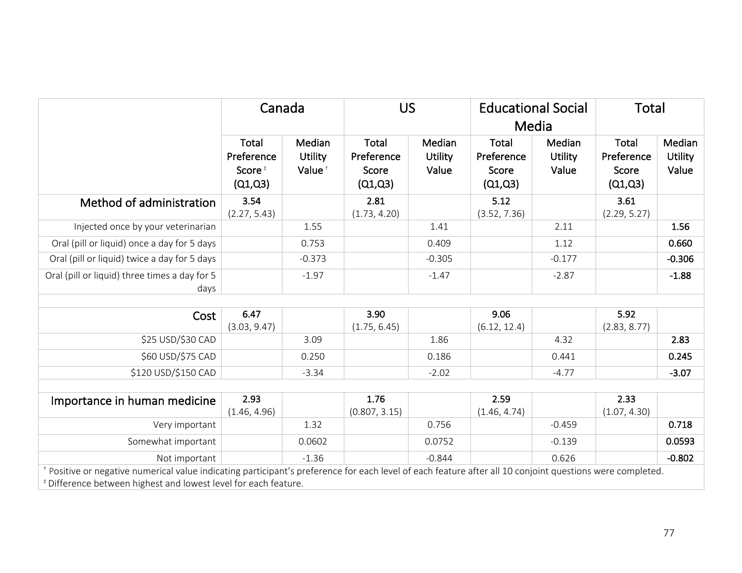| | Canada | | US | | Educational Social Media | | Total | |
|---|---|---|---|---|---|---|---|---|
| | Total Preference Score ‡ (Q1,Q3) | Median Utility Value † | Total Preference Score (Q1,Q3) | Median Utility Value | Total Preference Score (Q1,Q3) | Median Utility Value | Total Preference Score (Q1,Q3) | Median Utility Value |
| **Method of administration** | **3.54** (2.27, 5.43) | | **2.81** (1.73, 4.20) | | **5.12** (3.52, 7.36) | | **3.61** (2.29, 5.27) | |
| Injected once by your veterinarian | | 1.55 | | 1.41 | | 2.11 | | **1.56** |
| Oral (pill or liquid) once a day for 5 days | | 0.753 | | 0.409 | | 1.12 | | **0.660** |
| Oral (pill or liquid) twice a day for 5 days | | -0.373 | | -0.305 | | -0.177 | | **-0.306** |
| Oral (pill or liquid) three times a day for 5 days | | -1.97 | | -1.47 | | -2.87 | | **-1.88** |
| | | | | | | | | |
| **Cost** | **6.47** (3.03, 9.47) | | **3.90** (1.75, 6.45) | | **9.06** (6.12, 12.4) | | **5.92** (2.83, 8.77) | |
| $25 USD/$30 CAD | | 3.09 | | 1.86 | | 4.32 | | **2.83** |
| $60 USD/$75 CAD | | 0.250 | | 0.186 | | 0.441 | | **0.245** |
| $120 USD/$150 CAD | | -3.34 | | -2.02 | | -4.77 | | **-3.07** |
| | | | | | | | | |
| **Importance in human medicine** | **2.93** (1.46, 4.96) | | **1.76** (0.807, 3.15) | | **2.59** (1.46, 4.74) | | **2.33** (1.07, 4.30) | |
| Very important | | 1.32 | | 0.756 | | -0.459 | | **0.718** |
| Somewhat important | | 0.0602 | | 0.0752 | | -0.139 | | **0.0593** |
| Not important | | -1.36 | | -0.844 | | 0.626 | | **-0.802** |

† Positive or negative numerical value indicating participant's preference for each level of each feature after all 10 conjoint questions were completed.
‡ Difference between highest and lowest level for each feature.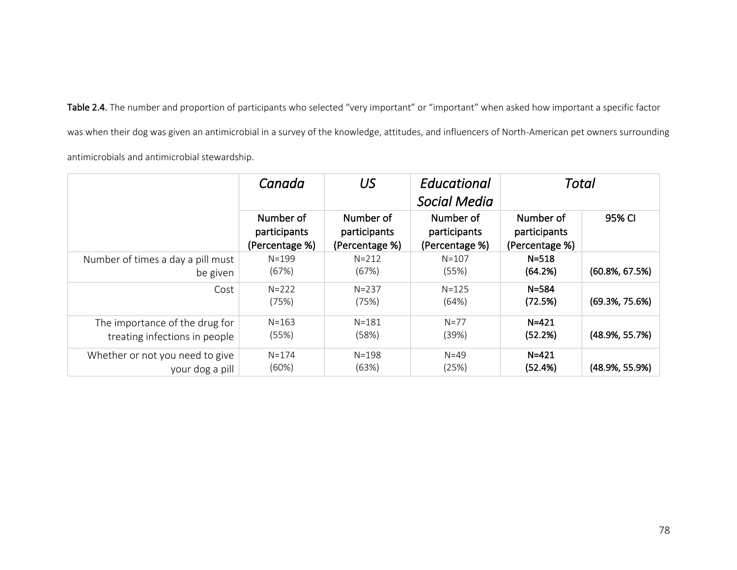**Table 2.4.** The number and proportion of participants who selected "very important" or "important" when asked how important a specific factor was when their dog was given an antimicrobial in a survey of the knowledge, attitudes, and influencers of North-American pet owners surrounding antimicrobials and antimicrobial stewardship.

| | *Canada* | *US* | *Educational Social Media* | *Total* | |
|---|---|---|---|---|---|
| | Number of participants (Percentage %) | Number of participants (Percentage %) | Number of participants (Percentage %) | Number of participants (Percentage %) | 95% CI |
| Number of times a day a pill must be given | N=199 (67%) | N=212 (67%) | N=107 (55%) | **N=518 (64.2%)** | **(60.8%, 67.5%)** |
| Cost | N=222 (75%) | N=237 (75%) | N=125 (64%) | **N=584 (72.5%)** | **(69.3%, 75.6%)** |
| The importance of the drug for treating infections in people | N=163 (55%) | N=181 (58%) | N=77 (39%) | **N=421 (52.2%)** | **(48.9%, 55.7%)** |
| Whether or not you need to give your dog a pill | N=174 (60%) | N=198 (63%) | N=49 (25%) | **N=421 (52.4%)** | **(48.9%, 55.9%)** |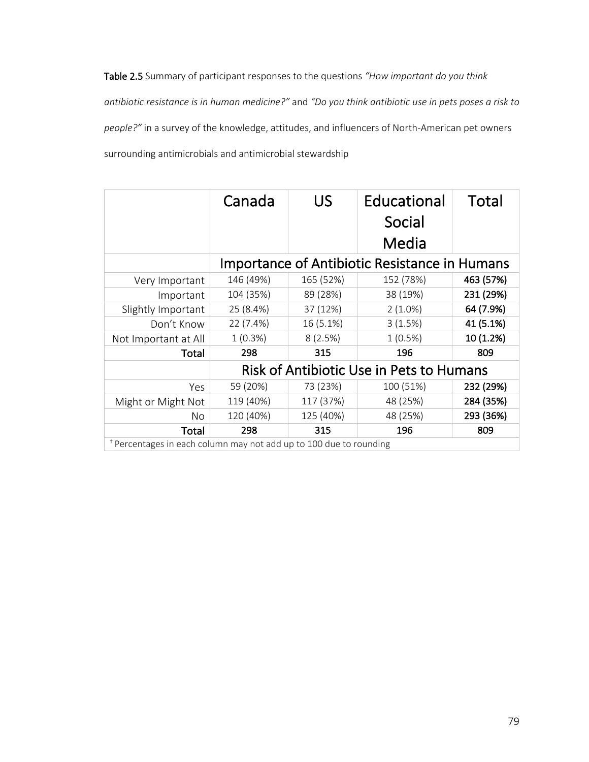**Table 2.5** Summary of participant responses to the questions *"How important do you think antibiotic resistance is in human medicine?"* and *"Do you think antibiotic use in pets poses a risk to people?"* in a survey of the knowledge, attitudes, and influencers of North-American pet owners surrounding antimicrobials and antimicrobial stewardship

|  | Canada | US | Educational Social Media | Total |
|---|---|---|---|---|
|  | Importance of Antibiotic Resistance in Humans | | | |
| Very Important | 146 (49%) | 165 (52%) | 152 (78%) | **463 (57%)** |
| Important | 104 (35%) | 89 (28%) | 38 (19%) | **231 (29%)** |
| Slightly Important | 25 (8.4%) | 37 (12%) | 2 (1.0%) | **64 (7.9%)** |
| Don't Know | 22 (7.4%) | 16 (5.1%) | 3 (1.5%) | **41 (5.1%)** |
| Not Important at All | 1 (0.3%) | 8 (2.5%) | 1 (0.5%) | **10 (1.2%)** |
| **Total** | **298** | **315** | **196** | **809** |
|  | Risk of Antibiotic Use in Pets to Humans | | | |
| Yes | 59 (20%) | 73 (23%) | 100 (51%) | **232 (29%)** |
| Might or Might Not | 119 (40%) | 117 (37%) | 48 (25%) | **284 (35%)** |
| No | 120 (40%) | 125 (40%) | 48 (25%) | **293 (36%)** |
| **Total** | **298** | **315** | **196** | **809** |

† Percentages in each column may not add up to 100 due to rounding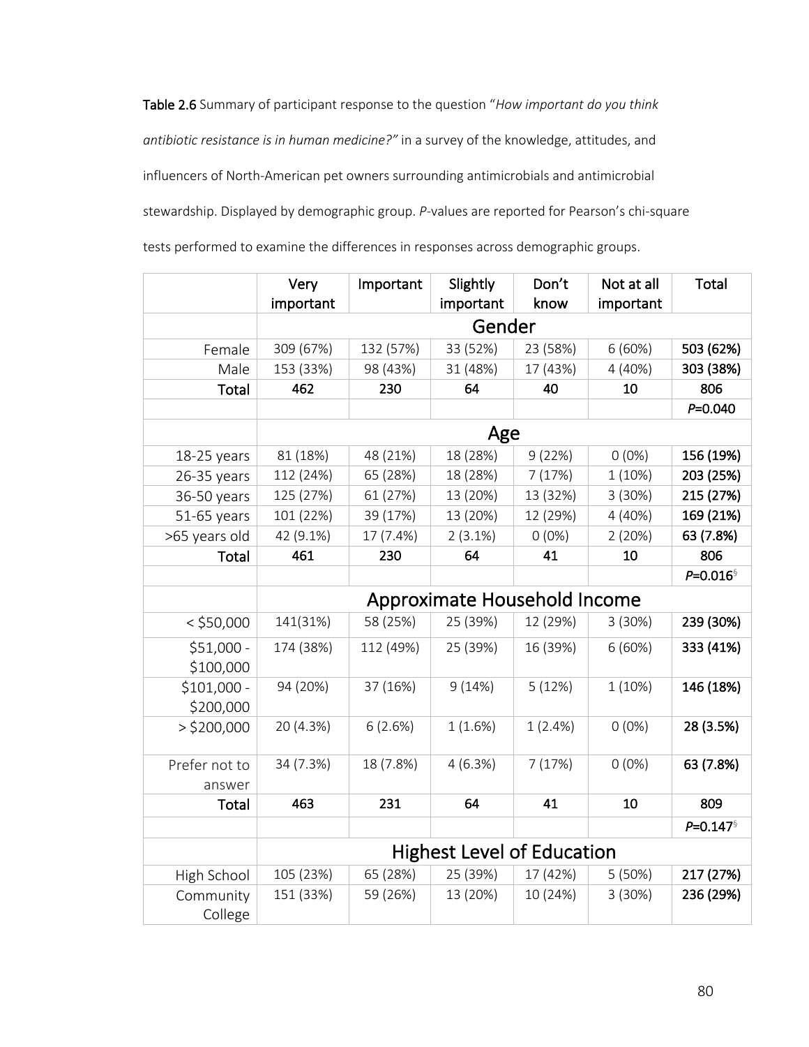**Table 2.6** Summary of participant response to the question "*How important do you think antibiotic resistance is in human medicine?"* in a survey of the knowledge, attitudes, and influencers of North-American pet owners surrounding antimicrobials and antimicrobial stewardship. Displayed by demographic group. *P*-values are reported for Pearson's chi-square tests performed to examine the differences in responses across demographic groups.

| | Very important | Important | Slightly important | Don't know | Not at all important | Total |
|---|---|---|---|---|---|---|
| | **Gender** | | | | | |
| Female | 309 (67%) | 132 (57%) | 33 (52%) | 23 (58%) | 6 (60%) | **503 (62%)** |
| Male | 153 (33%) | 98 (43%) | 31 (48%) | 17 (43%) | 4 (40%) | **303 (38%)** |
| **Total** | **462** | **230** | **64** | **40** | **10** | **806** |
| | | | | | | *P*=0.040 |
| | **Age** | | | | | |
| 18-25 years | 81 (18%) | 48 (21%) | 18 (28%) | 9 (22%) | 0 (0%) | **156 (19%)** |
| 26-35 years | 112 (24%) | 65 (28%) | 18 (28%) | 7 (17%) | 1 (10%) | **203 (25%)** |
| 36-50 years | 125 (27%) | 61 (27%) | 13 (20%) | 13 (32%) | 3 (30%) | **215 (27%)** |
| 51-65 years | 101 (22%) | 39 (17%) | 13 (20%) | 12 (29%) | 4 (40%) | **169 (21%)** |
| >65 years old | 42 (9.1%) | 17 (7.4%) | 2 (3.1%) | 0 (0%) | 2 (20%) | **63 (7.8%)** |
| **Total** | **461** | **230** | **64** | **41** | **10** | **806** |
| | | | | | | *P*=0.016[§] |
| | **Approximate Household Income** | | | | | |
| < $50,000 | 141(31%) | 58 (25%) | 25 (39%) | 12 (29%) | 3 (30%) | **239 (30%)** |
| $51,000 - $100,000 | 174 (38%) | 112 (49%) | 25 (39%) | 16 (39%) | 6 (60%) | **333 (41%)** |
| $101,000 - $200,000 | 94 (20%) | 37 (16%) | 9 (14%) | 5 (12%) | 1 (10%) | **146 (18%)** |
| > $200,000 | 20 (4.3%) | 6 (2.6%) | 1 (1.6%) | 1 (2.4%) | 0 (0%) | **28 (3.5%)** |
| Prefer not to answer | 34 (7.3%) | 18 (7.8%) | 4 (6.3%) | 7 (17%) | 0 (0%) | **63 (7.8%)** |
| **Total** | **463** | **231** | **64** | **41** | **10** | **809** |
| | | | | | | *P*=0.147[§] |
| | **Highest Level of Education** | | | | | |
| High School | 105 (23%) | 65 (28%) | 25 (39%) | 17 (42%) | 5 (50%) | **217 (27%)** |
| Community College | 151 (33%) | 59 (26%) | 13 (20%) | 10 (24%) | 3 (30%) | **236 (29%)** |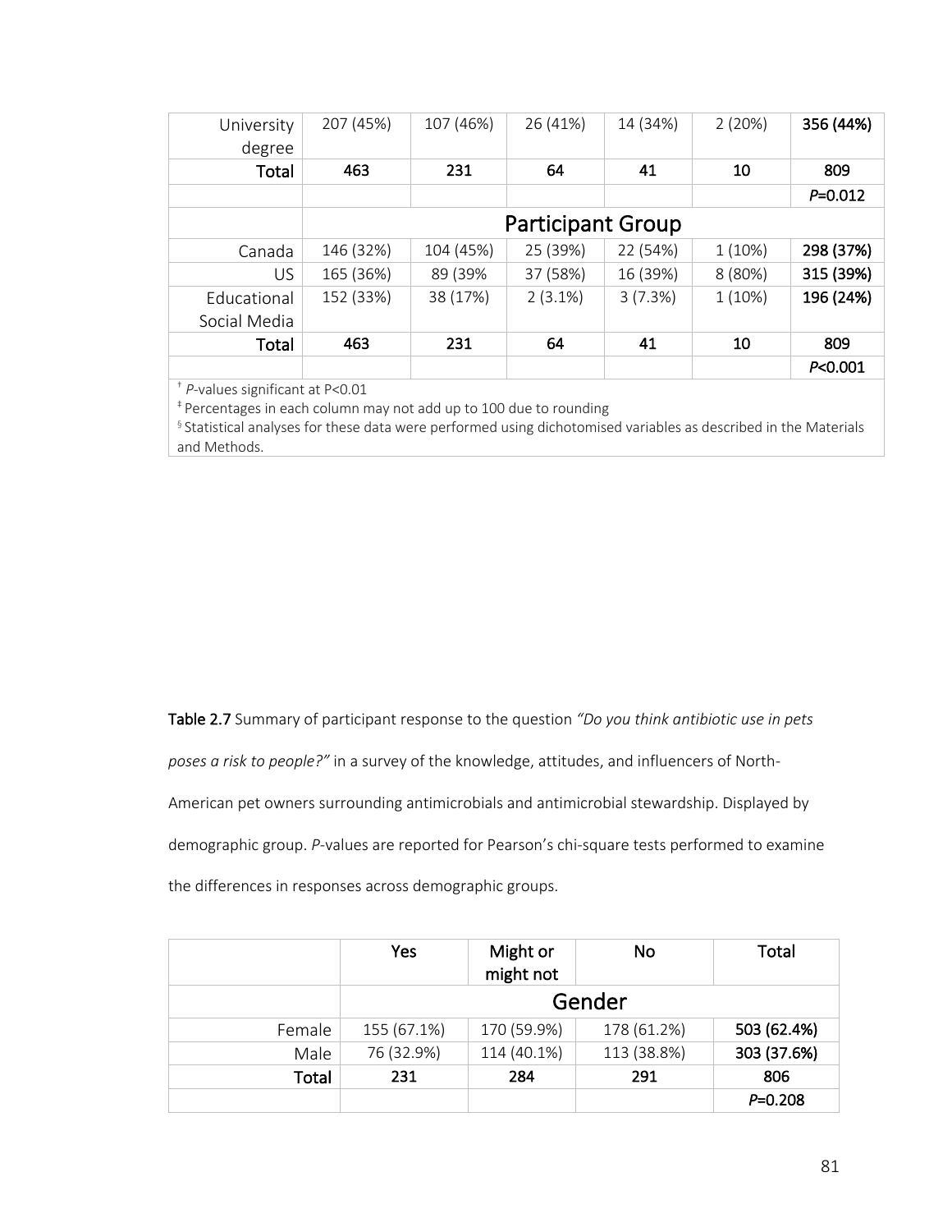| | | | | | | |
|---|---|---|---|---|---|---|
| University degree | 207 (45%) | 107 (46%) | 26 (41%) | 14 (34%) | 2 (20%) | **356 (44%)** |
| **Total** | **463** | **231** | **64** | **41** | **10** | **809** |
| | | | | | | *P*=0.012 |
| | Participant Group | | | | | |
| Canada | 146 (32%) | 104 (45%) | 25 (39%) | 22 (54%) | 1 (10%) | **298 (37%)** |
| US | 165 (36%) | 89 (39% | 37 (58%) | 16 (39%) | 8 (80%) | **315 (39%)** |
| Educational Social Media | 152 (33%) | 38 (17%) | 2 (3.1%) | 3 (7.3%) | 1 (10%) | **196 (24%)** |
| **Total** | **463** | **231** | **64** | **41** | **10** | **809** |
| | | | | | | *P*<0.001 |

† *P*-values significant at P<0.01
‡ Percentages in each column may not add up to 100 due to rounding
§ Statistical analyses for these data were performed using dichotomised variables as described in the Materials and Methods.

**Table 2.7** Summary of participant response to the question *"Do you think antibiotic use in pets poses a risk to people?"* in a survey of the knowledge, attitudes, and influencers of North-American pet owners surrounding antimicrobials and antimicrobial stewardship. Displayed by demographic group. *P*-values are reported for Pearson's chi-square tests performed to examine the differences in responses across demographic groups.

| | Yes | Might or might not | No | Total |
|---|---|---|---|---|
| | Gender | | | |
| Female | 155 (67.1%) | 170 (59.9%) | 178 (61.2%) | **503 (62.4%)** |
| Male | 76 (32.9%) | 114 (40.1%) | 113 (38.8%) | **303 (37.6%)** |
| **Total** | **231** | **284** | **291** | **806** |
| | | | | *P*=0.208 |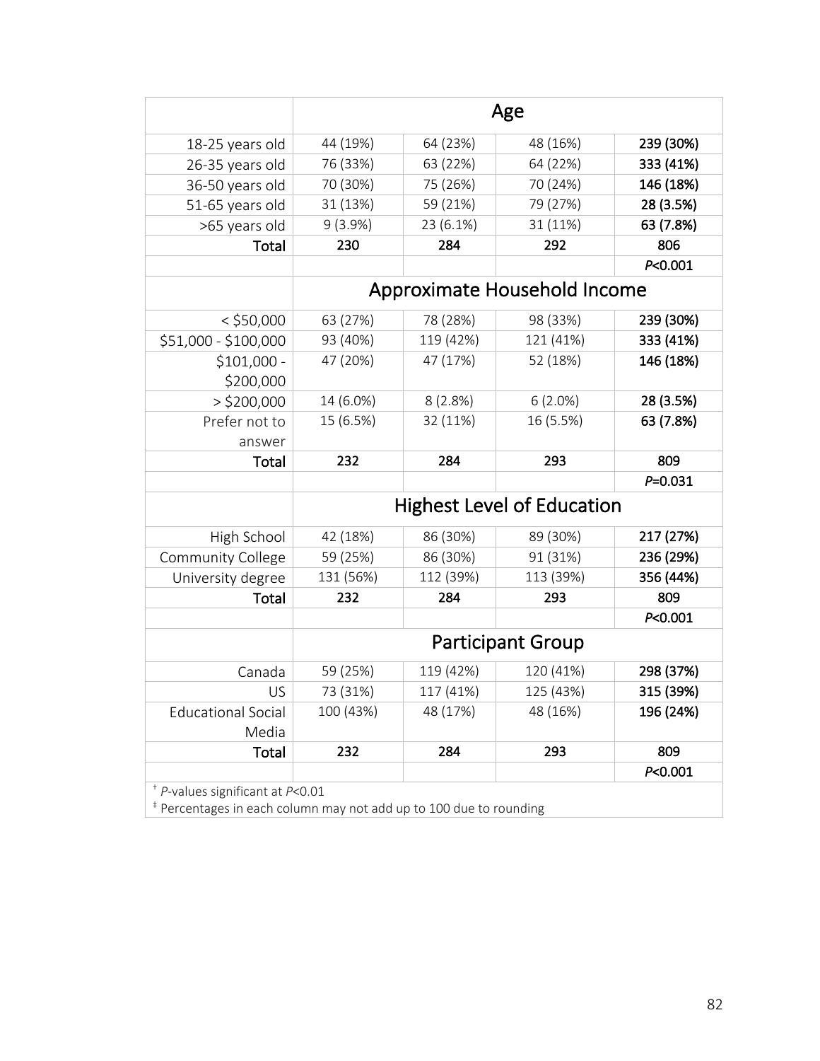| | Age | | | |
|---|---|---|---|---|
| 18-25 years old | 44 (19%) | 64 (23%) | 48 (16%) | **239 (30%)** |
| 26-35 years old | 76 (33%) | 63 (22%) | 64 (22%) | **333 (41%)** |
| 36-50 years old | 70 (30%) | 75 (26%) | 70 (24%) | **146 (18%)** |
| 51-65 years old | 31 (13%) | 59 (21%) | 79 (27%) | **28 (3.5%)** |
| >65 years old | 9 (3.9%) | 23 (6.1%) | 31 (11%) | **63 (7.8%)** |
| **Total** | **230** | **284** | **292** | **806** |
| | | | | *P*<0.001 |
| | Approximate Household Income | | | |
| < $50,000 | 63 (27%) | 78 (28%) | 98 (33%) | **239 (30%)** |
| $51,000 - $100,000 | 93 (40%) | 119 (42%) | 121 (41%) | **333 (41%)** |
| $101,000 - $200,000 | 47 (20%) | 47 (17%) | 52 (18%) | **146 (18%)** |
| > $200,000 | 14 (6.0%) | 8 (2.8%) | 6 (2.0%) | **28 (3.5%)** |
| Prefer not to answer | 15 (6.5%) | 32 (11%) | 16 (5.5%) | **63 (7.8%)** |
| **Total** | **232** | **284** | **293** | **809** |
| | | | | *P*=0.031 |
| | Highest Level of Education | | | |
| High School | 42 (18%) | 86 (30%) | 89 (30%) | **217 (27%)** |
| Community College | 59 (25%) | 86 (30%) | 91 (31%) | **236 (29%)** |
| University degree | 131 (56%) | 112 (39%) | 113 (39%) | **356 (44%)** |
| **Total** | **232** | **284** | **293** | **809** |
| | | | | *P*<0.001 |
| | Participant Group | | | |
| Canada | 59 (25%) | 119 (42%) | 120 (41%) | **298 (37%)** |
| US | 73 (31%) | 117 (41%) | 125 (43%) | **315 (39%)** |
| Educational Social Media | 100 (43%) | 48 (17%) | 48 (16%) | **196 (24%)** |
| **Total** | **232** | **284** | **293** | **809** |
| | | | | *P*<0.001 |

† *P*-values significant at *P*<0.01

‡ Percentages in each column may not add up to 100 due to rounding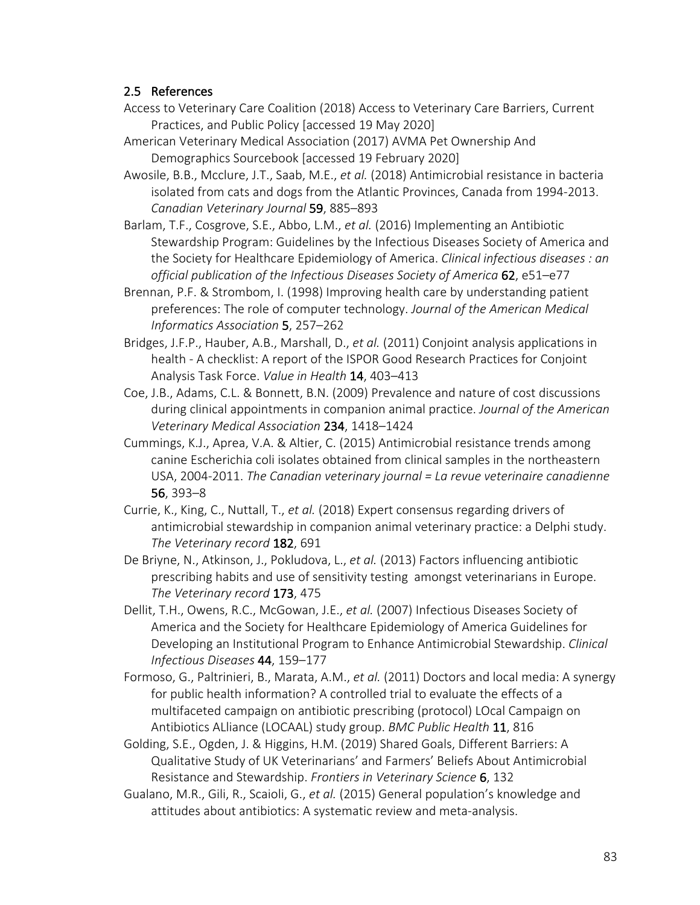## 2.5 References

Access to Veterinary Care Coalition (2018) Access to Veterinary Care Barriers, Current Practices, and Public Policy [accessed 19 May 2020]

American Veterinary Medical Association (2017) AVMA Pet Ownership And Demographics Sourcebook [accessed 19 February 2020]

Awosile, B.B., Mcclure, J.T., Saab, M.E., *et al.* (2018) Antimicrobial resistance in bacteria isolated from cats and dogs from the Atlantic Provinces, Canada from 1994-2013. *Canadian Veterinary Journal* **59**, 885–893

Barlam, T.F., Cosgrove, S.E., Abbo, L.M., *et al.* (2016) Implementing an Antibiotic Stewardship Program: Guidelines by the Infectious Diseases Society of America and the Society for Healthcare Epidemiology of America. *Clinical infectious diseases : an official publication of the Infectious Diseases Society of America* **62**, e51–e77

Brennan, P.F. & Strombom, I. (1998) Improving health care by understanding patient preferences: The role of computer technology. *Journal of the American Medical Informatics Association* **5**, 257–262

Bridges, J.F.P., Hauber, A.B., Marshall, D., *et al.* (2011) Conjoint analysis applications in health - A checklist: A report of the ISPOR Good Research Practices for Conjoint Analysis Task Force. *Value in Health* **14**, 403–413

Coe, J.B., Adams, C.L. & Bonnett, B.N. (2009) Prevalence and nature of cost discussions during clinical appointments in companion animal practice. *Journal of the American Veterinary Medical Association* **234**, 1418–1424

Cummings, K.J., Aprea, V.A. & Altier, C. (2015) Antimicrobial resistance trends among canine Escherichia coli isolates obtained from clinical samples in the northeastern USA, 2004-2011. *The Canadian veterinary journal = La revue veterinaire canadienne* **56**, 393–8

Currie, K., King, C., Nuttall, T., *et al.* (2018) Expert consensus regarding drivers of antimicrobial stewardship in companion animal veterinary practice: a Delphi study. *The Veterinary record* **182**, 691

De Briyne, N., Atkinson, J., Pokludova, L., *et al.* (2013) Factors influencing antibiotic prescribing habits and use of sensitivity testing amongst veterinarians in Europe. *The Veterinary record* **173**, 475

Dellit, T.H., Owens, R.C., McGowan, J.E., *et al.* (2007) Infectious Diseases Society of America and the Society for Healthcare Epidemiology of America Guidelines for Developing an Institutional Program to Enhance Antimicrobial Stewardship. *Clinical Infectious Diseases* **44**, 159–177

Formoso, G., Paltrinieri, B., Marata, A.M., *et al.* (2011) Doctors and local media: A synergy for public health information? A controlled trial to evaluate the effects of a multifaceted campaign on antibiotic prescribing (protocol) LOcal Campaign on Antibiotics ALliance (LOCAAL) study group. *BMC Public Health* **11**, 816

Golding, S.E., Ogden, J. & Higgins, H.M. (2019) Shared Goals, Different Barriers: A Qualitative Study of UK Veterinarians' and Farmers' Beliefs About Antimicrobial Resistance and Stewardship. *Frontiers in Veterinary Science* **6**, 132

Gualano, M.R., Gili, R., Scaioli, G., *et al.* (2015) General population's knowledge and attitudes about antibiotics: A systematic review and meta-analysis.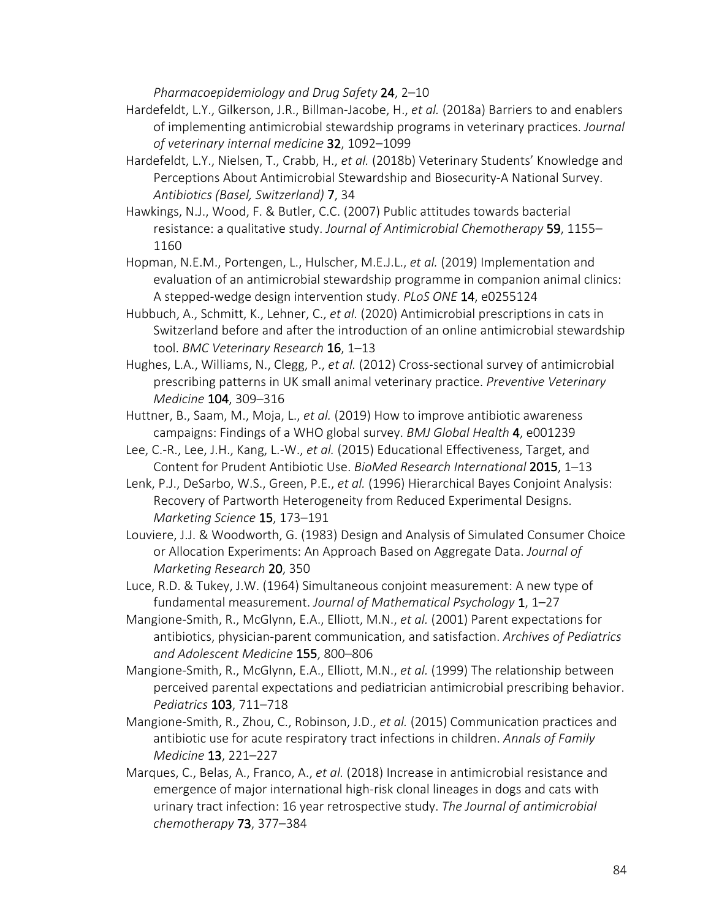*Pharmacoepidemiology and Drug Safety* **24**, 2–10

Hardefeldt, L.Y., Gilkerson, J.R., Billman-Jacobe, H., *et al.* (2018a) Barriers to and enablers of implementing antimicrobial stewardship programs in veterinary practices. *Journal of veterinary internal medicine* **32**, 1092–1099

Hardefeldt, L.Y., Nielsen, T., Crabb, H., *et al.* (2018b) Veterinary Students' Knowledge and Perceptions About Antimicrobial Stewardship and Biosecurity-A National Survey. *Antibiotics (Basel, Switzerland)* **7**, 34

Hawkings, N.J., Wood, F. & Butler, C.C. (2007) Public attitudes towards bacterial resistance: a qualitative study. *Journal of Antimicrobial Chemotherapy* **59**, 1155–1160

Hopman, N.E.M., Portengen, L., Hulscher, M.E.J.L., *et al.* (2019) Implementation and evaluation of an antimicrobial stewardship programme in companion animal clinics: A stepped-wedge design intervention study. *PLoS ONE* **14**, e0255124

Hubbuch, A., Schmitt, K., Lehner, C., *et al.* (2020) Antimicrobial prescriptions in cats in Switzerland before and after the introduction of an online antimicrobial stewardship tool. *BMC Veterinary Research* **16**, 1–13

Hughes, L.A., Williams, N., Clegg, P., *et al.* (2012) Cross-sectional survey of antimicrobial prescribing patterns in UK small animal veterinary practice. *Preventive Veterinary Medicine* **104**, 309–316

Huttner, B., Saam, M., Moja, L., *et al.* (2019) How to improve antibiotic awareness campaigns: Findings of a WHO global survey. *BMJ Global Health* **4**, e001239

Lee, C.-R., Lee, J.H., Kang, L.-W., *et al.* (2015) Educational Effectiveness, Target, and Content for Prudent Antibiotic Use. *BioMed Research International* **2015**, 1–13

Lenk, P.J., DeSarbo, W.S., Green, P.E., *et al.* (1996) Hierarchical Bayes Conjoint Analysis: Recovery of Partworth Heterogeneity from Reduced Experimental Designs. *Marketing Science* **15**, 173–191

Louviere, J.J. & Woodworth, G. (1983) Design and Analysis of Simulated Consumer Choice or Allocation Experiments: An Approach Based on Aggregate Data. *Journal of Marketing Research* **20**, 350

Luce, R.D. & Tukey, J.W. (1964) Simultaneous conjoint measurement: A new type of fundamental measurement. *Journal of Mathematical Psychology* **1**, 1–27

Mangione-Smith, R., McGlynn, E.A., Elliott, M.N., *et al.* (2001) Parent expectations for antibiotics, physician-parent communication, and satisfaction. *Archives of Pediatrics and Adolescent Medicine* **155**, 800–806

Mangione-Smith, R., McGlynn, E.A., Elliott, M.N., *et al.* (1999) The relationship between perceived parental expectations and pediatrician antimicrobial prescribing behavior. *Pediatrics* **103**, 711–718

Mangione-Smith, R., Zhou, C., Robinson, J.D., *et al.* (2015) Communication practices and antibiotic use for acute respiratory tract infections in children. *Annals of Family Medicine* **13**, 221–227

Marques, C., Belas, A., Franco, A., *et al.* (2018) Increase in antimicrobial resistance and emergence of major international high-risk clonal lineages in dogs and cats with urinary tract infection: 16 year retrospective study. *The Journal of antimicrobial chemotherapy* **73**, 377–384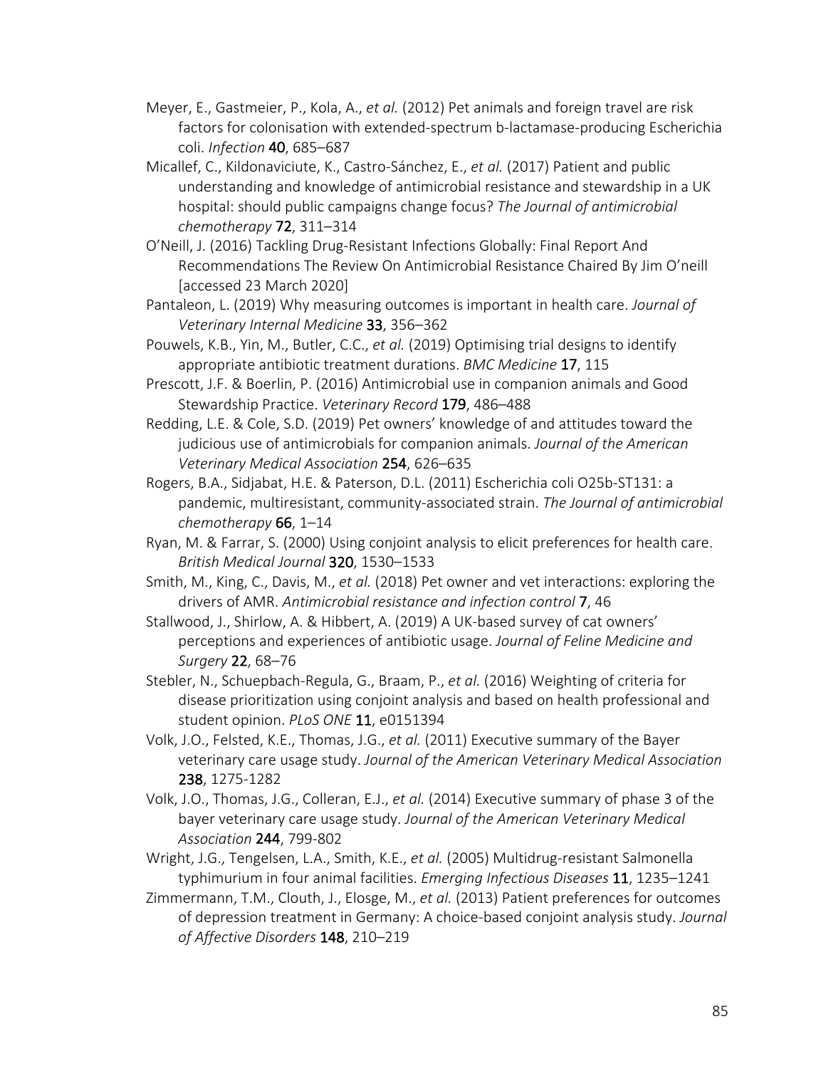Meyer, E., Gastmeier, P., Kola, A., *et al.* (2012) Pet animals and foreign travel are risk factors for colonisation with extended-spectrum b-lactamase-producing Escherichia coli. *Infection* **40**, 685–687

Micallef, C., Kildonaviciute, K., Castro-Sánchez, E., *et al.* (2017) Patient and public understanding and knowledge of antimicrobial resistance and stewardship in a UK hospital: should public campaigns change focus? *The Journal of antimicrobial chemotherapy* **72**, 311–314

O'Neill, J. (2016) Tackling Drug-Resistant Infections Globally: Final Report And Recommendations The Review On Antimicrobial Resistance Chaired By Jim O'neill [accessed 23 March 2020]

Pantaleon, L. (2019) Why measuring outcomes is important in health care. *Journal of Veterinary Internal Medicine* **33**, 356–362

Pouwels, K.B., Yin, M., Butler, C.C., *et al.* (2019) Optimising trial designs to identify appropriate antibiotic treatment durations. *BMC Medicine* **17**, 115

Prescott, J.F. & Boerlin, P. (2016) Antimicrobial use in companion animals and Good Stewardship Practice. *Veterinary Record* **179**, 486–488

Redding, L.E. & Cole, S.D. (2019) Pet owners' knowledge of and attitudes toward the judicious use of antimicrobials for companion animals. *Journal of the American Veterinary Medical Association* **254**, 626–635

Rogers, B.A., Sidjabat, H.E. & Paterson, D.L. (2011) Escherichia coli O25b-ST131: a pandemic, multiresistant, community-associated strain. *The Journal of antimicrobial chemotherapy* **66**, 1–14

Ryan, M. & Farrar, S. (2000) Using conjoint analysis to elicit preferences for health care. *British Medical Journal* **320**, 1530–1533

Smith, M., King, C., Davis, M., *et al.* (2018) Pet owner and vet interactions: exploring the drivers of AMR. *Antimicrobial resistance and infection control* **7**, 46

Stallwood, J., Shirlow, A. & Hibbert, A. (2019) A UK-based survey of cat owners' perceptions and experiences of antibiotic usage. *Journal of Feline Medicine and Surgery* **22**, 68–76

Stebler, N., Schuepbach-Regula, G., Braam, P., *et al.* (2016) Weighting of criteria for disease prioritization using conjoint analysis and based on health professional and student opinion. *PLoS ONE* **11**, e0151394

Volk, J.O., Felsted, K.E., Thomas, J.G., *et al.* (2011) Executive summary of the Bayer veterinary care usage study. *Journal of the American Veterinary Medical Association* **238**, 1275-1282

Volk, J.O., Thomas, J.G., Colleran, E.J., *et al.* (2014) Executive summary of phase 3 of the bayer veterinary care usage study. *Journal of the American Veterinary Medical Association* **244**, 799-802

Wright, J.G., Tengelsen, L.A., Smith, K.E., *et al.* (2005) Multidrug-resistant Salmonella typhimurium in four animal facilities. *Emerging Infectious Diseases* **11**, 1235–1241

Zimmermann, T.M., Clouth, J., Elosge, M., *et al.* (2013) Patient preferences for outcomes of depression treatment in Germany: A choice-based conjoint analysis study. *Journal of Affective Disorders* **148**, 210–219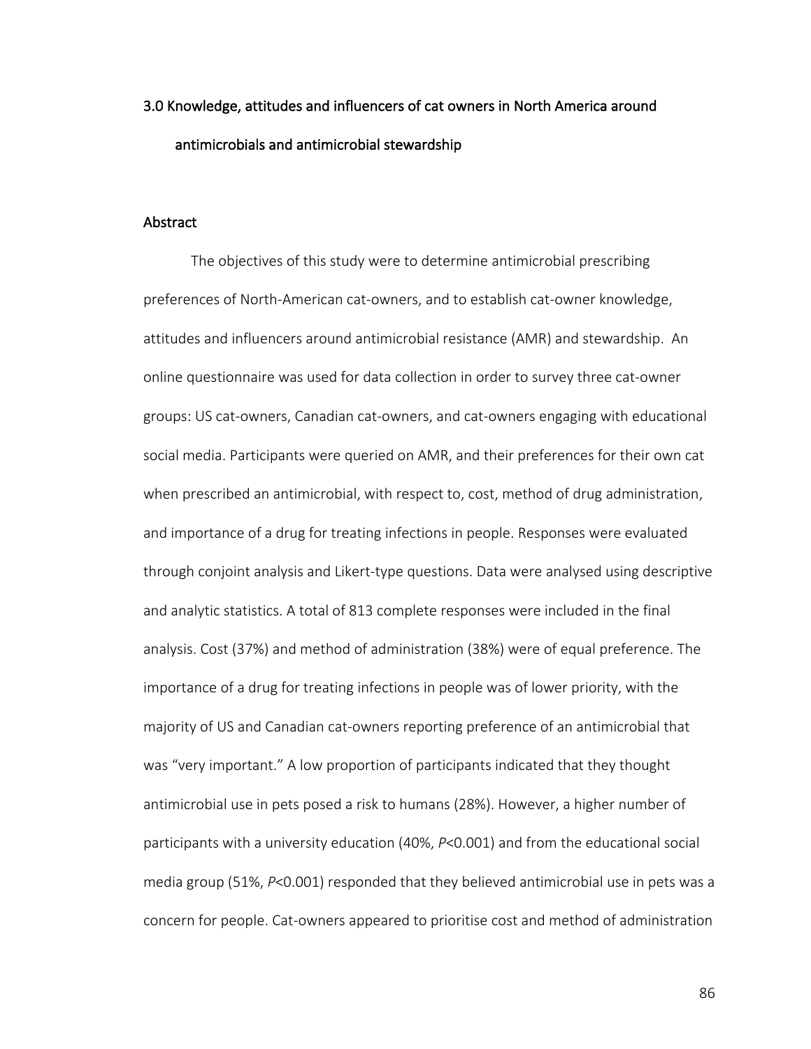## 3.0 Knowledge, attitudes and influencers of cat owners in North America around antimicrobials and antimicrobial stewardship

### Abstract

The objectives of this study were to determine antimicrobial prescribing preferences of North-American cat-owners, and to establish cat-owner knowledge, attitudes and influencers around antimicrobial resistance (AMR) and stewardship. An online questionnaire was used for data collection in order to survey three cat-owner groups: US cat-owners, Canadian cat-owners, and cat-owners engaging with educational social media. Participants were queried on AMR, and their preferences for their own cat when prescribed an antimicrobial, with respect to, cost, method of drug administration, and importance of a drug for treating infections in people. Responses were evaluated through conjoint analysis and Likert-type questions. Data were analysed using descriptive and analytic statistics. A total of 813 complete responses were included in the final analysis. Cost (37%) and method of administration (38%) were of equal preference. The importance of a drug for treating infections in people was of lower priority, with the majority of US and Canadian cat-owners reporting preference of an antimicrobial that was "very important." A low proportion of participants indicated that they thought antimicrobial use in pets posed a risk to humans (28%). However, a higher number of participants with a university education (40%, $P<0.001$) and from the educational social media group (51%, $P<0.001$) responded that they believed antimicrobial use in pets was a concern for people. Cat-owners appeared to prioritise cost and method of administration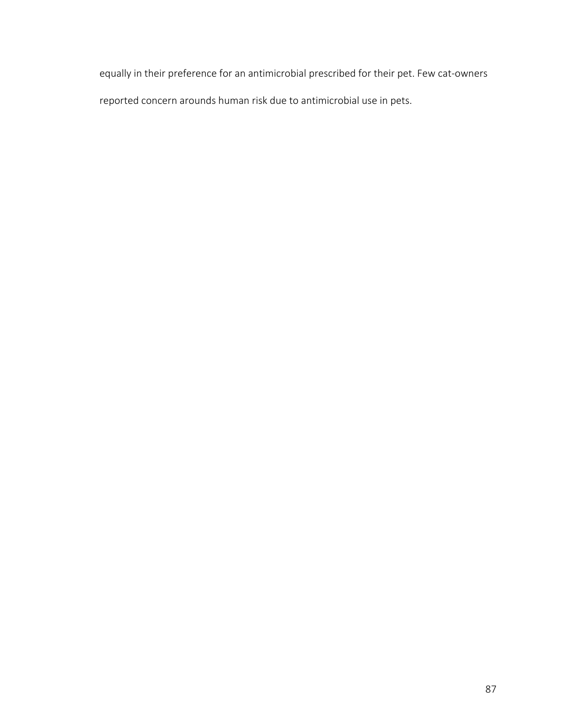equally in their preference for an antimicrobial prescribed for their pet. Few cat-owners reported concern arounds human risk due to antimicrobial use in pets.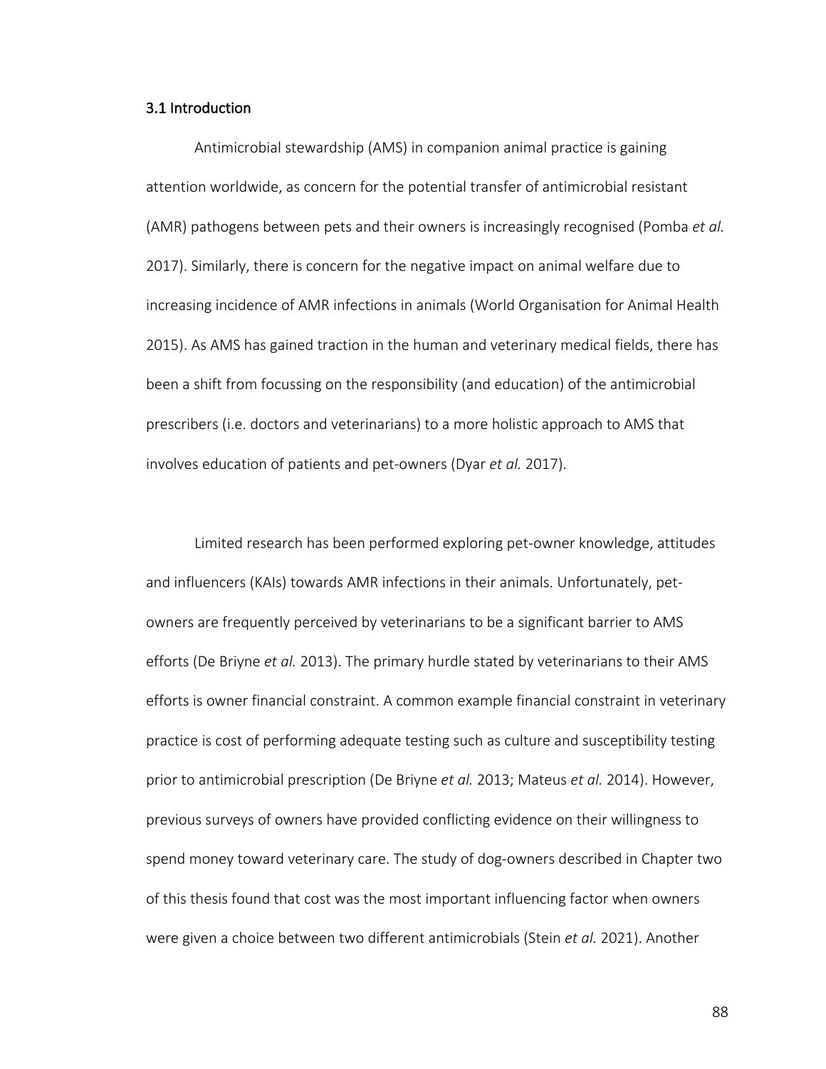### 3.1 Introduction

Antimicrobial stewardship (AMS) in companion animal practice is gaining attention worldwide, as concern for the potential transfer of antimicrobial resistant (AMR) pathogens between pets and their owners is increasingly recognised (Pomba *et al.* 2017). Similarly, there is concern for the negative impact on animal welfare due to increasing incidence of AMR infections in animals (World Organisation for Animal Health 2015). As AMS has gained traction in the human and veterinary medical fields, there has been a shift from focussing on the responsibility (and education) of the antimicrobial prescribers (i.e. doctors and veterinarians) to a more holistic approach to AMS that involves education of patients and pet-owners (Dyar *et al.* 2017).

Limited research has been performed exploring pet-owner knowledge, attitudes and influencers (KAIs) towards AMR infections in their animals. Unfortunately, pet-owners are frequently perceived by veterinarians to be a significant barrier to AMS efforts (De Briyne *et al.* 2013). The primary hurdle stated by veterinarians to their AMS efforts is owner financial constraint. A common example financial constraint in veterinary practice is cost of performing adequate testing such as culture and susceptibility testing prior to antimicrobial prescription (De Briyne *et al.* 2013; Mateus *et al.* 2014). However, previous surveys of owners have provided conflicting evidence on their willingness to spend money toward veterinary care. The study of dog-owners described in Chapter two of this thesis found that cost was the most important influencing factor when owners were given a choice between two different antimicrobials (Stein *et al.* 2021). Another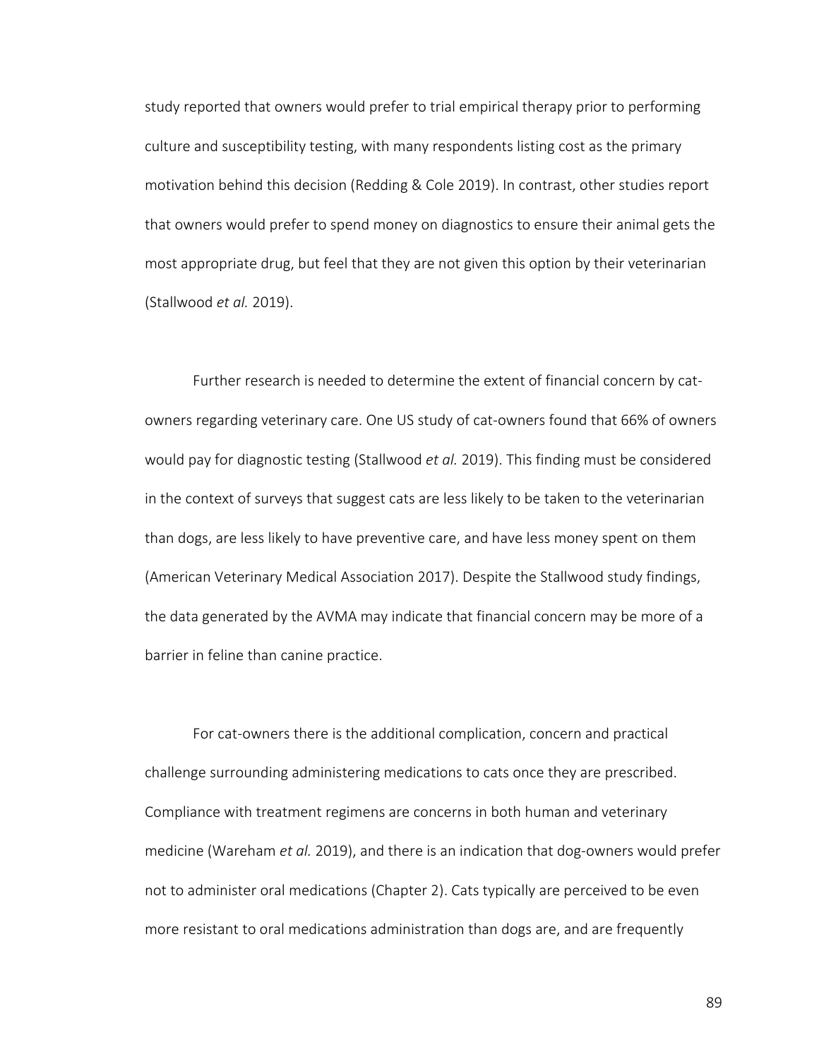study reported that owners would prefer to trial empirical therapy prior to performing culture and susceptibility testing, with many respondents listing cost as the primary motivation behind this decision (Redding & Cole 2019). In contrast, other studies report that owners would prefer to spend money on diagnostics to ensure their animal gets the most appropriate drug, but feel that they are not given this option by their veterinarian (Stallwood *et al.* 2019).

Further research is needed to determine the extent of financial concern by cat-owners regarding veterinary care. One US study of cat-owners found that 66% of owners would pay for diagnostic testing (Stallwood *et al.* 2019). This finding must be considered in the context of surveys that suggest cats are less likely to be taken to the veterinarian than dogs, are less likely to have preventive care, and have less money spent on them (American Veterinary Medical Association 2017). Despite the Stallwood study findings, the data generated by the AVMA may indicate that financial concern may be more of a barrier in feline than canine practice.

For cat-owners there is the additional complication, concern and practical challenge surrounding administering medications to cats once they are prescribed. Compliance with treatment regimens are concerns in both human and veterinary medicine (Wareham *et al.* 2019), and there is an indication that dog-owners would prefer not to administer oral medications (Chapter 2). Cats typically are perceived to be even more resistant to oral medications administration than dogs are, and are frequently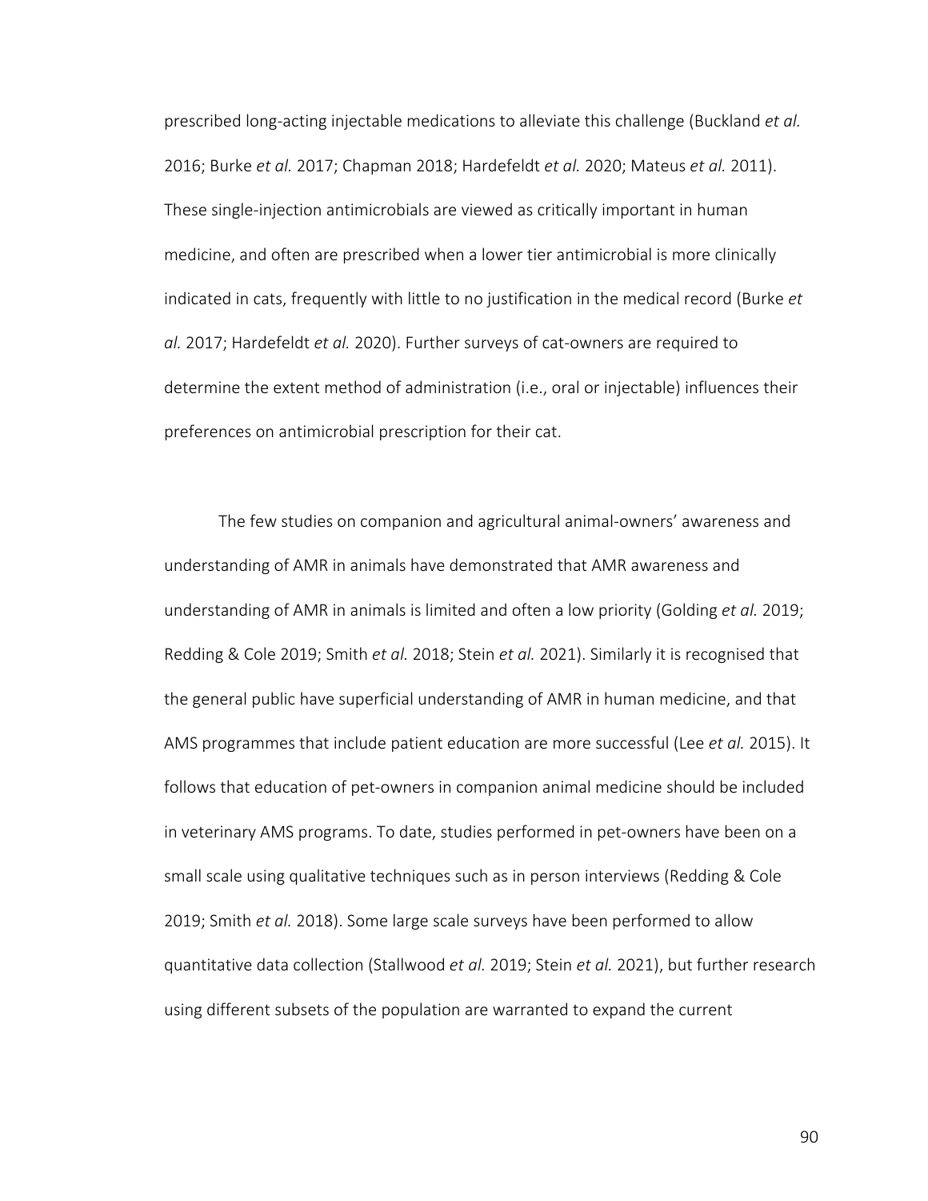prescribed long-acting injectable medications to alleviate this challenge (Buckland *et al.* 2016; Burke *et al.* 2017; Chapman 2018; Hardefeldt *et al.* 2020; Mateus *et al.* 2011). These single-injection antimicrobials are viewed as critically important in human medicine, and often are prescribed when a lower tier antimicrobial is more clinically indicated in cats, frequently with little to no justification in the medical record (Burke *et al.* 2017; Hardefeldt *et al.* 2020). Further surveys of cat-owners are required to determine the extent method of administration (i.e., oral or injectable) influences their preferences on antimicrobial prescription for their cat.

The few studies on companion and agricultural animal-owners' awareness and understanding of AMR in animals have demonstrated that AMR awareness and understanding of AMR in animals is limited and often a low priority (Golding *et al.* 2019; Redding & Cole 2019; Smith *et al.* 2018; Stein *et al.* 2021). Similarly it is recognised that the general public have superficial understanding of AMR in human medicine, and that AMS programmes that include patient education are more successful (Lee *et al.* 2015). It follows that education of pet-owners in companion animal medicine should be included in veterinary AMS programs. To date, studies performed in pet-owners have been on a small scale using qualitative techniques such as in person interviews (Redding & Cole 2019; Smith *et al.* 2018). Some large scale surveys have been performed to allow quantitative data collection (Stallwood *et al.* 2019; Stein *et al.* 2021), but further research using different subsets of the population are warranted to expand the current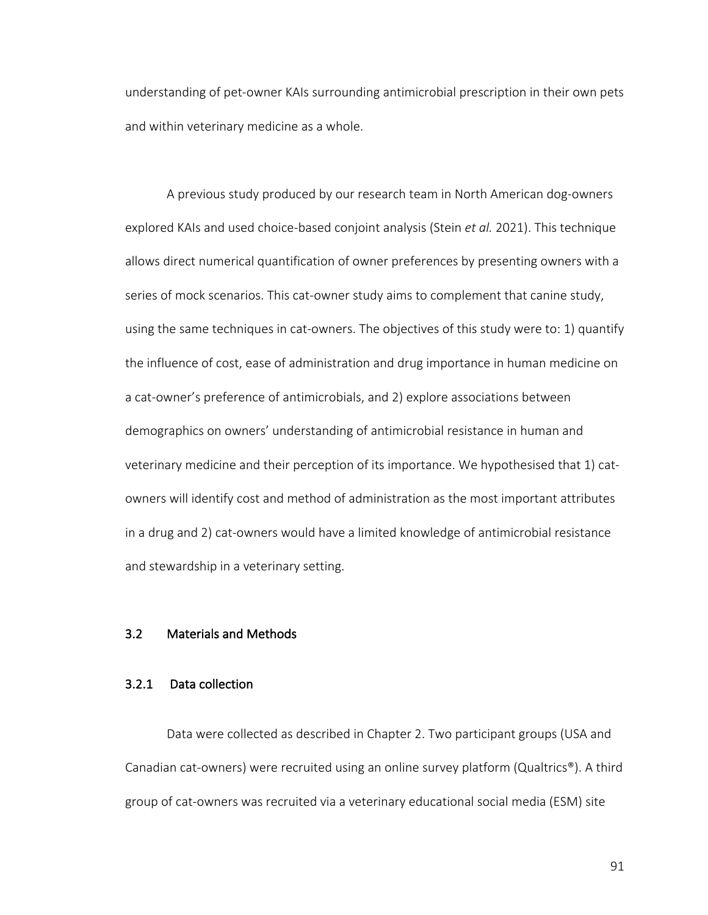understanding of pet-owner KAIs surrounding antimicrobial prescription in their own pets and within veterinary medicine as a whole.

A previous study produced by our research team in North American dog-owners explored KAIs and used choice-based conjoint analysis (Stein *et al.* 2021). This technique allows direct numerical quantification of owner preferences by presenting owners with a series of mock scenarios. This cat-owner study aims to complement that canine study, using the same techniques in cat-owners. The objectives of this study were to: 1) quantify the influence of cost, ease of administration and drug importance in human medicine on a cat-owner's preference of antimicrobials, and 2) explore associations between demographics on owners' understanding of antimicrobial resistance in human and veterinary medicine and their perception of its importance. We hypothesised that 1) cat-owners will identify cost and method of administration as the most important attributes in a drug and 2) cat-owners would have a limited knowledge of antimicrobial resistance and stewardship in a veterinary setting.

## 3.2 Materials and Methods

### 3.2.1 Data collection

Data were collected as described in Chapter 2. Two participant groups (USA and Canadian cat-owners) were recruited using an online survey platform (Qualtrics®). A third group of cat-owners was recruited via a veterinary educational social media (ESM) site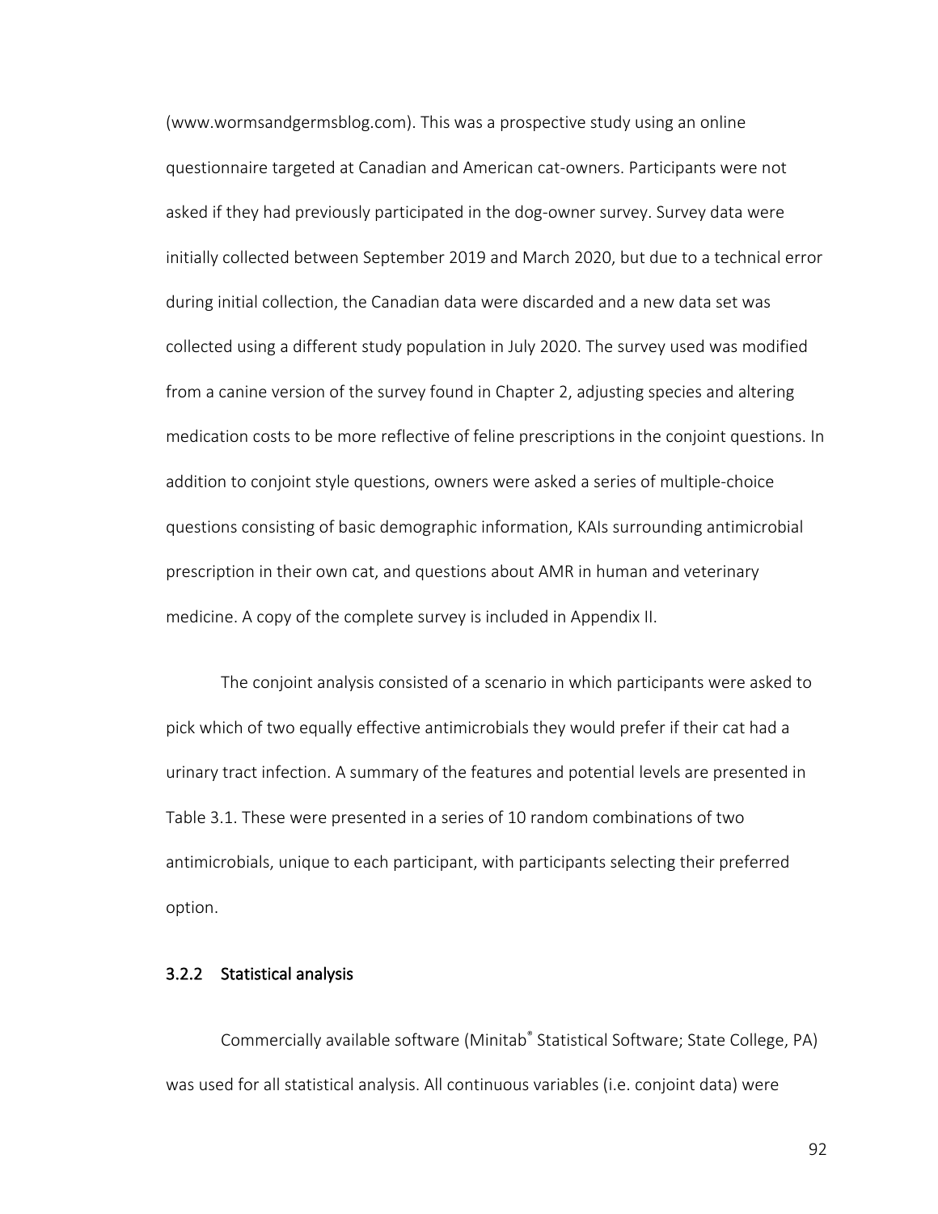(www.wormsandgermsblog.com). This was a prospective study using an online questionnaire targeted at Canadian and American cat-owners. Participants were not asked if they had previously participated in the dog-owner survey. Survey data were initially collected between September 2019 and March 2020, but due to a technical error during initial collection, the Canadian data were discarded and a new data set was collected using a different study population in July 2020. The survey used was modified from a canine version of the survey found in Chapter 2, adjusting species and altering medication costs to be more reflective of feline prescriptions in the conjoint questions. In addition to conjoint style questions, owners were asked a series of multiple-choice questions consisting of basic demographic information, KAIs surrounding antimicrobial prescription in their own cat, and questions about AMR in human and veterinary medicine. A copy of the complete survey is included in Appendix II.

The conjoint analysis consisted of a scenario in which participants were asked to pick which of two equally effective antimicrobials they would prefer if their cat had a urinary tract infection. A summary of the features and potential levels are presented in Table 3.1. These were presented in a series of 10 random combinations of two antimicrobials, unique to each participant, with participants selecting their preferred option.

### 3.2.2 Statistical analysis

Commercially available software (Minitab® Statistical Software; State College, PA) was used for all statistical analysis. All continuous variables (i.e. conjoint data) were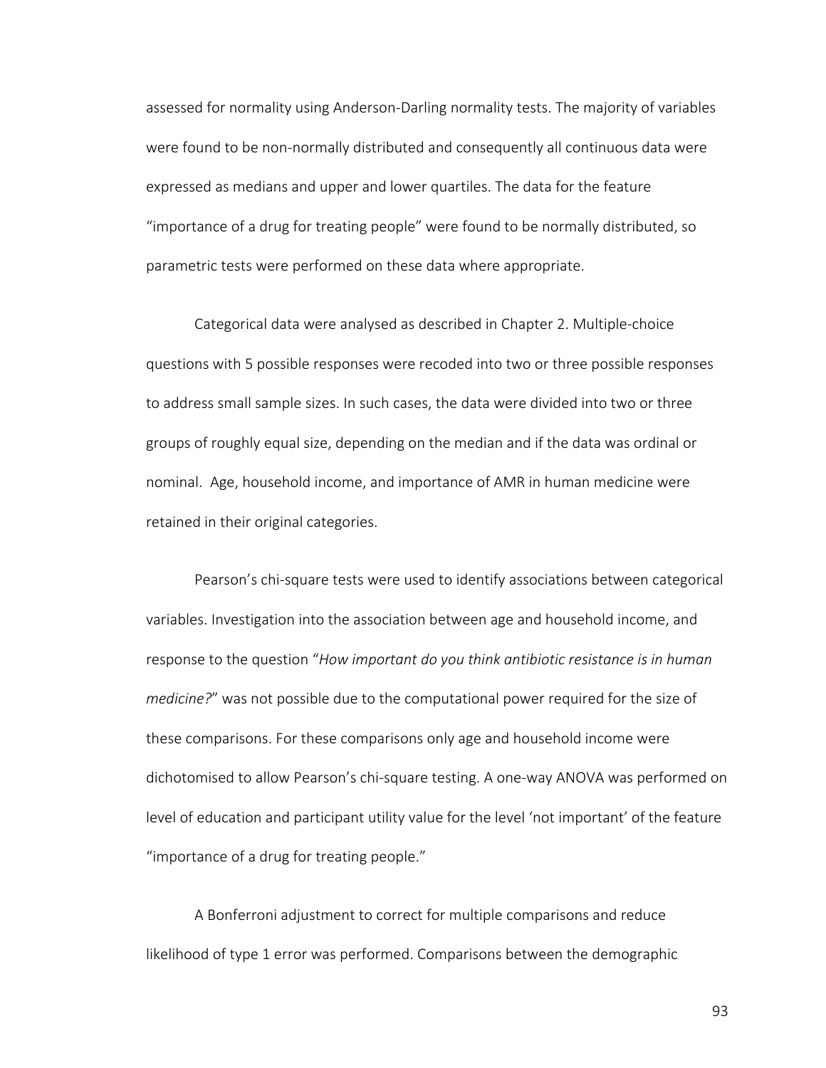assessed for normality using Anderson-Darling normality tests. The majority of variables were found to be non-normally distributed and consequently all continuous data were expressed as medians and upper and lower quartiles. The data for the feature "importance of a drug for treating people" were found to be normally distributed, so parametric tests were performed on these data where appropriate.

Categorical data were analysed as described in Chapter 2. Multiple-choice questions with 5 possible responses were recoded into two or three possible responses to address small sample sizes. In such cases, the data were divided into two or three groups of roughly equal size, depending on the median and if the data was ordinal or nominal. Age, household income, and importance of AMR in human medicine were retained in their original categories.

Pearson's chi-square tests were used to identify associations between categorical variables. Investigation into the association between age and household income, and response to the question "*How important do you think antibiotic resistance is in human medicine?*" was not possible due to the computational power required for the size of these comparisons. For these comparisons only age and household income were dichotomised to allow Pearson's chi-square testing. A one-way ANOVA was performed on level of education and participant utility value for the level 'not important' of the feature "importance of a drug for treating people."

A Bonferroni adjustment to correct for multiple comparisons and reduce likelihood of type 1 error was performed. Comparisons between the demographic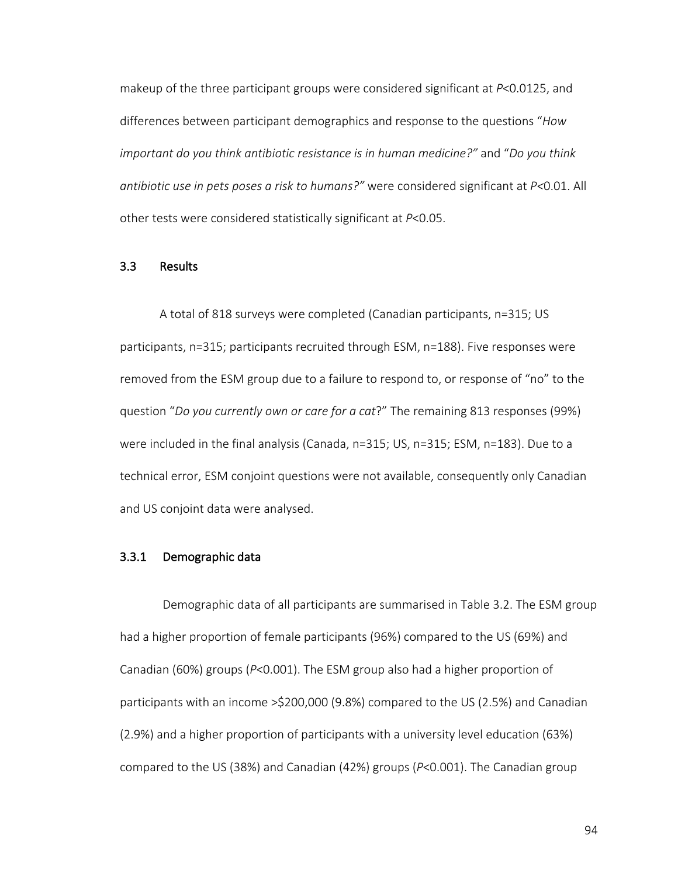makeup of the three participant groups were considered significant at $P<0.0125$, and differences between participant demographics and response to the questions "*How important do you think antibiotic resistance is in human medicine?"* and "*Do you think antibiotic use in pets poses a risk to humans?"* were considered significant at $P<0.01$. All other tests were considered statistically significant at $P<0.05$.

## 3.3 Results

A total of 818 surveys were completed (Canadian participants, n=315; US participants, n=315; participants recruited through ESM, n=188). Five responses were removed from the ESM group due to a failure to respond to, or response of "no" to the question "*Do you currently own or care for a cat*?" The remaining 813 responses (99%) were included in the final analysis (Canada, n=315; US, n=315; ESM, n=183). Due to a technical error, ESM conjoint questions were not available, consequently only Canadian and US conjoint data were analysed.

### 3.3.1 Demographic data

Demographic data of all participants are summarised in Table 3.2. The ESM group had a higher proportion of female participants (96%) compared to the US (69%) and Canadian (60%) groups ($P<0.001$). The ESM group also had a higher proportion of participants with an income >$200,000 (9.8%) compared to the US (2.5%) and Canadian (2.9%) and a higher proportion of participants with a university level education (63%) compared to the US (38%) and Canadian (42%) groups ($P<0.001$). The Canadian group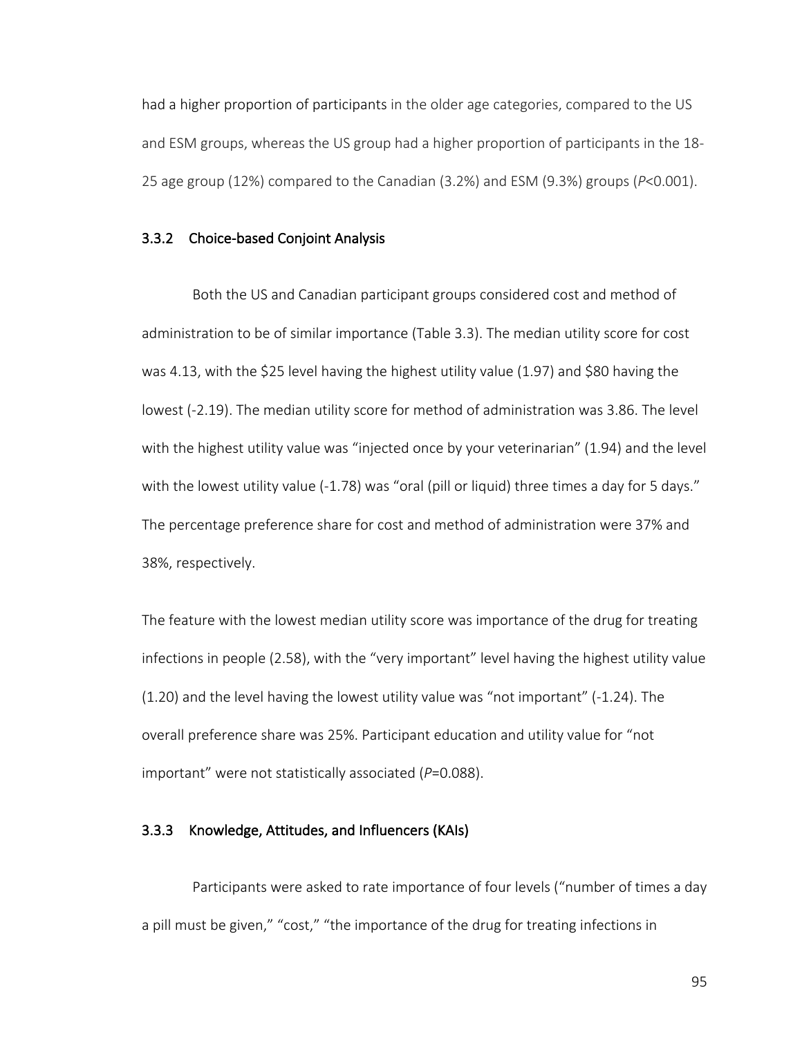had a higher proportion of participants in the older age categories, compared to the US and ESM groups, whereas the US group had a higher proportion of participants in the 18-25 age group (12%) compared to the Canadian (3.2%) and ESM (9.3%) groups (*P*<0.001).

### 3.3.2 Choice-based Conjoint Analysis

Both the US and Canadian participant groups considered cost and method of administration to be of similar importance (Table 3.3). The median utility score for cost was 4.13, with the $25 level having the highest utility value (1.97) and $80 having the lowest (-2.19). The median utility score for method of administration was 3.86. The level with the highest utility value was "injected once by your veterinarian" (1.94) and the level with the lowest utility value (-1.78) was "oral (pill or liquid) three times a day for 5 days." The percentage preference share for cost and method of administration were 37% and 38%, respectively.

The feature with the lowest median utility score was importance of the drug for treating infections in people (2.58), with the "very important" level having the highest utility value (1.20) and the level having the lowest utility value was "not important" (-1.24). The overall preference share was 25%. Participant education and utility value for "not important" were not statistically associated (*P*=0.088).

### 3.3.3 Knowledge, Attitudes, and Influencers (KAIs)

Participants were asked to rate importance of four levels ("number of times a day a pill must be given," "cost," "the importance of the drug for treating infections in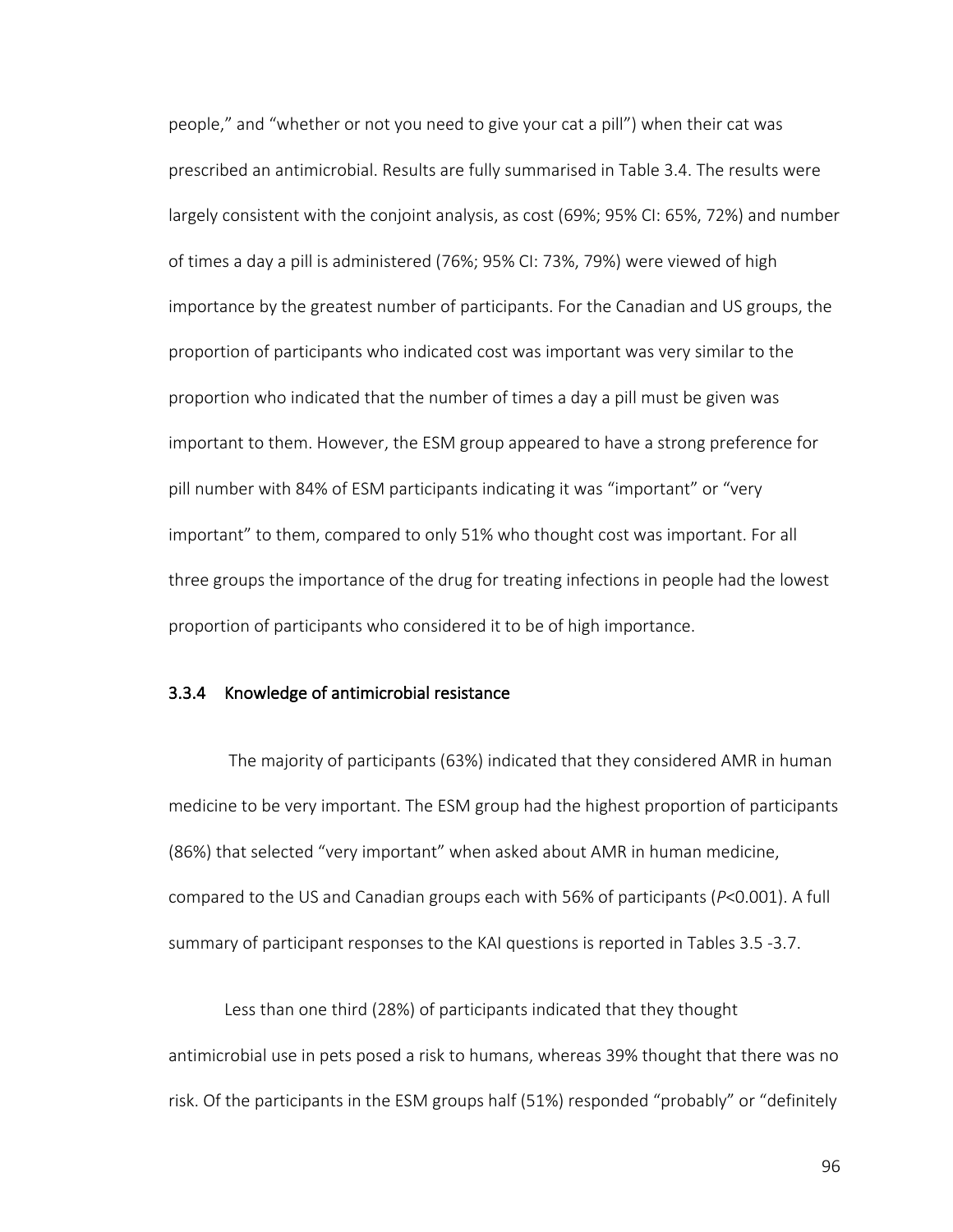people," and "whether or not you need to give your cat a pill") when their cat was prescribed an antimicrobial. Results are fully summarised in Table 3.4. The results were largely consistent with the conjoint analysis, as cost (69%; 95% CI: 65%, 72%) and number of times a day a pill is administered (76%; 95% CI: 73%, 79%) were viewed of high importance by the greatest number of participants. For the Canadian and US groups, the proportion of participants who indicated cost was important was very similar to the proportion who indicated that the number of times a day a pill must be given was important to them. However, the ESM group appeared to have a strong preference for pill number with 84% of ESM participants indicating it was "important" or "very important" to them, compared to only 51% who thought cost was important. For all three groups the importance of the drug for treating infections in people had the lowest proportion of participants who considered it to be of high importance.

### 3.3.4 Knowledge of antimicrobial resistance

The majority of participants (63%) indicated that they considered AMR in human medicine to be very important. The ESM group had the highest proportion of participants (86%) that selected "very important" when asked about AMR in human medicine, compared to the US and Canadian groups each with 56% of participants (*P*<0.001). A full summary of participant responses to the KAI questions is reported in Tables 3.5 -3.7.

Less than one third (28%) of participants indicated that they thought antimicrobial use in pets posed a risk to humans, whereas 39% thought that there was no risk. Of the participants in the ESM groups half (51%) responded "probably" or "definitely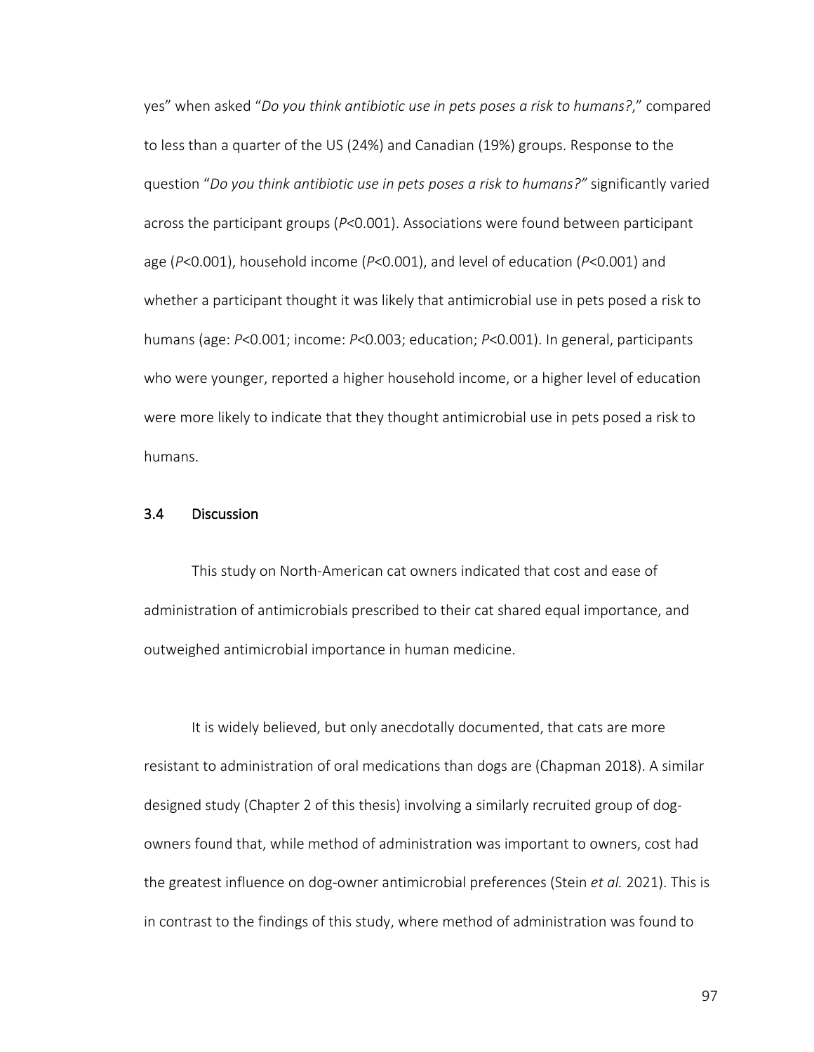yes" when asked "*Do you think antibiotic use in pets poses a risk to humans?*," compared to less than a quarter of the US (24%) and Canadian (19%) groups. Response to the question "*Do you think antibiotic use in pets poses a risk to humans?"* significantly varied across the participant groups (*P*<0.001). Associations were found between participant age (*P*<0.001), household income (*P*<0.001), and level of education (*P*<0.001) and whether a participant thought it was likely that antimicrobial use in pets posed a risk to humans (age: *P*<0.001; income: *P*<0.003; education; *P*<0.001). In general, participants who were younger, reported a higher household income, or a higher level of education were more likely to indicate that they thought antimicrobial use in pets posed a risk to humans.

## 3.4 Discussion

This study on North-American cat owners indicated that cost and ease of administration of antimicrobials prescribed to their cat shared equal importance, and outweighed antimicrobial importance in human medicine.

It is widely believed, but only anecdotally documented, that cats are more resistant to administration of oral medications than dogs are (Chapman 2018). A similar designed study (Chapter 2 of this thesis) involving a similarly recruited group of dog-owners found that, while method of administration was important to owners, cost had the greatest influence on dog-owner antimicrobial preferences (Stein *et al.* 2021). This is in contrast to the findings of this study, where method of administration was found to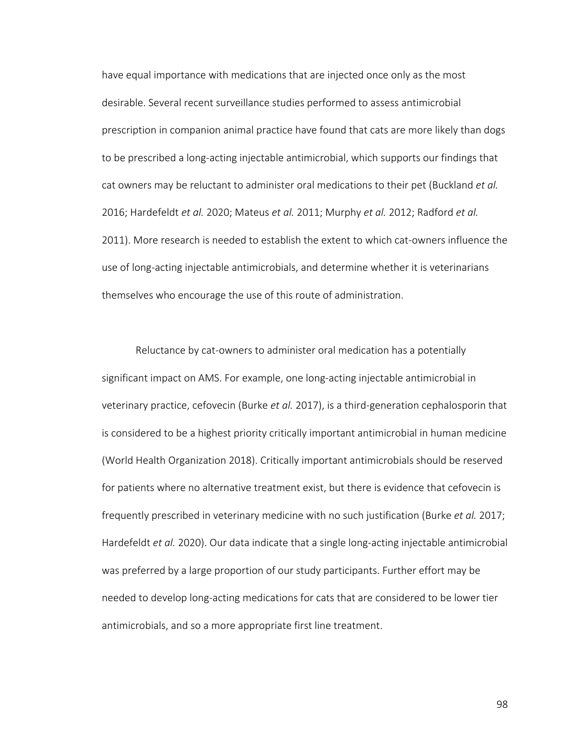have equal importance with medications that are injected once only as the most desirable. Several recent surveillance studies performed to assess antimicrobial prescription in companion animal practice have found that cats are more likely than dogs to be prescribed a long-acting injectable antimicrobial, which supports our findings that cat owners may be reluctant to administer oral medications to their pet (Buckland *et al.* 2016; Hardefeldt *et al.* 2020; Mateus *et al.* 2011; Murphy *et al.* 2012; Radford *et al.* 2011). More research is needed to establish the extent to which cat-owners influence the use of long-acting injectable antimicrobials, and determine whether it is veterinarians themselves who encourage the use of this route of administration.

Reluctance by cat-owners to administer oral medication has a potentially significant impact on AMS. For example, one long-acting injectable antimicrobial in veterinary practice, cefovecin (Burke *et al.* 2017), is a third-generation cephalosporin that is considered to be a highest priority critically important antimicrobial in human medicine (World Health Organization 2018). Critically important antimicrobials should be reserved for patients where no alternative treatment exist, but there is evidence that cefovecin is frequently prescribed in veterinary medicine with no such justification (Burke *et al.* 2017; Hardefeldt *et al.* 2020). Our data indicate that a single long-acting injectable antimicrobial was preferred by a large proportion of our study participants. Further effort may be needed to develop long-acting medications for cats that are considered to be lower tier antimicrobials, and so a more appropriate first line treatment.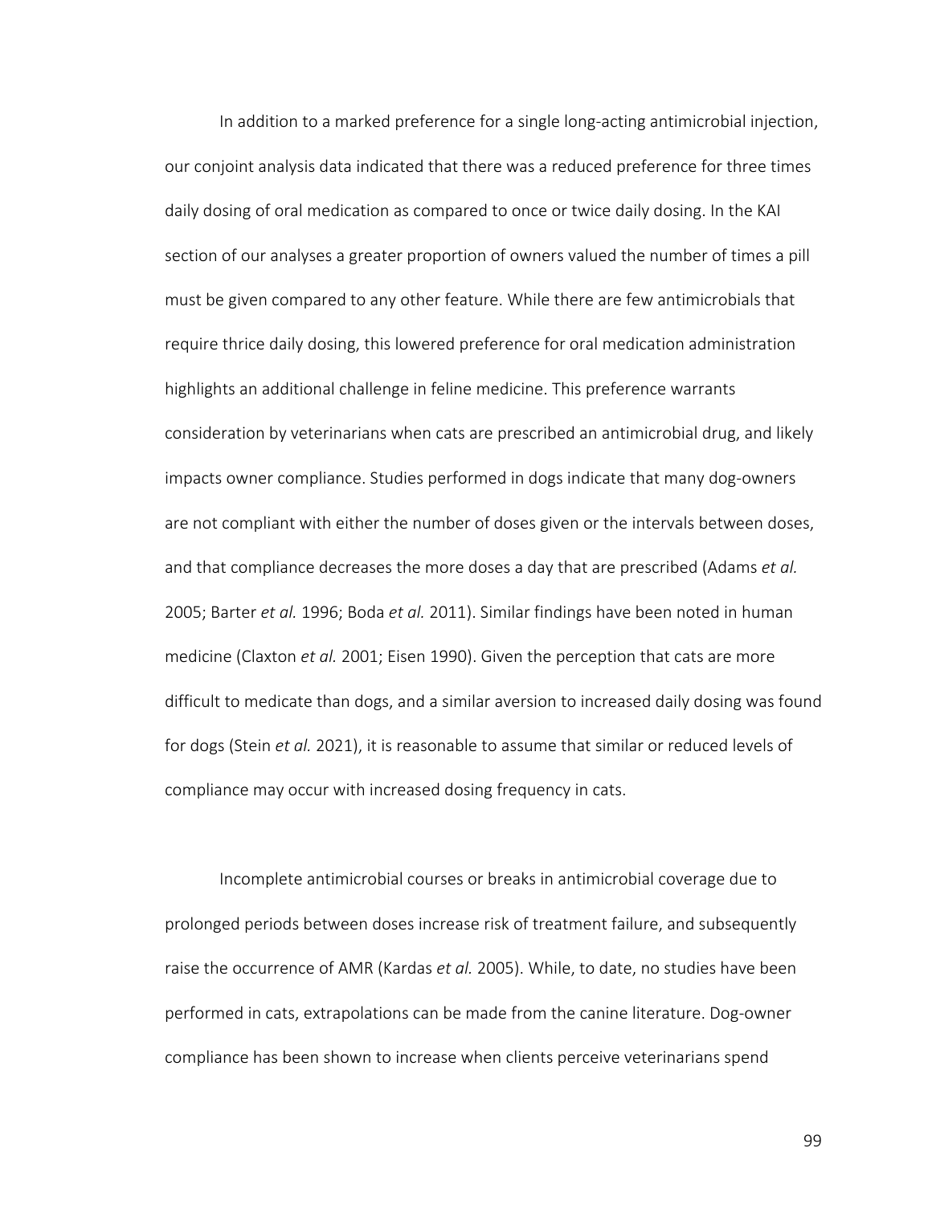In addition to a marked preference for a single long-acting antimicrobial injection, our conjoint analysis data indicated that there was a reduced preference for three times daily dosing of oral medication as compared to once or twice daily dosing. In the KAI section of our analyses a greater proportion of owners valued the number of times a pill must be given compared to any other feature. While there are few antimicrobials that require thrice daily dosing, this lowered preference for oral medication administration highlights an additional challenge in feline medicine. This preference warrants consideration by veterinarians when cats are prescribed an antimicrobial drug, and likely impacts owner compliance. Studies performed in dogs indicate that many dog-owners are not compliant with either the number of doses given or the intervals between doses, and that compliance decreases the more doses a day that are prescribed (Adams *et al.* 2005; Barter *et al.* 1996; Boda *et al.* 2011). Similar findings have been noted in human medicine (Claxton *et al.* 2001; Eisen 1990). Given the perception that cats are more difficult to medicate than dogs, and a similar aversion to increased daily dosing was found for dogs (Stein *et al.* 2021), it is reasonable to assume that similar or reduced levels of compliance may occur with increased dosing frequency in cats.

Incomplete antimicrobial courses or breaks in antimicrobial coverage due to prolonged periods between doses increase risk of treatment failure, and subsequently raise the occurrence of AMR (Kardas *et al.* 2005). While, to date, no studies have been performed in cats, extrapolations can be made from the canine literature. Dog-owner compliance has been shown to increase when clients perceive veterinarians spend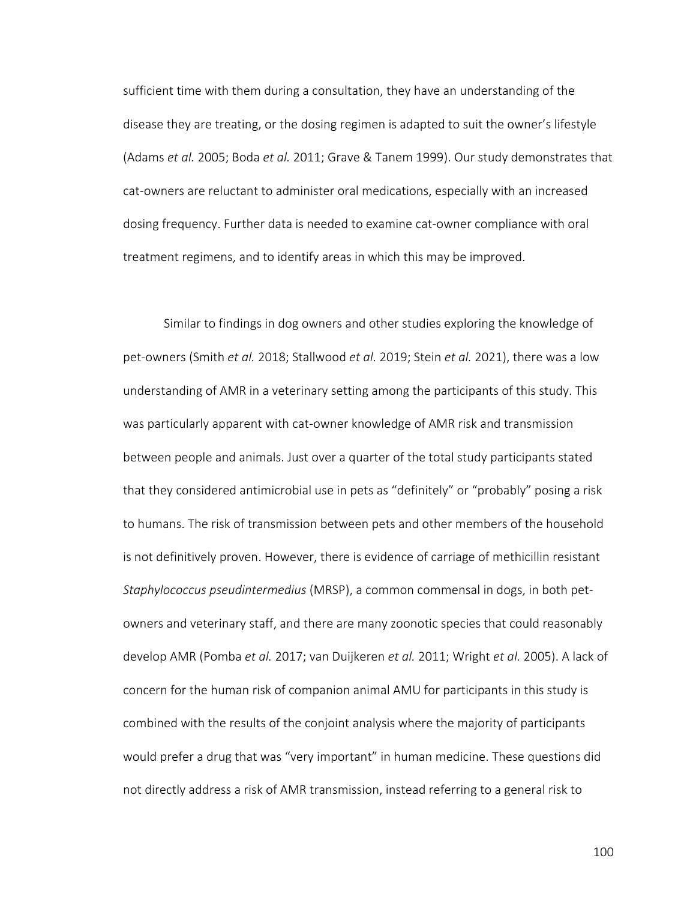sufficient time with them during a consultation, they have an understanding of the disease they are treating, or the dosing regimen is adapted to suit the owner's lifestyle (Adams *et al.* 2005; Boda *et al.* 2011; Grave & Tanem 1999). Our study demonstrates that cat-owners are reluctant to administer oral medications, especially with an increased dosing frequency. Further data is needed to examine cat-owner compliance with oral treatment regimens, and to identify areas in which this may be improved.

Similar to findings in dog owners and other studies exploring the knowledge of pet-owners (Smith *et al.* 2018; Stallwood *et al.* 2019; Stein *et al.* 2021), there was a low understanding of AMR in a veterinary setting among the participants of this study. This was particularly apparent with cat-owner knowledge of AMR risk and transmission between people and animals. Just over a quarter of the total study participants stated that they considered antimicrobial use in pets as "definitely" or "probably" posing a risk to humans. The risk of transmission between pets and other members of the household is not definitively proven. However, there is evidence of carriage of methicillin resistant *Staphylococcus pseudintermedius* (MRSP), a common commensal in dogs, in both pet-owners and veterinary staff, and there are many zoonotic species that could reasonably develop AMR (Pomba *et al.* 2017; van Duijkeren *et al.* 2011; Wright *et al.* 2005). A lack of concern for the human risk of companion animal AMU for participants in this study is combined with the results of the conjoint analysis where the majority of participants would prefer a drug that was "very important" in human medicine. These questions did not directly address a risk of AMR transmission, instead referring to a general risk to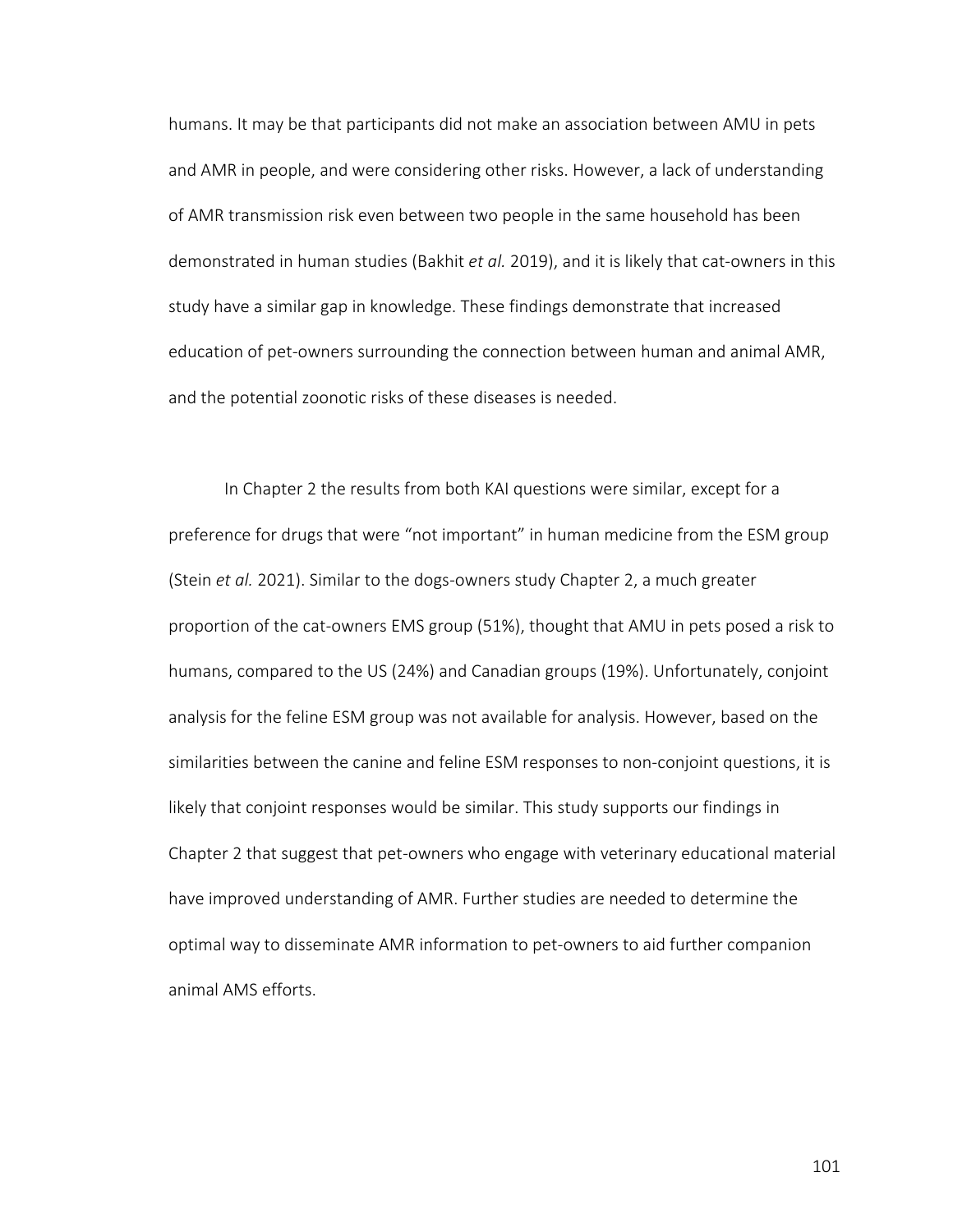humans. It may be that participants did not make an association between AMU in pets and AMR in people, and were considering other risks. However, a lack of understanding of AMR transmission risk even between two people in the same household has been demonstrated in human studies (Bakhit *et al.* 2019), and it is likely that cat-owners in this study have a similar gap in knowledge. These findings demonstrate that increased education of pet-owners surrounding the connection between human and animal AMR, and the potential zoonotic risks of these diseases is needed.

In Chapter 2 the results from both KAI questions were similar, except for a preference for drugs that were "not important" in human medicine from the ESM group (Stein *et al.* 2021). Similar to the dogs-owners study Chapter 2, a much greater proportion of the cat-owners EMS group (51%), thought that AMU in pets posed a risk to humans, compared to the US (24%) and Canadian groups (19%). Unfortunately, conjoint analysis for the feline ESM group was not available for analysis. However, based on the similarities between the canine and feline ESM responses to non-conjoint questions, it is likely that conjoint responses would be similar. This study supports our findings in Chapter 2 that suggest that pet-owners who engage with veterinary educational material have improved understanding of AMR. Further studies are needed to determine the optimal way to disseminate AMR information to pet-owners to aid further companion animal AMS efforts.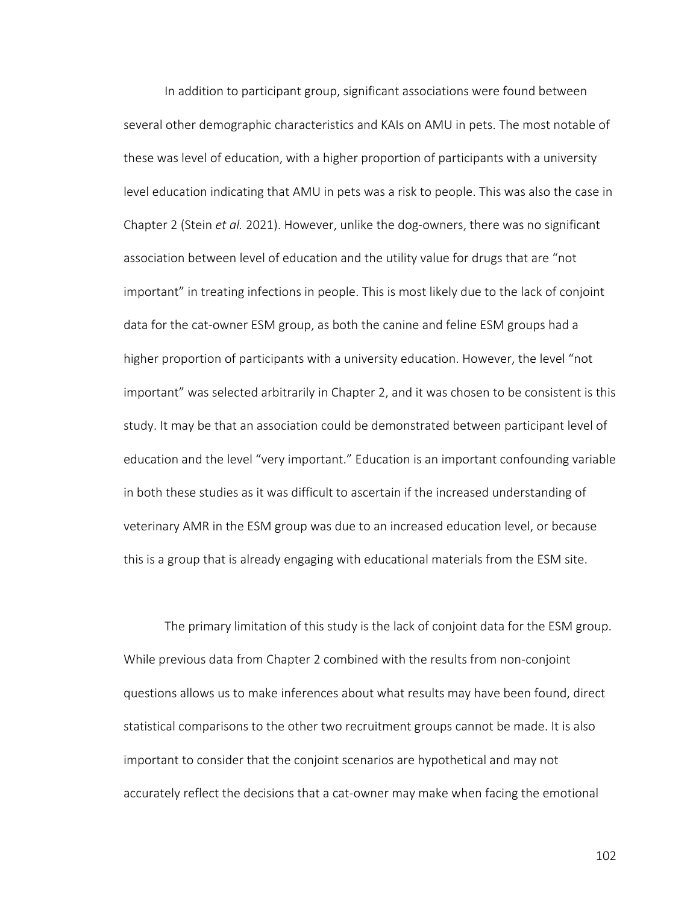In addition to participant group, significant associations were found between several other demographic characteristics and KAIs on AMU in pets. The most notable of these was level of education, with a higher proportion of participants with a university level education indicating that AMU in pets was a risk to people. This was also the case in Chapter 2 (Stein *et al.* 2021). However, unlike the dog-owners, there was no significant association between level of education and the utility value for drugs that are "not important" in treating infections in people. This is most likely due to the lack of conjoint data for the cat-owner ESM group, as both the canine and feline ESM groups had a higher proportion of participants with a university education. However, the level "not important" was selected arbitrarily in Chapter 2, and it was chosen to be consistent is this study. It may be that an association could be demonstrated between participant level of education and the level "very important." Education is an important confounding variable in both these studies as it was difficult to ascertain if the increased understanding of veterinary AMR in the ESM group was due to an increased education level, or because this is a group that is already engaging with educational materials from the ESM site.

The primary limitation of this study is the lack of conjoint data for the ESM group. While previous data from Chapter 2 combined with the results from non-conjoint questions allows us to make inferences about what results may have been found, direct statistical comparisons to the other two recruitment groups cannot be made. It is also important to consider that the conjoint scenarios are hypothetical and may not accurately reflect the decisions that a cat-owner may make when facing the emotional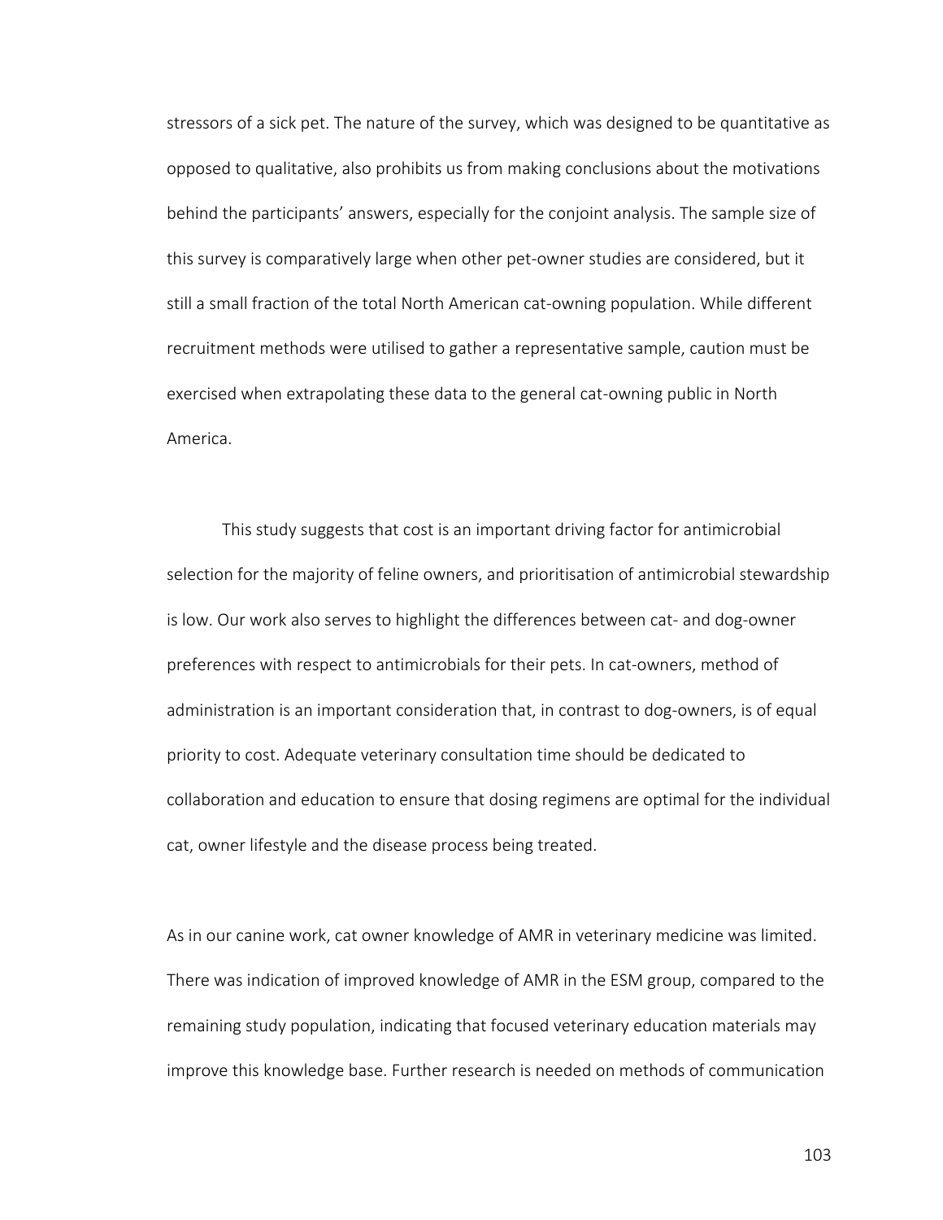stressors of a sick pet. The nature of the survey, which was designed to be quantitative as opposed to qualitative, also prohibits us from making conclusions about the motivations behind the participants' answers, especially for the conjoint analysis. The sample size of this survey is comparatively large when other pet-owner studies are considered, but it still a small fraction of the total North American cat-owning population. While different recruitment methods were utilised to gather a representative sample, caution must be exercised when extrapolating these data to the general cat-owning public in North America.

This study suggests that cost is an important driving factor for antimicrobial selection for the majority of feline owners, and prioritisation of antimicrobial stewardship is low. Our work also serves to highlight the differences between cat- and dog-owner preferences with respect to antimicrobials for their pets. In cat-owners, method of administration is an important consideration that, in contrast to dog-owners, is of equal priority to cost. Adequate veterinary consultation time should be dedicated to collaboration and education to ensure that dosing regimens are optimal for the individual cat, owner lifestyle and the disease process being treated.

As in our canine work, cat owner knowledge of AMR in veterinary medicine was limited. There was indication of improved knowledge of AMR in the ESM group, compared to the remaining study population, indicating that focused veterinary education materials may improve this knowledge base. Further research is needed on methods of communication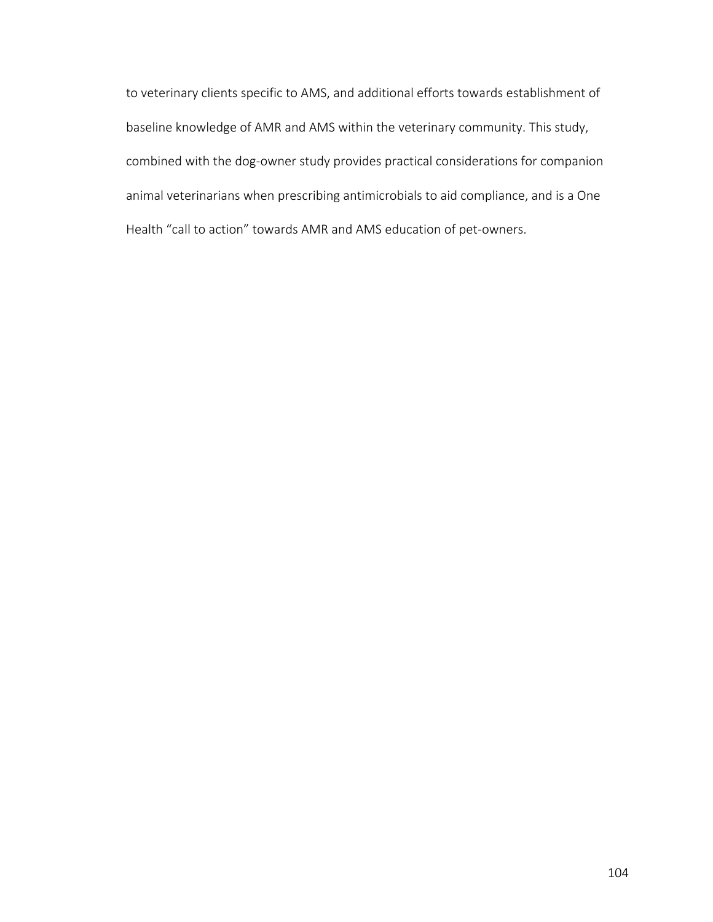to veterinary clients specific to AMS, and additional efforts towards establishment of baseline knowledge of AMR and AMS within the veterinary community. This study, combined with the dog-owner study provides practical considerations for companion animal veterinarians when prescribing antimicrobials to aid compliance, and is a One Health "call to action" towards AMR and AMS education of pet-owners.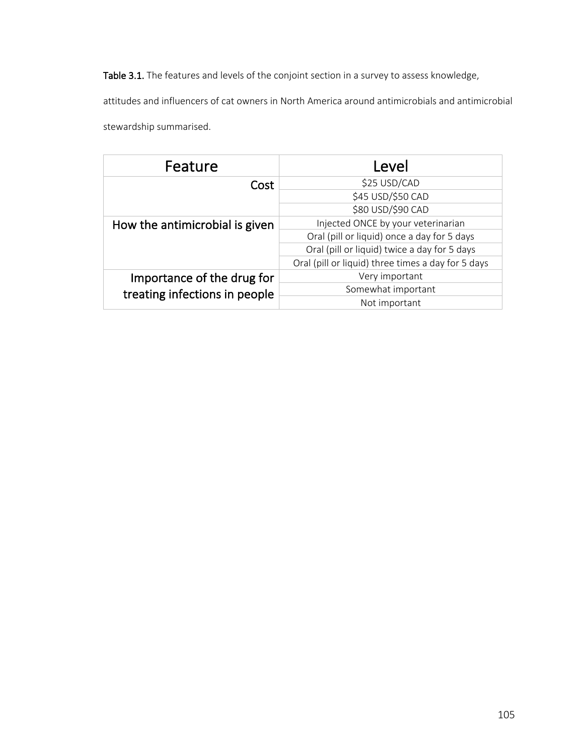**Table 3.1.** The features and levels of the conjoint section in a survey to assess knowledge, attitudes and influencers of cat owners in North America around antimicrobials and antimicrobial stewardship summarised.

| Feature | Level |
|---|---|
| Cost | $25 USD/CAD |
| | $45 USD/$50 CAD |
| | $80 USD/$90 CAD |
| How the antimicrobial is given | Injected ONCE by your veterinarian |
| | Oral (pill or liquid) once a day for 5 days |
| | Oral (pill or liquid) twice a day for 5 days |
| | Oral (pill or liquid) three times a day for 5 days |
| Importance of the drug for treating infections in people | Very important |
| | Somewhat important |
| | Not important |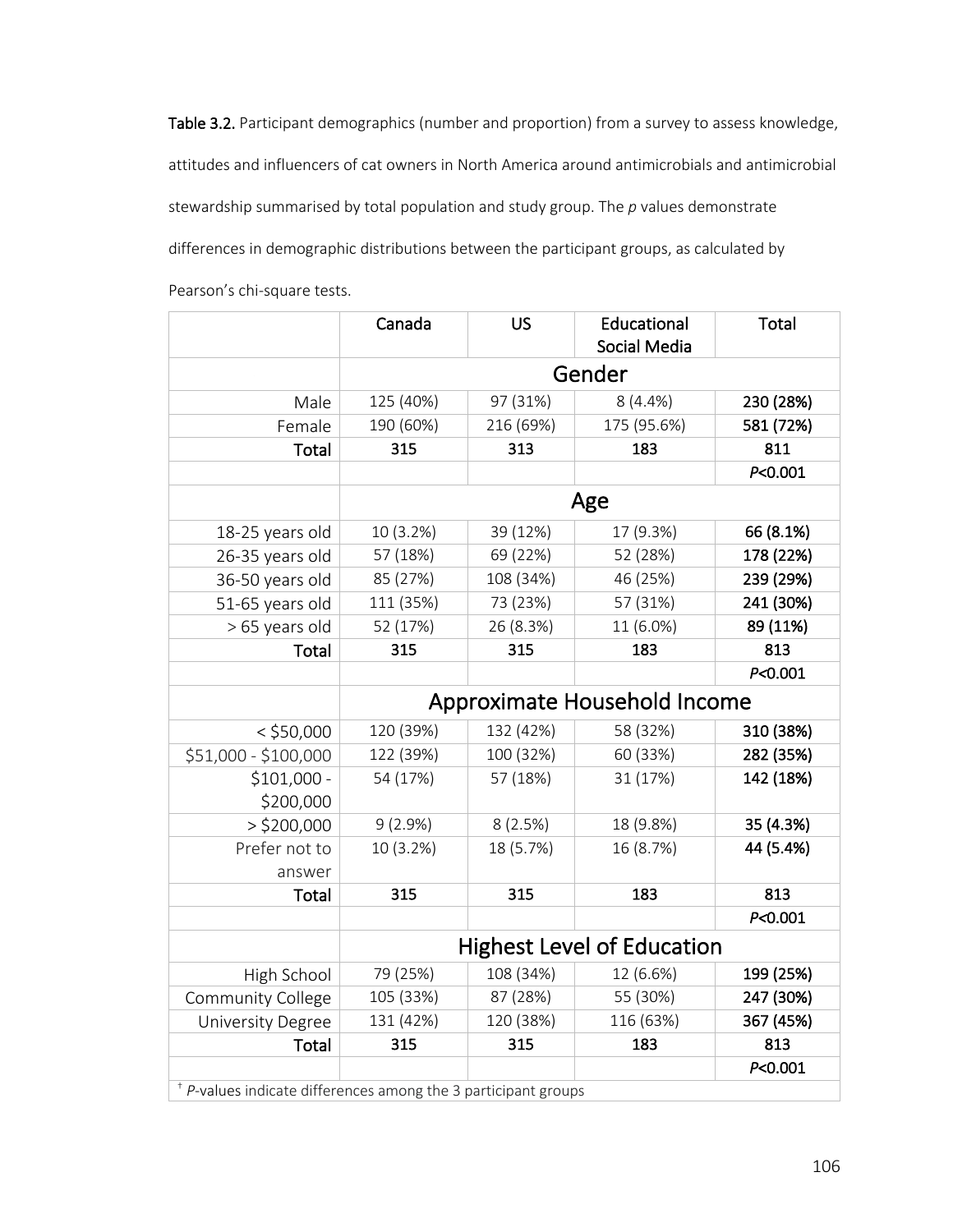**Table 3.2.** Participant demographics (number and proportion) from a survey to assess knowledge, attitudes and influencers of cat owners in North America around antimicrobials and antimicrobial stewardship summarised by total population and study group. The *p* values demonstrate differences in demographic distributions between the participant groups, as calculated by Pearson's chi-square tests.

| | Canada | US | Educational Social Media | Total |
|---|---|---|---|---|
| | **Gender** | | | |
| Male | 125 (40%) | 97 (31%) | 8 (4.4%) | **230 (28%)** |
| Female | 190 (60%) | 216 (69%) | 175 (95.6%) | **581 (72%)** |
| **Total** | **315** | **313** | **183** | **811** |
| | | | | ***P*<0.001** |
| | **Age** | | | |
| 18-25 years old | 10 (3.2%) | 39 (12%) | 17 (9.3%) | **66 (8.1%)** |
| 26-35 years old | 57 (18%) | 69 (22%) | 52 (28%) | **178 (22%)** |
| 36-50 years old | 85 (27%) | 108 (34%) | 46 (25%) | **239 (29%)** |
| 51-65 years old | 111 (35%) | 73 (23%) | 57 (31%) | **241 (30%)** |
| > 65 years old | 52 (17%) | 26 (8.3%) | 11 (6.0%) | **89 (11%)** |
| **Total** | **315** | **315** | **183** | **813** |
| | | | | ***P*<0.001** |
| | **Approximate Household Income** | | | |
| < $50,000 | 120 (39%) | 132 (42%) | 58 (32%) | **310 (38%)** |
| $51,000 - $100,000 | 122 (39%) | 100 (32%) | 60 (33%) | **282 (35%)** |
| $101,000 - $200,000 | 54 (17%) | 57 (18%) | 31 (17%) | **142 (18%)** |
| > $200,000 | 9 (2.9%) | 8 (2.5%) | 18 (9.8%) | **35 (4.3%)** |
| Prefer not to answer | 10 (3.2%) | 18 (5.7%) | 16 (8.7%) | **44 (5.4%)** |
| **Total** | **315** | **315** | **183** | **813** |
| | | | | ***P*<0.001** |
| | **Highest Level of Education** | | | |
| High School | 79 (25%) | 108 (34%) | 12 (6.6%) | **199 (25%)** |
| Community College | 105 (33%) | 87 (28%) | 55 (30%) | **247 (30%)** |
| University Degree | 131 (42%) | 120 (38%) | 116 (63%) | **367 (45%)** |
| **Total** | **315** | **315** | **183** | **813** |
| | | | | ***P*<0.001** |

† *P*-values indicate differences among the 3 participant groups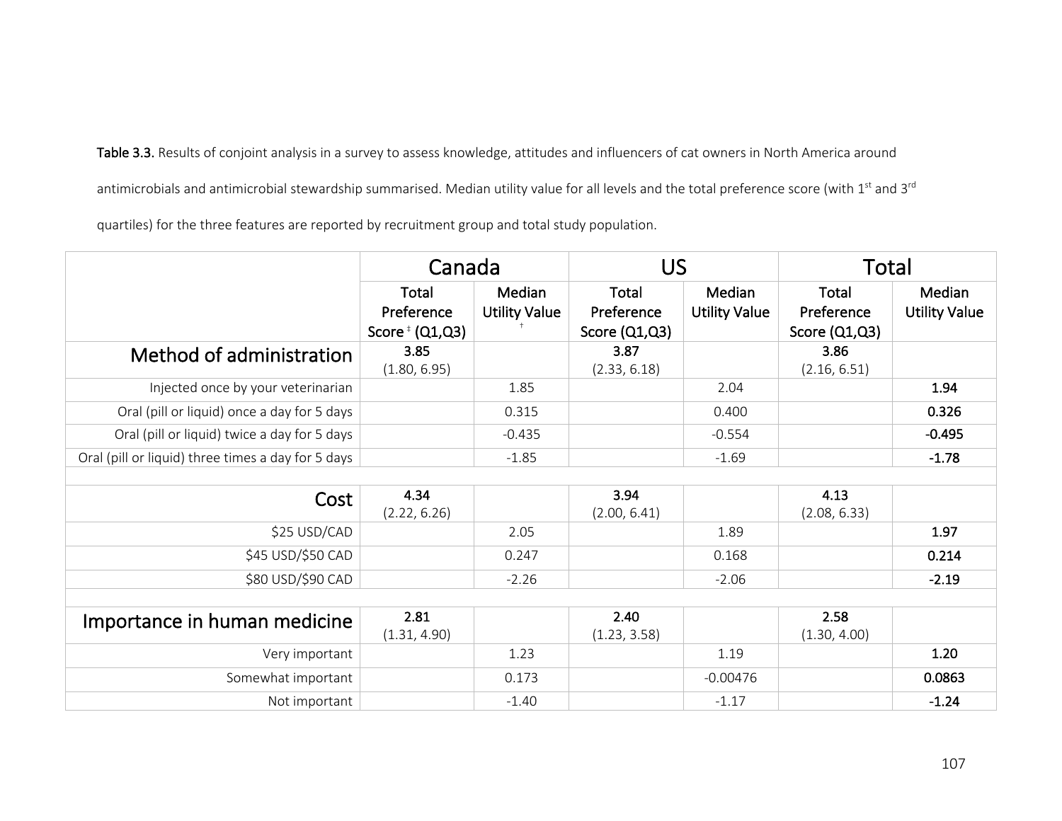**Table 3.3.** Results of conjoint analysis in a survey to assess knowledge, attitudes and influencers of cat owners in North America around antimicrobials and antimicrobial stewardship summarised. Median utility value for all levels and the total preference score (with 1st and 3rd quartiles) for the three features are reported by recruitment group and total study population.

| | Canada | | US | | Total | |
|---|---|---|---|---|---|---|
| | Total Preference Score ‡ (Q1,Q3) | Median Utility Value † | Total Preference Score (Q1,Q3) | Median Utility Value | Total Preference Score (Q1,Q3) | Median Utility Value |
| **Method of administration** | **3.85** (1.80, 6.95) | | **3.87** (2.33, 6.18) | | **3.86** (2.16, 6.51) | |
| Injected once by your veterinarian | | 1.85 | | 2.04 | | **1.94** |
| Oral (pill or liquid) once a day for 5 days | | 0.315 | | 0.400 | | **0.326** |
| Oral (pill or liquid) twice a day for 5 days | | -0.435 | | -0.554 | | **-0.495** |
| Oral (pill or liquid) three times a day for 5 days | | -1.85 | | -1.69 | | **-1.78** |
| | | | | | | |
| **Cost** | **4.34** (2.22, 6.26) | | **3.94** (2.00, 6.41) | | **4.13** (2.08, 6.33) | |
| $25 USD/CAD | | 2.05 | | 1.89 | | **1.97** |
| $45 USD/$50 CAD | | 0.247 | | 0.168 | | **0.214** |
| $80 USD/$90 CAD | | -2.26 | | -2.06 | | **-2.19** |
| | | | | | | |
| **Importance in human medicine** | **2.81** (1.31, 4.90) | | **2.40** (1.23, 3.58) | | **2.58** (1.30, 4.00) | |
| Very important | | 1.23 | | 1.19 | | **1.20** |
| Somewhat important | | 0.173 | | -0.00476 | | **0.0863** |
| Not important | | -1.40 | | -1.17 | | **-1.24** |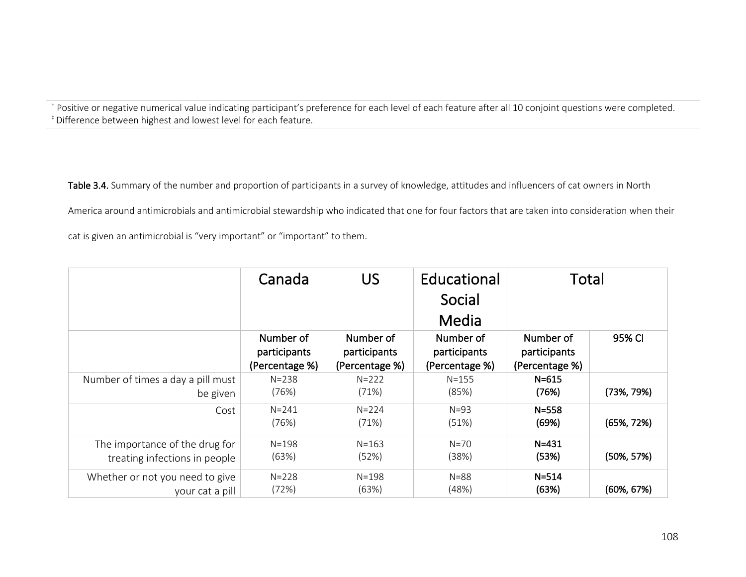† Positive or negative numerical value indicating participant's preference for each level of each feature after all 10 conjoint questions were completed.
‡ Difference between highest and lowest level for each feature.

**Table 3.4.** Summary of the number and proportion of participants in a survey of knowledge, attitudes and influencers of cat owners in North America around antimicrobials and antimicrobial stewardship who indicated that one for four factors that are taken into consideration when their cat is given an antimicrobial is "very important" or "important" to them.

| | Canada | US | Educational Social Media | Total | |
|---|---|---|---|---|---|
| | Number of participants (Percentage %) | Number of participants (Percentage %) | Number of participants (Percentage %) | Number of participants (Percentage %) | 95% CI |
| Number of times a day a pill must be given | N=238 (76%) | N=222 (71%) | N=155 (85%) | **N=615 (76%)** | **(73%, 79%)** |
| Cost | N=241 (76%) | N=224 (71%) | N=93 (51%) | **N=558 (69%)** | **(65%, 72%)** |
| The importance of the drug for treating infections in people | N=198 (63%) | N=163 (52%) | N=70 (38%) | **N=431 (53%)** | **(50%, 57%)** |
| Whether or not you need to give your cat a pill | N=228 (72%) | N=198 (63%) | N=88 (48%) | **N=514 (63%)** | **(60%, 67%)** |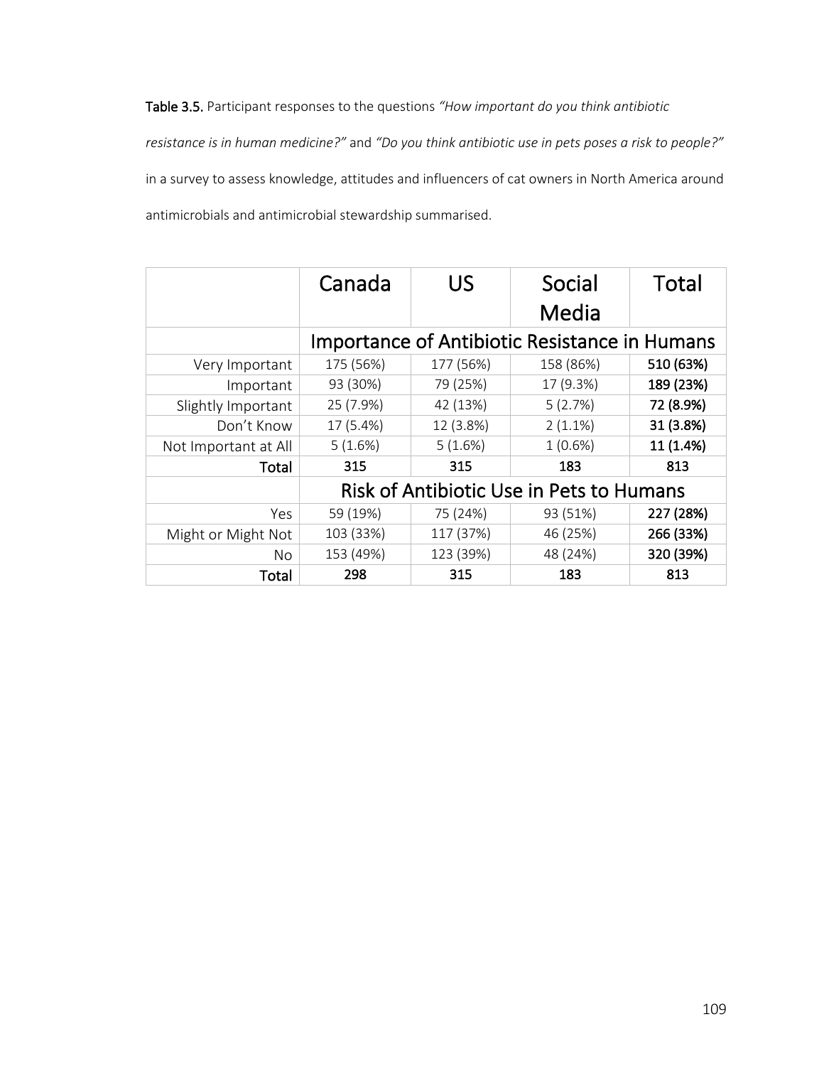**Table 3.5.** Participant responses to the questions *"How important do you think antibiotic resistance is in human medicine?"* and *"Do you think antibiotic use in pets poses a risk to people?"* in a survey to assess knowledge, attitudes and influencers of cat owners in North America around antimicrobials and antimicrobial stewardship summarised.

| | Canada | US | Social Media | Total |
|---|---|---|---|---|
| | Importance of Antibiotic Resistance in Humans | | | |
| Very Important | 175 (56%) | 177 (56%) | 158 (86%) | **510 (63%)** |
| Important | 93 (30%) | 79 (25%) | 17 (9.3%) | **189 (23%)** |
| Slightly Important | 25 (7.9%) | 42 (13%) | 5 (2.7%) | **72 (8.9%)** |
| Don't Know | 17 (5.4%) | 12 (3.8%) | 2 (1.1%) | **31 (3.8%)** |
| Not Important at All | 5 (1.6%) | 5 (1.6%) | 1 (0.6%) | **11 (1.4%)** |
| **Total** | **315** | **315** | **183** | **813** |
| | Risk of Antibiotic Use in Pets to Humans | | | |
| Yes | 59 (19%) | 75 (24%) | 93 (51%) | **227 (28%)** |
| Might or Might Not | 103 (33%) | 117 (37%) | 46 (25%) | **266 (33%)** |
| No | 153 (49%) | 123 (39%) | 48 (24%) | **320 (39%)** |
| **Total** | **298** | **315** | **183** | **813** |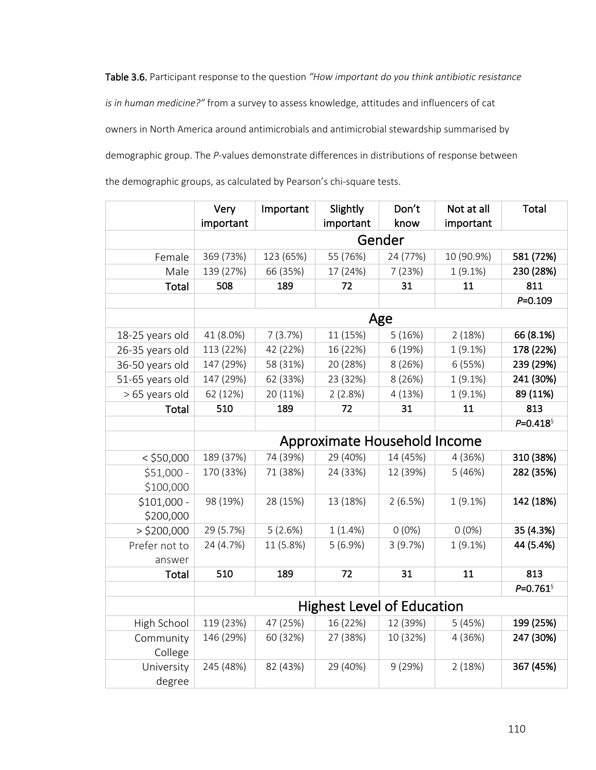**Table 3.6.** Participant response to the question *"How important do you think antibiotic resistance is in human medicine?"* from a survey to assess knowledge, attitudes and influencers of cat owners in North America around antimicrobials and antimicrobial stewardship summarised by demographic group. The *P*-values demonstrate differences in distributions of response between the demographic groups, as calculated by Pearson's chi-square tests.

| | Very important | Important | Slightly important | Don't know | Not at all important | Total |
|---|---|---|---|---|---|---|
| | **Gender** | | | | | |
| Female | 369 (73%) | 123 (65%) | 55 (76%) | 24 (77%) | 10 (90.9%) | **581 (72%)** |
| Male | 139 (27%) | 66 (35%) | 17 (24%) | 7 (23%) | 1 (9.1%) | **230 (28%)** |
| **Total** | **508** | **189** | **72** | **31** | **11** | **811** |
| | | | | | | *P*=0.109 |
| | **Age** | | | | | |
| 18-25 years old | 41 (8.0%) | 7 (3.7%) | 11 (15%) | 5 (16%) | 2 (18%) | **66 (8.1%)** |
| 26-35 years old | 113 (22%) | 42 (22%) | 16 (22%) | 6 (19%) | 1 (9.1%) | **178 (22%)** |
| 36-50 years old | 147 (29%) | 58 (31%) | 20 (28%) | 8 (26%) | 6 (55%) | **239 (29%)** |
| 51-65 years old | 147 (29%) | 62 (33%) | 23 (32%) | 8 (26%) | 1 (9.1%) | **241 (30%)** |
| > 65 years old | 62 (12%) | 20 (11%) | 2 (2.8%) | 4 (13%) | 1 (9.1%) | **89 (11%)** |
| **Total** | **510** | **189** | **72** | **31** | **11** | **813** |
| | | | | | | *P*=0.418[§] |
| | **Approximate Household Income** | | | | | |
| < $50,000 | 189 (37%) | 74 (39%) | 29 (40%) | 14 (45%) | 4 (36%) | **310 (38%)** |
| $51,000 - $100,000 | 170 (33%) | 71 (38%) | 24 (33%) | 12 (39%) | 5 (46%) | **282 (35%)** |
| $101,000 - $200,000 | 98 (19%) | 28 (15%) | 13 (18%) | 2 (6.5%) | 1 (9.1%) | **142 (18%)** |
| > $200,000 | 29 (5.7%) | 5 (2.6%) | 1 (1.4%) | 0 (0%) | 0 (0%) | **35 (4.3%)** |
| Prefer not to answer | 24 (4.7%) | 11 (5.8%) | 5 (6.9%) | 3 (9.7%) | 1 (9.1%) | **44 (5.4%)** |
| **Total** | **510** | **189** | **72** | **31** | **11** | **813** |
| | | | | | | *P*=0.761[§] |
| | **Highest Level of Education** | | | | | |
| High School | 119 (23%) | 47 (25%) | 16 (22%) | 12 (39%) | 5 (45%) | **199 (25%)** |
| Community College | 146 (29%) | 60 (32%) | 27 (38%) | 10 (32%) | 4 (36%) | **247 (30%)** |
| University degree | 245 (48%) | 82 (43%) | 29 (40%) | 9 (29%) | 2 (18%) | **367 (45%)** |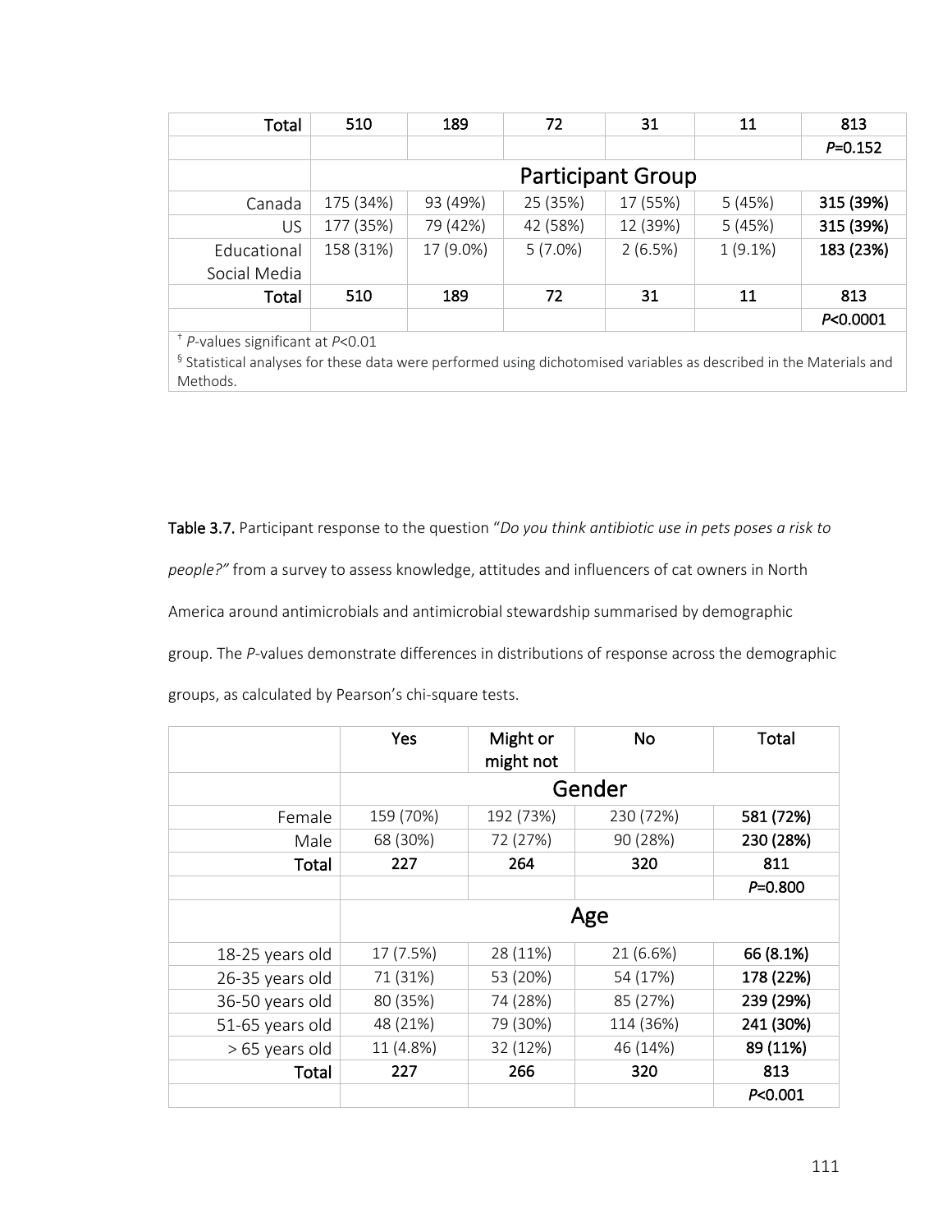| | | | | | | |
|---|---|---|---|---|---|---|
| **Total** | 510 | 189 | 72 | 31 | 11 | **813** |
| | | | | | | $P$=0.152 |
| | Participant Group | | | | | |
| Canada | 175 (34%) | 93 (49%) | 25 (35%) | 17 (55%) | 5 (45%) | **315 (39%)** |
| US | 177 (35%) | 79 (42%) | 42 (58%) | 12 (39%) | 5 (45%) | **315 (39%)** |
| Educational Social Media | 158 (31%) | 17 (9.0%) | 5 (7.0%) | 2 (6.5%) | 1 (9.1%) | **183 (23%)** |
| **Total** | 510 | 189 | 72 | 31 | 11 | **813** |
| | | | | | | $P$<0.0001 |

† $P$-values significant at $P$<0.01

§ Statistical analyses for these data were performed using dichotomised variables as described in the Materials and Methods.

**Table 3.7.** Participant response to the question "*Do you think antibiotic use in pets poses a risk to people?"* from a survey to assess knowledge, attitudes and influencers of cat owners in North America around antimicrobials and antimicrobial stewardship summarised by demographic group. The $P$-values demonstrate differences in distributions of response across the demographic groups, as calculated by Pearson's chi-square tests.

| | Yes | Might or might not | No | Total |
|---|---|---|---|---|
| | Gender | | | |
| Female | 159 (70%) | 192 (73%) | 230 (72%) | **581 (72%)** |
| Male | 68 (30%) | 72 (27%) | 90 (28%) | **230 (28%)** |
| **Total** | 227 | 264 | 320 | 811 |
| | | | | $P$=0.800 |
| | Age | | | |
| 18-25 years old | 17 (7.5%) | 28 (11%) | 21 (6.6%) | **66 (8.1%)** |
| 26-35 years old | 71 (31%) | 53 (20%) | 54 (17%) | **178 (22%)** |
| 36-50 years old | 80 (35%) | 74 (28%) | 85 (27%) | **239 (29%)** |
| 51-65 years old | 48 (21%) | 79 (30%) | 114 (36%) | **241 (30%)** |
| > 65 years old | 11 (4.8%) | 32 (12%) | 46 (14%) | **89 (11%)** |
| **Total** | 227 | 266 | 320 | 813 |
| | | | | $P$<0.001 |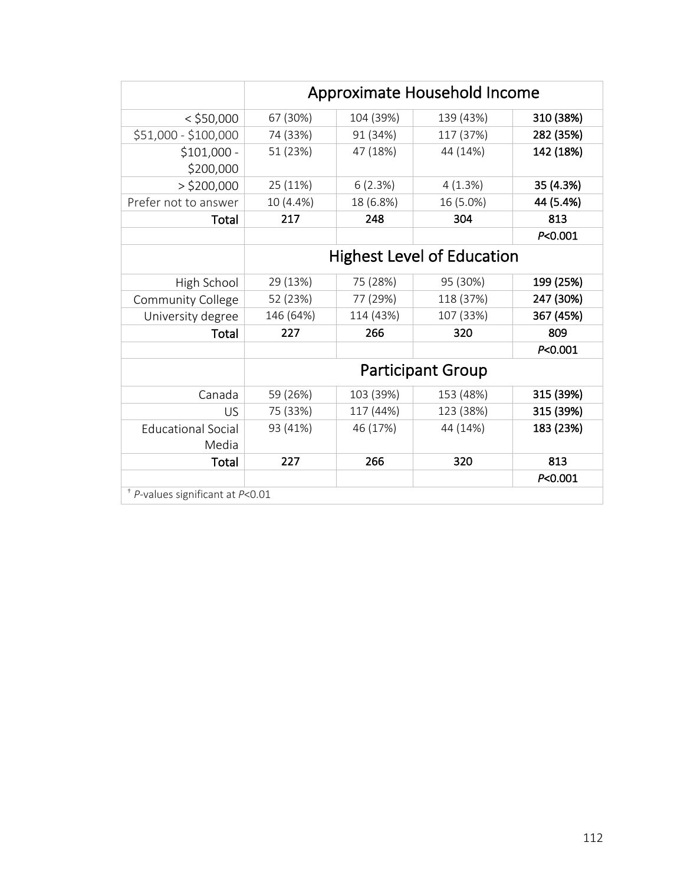| | Approximate Household Income | | | |
|---|---|---|---|---|
| < $50,000 | 67 (30%) | 104 (39%) | 139 (43%) | **310 (38%)** |
| $51,000 - $100,000 | 74 (33%) | 91 (34%) | 117 (37%) | **282 (35%)** |
| $101,000 - $200,000 | 51 (23%) | 47 (18%) | 44 (14%) | **142 (18%)** |
| > $200,000 | 25 (11%) | 6 (2.3%) | 4 (1.3%) | **35 (4.3%)** |
| Prefer not to answer | 10 (4.4%) | 18 (6.8%) | 16 (5.0%) | **44 (5.4%)** |
| **Total** | **217** | **248** | **304** | **813** |
| | | | | *P*<0.001 |
| | Highest Level of Education | | | |
| High School | 29 (13%) | 75 (28%) | 95 (30%) | **199 (25%)** |
| Community College | 52 (23%) | 77 (29%) | 118 (37%) | **247 (30%)** |
| University degree | 146 (64%) | 114 (43%) | 107 (33%) | **367 (45%)** |
| **Total** | **227** | **266** | **320** | **809** |
| | | | | *P*<0.001 |
| | Participant Group | | | |
| Canada | 59 (26%) | 103 (39%) | 153 (48%) | **315 (39%)** |
| US | 75 (33%) | 117 (44%) | 123 (38%) | **315 (39%)** |
| Educational Social Media | 93 (41%) | 46 (17%) | 44 (14%) | **183 (23%)** |
| **Total** | **227** | **266** | **320** | **813** |
| | | | | *P*<0.001 |

† *P*-values significant at *P*<0.01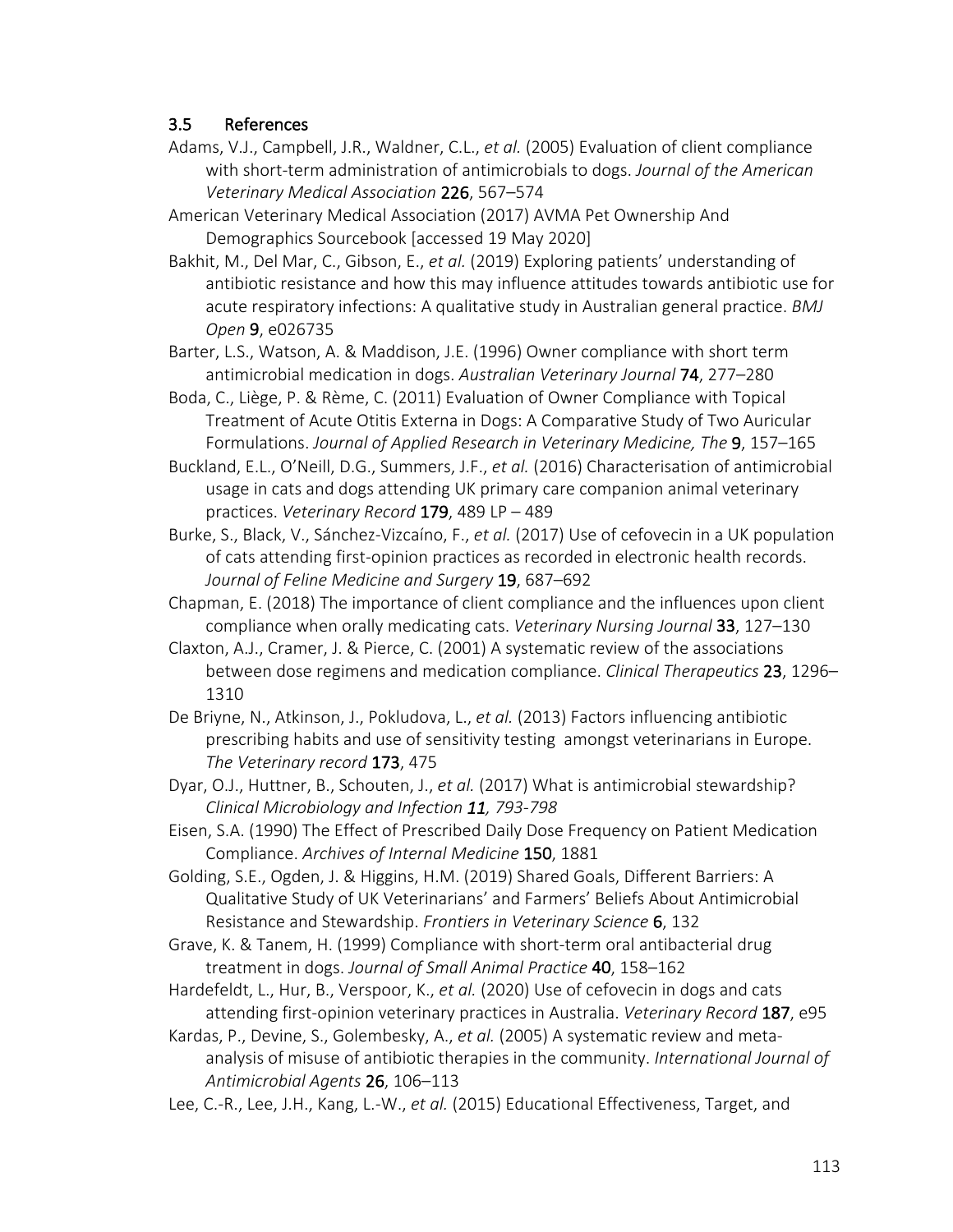## 3.5 References

Adams, V.J., Campbell, J.R., Waldner, C.L., *et al.* (2005) Evaluation of client compliance with short-term administration of antimicrobials to dogs. *Journal of the American Veterinary Medical Association* **226**, 567–574

American Veterinary Medical Association (2017) AVMA Pet Ownership And Demographics Sourcebook [accessed 19 May 2020]

Bakhit, M., Del Mar, C., Gibson, E., *et al.* (2019) Exploring patients' understanding of antibiotic resistance and how this may influence attitudes towards antibiotic use for acute respiratory infections: A qualitative study in Australian general practice. *BMJ Open* **9**, e026735

Barter, L.S., Watson, A. & Maddison, J.E. (1996) Owner compliance with short term antimicrobial medication in dogs. *Australian Veterinary Journal* **74**, 277–280

Boda, C., Liège, P. & Rème, C. (2011) Evaluation of Owner Compliance with Topical Treatment of Acute Otitis Externa in Dogs: A Comparative Study of Two Auricular Formulations. *Journal of Applied Research in Veterinary Medicine, The* **9**, 157–165

Buckland, E.L., O'Neill, D.G., Summers, J.F., *et al.* (2016) Characterisation of antimicrobial usage in cats and dogs attending UK primary care companion animal veterinary practices. *Veterinary Record* **179**, 489 LP – 489

Burke, S., Black, V., Sánchez-Vizcaíno, F., *et al.* (2017) Use of cefovecin in a UK population of cats attending first-opinion practices as recorded in electronic health records. *Journal of Feline Medicine and Surgery* **19**, 687–692

Chapman, E. (2018) The importance of client compliance and the influences upon client compliance when orally medicating cats. *Veterinary Nursing Journal* **33**, 127–130

Claxton, A.J., Cramer, J. & Pierce, C. (2001) A systematic review of the associations between dose regimens and medication compliance. *Clinical Therapeutics* **23**, 1296–1310

De Briyne, N., Atkinson, J., Pokludova, L., *et al.* (2013) Factors influencing antibiotic prescribing habits and use of sensitivity testing amongst veterinarians in Europe. *The Veterinary record* **173**, 475

Dyar, O.J., Huttner, B., Schouten, J., *et al.* (2017) What is antimicrobial stewardship? *Clinical Microbiology and Infection* ***11**, 793-798*

Eisen, S.A. (1990) The Effect of Prescribed Daily Dose Frequency on Patient Medication Compliance. *Archives of Internal Medicine* **150**, 1881

Golding, S.E., Ogden, J. & Higgins, H.M. (2019) Shared Goals, Different Barriers: A Qualitative Study of UK Veterinarians' and Farmers' Beliefs About Antimicrobial Resistance and Stewardship. *Frontiers in Veterinary Science* **6**, 132

Grave, K. & Tanem, H. (1999) Compliance with short-term oral antibacterial drug treatment in dogs. *Journal of Small Animal Practice* **40**, 158–162

Hardefeldt, L., Hur, B., Verspoor, K., *et al.* (2020) Use of cefovecin in dogs and cats attending first-opinion veterinary practices in Australia. *Veterinary Record* **187**, e95

Kardas, P., Devine, S., Golembesky, A., *et al.* (2005) A systematic review and meta-analysis of misuse of antibiotic therapies in the community. *International Journal of Antimicrobial Agents* **26**, 106–113

Lee, C.-R., Lee, J.H., Kang, L.-W., *et al.* (2015) Educational Effectiveness, Target, and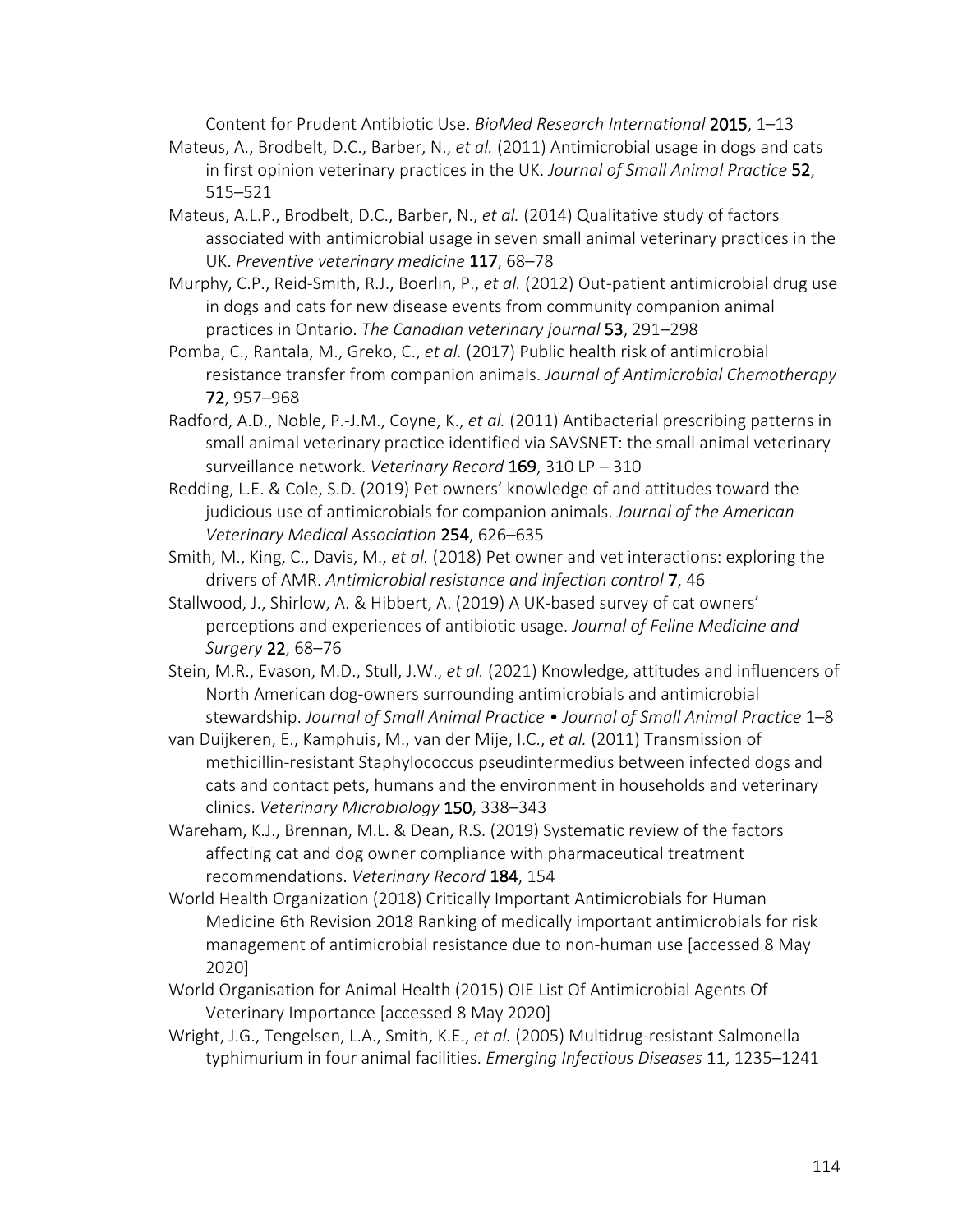Content for Prudent Antibiotic Use. *BioMed Research International* **2015**, 1–13

Mateus, A., Brodbelt, D.C., Barber, N., *et al.* (2011) Antimicrobial usage in dogs and cats in first opinion veterinary practices in the UK. *Journal of Small Animal Practice* **52**, 515–521

Mateus, A.L.P., Brodbelt, D.C., Barber, N., *et al.* (2014) Qualitative study of factors associated with antimicrobial usage in seven small animal veterinary practices in the UK. *Preventive veterinary medicine* **117**, 68–78

Murphy, C.P., Reid-Smith, R.J., Boerlin, P., *et al.* (2012) Out-patient antimicrobial drug use in dogs and cats for new disease events from community companion animal practices in Ontario. *The Canadian veterinary journal* **53**, 291–298

Pomba, C., Rantala, M., Greko, C., *et al.* (2017) Public health risk of antimicrobial resistance transfer from companion animals. *Journal of Antimicrobial Chemotherapy* **72**, 957–968

Radford, A.D., Noble, P.-J.M., Coyne, K., *et al.* (2011) Antibacterial prescribing patterns in small animal veterinary practice identified via SAVSNET: the small animal veterinary surveillance network. *Veterinary Record* **169**, 310 LP – 310

Redding, L.E. & Cole, S.D. (2019) Pet owners' knowledge of and attitudes toward the judicious use of antimicrobials for companion animals. *Journal of the American Veterinary Medical Association* **254**, 626–635

Smith, M., King, C., Davis, M., *et al.* (2018) Pet owner and vet interactions: exploring the drivers of AMR. *Antimicrobial resistance and infection control* **7**, 46

Stallwood, J., Shirlow, A. & Hibbert, A. (2019) A UK-based survey of cat owners' perceptions and experiences of antibiotic usage. *Journal of Feline Medicine and Surgery* **22**, 68–76

Stein, M.R., Evason, M.D., Stull, J.W., *et al.* (2021) Knowledge, attitudes and influencers of North American dog-owners surrounding antimicrobials and antimicrobial stewardship. *Journal of Small Animal Practice • Journal of Small Animal Practice* 1–8

van Duijkeren, E., Kamphuis, M., van der Mije, I.C., *et al.* (2011) Transmission of methicillin-resistant Staphylococcus pseudintermedius between infected dogs and cats and contact pets, humans and the environment in households and veterinary clinics. *Veterinary Microbiology* **150**, 338–343

Wareham, K.J., Brennan, M.L. & Dean, R.S. (2019) Systematic review of the factors affecting cat and dog owner compliance with pharmaceutical treatment recommendations. *Veterinary Record* **184**, 154

World Health Organization (2018) Critically Important Antimicrobials for Human Medicine 6th Revision 2018 Ranking of medically important antimicrobials for risk management of antimicrobial resistance due to non-human use [accessed 8 May 2020]

World Organisation for Animal Health (2015) OIE List Of Antimicrobial Agents Of Veterinary Importance [accessed 8 May 2020]

Wright, J.G., Tengelsen, L.A., Smith, K.E., *et al.* (2005) Multidrug-resistant Salmonella typhimurium in four animal facilities. *Emerging Infectious Diseases* **11**, 1235–1241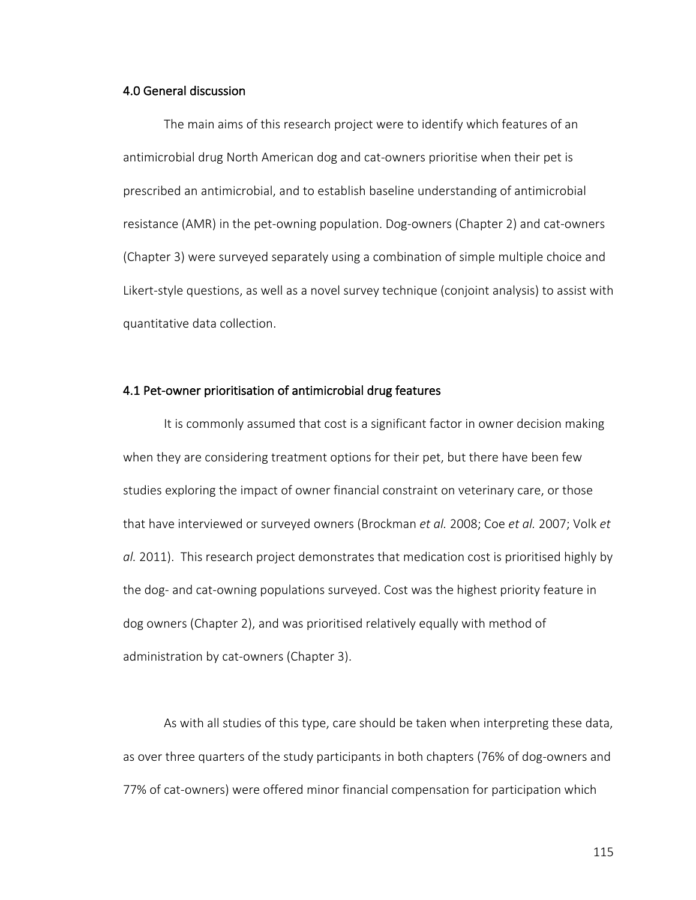## 4.0 General discussion

The main aims of this research project were to identify which features of an antimicrobial drug North American dog and cat-owners prioritise when their pet is prescribed an antimicrobial, and to establish baseline understanding of antimicrobial resistance (AMR) in the pet-owning population. Dog-owners (Chapter 2) and cat-owners (Chapter 3) were surveyed separately using a combination of simple multiple choice and Likert-style questions, as well as a novel survey technique (conjoint analysis) to assist with quantitative data collection.

## 4.1 Pet-owner prioritisation of antimicrobial drug features

It is commonly assumed that cost is a significant factor in owner decision making when they are considering treatment options for their pet, but there have been few studies exploring the impact of owner financial constraint on veterinary care, or those that have interviewed or surveyed owners (Brockman *et al.* 2008; Coe *et al.* 2007; Volk *et al.* 2011). This research project demonstrates that medication cost is prioritised highly by the dog- and cat-owning populations surveyed. Cost was the highest priority feature in dog owners (Chapter 2), and was prioritised relatively equally with method of administration by cat-owners (Chapter 3).

As with all studies of this type, care should be taken when interpreting these data, as over three quarters of the study participants in both chapters (76% of dog-owners and 77% of cat-owners) were offered minor financial compensation for participation which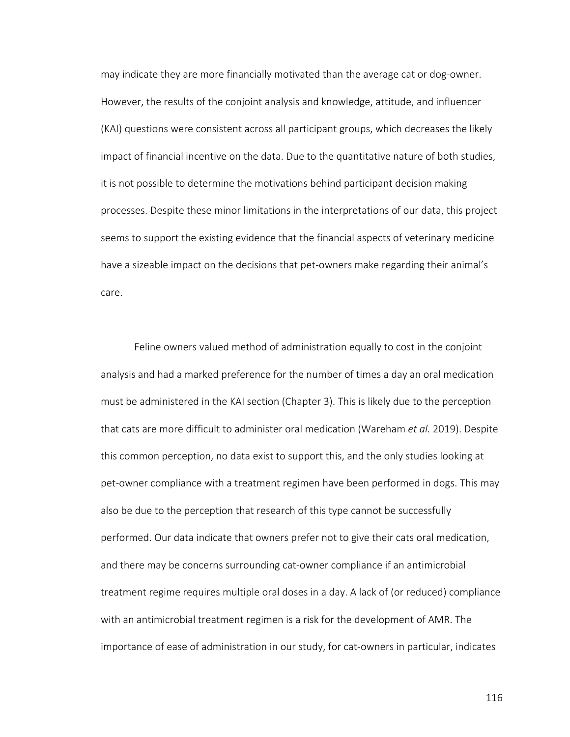may indicate they are more financially motivated than the average cat or dog-owner. However, the results of the conjoint analysis and knowledge, attitude, and influencer (KAI) questions were consistent across all participant groups, which decreases the likely impact of financial incentive on the data. Due to the quantitative nature of both studies, it is not possible to determine the motivations behind participant decision making processes. Despite these minor limitations in the interpretations of our data, this project seems to support the existing evidence that the financial aspects of veterinary medicine have a sizeable impact on the decisions that pet-owners make regarding their animal's care.

Feline owners valued method of administration equally to cost in the conjoint analysis and had a marked preference for the number of times a day an oral medication must be administered in the KAI section (Chapter 3). This is likely due to the perception that cats are more difficult to administer oral medication (Wareham *et al.* 2019). Despite this common perception, no data exist to support this, and the only studies looking at pet-owner compliance with a treatment regimen have been performed in dogs. This may also be due to the perception that research of this type cannot be successfully performed. Our data indicate that owners prefer not to give their cats oral medication, and there may be concerns surrounding cat-owner compliance if an antimicrobial treatment regime requires multiple oral doses in a day. A lack of (or reduced) compliance with an antimicrobial treatment regimen is a risk for the development of AMR. The importance of ease of administration in our study, for cat-owners in particular, indicates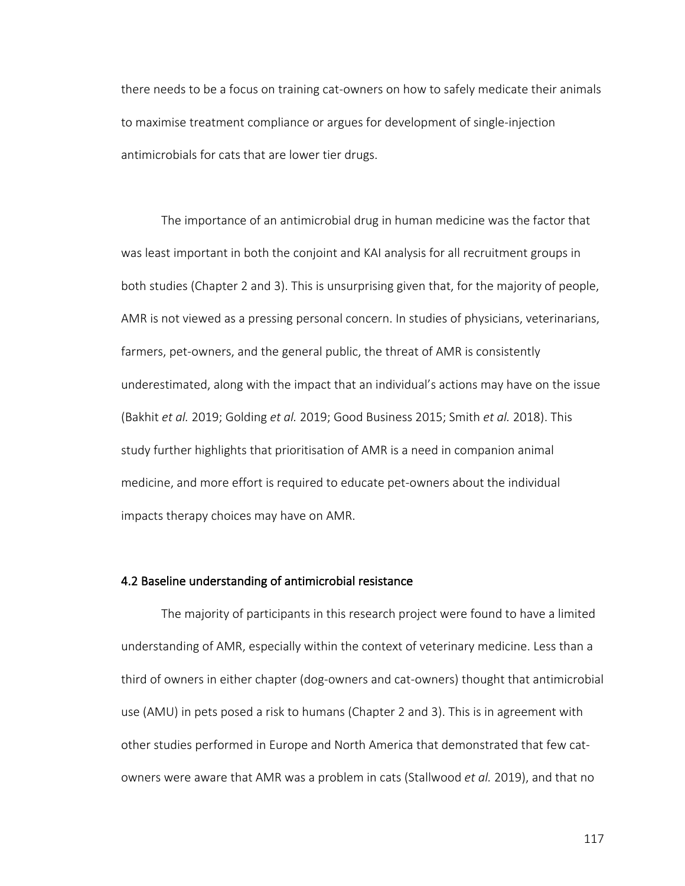there needs to be a focus on training cat-owners on how to safely medicate their animals to maximise treatment compliance or argues for development of single-injection antimicrobials for cats that are lower tier drugs.

The importance of an antimicrobial drug in human medicine was the factor that was least important in both the conjoint and KAI analysis for all recruitment groups in both studies (Chapter 2 and 3). This is unsurprising given that, for the majority of people, AMR is not viewed as a pressing personal concern. In studies of physicians, veterinarians, farmers, pet-owners, and the general public, the threat of AMR is consistently underestimated, along with the impact that an individual's actions may have on the issue (Bakhit *et al.* 2019; Golding *et al.* 2019; Good Business 2015; Smith *et al.* 2018). This study further highlights that prioritisation of AMR is a need in companion animal medicine, and more effort is required to educate pet-owners about the individual impacts therapy choices may have on AMR.

## 4.2 Baseline understanding of antimicrobial resistance

The majority of participants in this research project were found to have a limited understanding of AMR, especially within the context of veterinary medicine. Less than a third of owners in either chapter (dog-owners and cat-owners) thought that antimicrobial use (AMU) in pets posed a risk to humans (Chapter 2 and 3). This is in agreement with other studies performed in Europe and North America that demonstrated that few cat-owners were aware that AMR was a problem in cats (Stallwood *et al.* 2019), and that no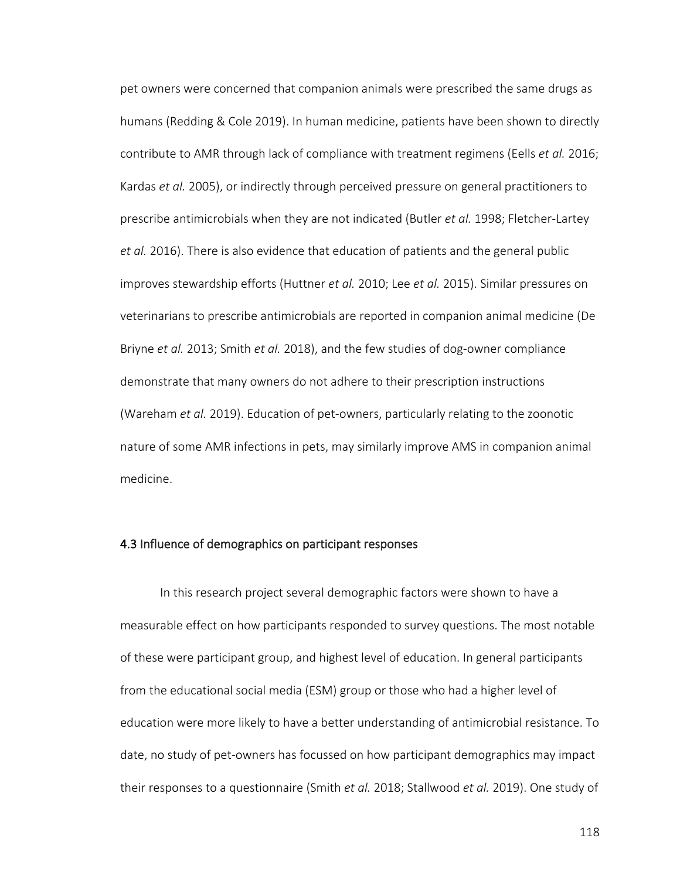pet owners were concerned that companion animals were prescribed the same drugs as humans (Redding & Cole 2019). In human medicine, patients have been shown to directly contribute to AMR through lack of compliance with treatment regimens (Eells *et al.* 2016; Kardas *et al.* 2005), or indirectly through perceived pressure on general practitioners to prescribe antimicrobials when they are not indicated (Butler *et al.* 1998; Fletcher-Lartey *et al.* 2016). There is also evidence that education of patients and the general public improves stewardship efforts (Huttner *et al.* 2010; Lee *et al.* 2015). Similar pressures on veterinarians to prescribe antimicrobials are reported in companion animal medicine (De Briyne *et al.* 2013; Smith *et al.* 2018), and the few studies of dog-owner compliance demonstrate that many owners do not adhere to their prescription instructions (Wareham *et al.* 2019). Education of pet-owners, particularly relating to the zoonotic nature of some AMR infections in pets, may similarly improve AMS in companion animal medicine.

### 4.3 Influence of demographics on participant responses

In this research project several demographic factors were shown to have a measurable effect on how participants responded to survey questions. The most notable of these were participant group, and highest level of education. In general participants from the educational social media (ESM) group or those who had a higher level of education were more likely to have a better understanding of antimicrobial resistance. To date, no study of pet-owners has focussed on how participant demographics may impact their responses to a questionnaire (Smith *et al.* 2018; Stallwood *et al.* 2019). One study of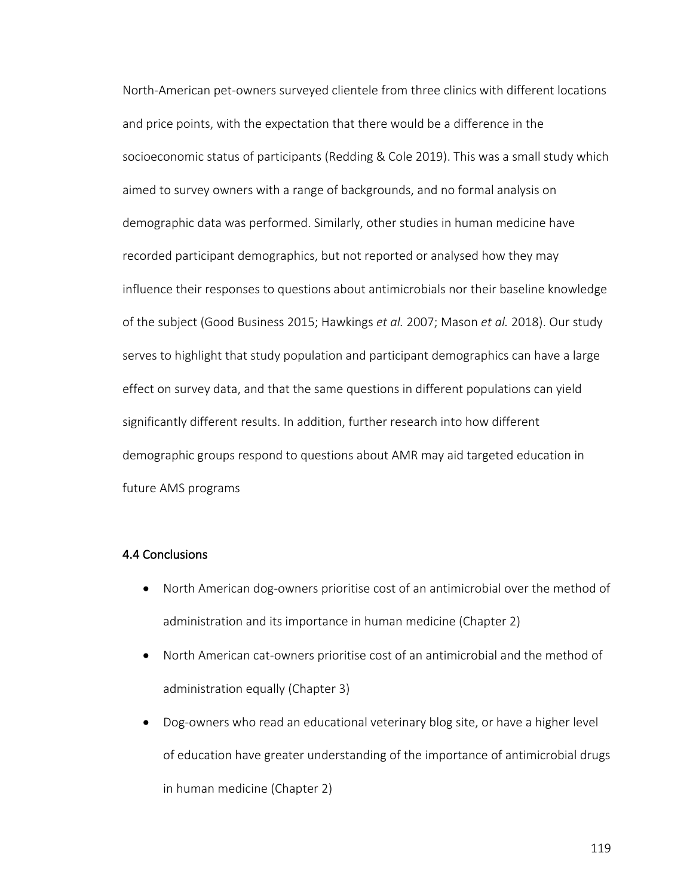North-American pet-owners surveyed clientele from three clinics with different locations and price points, with the expectation that there would be a difference in the socioeconomic status of participants (Redding & Cole 2019). This was a small study which aimed to survey owners with a range of backgrounds, and no formal analysis on demographic data was performed. Similarly, other studies in human medicine have recorded participant demographics, but not reported or analysed how they may influence their responses to questions about antimicrobials nor their baseline knowledge of the subject (Good Business 2015; Hawkings *et al.* 2007; Mason *et al.* 2018). Our study serves to highlight that study population and participant demographics can have a large effect on survey data, and that the same questions in different populations can yield significantly different results. In addition, further research into how different demographic groups respond to questions about AMR may aid targeted education in future AMS programs

## 4.4 Conclusions

- North American dog-owners prioritise cost of an antimicrobial over the method of administration and its importance in human medicine (Chapter 2)
- North American cat-owners prioritise cost of an antimicrobial and the method of administration equally (Chapter 3)
- Dog-owners who read an educational veterinary blog site, or have a higher level of education have greater understanding of the importance of antimicrobial drugs in human medicine (Chapter 2)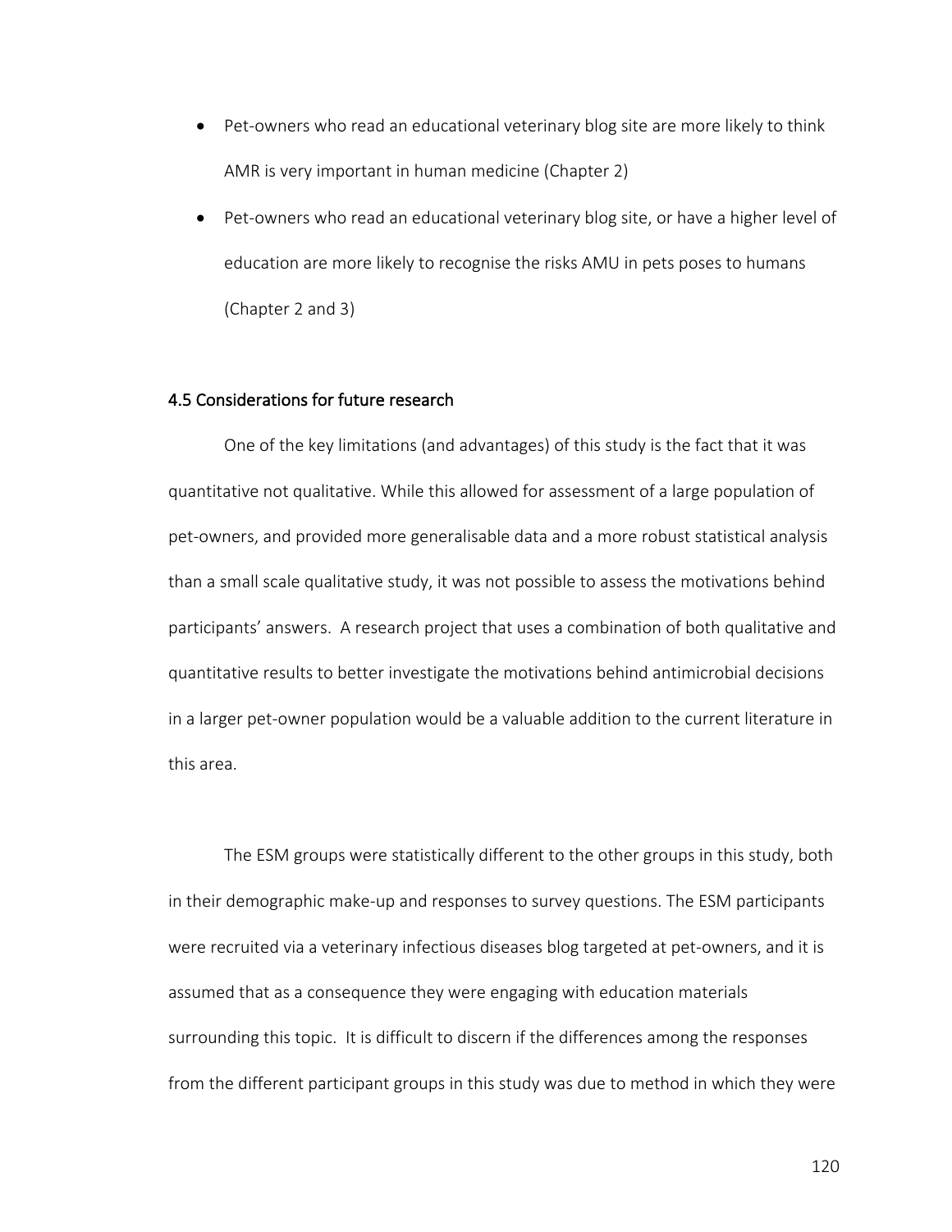- Pet-owners who read an educational veterinary blog site are more likely to think AMR is very important in human medicine (Chapter 2)
- Pet-owners who read an educational veterinary blog site, or have a higher level of education are more likely to recognise the risks AMU in pets poses to humans (Chapter 2 and 3)

## 4.5 Considerations for future research

One of the key limitations (and advantages) of this study is the fact that it was quantitative not qualitative. While this allowed for assessment of a large population of pet-owners, and provided more generalisable data and a more robust statistical analysis than a small scale qualitative study, it was not possible to assess the motivations behind participants' answers. A research project that uses a combination of both qualitative and quantitative results to better investigate the motivations behind antimicrobial decisions in a larger pet-owner population would be a valuable addition to the current literature in this area.

The ESM groups were statistically different to the other groups in this study, both in their demographic make-up and responses to survey questions. The ESM participants were recruited via a veterinary infectious diseases blog targeted at pet-owners, and it is assumed that as a consequence they were engaging with education materials surrounding this topic. It is difficult to discern if the differences among the responses from the different participant groups in this study was due to method in which they were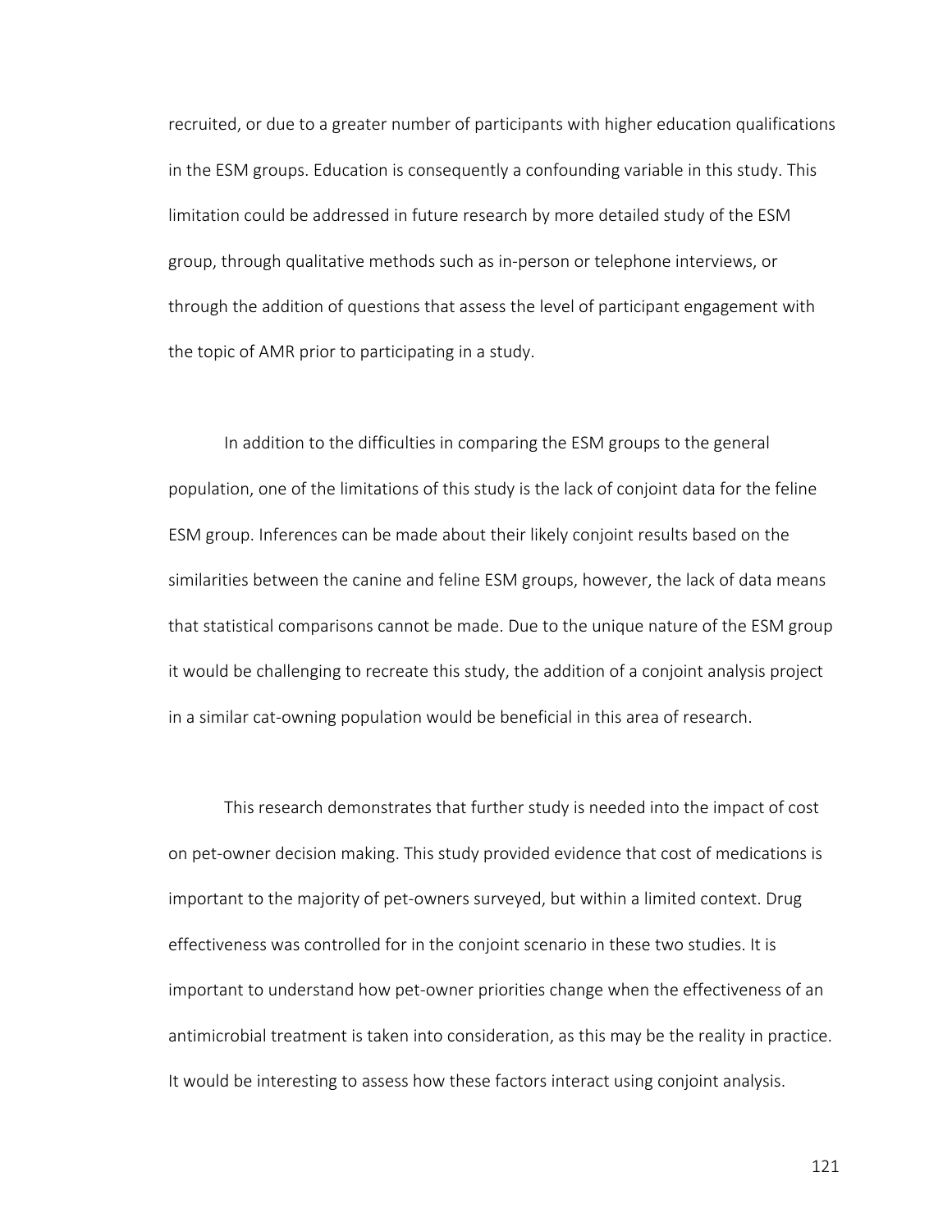recruited, or due to a greater number of participants with higher education qualifications in the ESM groups. Education is consequently a confounding variable in this study. This limitation could be addressed in future research by more detailed study of the ESM group, through qualitative methods such as in-person or telephone interviews, or through the addition of questions that assess the level of participant engagement with the topic of AMR prior to participating in a study.

In addition to the difficulties in comparing the ESM groups to the general population, one of the limitations of this study is the lack of conjoint data for the feline ESM group. Inferences can be made about their likely conjoint results based on the similarities between the canine and feline ESM groups, however, the lack of data means that statistical comparisons cannot be made. Due to the unique nature of the ESM group it would be challenging to recreate this study, the addition of a conjoint analysis project in a similar cat-owning population would be beneficial in this area of research.

This research demonstrates that further study is needed into the impact of cost on pet-owner decision making. This study provided evidence that cost of medications is important to the majority of pet-owners surveyed, but within a limited context. Drug effectiveness was controlled for in the conjoint scenario in these two studies. It is important to understand how pet-owner priorities change when the effectiveness of an antimicrobial treatment is taken into consideration, as this may be the reality in practice. It would be interesting to assess how these factors interact using conjoint analysis.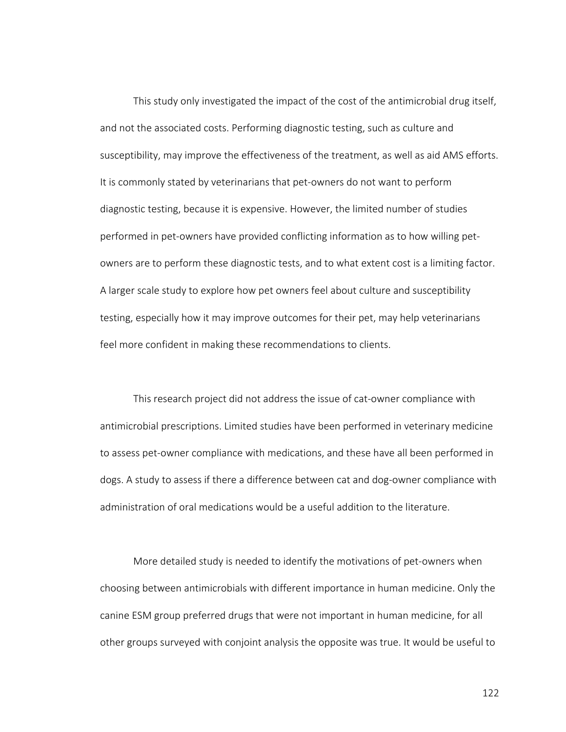This study only investigated the impact of the cost of the antimicrobial drug itself, and not the associated costs. Performing diagnostic testing, such as culture and susceptibility, may improve the effectiveness of the treatment, as well as aid AMS efforts. It is commonly stated by veterinarians that pet-owners do not want to perform diagnostic testing, because it is expensive. However, the limited number of studies performed in pet-owners have provided conflicting information as to how willing pet-owners are to perform these diagnostic tests, and to what extent cost is a limiting factor. A larger scale study to explore how pet owners feel about culture and susceptibility testing, especially how it may improve outcomes for their pet, may help veterinarians feel more confident in making these recommendations to clients.

This research project did not address the issue of cat-owner compliance with antimicrobial prescriptions. Limited studies have been performed in veterinary medicine to assess pet-owner compliance with medications, and these have all been performed in dogs. A study to assess if there a difference between cat and dog-owner compliance with administration of oral medications would be a useful addition to the literature.

More detailed study is needed to identify the motivations of pet-owners when choosing between antimicrobials with different importance in human medicine. Only the canine ESM group preferred drugs that were not important in human medicine, for all other groups surveyed with conjoint analysis the opposite was true. It would be useful to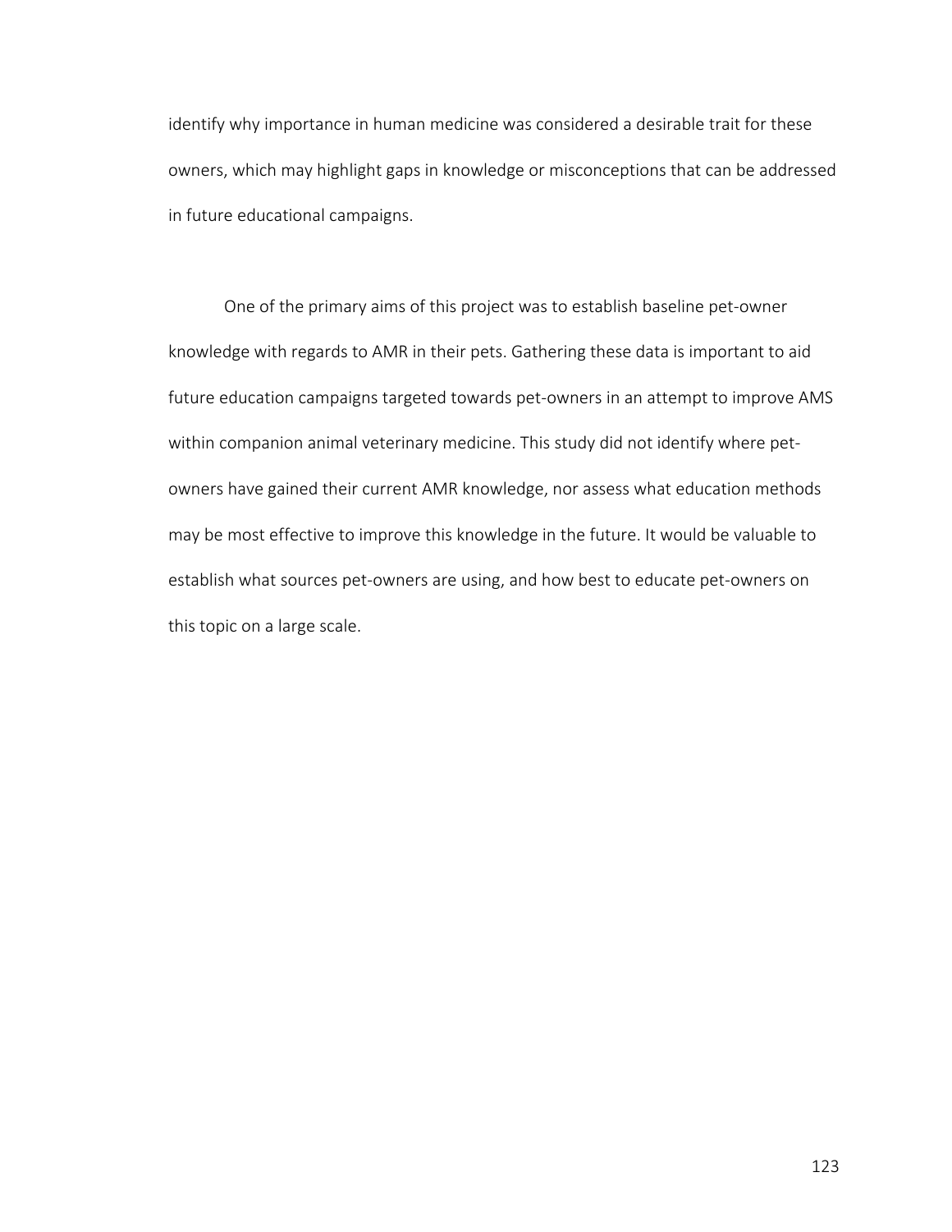identify why importance in human medicine was considered a desirable trait for these owners, which may highlight gaps in knowledge or misconceptions that can be addressed in future educational campaigns.

One of the primary aims of this project was to establish baseline pet-owner knowledge with regards to AMR in their pets. Gathering these data is important to aid future education campaigns targeted towards pet-owners in an attempt to improve AMS within companion animal veterinary medicine. This study did not identify where pet-owners have gained their current AMR knowledge, nor assess what education methods may be most effective to improve this knowledge in the future. It would be valuable to establish what sources pet-owners are using, and how best to educate pet-owners on this topic on a large scale.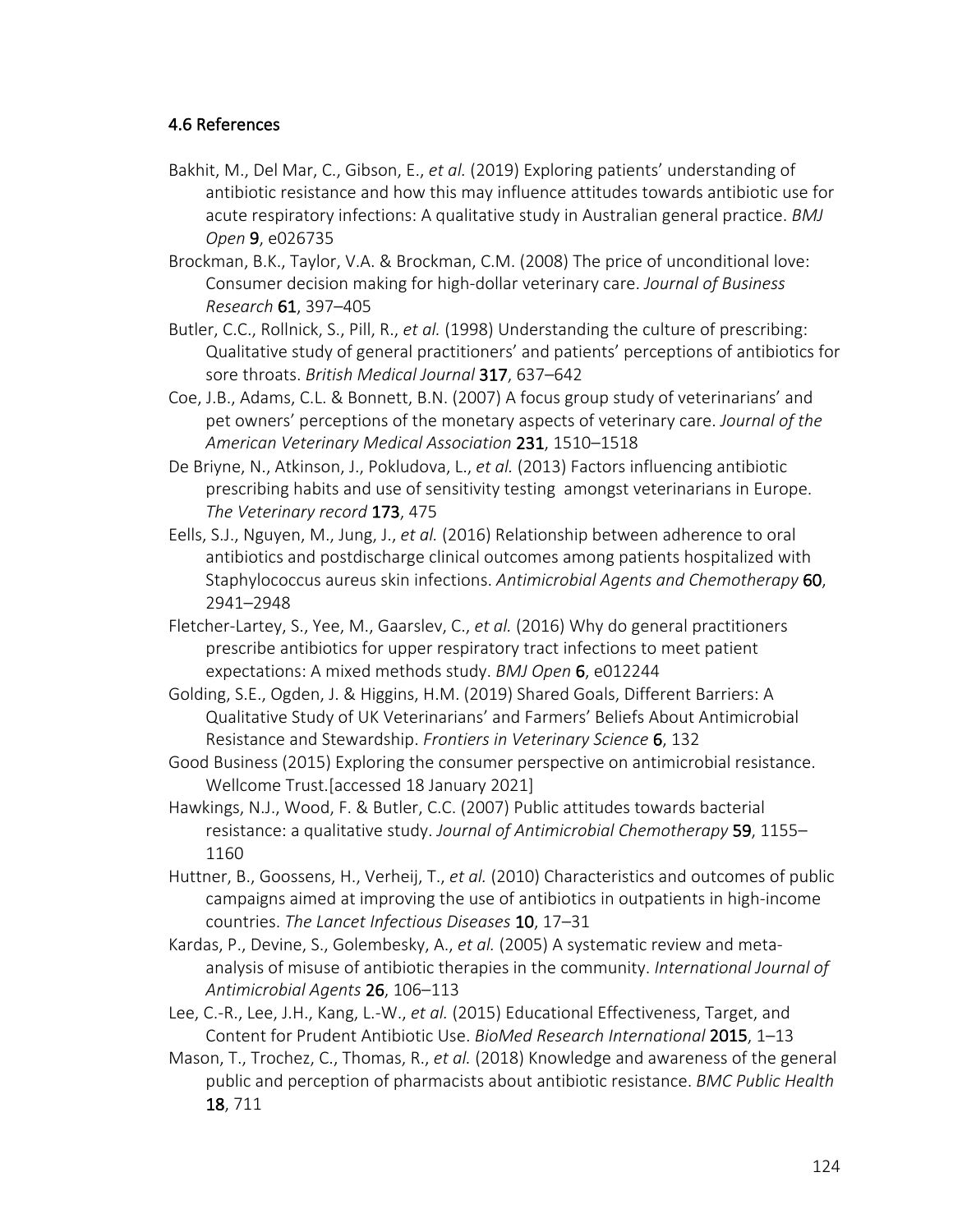## 4.6 References

Bakhit, M., Del Mar, C., Gibson, E., *et al.* (2019) Exploring patients' understanding of antibiotic resistance and how this may influence attitudes towards antibiotic use for acute respiratory infections: A qualitative study in Australian general practice. *BMJ Open* **9**, e026735

Brockman, B.K., Taylor, V.A. & Brockman, C.M. (2008) The price of unconditional love: Consumer decision making for high-dollar veterinary care. *Journal of Business Research* **61**, 397–405

Butler, C.C., Rollnick, S., Pill, R., *et al.* (1998) Understanding the culture of prescribing: Qualitative study of general practitioners' and patients' perceptions of antibiotics for sore throats. *British Medical Journal* **317**, 637–642

Coe, J.B., Adams, C.L. & Bonnett, B.N. (2007) A focus group study of veterinarians' and pet owners' perceptions of the monetary aspects of veterinary care. *Journal of the American Veterinary Medical Association* **231**, 1510–1518

De Briyne, N., Atkinson, J., Pokludova, L., *et al.* (2013) Factors influencing antibiotic prescribing habits and use of sensitivity testing amongst veterinarians in Europe. *The Veterinary record* **173**, 475

Eells, S.J., Nguyen, M., Jung, J., *et al.* (2016) Relationship between adherence to oral antibiotics and postdischarge clinical outcomes among patients hospitalized with Staphylococcus aureus skin infections. *Antimicrobial Agents and Chemotherapy* **60**, 2941–2948

Fletcher-Lartey, S., Yee, M., Gaarslev, C., *et al.* (2016) Why do general practitioners prescribe antibiotics for upper respiratory tract infections to meet patient expectations: A mixed methods study. *BMJ Open* **6**, e012244

Golding, S.E., Ogden, J. & Higgins, H.M. (2019) Shared Goals, Different Barriers: A Qualitative Study of UK Veterinarians' and Farmers' Beliefs About Antimicrobial Resistance and Stewardship. *Frontiers in Veterinary Science* **6**, 132

Good Business (2015) Exploring the consumer perspective on antimicrobial resistance. Wellcome Trust.[accessed 18 January 2021]

Hawkings, N.J., Wood, F. & Butler, C.C. (2007) Public attitudes towards bacterial resistance: a qualitative study. *Journal of Antimicrobial Chemotherapy* **59**, 1155–1160

Huttner, B., Goossens, H., Verheij, T., *et al.* (2010) Characteristics and outcomes of public campaigns aimed at improving the use of antibiotics in outpatients in high-income countries. *The Lancet Infectious Diseases* **10**, 17–31

Kardas, P., Devine, S., Golembesky, A., *et al.* (2005) A systematic review and meta-analysis of misuse of antibiotic therapies in the community. *International Journal of Antimicrobial Agents* **26**, 106–113

Lee, C.-R., Lee, J.H., Kang, L.-W., *et al.* (2015) Educational Effectiveness, Target, and Content for Prudent Antibiotic Use. *BioMed Research International* **2015**, 1–13

Mason, T., Trochez, C., Thomas, R., *et al.* (2018) Knowledge and awareness of the general public and perception of pharmacists about antibiotic resistance. *BMC Public Health* **18**, 711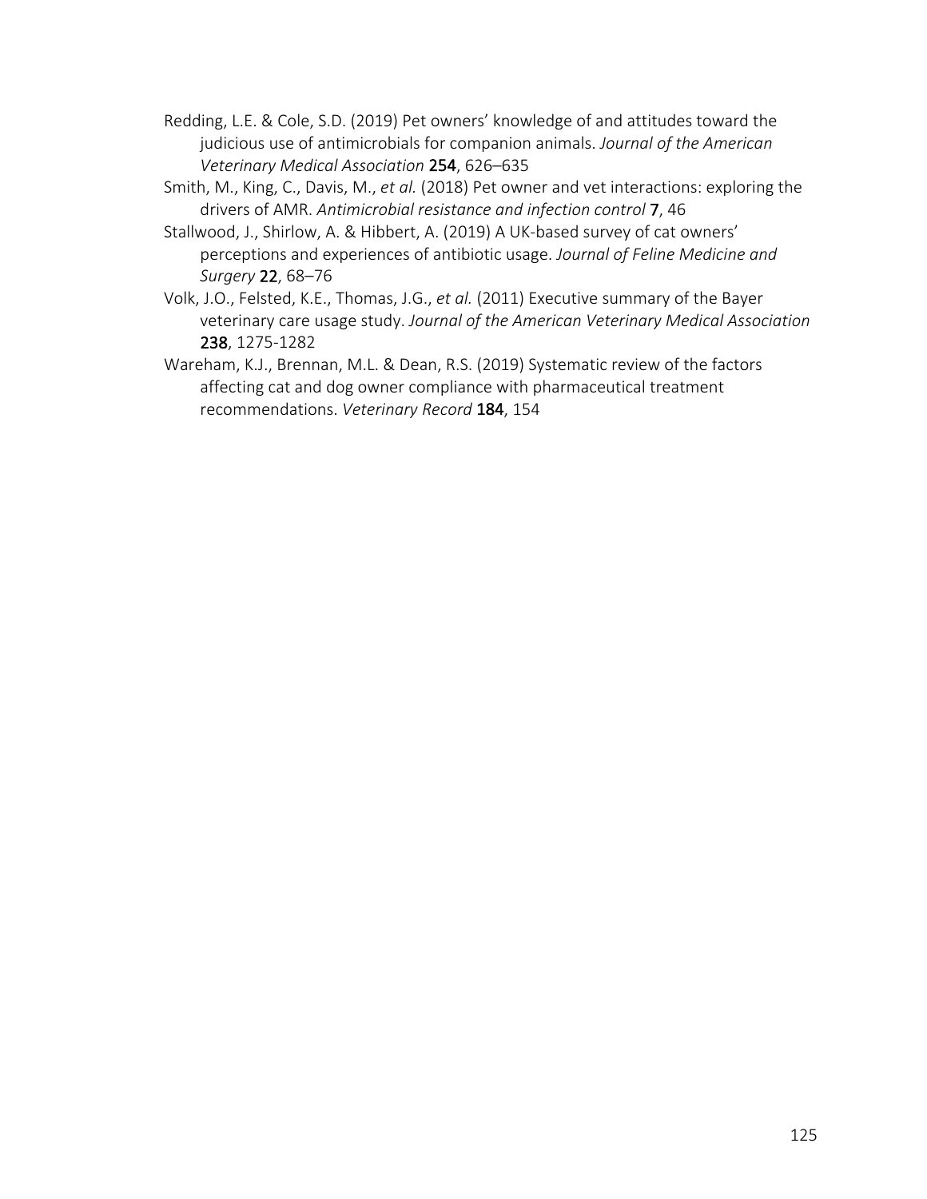Redding, L.E. & Cole, S.D. (2019) Pet owners' knowledge of and attitudes toward the judicious use of antimicrobials for companion animals. *Journal of the American Veterinary Medical Association* **254**, 626–635

Smith, M., King, C., Davis, M., *et al.* (2018) Pet owner and vet interactions: exploring the drivers of AMR. *Antimicrobial resistance and infection control* **7**, 46

Stallwood, J., Shirlow, A. & Hibbert, A. (2019) A UK-based survey of cat owners' perceptions and experiences of antibiotic usage. *Journal of Feline Medicine and Surgery* **22**, 68–76

Volk, J.O., Felsted, K.E., Thomas, J.G., *et al.* (2011) Executive summary of the Bayer veterinary care usage study. *Journal of the American Veterinary Medical Association* **238**, 1275-1282

Wareham, K.J., Brennan, M.L. & Dean, R.S. (2019) Systematic review of the factors affecting cat and dog owner compliance with pharmaceutical treatment recommendations. *Veterinary Record* **184**, 154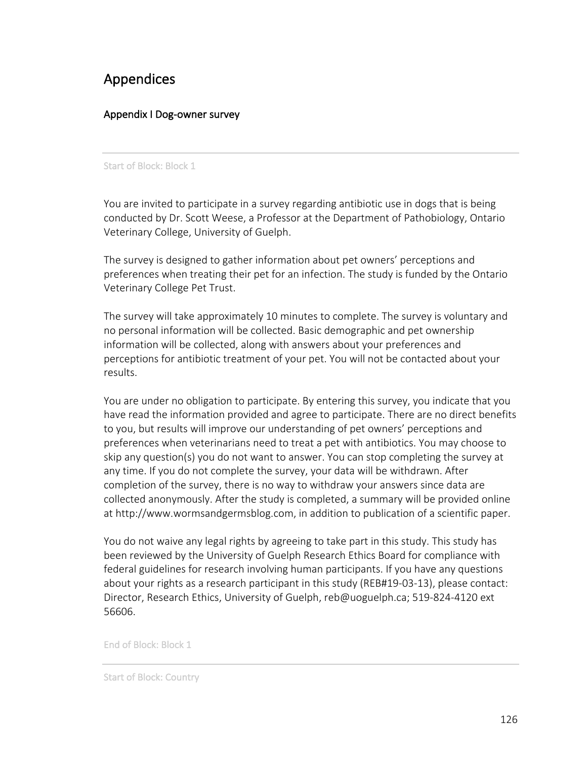# Appendices

## Appendix I Dog-owner survey

---

Start of Block: Block 1

You are invited to participate in a survey regarding antibiotic use in dogs that is being conducted by Dr. Scott Weese, a Professor at the Department of Pathobiology, Ontario Veterinary College, University of Guelph.

The survey is designed to gather information about pet owners' perceptions and preferences when treating their pet for an infection. The study is funded by the Ontario Veterinary College Pet Trust.

The survey will take approximately 10 minutes to complete. The survey is voluntary and no personal information will be collected. Basic demographic and pet ownership information will be collected, along with answers about your preferences and perceptions for antibiotic treatment of your pet. You will not be contacted about your results.

You are under no obligation to participate. By entering this survey, you indicate that you have read the information provided and agree to participate. There are no direct benefits to you, but results will improve our understanding of pet owners' perceptions and preferences when veterinarians need to treat a pet with antibiotics. You may choose to skip any question(s) you do not want to answer. You can stop completing the survey at any time. If you do not complete the survey, your data will be withdrawn. After completion of the survey, there is no way to withdraw your answers since data are collected anonymously. After the study is completed, a summary will be provided online at http://www.wormsandgermsblog.com, in addition to publication of a scientific paper.

You do not waive any legal rights by agreeing to take part in this study. This study has been reviewed by the University of Guelph Research Ethics Board for compliance with federal guidelines for research involving human participants. If you have any questions about your rights as a research participant in this study (REB#19-03-13), please contact: Director, Research Ethics, University of Guelph, reb@uoguelph.ca; 519-824-4120 ext 56606.

End of Block: Block 1

---

Start of Block: Country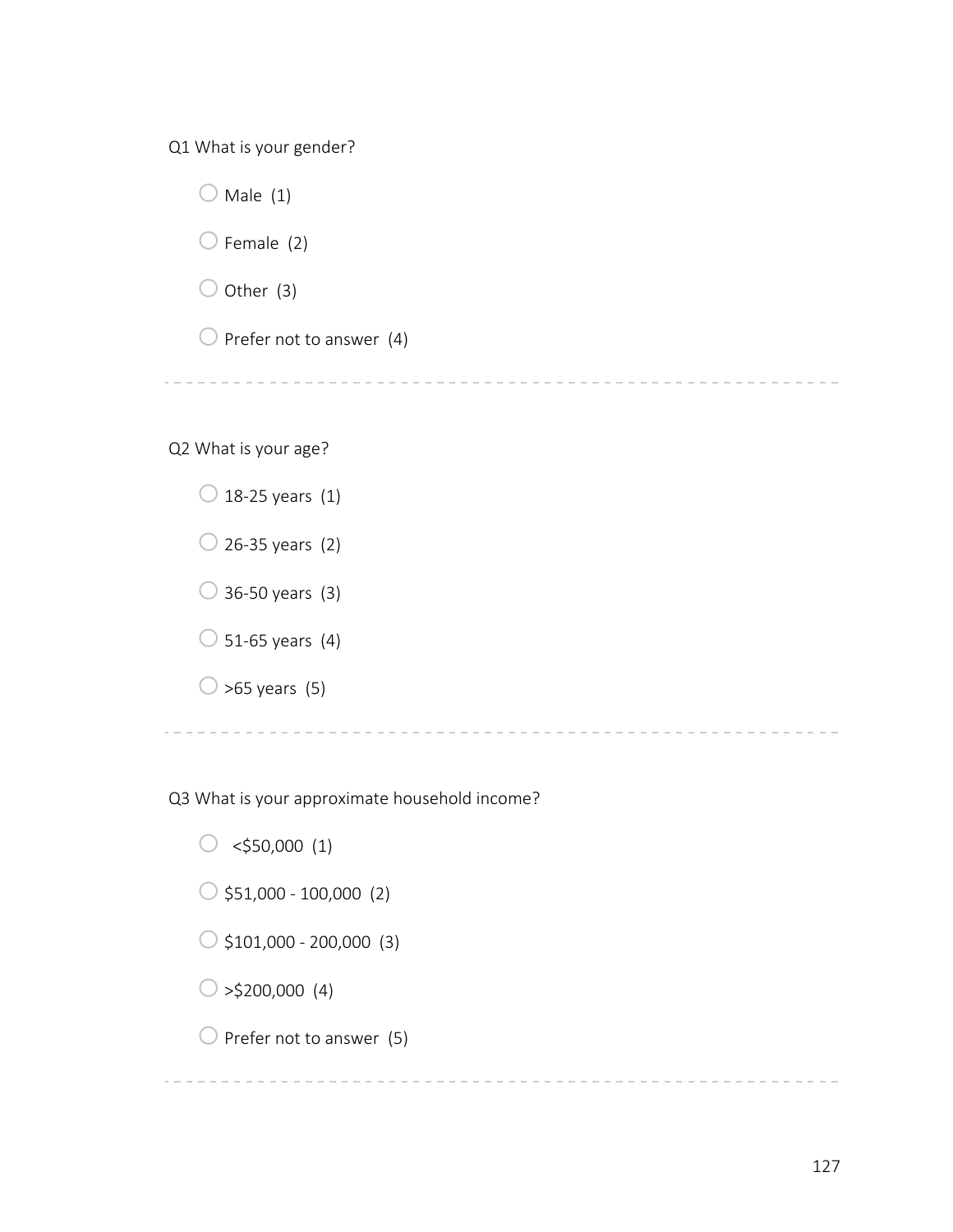Q1 What is your gender?

- ○ Male (1)
- ○ Female (2)
- ○ Other (3)
- ○ Prefer not to answer (4)

---

Q2 What is your age?

- ○ 18-25 years (1)
- ○ 26-35 years (2)
- ○ 36-50 years (3)
- ○ 51-65 years (4)
- ○ >65 years (5)

---

Q3 What is your approximate household income?

- ○ <$50,000 (1)
- ○ $51,000 - 100,000 (2)
- ○ $101,000 - 200,000 (3)
- ○ >$200,000 (4)
- ○ Prefer not to answer (5)

---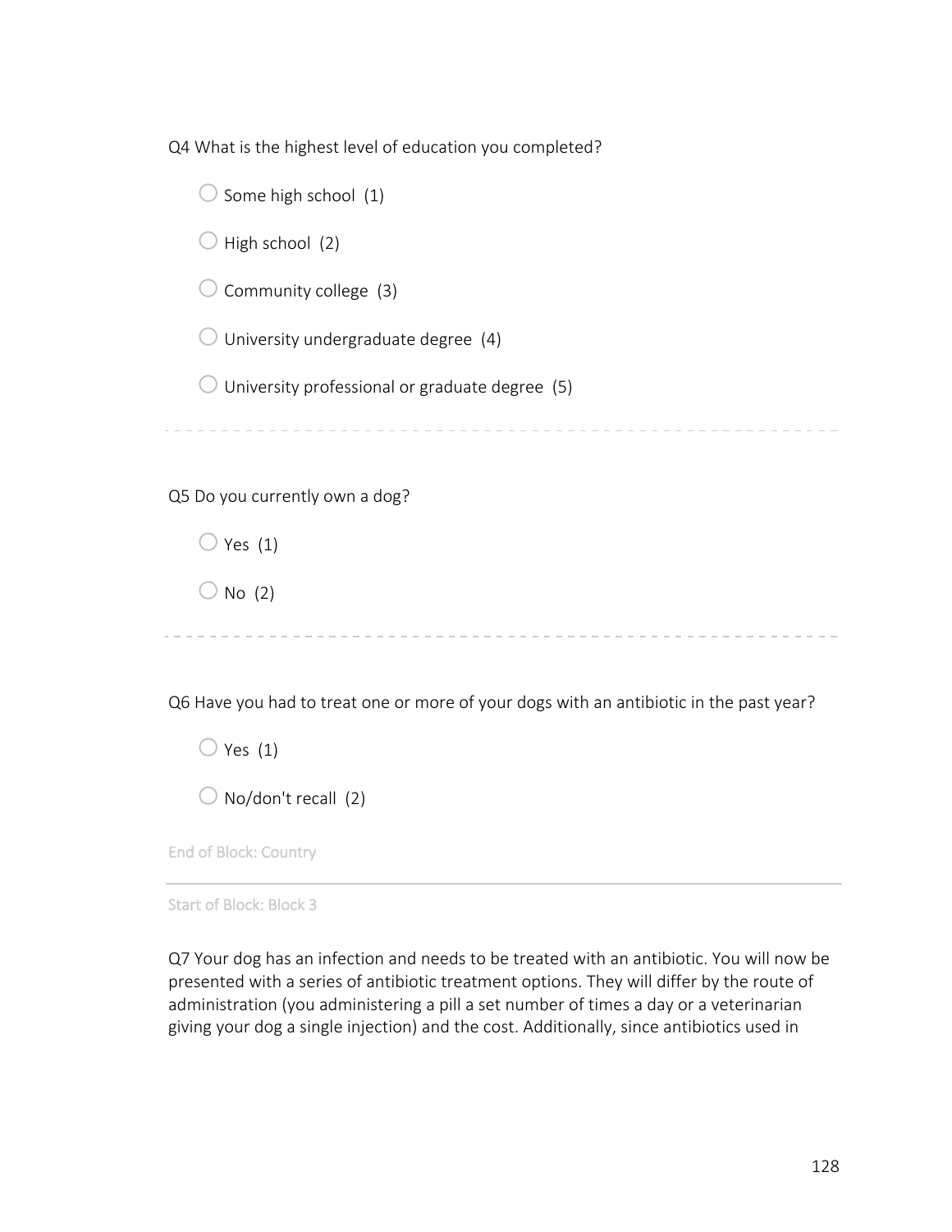Q4 What is the highest level of education you completed?

- ○ Some high school (1)
- ○ High school (2)
- ○ Community college (3)
- ○ University undergraduate degree (4)
- ○ University professional or graduate degree (5)

---

Q5 Do you currently own a dog?

- ○ Yes (1)
- ○ No (2)

---

Q6 Have you had to treat one or more of your dogs with an antibiotic in the past year?

- ○ Yes (1)
- ○ No/don't recall (2)

End of Block: Country

---

Start of Block: Block 3

Q7 Your dog has an infection and needs to be treated with an antibiotic. You will now be presented with a series of antibiotic treatment options. They will differ by the route of administration (you administering a pill a set number of times a day or a veterinarian giving your dog a single injection) and the cost. Additionally, since antibiotics used in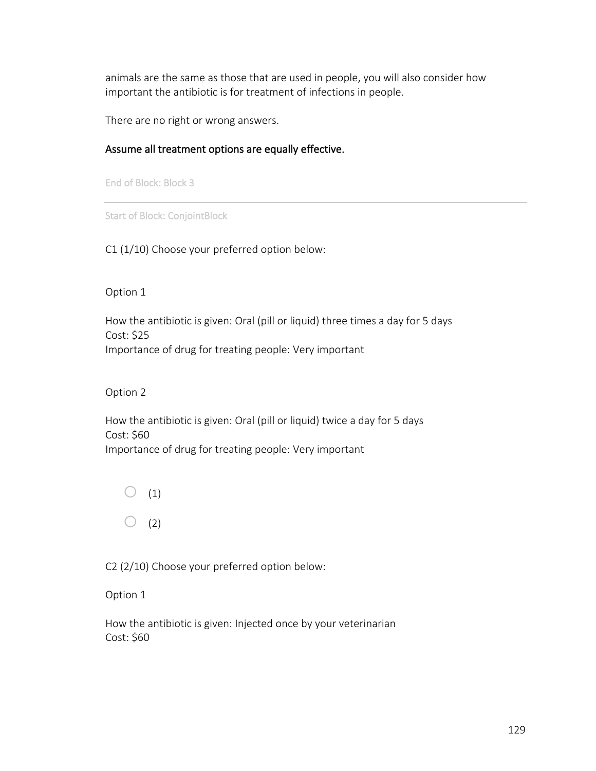animals are the same as those that are used in people, you will also consider how important the antibiotic is for treatment of infections in people.

There are no right or wrong answers.

Assume all treatment options are equally effective.

End of Block: Block 3

---

Start of Block: ConjointBlock

C1 (1/10) Choose your preferred option below:

Option 1

How the antibiotic is given: Oral (pill or liquid) three times a day for 5 days
Cost: $25
Importance of drug for treating people: Very important

Option 2

How the antibiotic is given: Oral (pill or liquid) twice a day for 5 days
Cost: $60
Importance of drug for treating people: Very important

- ○ (1)
- ○ (2)

C2 (2/10) Choose your preferred option below:

Option 1

How the antibiotic is given: Injected once by your veterinarian
Cost: $60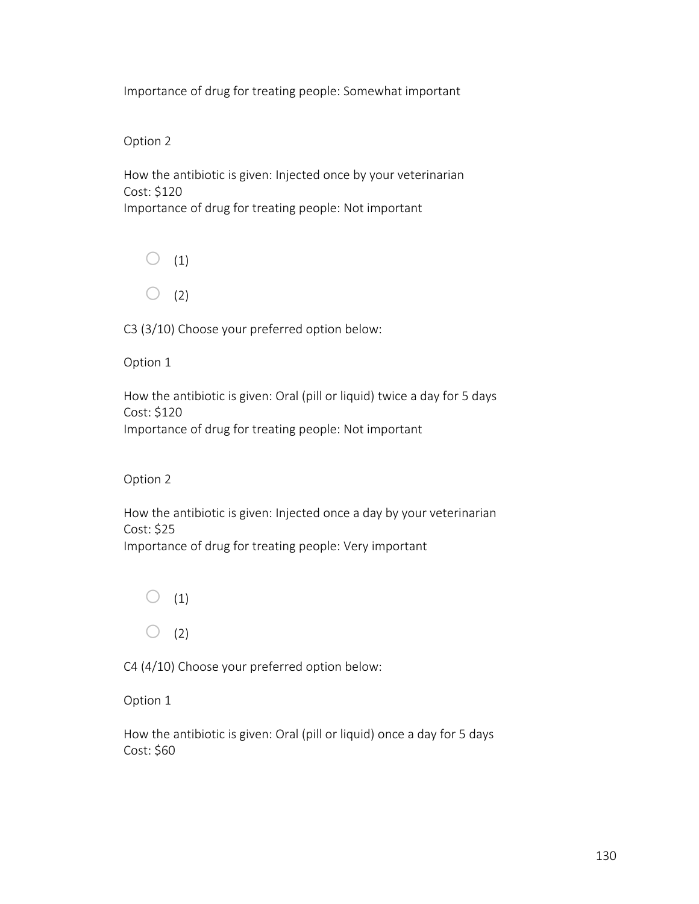Importance of drug for treating people: Somewhat important

Option 2

How the antibiotic is given: Injected once by your veterinarian
Cost: $120
Importance of drug for treating people: Not important

- ○ (1)
- ○ (2)

C3 (3/10) Choose your preferred option below:

Option 1

How the antibiotic is given: Oral (pill or liquid) twice a day for 5 days
Cost: $120
Importance of drug for treating people: Not important

Option 2

How the antibiotic is given: Injected once a day by your veterinarian
Cost: $25
Importance of drug for treating people: Very important

- ○ (1)
- ○ (2)

C4 (4/10) Choose your preferred option below:

Option 1

How the antibiotic is given: Oral (pill or liquid) once a day for 5 days
Cost: $60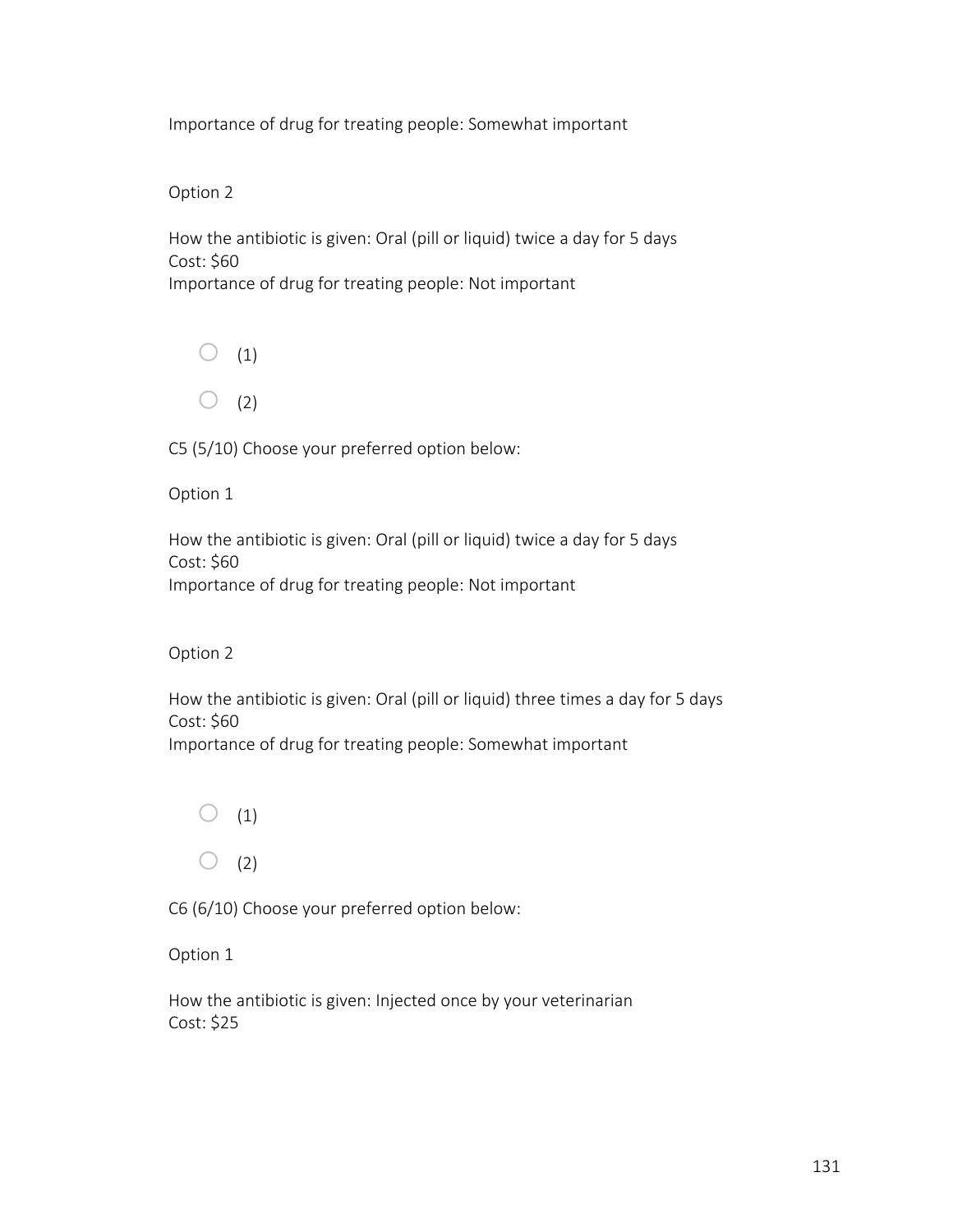Importance of drug for treating people: Somewhat important

Option 2

How the antibiotic is given: Oral (pill or liquid) twice a day for 5 days
Cost: $60
Importance of drug for treating people: Not important

- ○ (1)
- ○ (2)

C5 (5/10) Choose your preferred option below:

Option 1

How the antibiotic is given: Oral (pill or liquid) twice a day for 5 days
Cost: $60
Importance of drug for treating people: Not important

Option 2

How the antibiotic is given: Oral (pill or liquid) three times a day for 5 days
Cost: $60
Importance of drug for treating people: Somewhat important

- ○ (1)
- ○ (2)

C6 (6/10) Choose your preferred option below:

Option 1

How the antibiotic is given: Injected once by your veterinarian
Cost: $25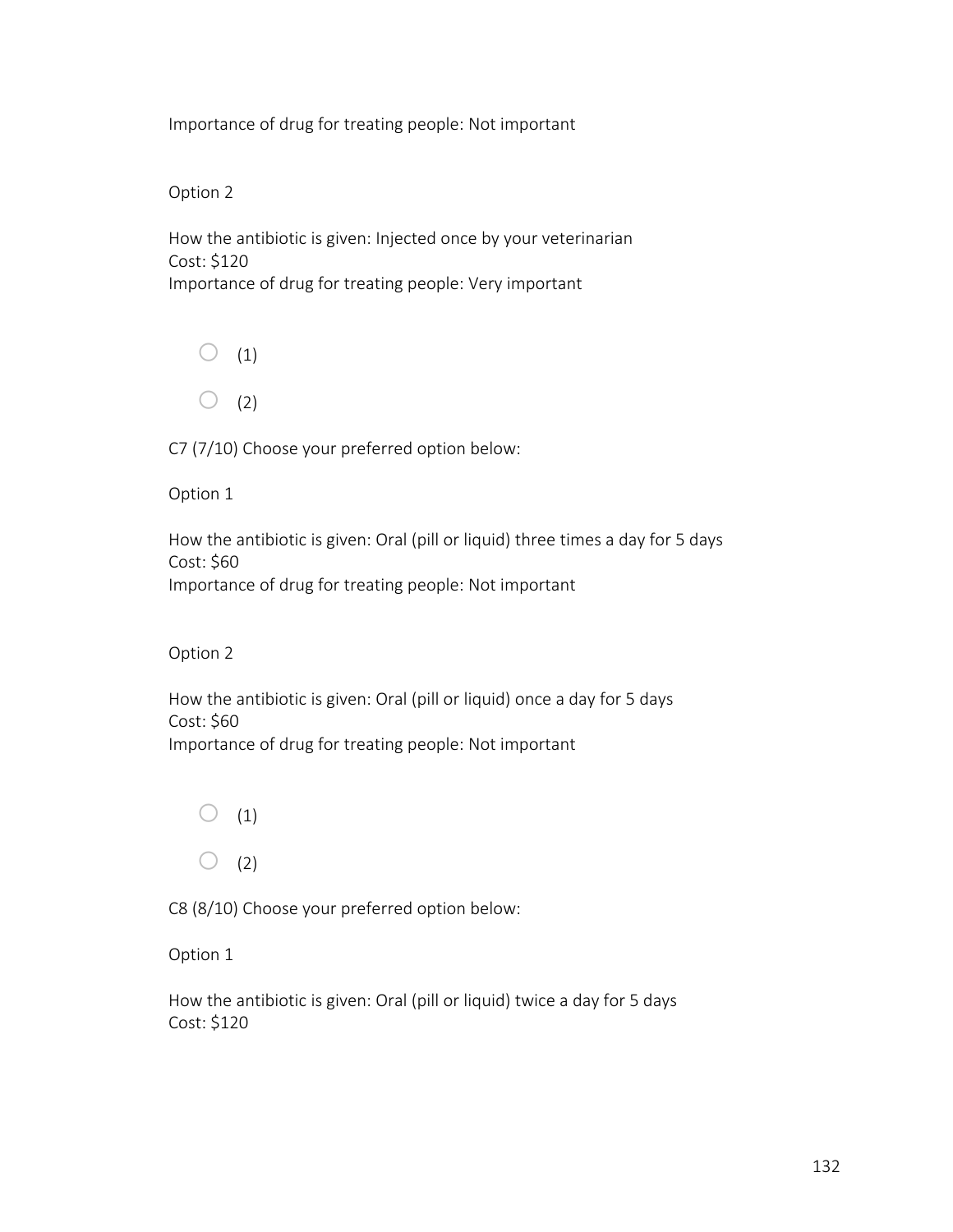Importance of drug for treating people: Not important

Option 2

How the antibiotic is given: Injected once by your veterinarian
Cost: $120
Importance of drug for treating people: Very important

○ (1)

○ (2)

C7 (7/10) Choose your preferred option below:

Option 1

How the antibiotic is given: Oral (pill or liquid) three times a day for 5 days
Cost: $60
Importance of drug for treating people: Not important

Option 2

How the antibiotic is given: Oral (pill or liquid) once a day for 5 days
Cost: $60
Importance of drug for treating people: Not important

○ (1)

○ (2)

C8 (8/10) Choose your preferred option below:

Option 1

How the antibiotic is given: Oral (pill or liquid) twice a day for 5 days
Cost: $120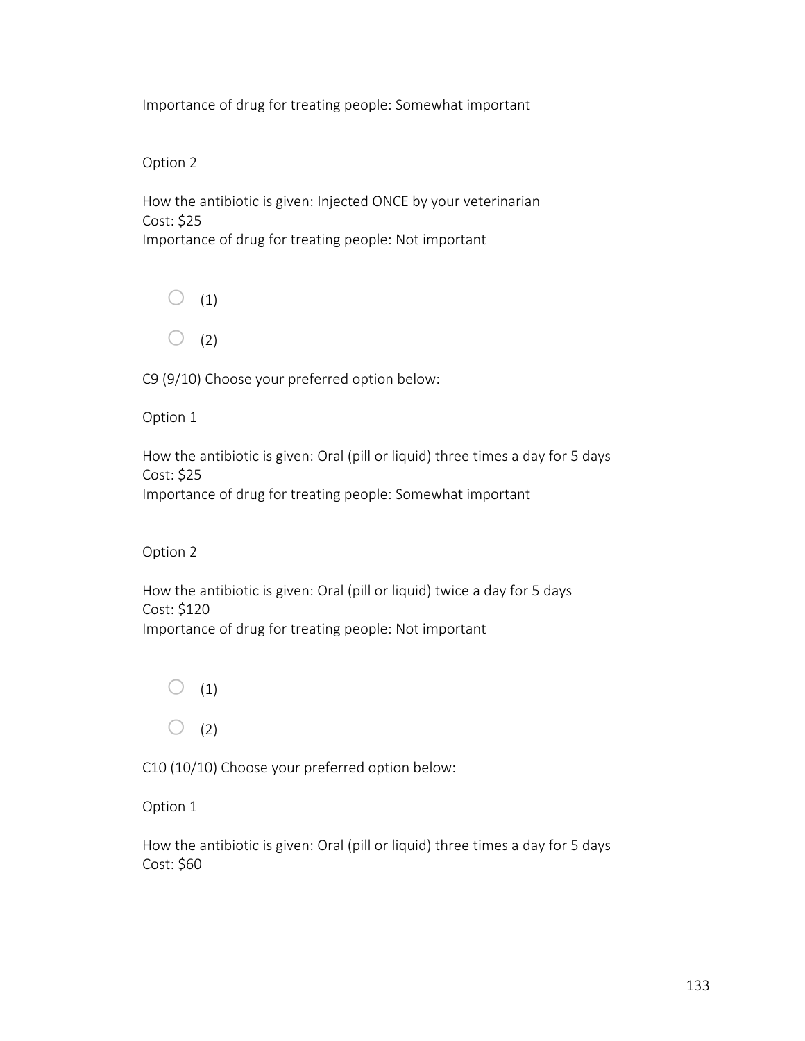Importance of drug for treating people: Somewhat important

Option 2

How the antibiotic is given: Injected ONCE by your veterinarian
Cost: $25
Importance of drug for treating people: Not important

- ○ (1)
- ○ (2)

C9 (9/10) Choose your preferred option below:

Option 1

How the antibiotic is given: Oral (pill or liquid) three times a day for 5 days
Cost: $25
Importance of drug for treating people: Somewhat important

Option 2

How the antibiotic is given: Oral (pill or liquid) twice a day for 5 days
Cost: $120
Importance of drug for treating people: Not important

- ○ (1)
- ○ (2)

C10 (10/10) Choose your preferred option below:

Option 1

How the antibiotic is given: Oral (pill or liquid) three times a day for 5 days
Cost: $60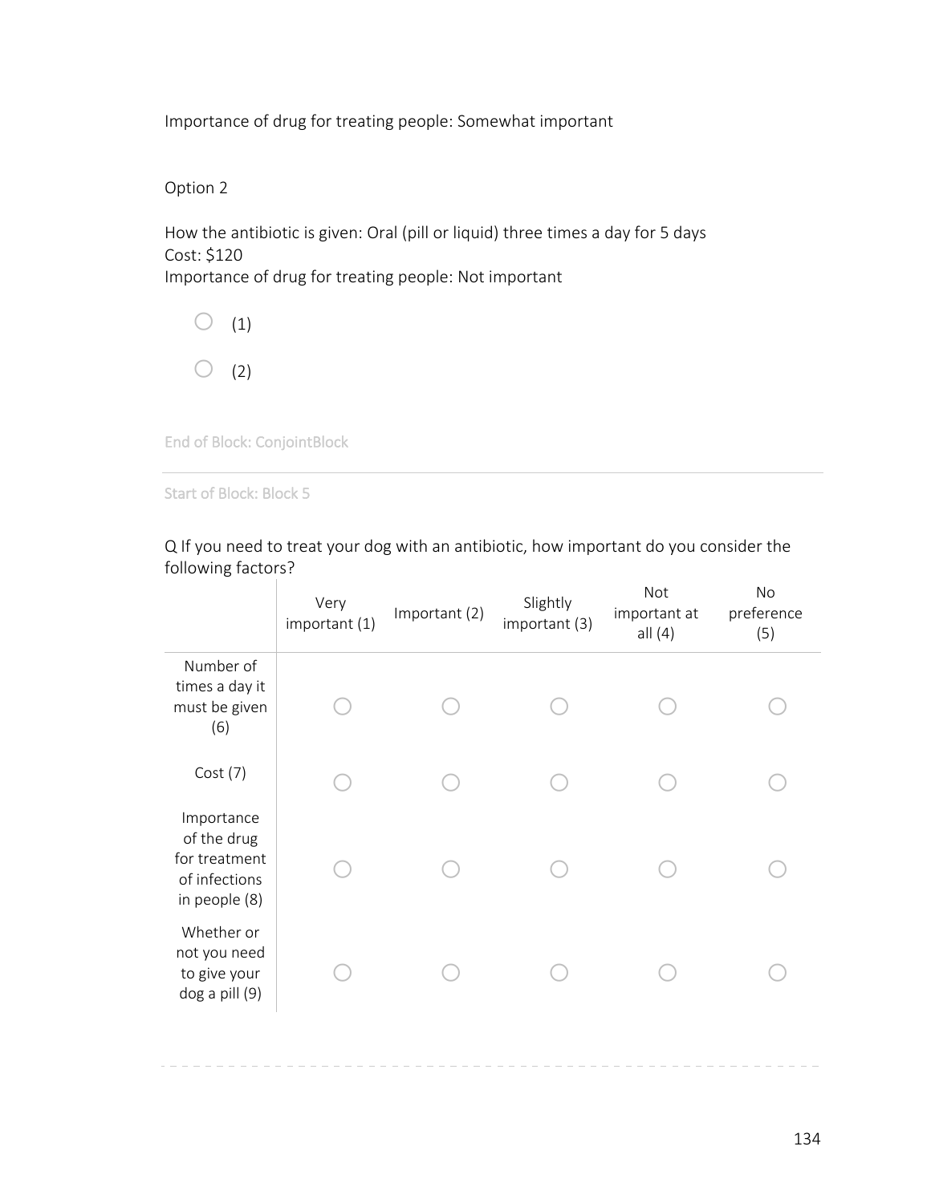Importance of drug for treating people: Somewhat important

Option 2

How the antibiotic is given: Oral (pill or liquid) three times a day for 5 days
Cost: $120
Importance of drug for treating people: Not important

○ (1)

○ (2)

End of Block: ConjointBlock

---

Start of Block: Block 5

Q If you need to treat your dog with an antibiotic, how important do you consider the following factors?

| | Very important (1) | Important (2) | Slightly important (3) | Not important at all (4) | No preference (5) |
|---|---|---|---|---|---|
| Number of times a day it must be given (6) | ○ | ○ | ○ | ○ | ○ |
| Cost (7) | ○ | ○ | ○ | ○ | ○ |
| Importance of the drug for treatment of infections in people (8) | ○ | ○ | ○ | ○ | ○ |
| Whether or not you need to give your dog a pill (9) | ○ | ○ | ○ | ○ | ○ |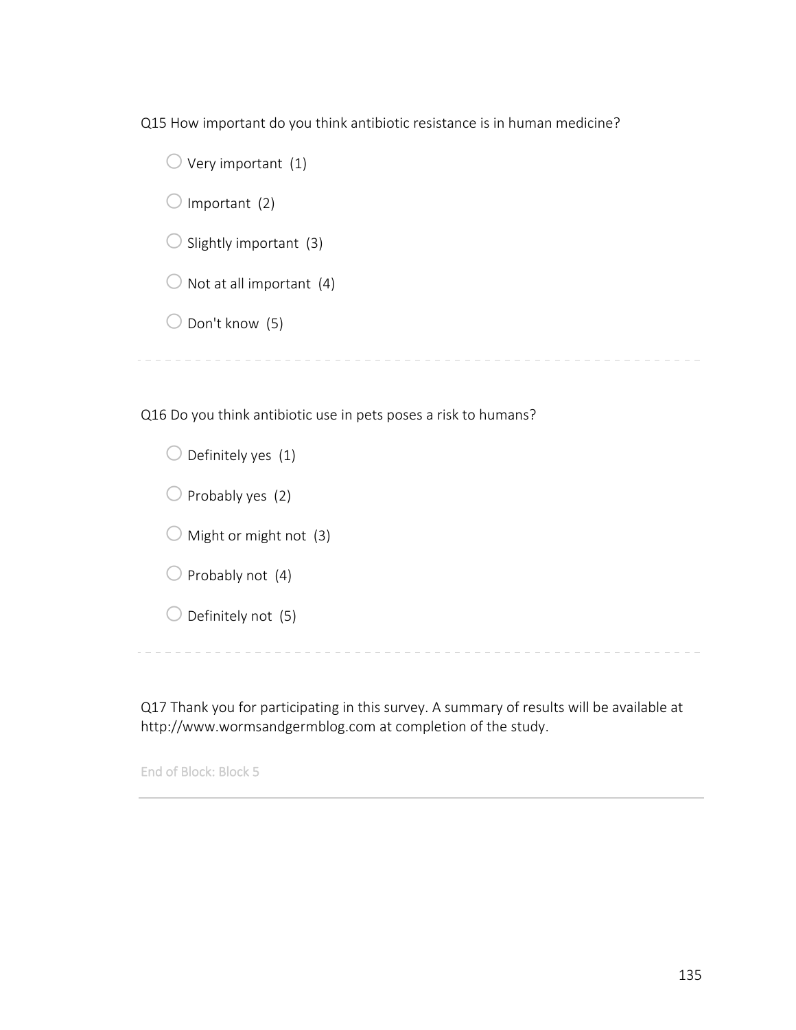Q15 How important do you think antibiotic resistance is in human medicine?

- Very important (1)
- Important (2)
- Slightly important (3)
- Not at all important (4)
- Don't know (5)

---

Q16 Do you think antibiotic use in pets poses a risk to humans?

- Definitely yes (1)
- Probably yes (2)
- Might or might not (3)
- Probably not (4)
- Definitely not (5)

---

Q17 Thank you for participating in this survey. A summary of results will be available at http://www.wormsandgermblog.com at completion of the study.

End of Block: Block 5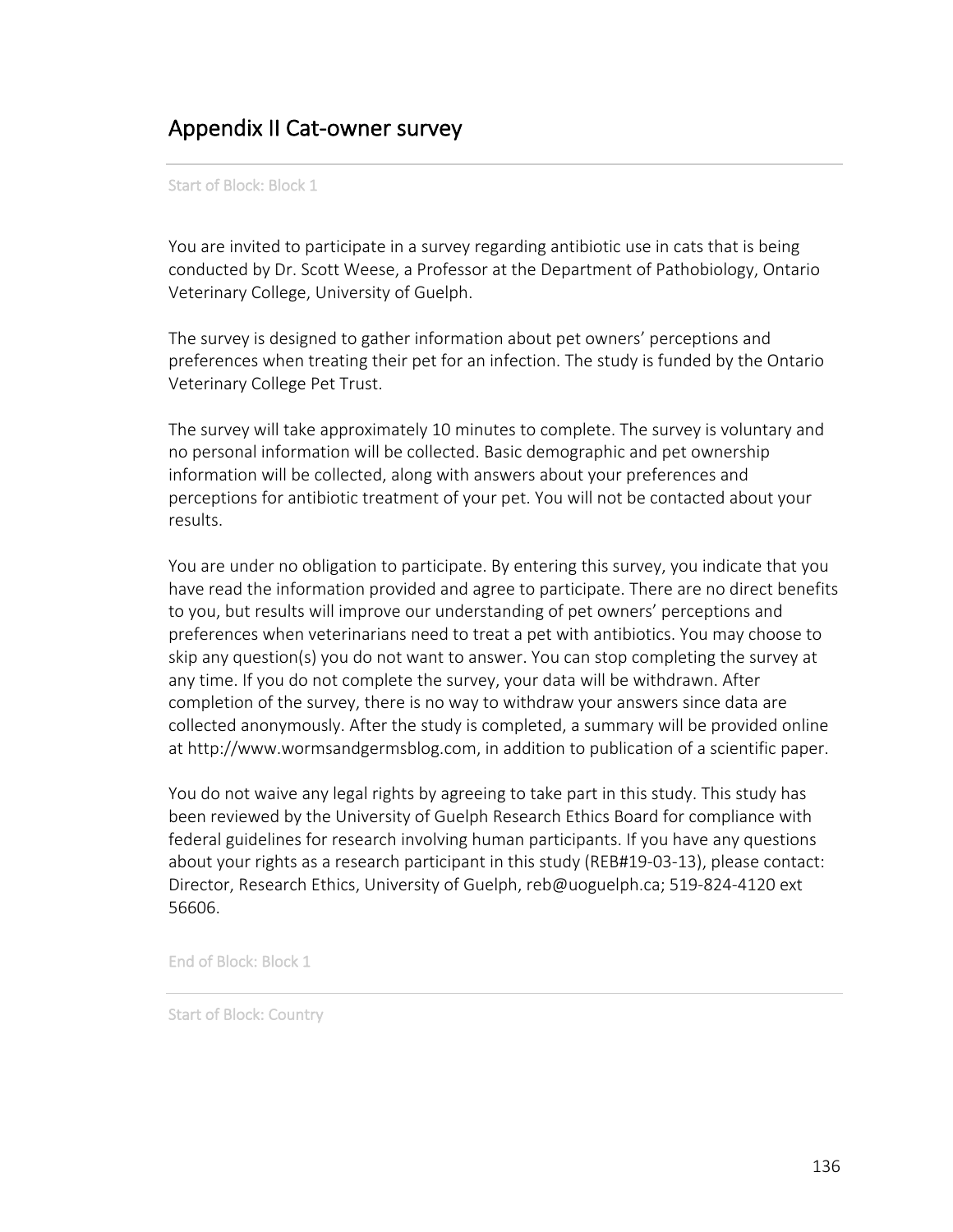# Appendix II Cat-owner survey

Start of Block: Block 1

You are invited to participate in a survey regarding antibiotic use in cats that is being conducted by Dr. Scott Weese, a Professor at the Department of Pathobiology, Ontario Veterinary College, University of Guelph.

The survey is designed to gather information about pet owners' perceptions and preferences when treating their pet for an infection. The study is funded by the Ontario Veterinary College Pet Trust.

The survey will take approximately 10 minutes to complete. The survey is voluntary and no personal information will be collected. Basic demographic and pet ownership information will be collected, along with answers about your preferences and perceptions for antibiotic treatment of your pet. You will not be contacted about your results.

You are under no obligation to participate. By entering this survey, you indicate that you have read the information provided and agree to participate. There are no direct benefits to you, but results will improve our understanding of pet owners' perceptions and preferences when veterinarians need to treat a pet with antibiotics. You may choose to skip any question(s) you do not want to answer. You can stop completing the survey at any time. If you do not complete the survey, your data will be withdrawn. After completion of the survey, there is no way to withdraw your answers since data are collected anonymously. After the study is completed, a summary will be provided online at http://www.wormsandgermsblog.com, in addition to publication of a scientific paper.

You do not waive any legal rights by agreeing to take part in this study. This study has been reviewed by the University of Guelph Research Ethics Board for compliance with federal guidelines for research involving human participants. If you have any questions about your rights as a research participant in this study (REB#19-03-13), please contact: Director, Research Ethics, University of Guelph, reb@uoguelph.ca; 519-824-4120 ext 56606.

End of Block: Block 1

Start of Block: Country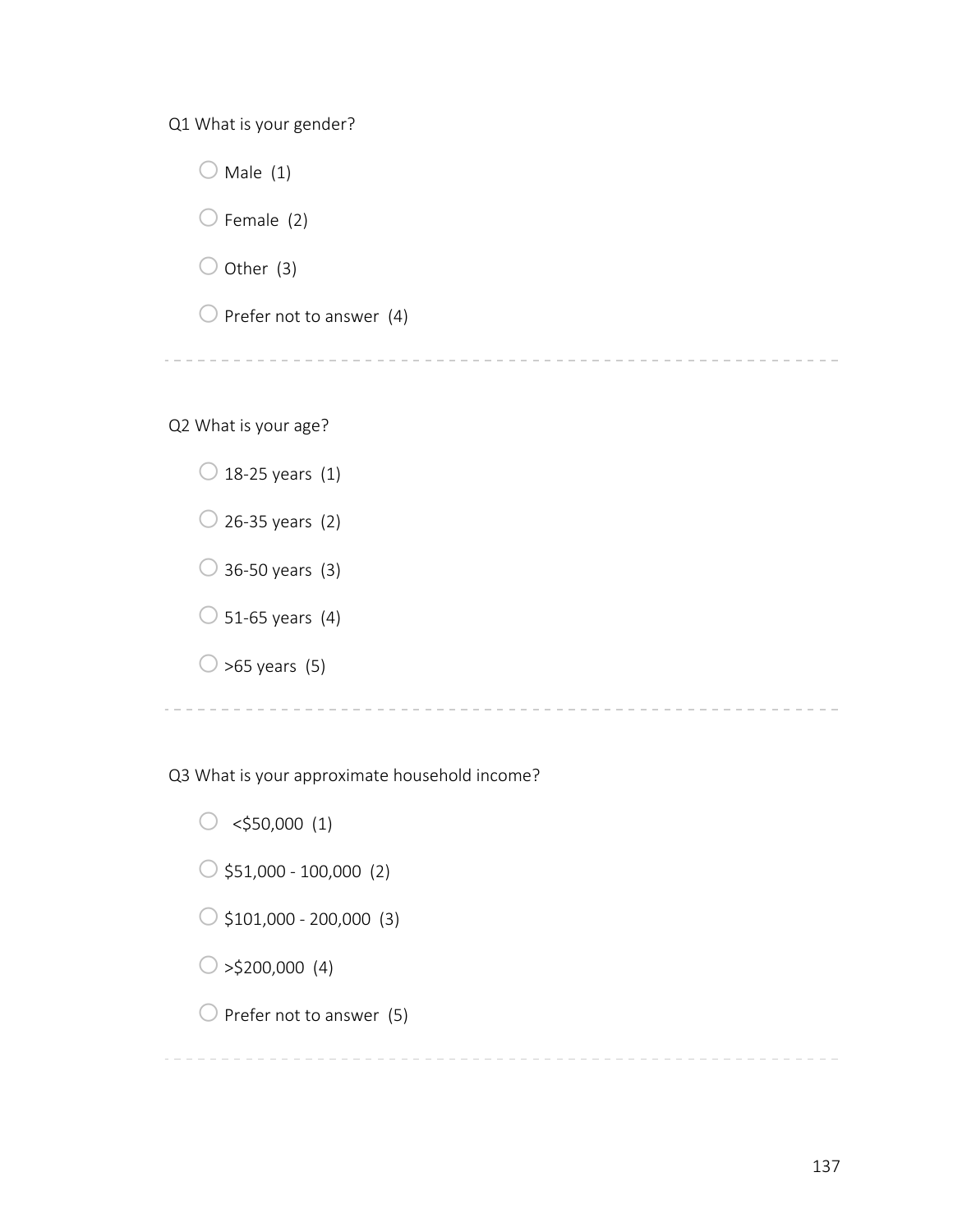Q1 What is your gender?

- Male (1)
- Female (2)
- Other (3)
- Prefer not to answer (4)

---

Q2 What is your age?

- 18-25 years (1)
- 26-35 years (2)
- 36-50 years (3)
- 51-65 years (4)
- >65 years (5)

---

Q3 What is your approximate household income?

- <$50,000 (1)
- $51,000 - 100,000 (2)
- $101,000 - 200,000 (3)
- >$200,000 (4)
- Prefer not to answer (5)

---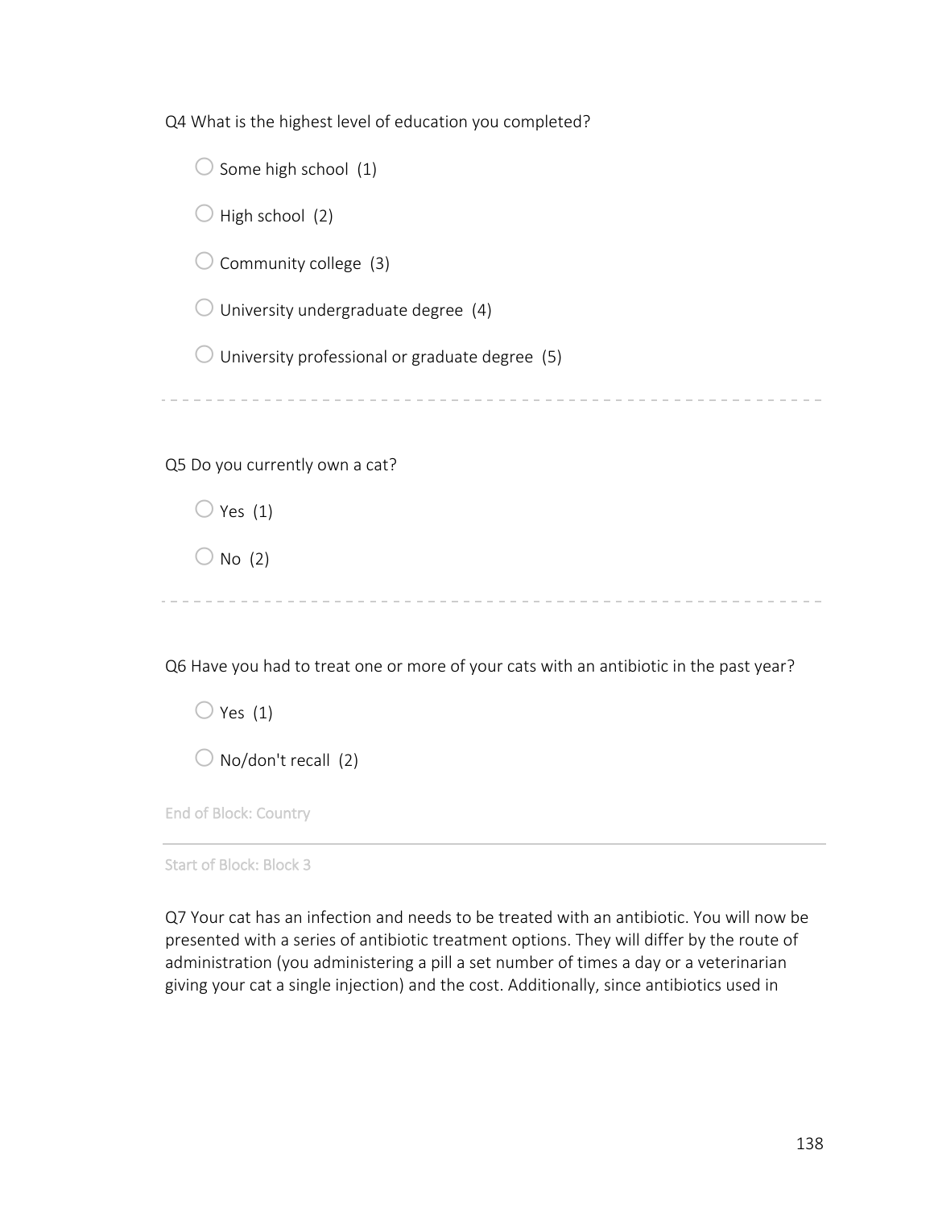Q4 What is the highest level of education you completed?

- ○ Some high school (1)
- ○ High school (2)
- ○ Community college (3)
- ○ University undergraduate degree (4)
- ○ University professional or graduate degree (5)

---

Q5 Do you currently own a cat?

- ○ Yes (1)
- ○ No (2)

---

Q6 Have you had to treat one or more of your cats with an antibiotic in the past year?

- ○ Yes (1)
- ○ No/don't recall (2)

End of Block: Country

---

Start of Block: Block 3

Q7 Your cat has an infection and needs to be treated with an antibiotic. You will now be presented with a series of antibiotic treatment options. They will differ by the route of administration (you administering a pill a set number of times a day or a veterinarian giving your cat a single injection) and the cost. Additionally, since antibiotics used in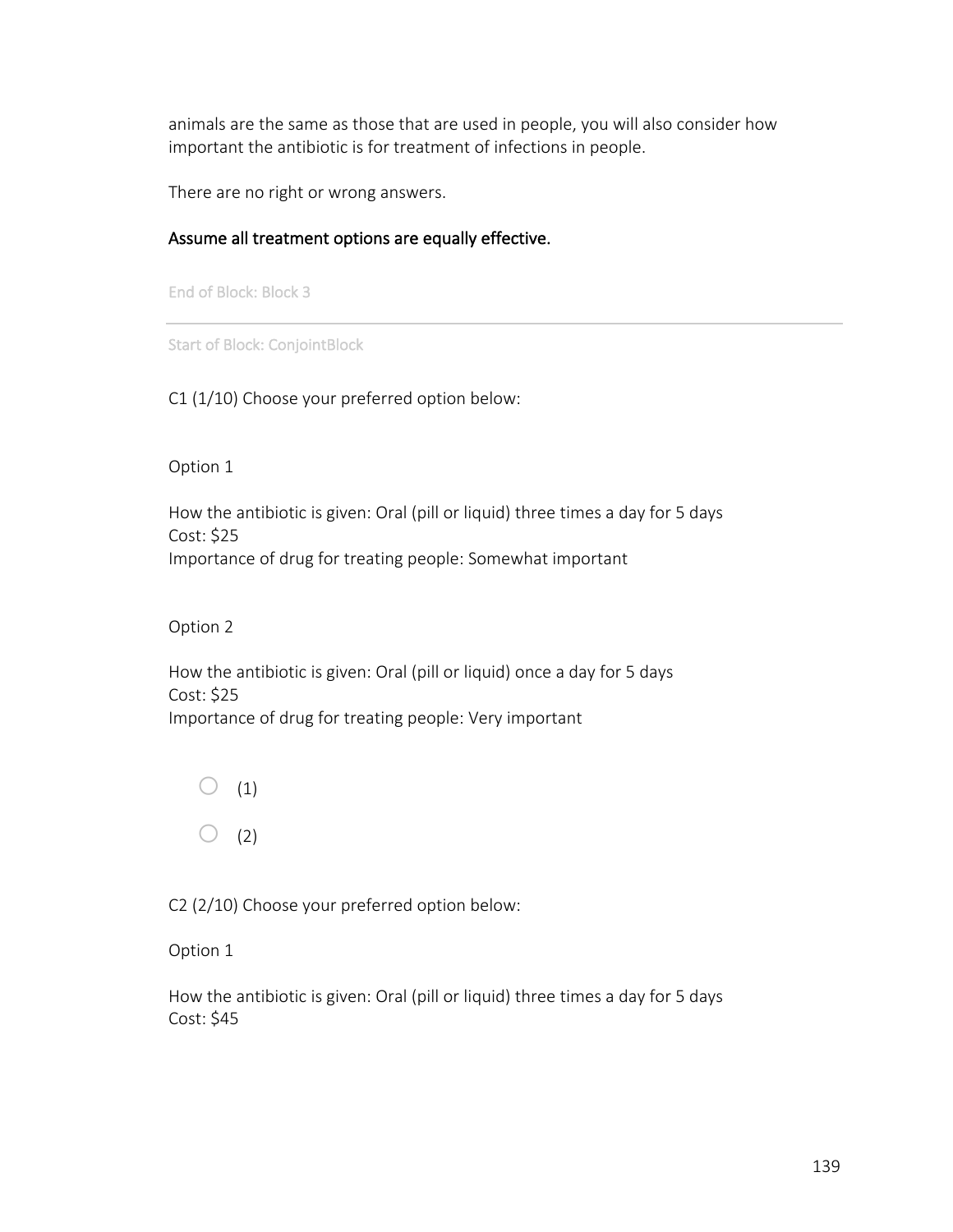animals are the same as those that are used in people, you will also consider how important the antibiotic is for treatment of infections in people.

There are no right or wrong answers.

Assume all treatment options are equally effective.

End of Block: Block 3

---

Start of Block: ConjointBlock

C1 (1/10) Choose your preferred option below:

Option 1

How the antibiotic is given: Oral (pill or liquid) three times a day for 5 days
Cost: $25
Importance of drug for treating people: Somewhat important

Option 2

How the antibiotic is given: Oral (pill or liquid) once a day for 5 days
Cost: $25
Importance of drug for treating people: Very important

- ○ (1)
- ○ (2)

C2 (2/10) Choose your preferred option below:

Option 1

How the antibiotic is given: Oral (pill or liquid) three times a day for 5 days
Cost: $45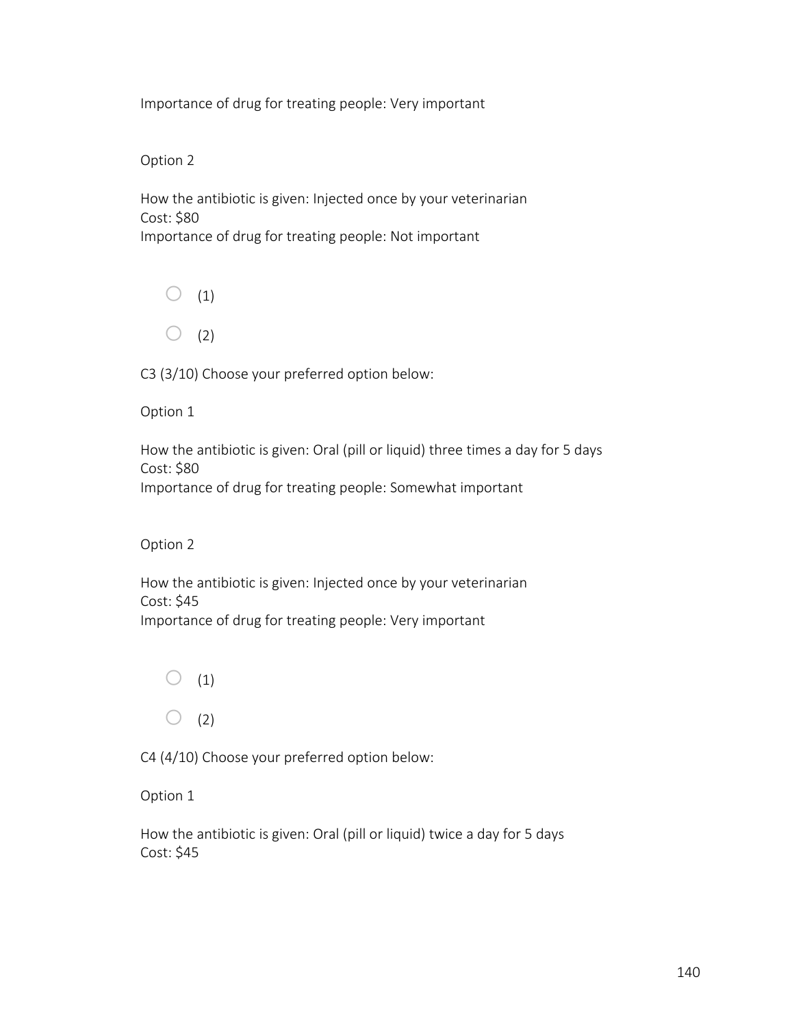Importance of drug for treating people: Very important

Option 2

How the antibiotic is given: Injected once by your veterinarian
Cost: $80
Importance of drug for treating people: Not important

- ○ (1)
- ○ (2)

C3 (3/10) Choose your preferred option below:

Option 1

How the antibiotic is given: Oral (pill or liquid) three times a day for 5 days
Cost: $80
Importance of drug for treating people: Somewhat important

Option 2

How the antibiotic is given: Injected once by your veterinarian
Cost: $45
Importance of drug for treating people: Very important

- ○ (1)
- ○ (2)

C4 (4/10) Choose your preferred option below:

Option 1

How the antibiotic is given: Oral (pill or liquid) twice a day for 5 days
Cost: $45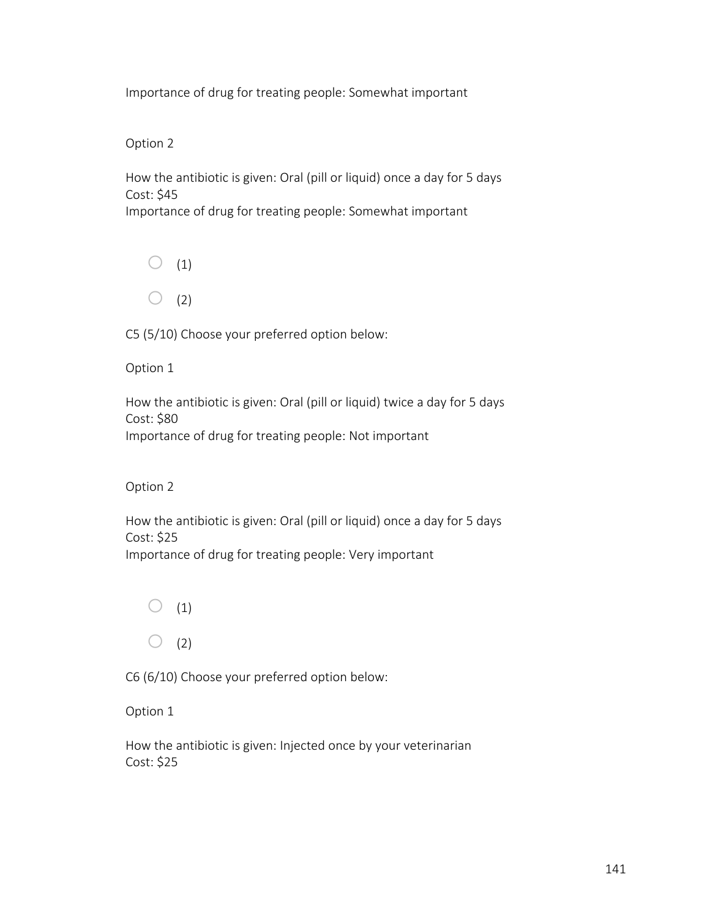Importance of drug for treating people: Somewhat important

Option 2

How the antibiotic is given: Oral (pill or liquid) once a day for 5 days
Cost: $45
Importance of drug for treating people: Somewhat important

- (1)
- (2)

C5 (5/10) Choose your preferred option below:

Option 1

How the antibiotic is given: Oral (pill or liquid) twice a day for 5 days
Cost: $80
Importance of drug for treating people: Not important

Option 2

How the antibiotic is given: Oral (pill or liquid) once a day for 5 days
Cost: $25
Importance of drug for treating people: Very important

- (1)
- (2)

C6 (6/10) Choose your preferred option below:

Option 1

How the antibiotic is given: Injected once by your veterinarian
Cost: $25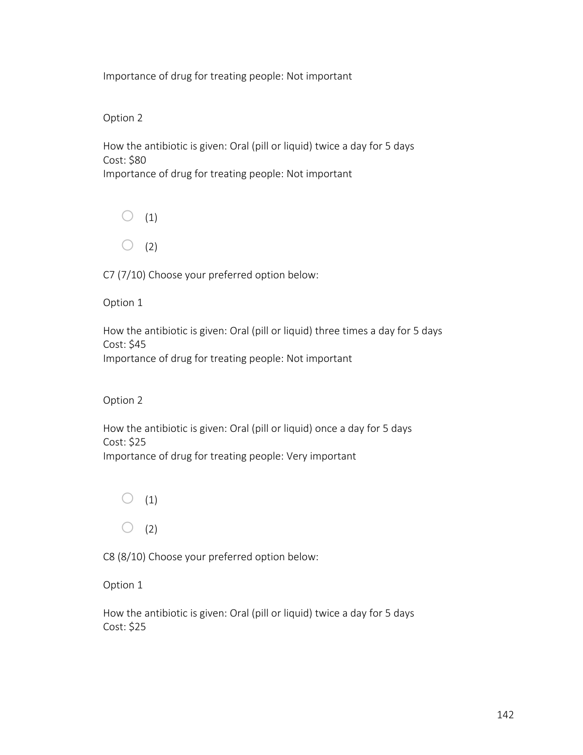Importance of drug for treating people: Not important

Option 2

How the antibiotic is given: Oral (pill or liquid) twice a day for 5 days
Cost: $80
Importance of drug for treating people: Not important

- (1)
- (2)

C7 (7/10) Choose your preferred option below:

Option 1

How the antibiotic is given: Oral (pill or liquid) three times a day for 5 days
Cost: $45
Importance of drug for treating people: Not important

Option 2

How the antibiotic is given: Oral (pill or liquid) once a day for 5 days
Cost: $25
Importance of drug for treating people: Very important

- (1)
- (2)

C8 (8/10) Choose your preferred option below:

Option 1

How the antibiotic is given: Oral (pill or liquid) twice a day for 5 days
Cost: $25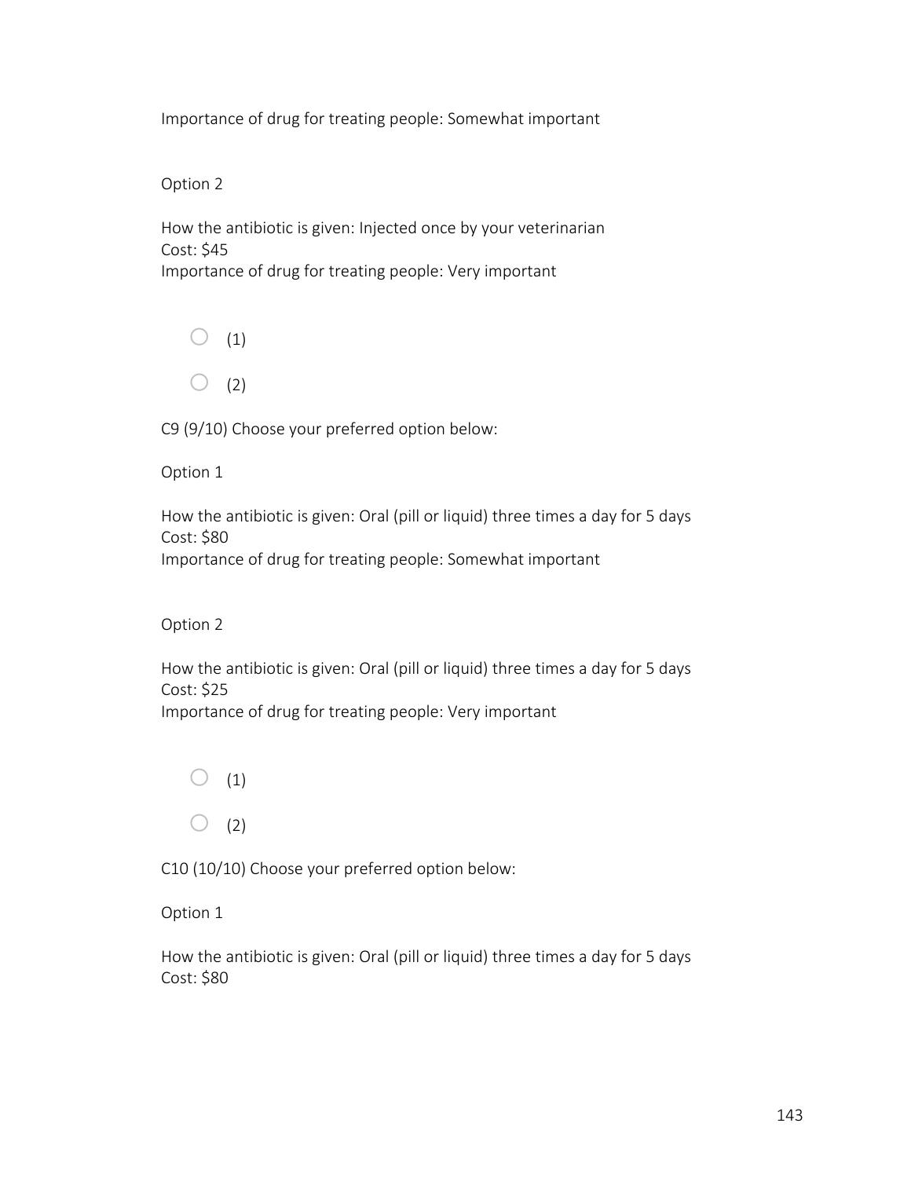Importance of drug for treating people: Somewhat important

Option 2

How the antibiotic is given: Injected once by your veterinarian
Cost: $45
Importance of drug for treating people: Very important

- (1)
- (2)

C9 (9/10) Choose your preferred option below:

Option 1

How the antibiotic is given: Oral (pill or liquid) three times a day for 5 days
Cost: $80
Importance of drug for treating people: Somewhat important

Option 2

How the antibiotic is given: Oral (pill or liquid) three times a day for 5 days
Cost: $25
Importance of drug for treating people: Very important

- (1)
- (2)

C10 (10/10) Choose your preferred option below:

Option 1

How the antibiotic is given: Oral (pill or liquid) three times a day for 5 days
Cost: $80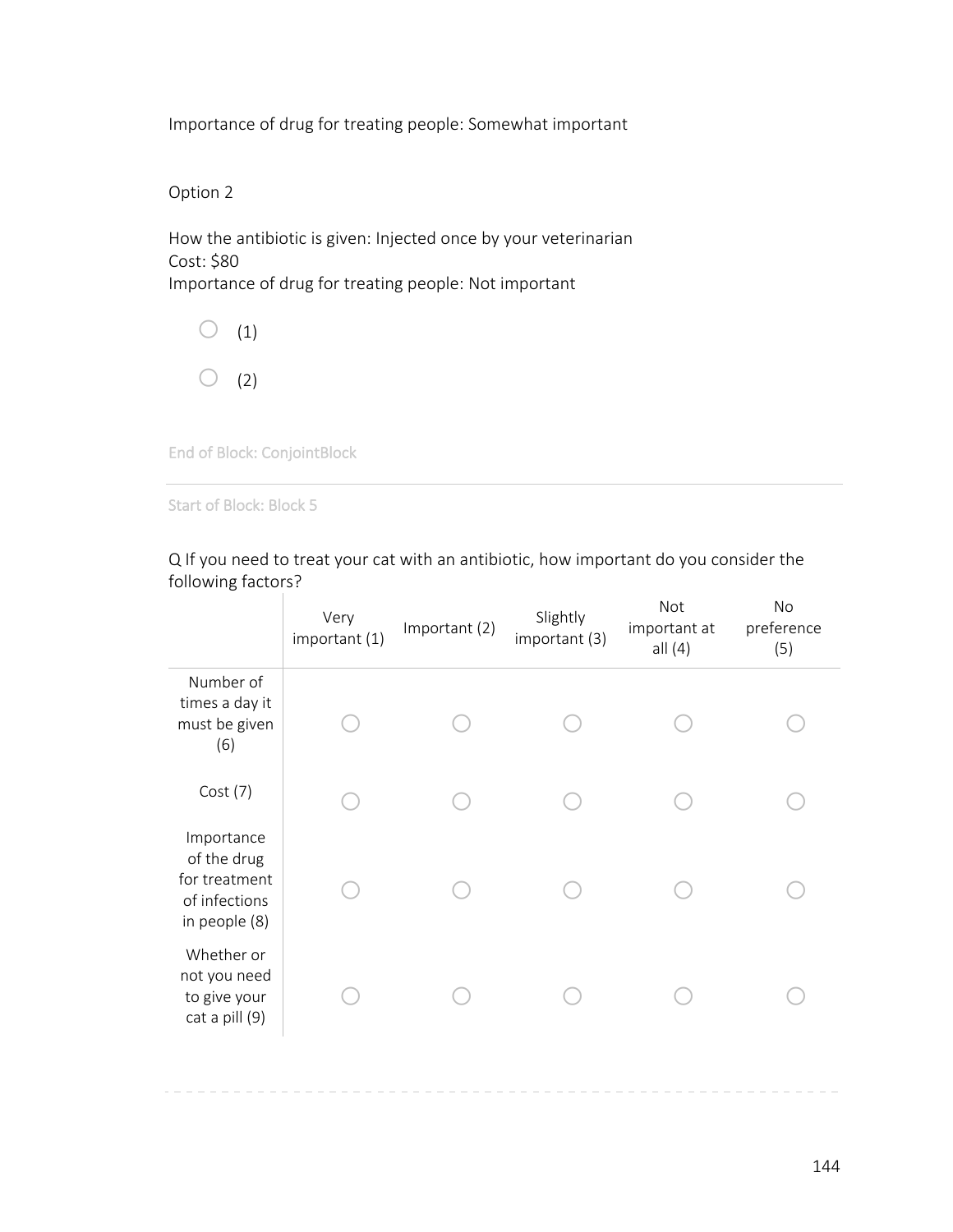Importance of drug for treating people: Somewhat important

Option 2

How the antibiotic is given: Injected once by your veterinarian
Cost: $80
Importance of drug for treating people: Not important

- ○ (1)
- ○ (2)

End of Block: ConjointBlock

---

Start of Block: Block 5

Q If you need to treat your cat with an antibiotic, how important do you consider the following factors?

| | Very important (1) | Important (2) | Slightly important (3) | Not important at all (4) | No preference (5) |
|---|---|---|---|---|---|
| Number of times a day it must be given (6) | ○ | ○ | ○ | ○ | ○ |
| Cost (7) | ○ | ○ | ○ | ○ | ○ |
| Importance of the drug for treatment of infections in people (8) | ○ | ○ | ○ | ○ | ○ |
| Whether or not you need to give your cat a pill (9) | ○ | ○ | ○ | ○ | ○ |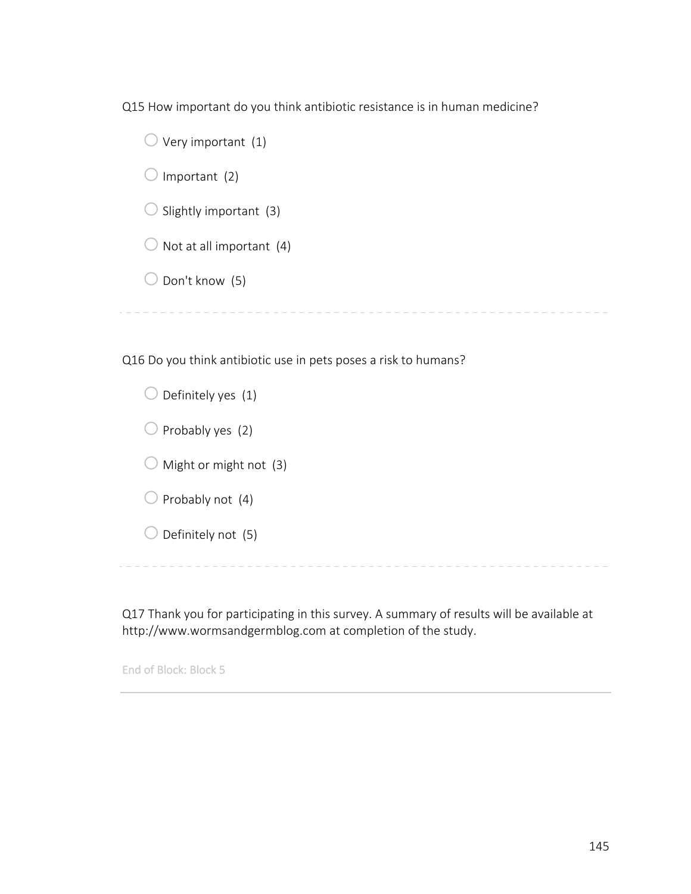Q15 How important do you think antibiotic resistance is in human medicine?

- Very important (1)
- Important (2)
- Slightly important (3)
- Not at all important (4)
- Don't know (5)

Q16 Do you think antibiotic use in pets poses a risk to humans?

- Definitely yes (1)
- Probably yes (2)
- Might or might not (3)
- Probably not (4)
- Definitely not (5)

Q17 Thank you for participating in this survey. A summary of results will be available at http://www.wormsandgermblog.com at completion of the study.

End of Block: Block 5